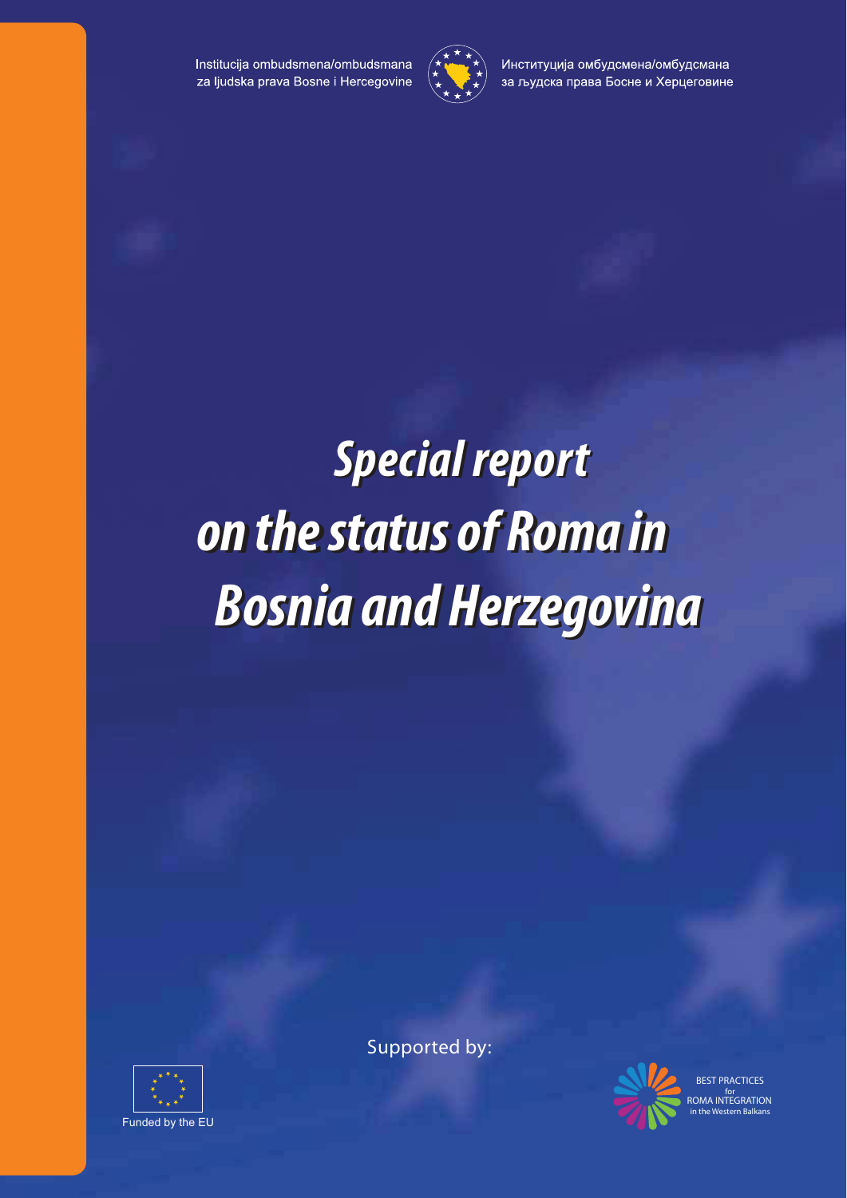Institucija ombudsmena/ombudsmana za ljudska prava Bosne i Hercegovine

Институција омбудсмена/омбудсмана за људска права Босне и Херцеговине

# Special report on the status of Roma in Bosnia and Herzegovina

Supported by:

Funded by the EU

BEST PRACTICES for ROMA INTEGRATION in the Western Balkans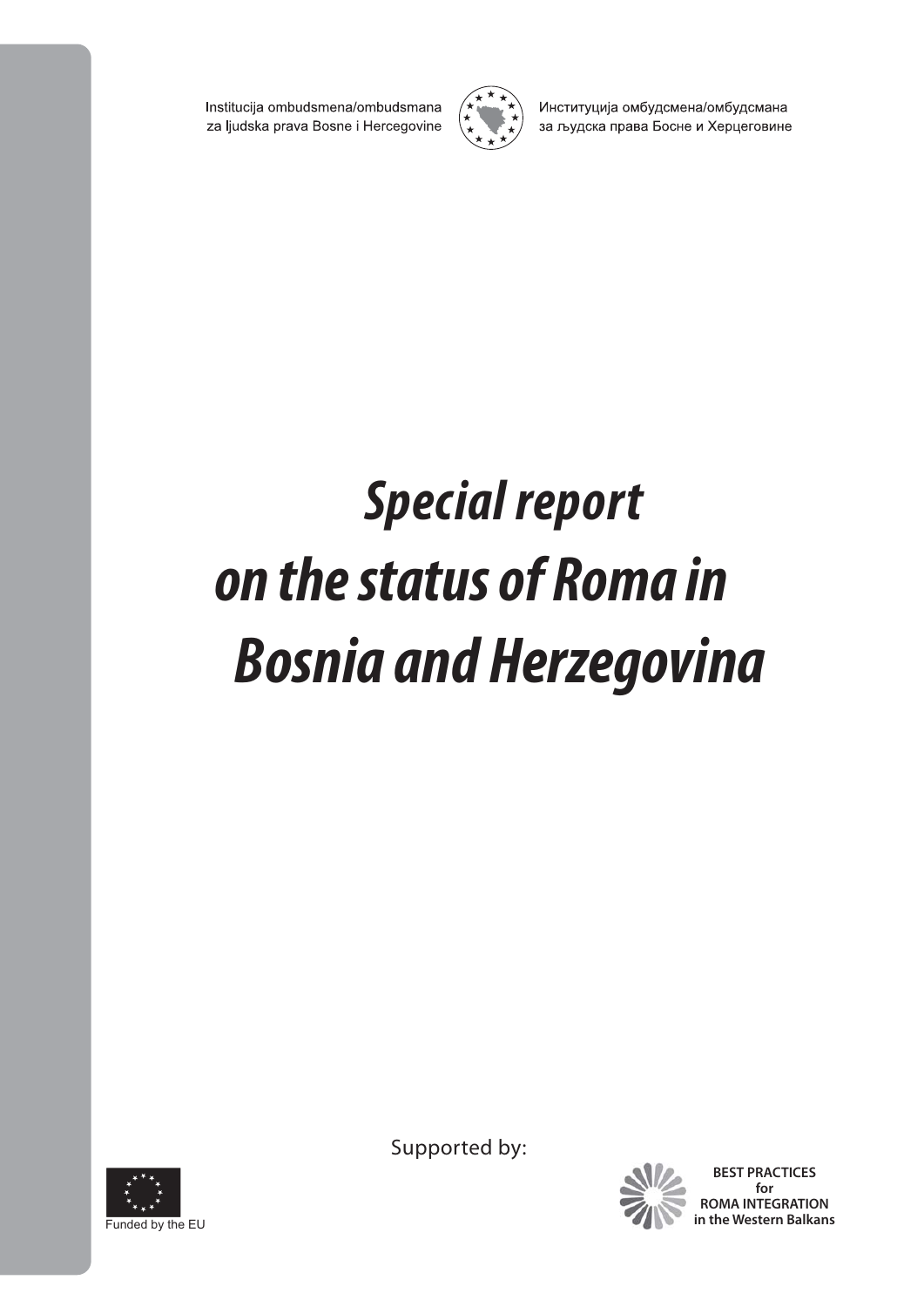Institucija ombudsmena/ombudsmana za ljudska prava Bosne i Hercegovine

Институција омбудсмена/омбудсмана за људска права Босне и Херцеговине

# *Special report on the status of Roma in Bosnia and Herzegovina*

Supported by:

Funded by the EU

**BEST PRACTICES for ROMA INTEGRATION in the Western Balkans**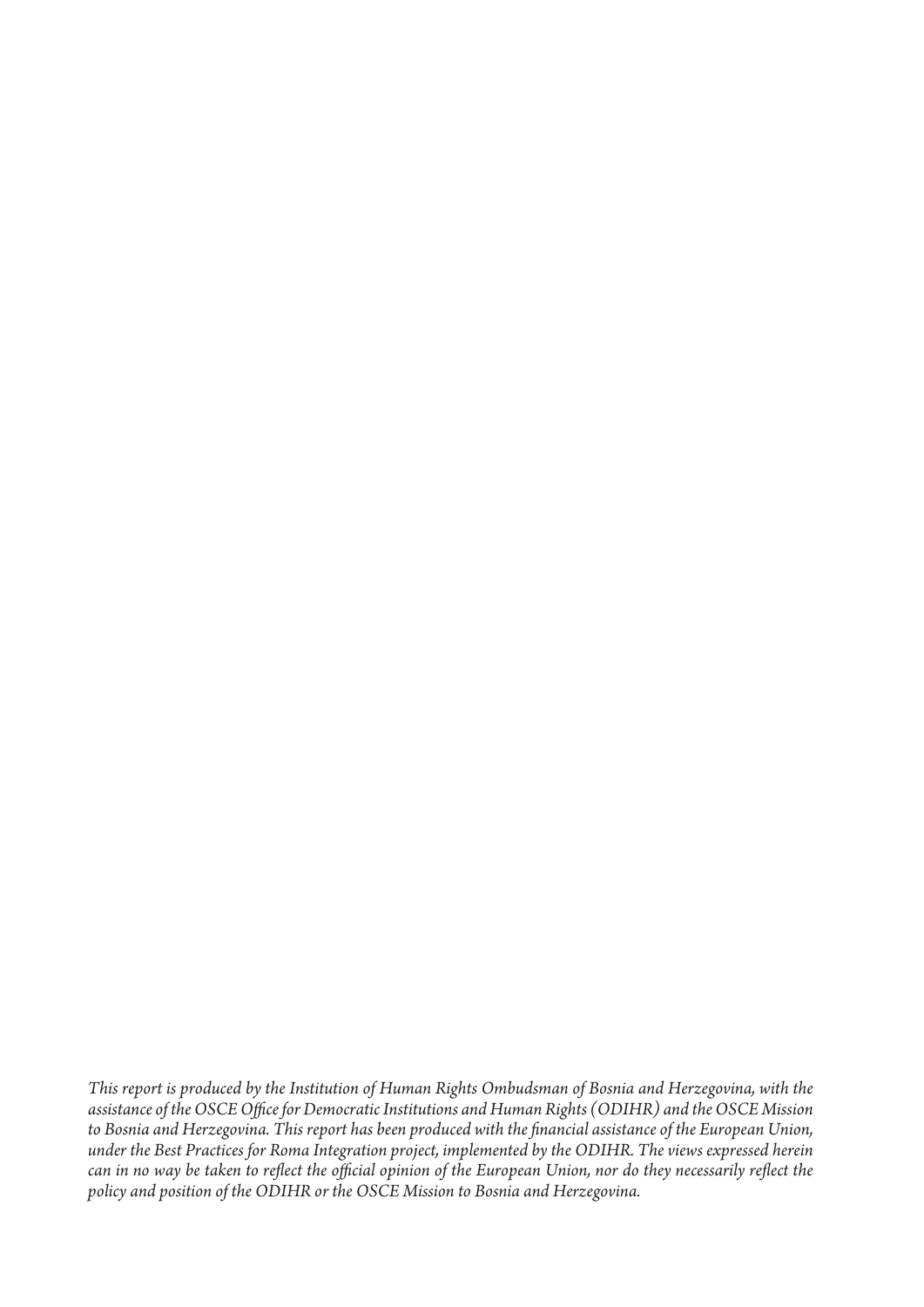*This report is produced by the Institution of Human Rights Ombudsman of Bosnia and Herzegovina, with the assistance of the OSCE Office for Democratic Institutions and Human Rights (ODIHR) and the OSCE Mission to Bosnia and Herzegovina. This report has been produced with the financial assistance of the European Union, under the Best Practices for Roma Integration project, implemented by the ODIHR. The views expressed herein can in no way be taken to reflect the official opinion of the European Union, nor do they necessarily reflect the policy and position of the ODIHR or the OSCE Mission to Bosnia and Herzegovina.*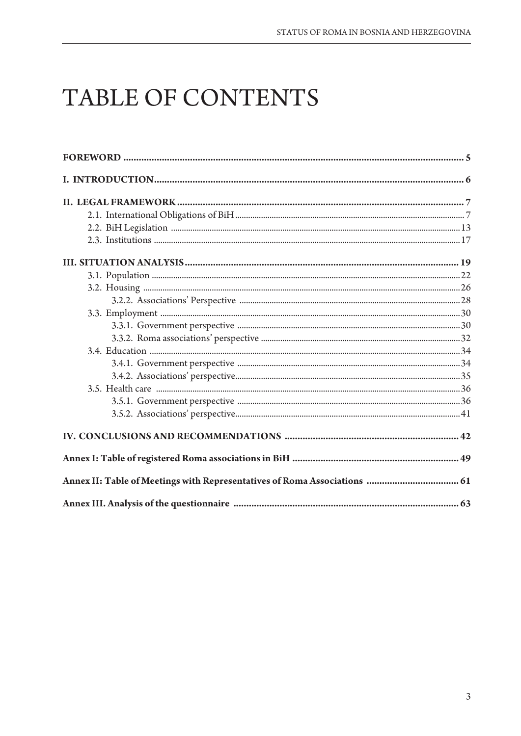# TABLE OF CONTENTS

**FOREWORD** ..................................................................................... 5

**I. INTRODUCTION** ..................................................................................... 6

**II. LEGAL FRAMEWORK** ..................................................................................... 7

- 2.1. International Obligations of BiH ..................................................................................... 7
- 2.2. BiH Legislation ..................................................................................... 13
- 2.3. Institutions ..................................................................................... 17

**III. SITUATION ANALYSIS** ..................................................................................... 19

- 3.1. Population ..................................................................................... 22
- 3.2. Housing ..................................................................................... 26
  - 3.2.2. Associations' Perspective ..................................................................................... 28
- 3.3. Employment ..................................................................................... 30
  - 3.3.1. Government perspective ..................................................................................... 30
  - 3.3.2. Roma associations' perspective ..................................................................................... 32
- 3.4. Education ..................................................................................... 34
  - 3.4.1. Government perspective ..................................................................................... 34
  - 3.4.2. Associations' perspective ..................................................................................... 35
- 3.5. Health care ..................................................................................... 36
  - 3.5.1. Government perspective ..................................................................................... 36
  - 3.5.2. Associations' perspective ..................................................................................... 41

**IV. CONCLUSIONS AND RECOMMENDATIONS** ..................................................................................... 42

**Annex I: Table of registered Roma associations in BiH** ..................................................................................... 49

**Annex II: Table of Meetings with Representatives of Roma Associations** ..................................................................................... 61

**Annex III. Analysis of the questionnaire** ..................................................................................... 63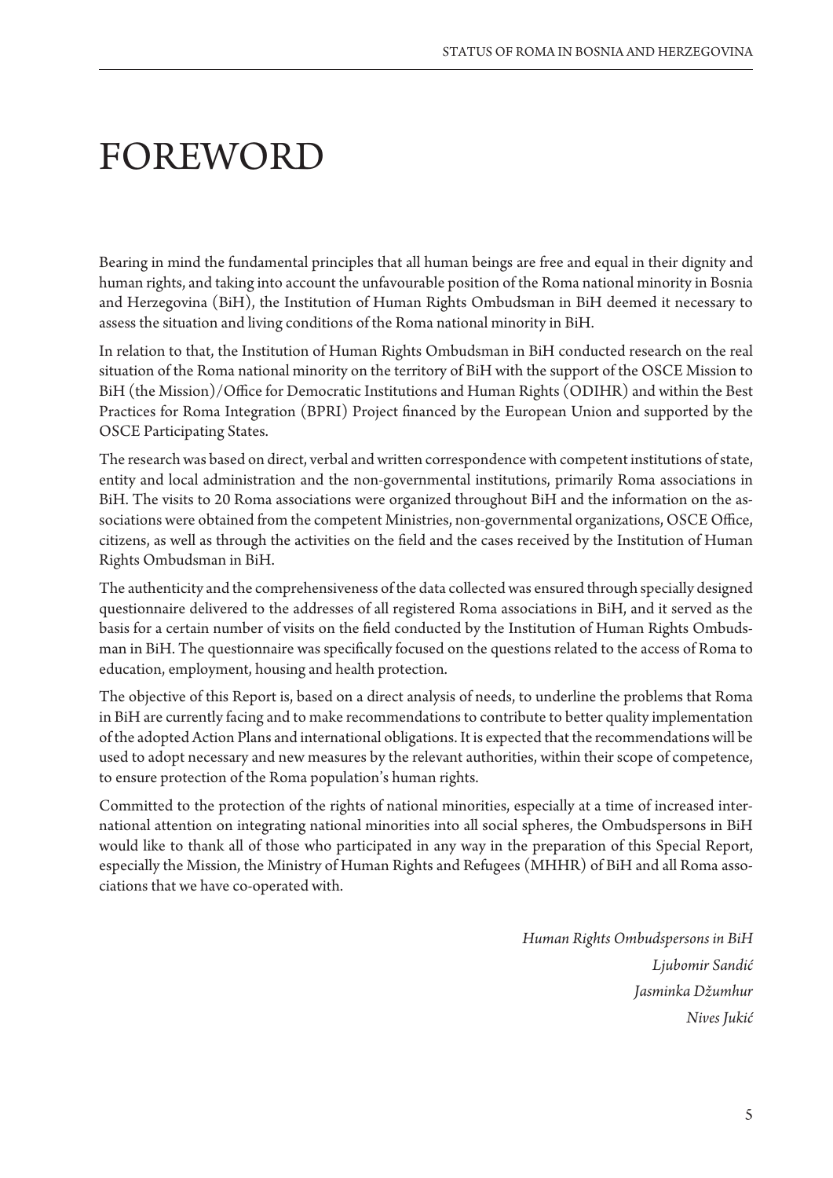# FOREWORD

Bearing in mind the fundamental principles that all human beings are free and equal in their dignity and human rights, and taking into account the unfavourable position of the Roma national minority in Bosnia and Herzegovina (BiH), the Institution of Human Rights Ombudsman in BiH deemed it necessary to assess the situation and living conditions of the Roma national minority in BiH.

In relation to that, the Institution of Human Rights Ombudsman in BiH conducted research on the real situation of the Roma national minority on the territory of BiH with the support of the OSCE Mission to BiH (the Mission)/Office for Democratic Institutions and Human Rights (ODIHR) and within the Best Practices for Roma Integration (BPRI) Project financed by the European Union and supported by the OSCE Participating States.

The research was based on direct, verbal and written correspondence with competent institutions of state, entity and local administration and the non-governmental institutions, primarily Roma associations in BiH. The visits to 20 Roma associations were organized throughout BiH and the information on the associations were obtained from the competent Ministries, non-governmental organizations, OSCE Office, citizens, as well as through the activities on the field and the cases received by the Institution of Human Rights Ombudsman in BiH.

The authenticity and the comprehensiveness of the data collected was ensured through specially designed questionnaire delivered to the addresses of all registered Roma associations in BiH, and it served as the basis for a certain number of visits on the field conducted by the Institution of Human Rights Ombudsman in BiH. The questionnaire was specifically focused on the questions related to the access of Roma to education, employment, housing and health protection.

The objective of this Report is, based on a direct analysis of needs, to underline the problems that Roma in BiH are currently facing and to make recommendations to contribute to better quality implementation of the adopted Action Plans and international obligations. It is expected that the recommendations will be used to adopt necessary and new measures by the relevant authorities, within their scope of competence, to ensure protection of the Roma population's human rights.

Committed to the protection of the rights of national minorities, especially at a time of increased international attention on integrating national minorities into all social spheres, the Ombudspersons in BiH would like to thank all of those who participated in any way in the preparation of this Special Report, especially the Mission, the Ministry of Human Rights and Refugees (MHHR) of BiH and all Roma associations that we have co-operated with.

*Human Rights Ombudspersons in BiH*
*Ljubomir Sandić*
*Jasminka Džumhur*
*Nives Jukić*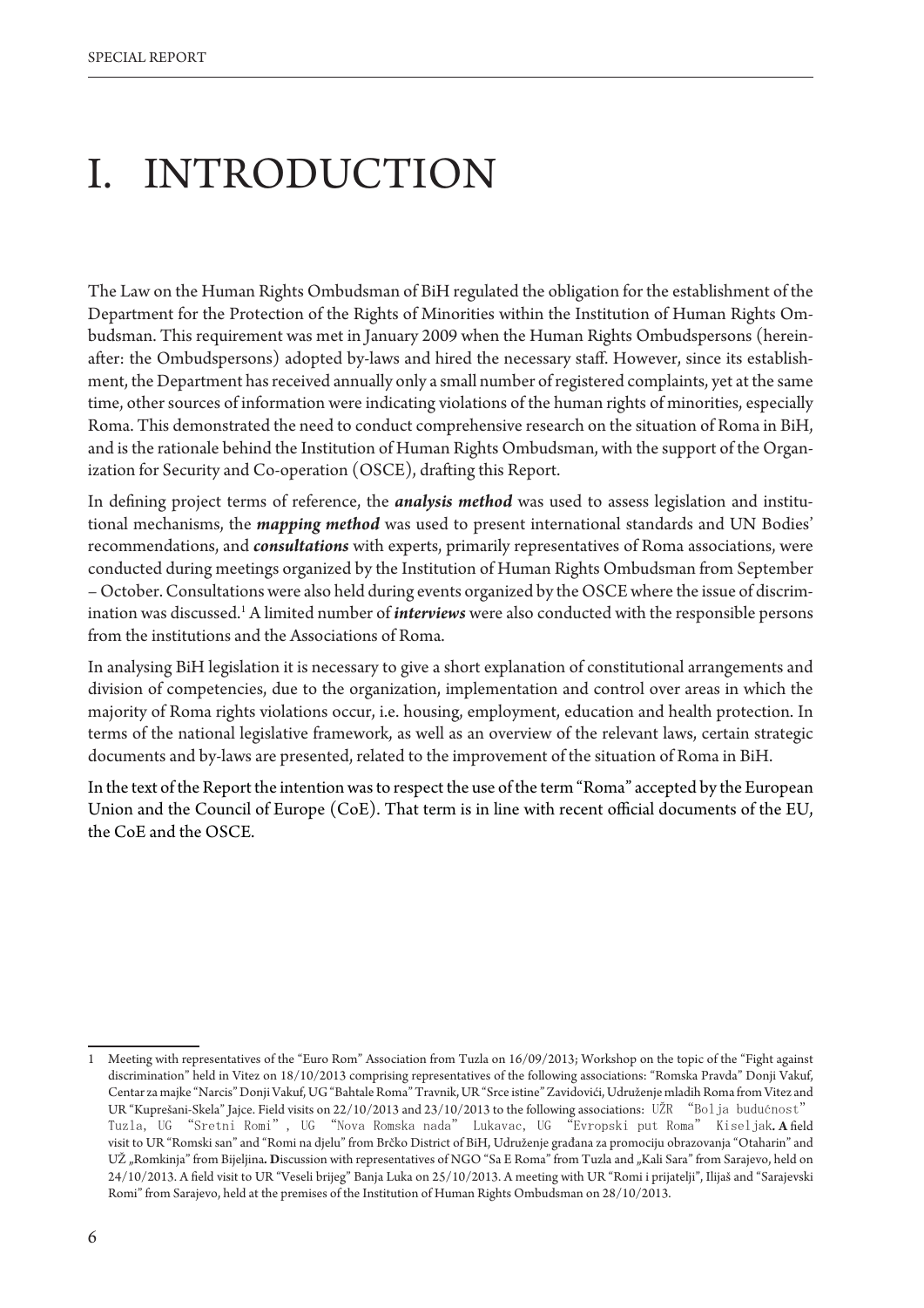# I. INTRODUCTION

The Law on the Human Rights Ombudsman of BiH regulated the obligation for the establishment of the Department for the Protection of the Rights of Minorities within the Institution of Human Rights Ombudsman. This requirement was met in January 2009 when the Human Rights Ombudspersons (hereinafter: the Ombudspersons) adopted by-laws and hired the necessary staff. However, since its establishment, the Department has received annually only a small number of registered complaints, yet at the same time, other sources of information were indicating violations of the human rights of minorities, especially Roma. This demonstrated the need to conduct comprehensive research on the situation of Roma in BiH, and is the rationale behind the Institution of Human Rights Ombudsman, with the support of the Organization for Security and Co-operation (OSCE), drafting this Report.

In defining project terms of reference, the ***analysis method*** was used to assess legislation and institutional mechanisms, the ***mapping method*** was used to present international standards and UN Bodies' recommendations, and ***consultations*** with experts, primarily representatives of Roma associations, were conducted during meetings organized by the Institution of Human Rights Ombudsman from September – October. Consultations were also held during events organized by the OSCE where the issue of discrimination was discussed.[1] A limited number of ***interviews*** were also conducted with the responsible persons from the institutions and the Associations of Roma.

In analysing BiH legislation it is necessary to give a short explanation of constitutional arrangements and division of competencies, due to the organization, implementation and control over areas in which the majority of Roma rights violations occur, i.e. housing, employment, education and health protection. In terms of the national legislative framework, as well as an overview of the relevant laws, certain strategic documents and by-laws are presented, related to the improvement of the situation of Roma in BiH.

In the text of the Report the intention was to respect the use of the term "Roma" accepted by the European Union and the Council of Europe (CoE). That term is in line with recent official documents of the EU, the CoE and the OSCE.

---

1 Meeting with representatives of the "Euro Rom" Association from Tuzla on 16/09/2013; Workshop on the topic of the "Fight against discrimination" held in Vitez on 18/10/2013 comprising representatives of the following associations: "Romska Pravda" Donji Vakuf, Centar za majke "Narcis" Donji Vakuf, UG "Bahtale Roma" Travnik, UR "Srce istine" Zavidovići, Udruženje mladih Roma from Vitez and UR "Kuprešani-Skela" Jajce. Field visits on 22/10/2013 and 23/10/2013 to the following associations: UŽR "Bolja budućnost" Tuzla, UG "Sretni Romi", UG "Nova Romska nada" Lukavac, UG "Evropski put Roma" Kiseljak**. A** field visit to UR "Romski san" and "Romi na djelu" from Brčko District of BiH, Udruženje građana za promociju obrazovanja "Otaharin" and UŽ „Romkinja" from Bijeljina**. D**iscussion with representatives of NGO "Sa E Roma" from Tuzla and „Kali Sara" from Sarajevo, held on 24/10/2013. A field visit to UR "Veseli brijeg" Banja Luka on 25/10/2013. A meeting with UR "Romi i prijatelji", Ilijaš and "Sarajevski Romi" from Sarajevo, held at the premises of the Institution of Human Rights Ombudsman on 28/10/2013.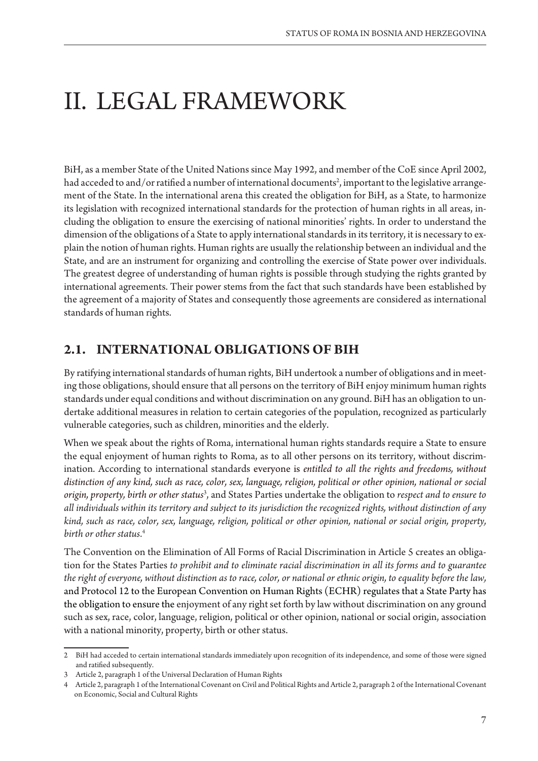# II. LEGAL FRAMEWORK

BiH, as a member State of the United Nations since May 1992, and member of the CoE since April 2002, had acceded to and/or ratified a number of international documents[2], important to the legislative arrangement of the State. In the international arena this created the obligation for BiH, as a State, to harmonize its legislation with recognized international standards for the protection of human rights in all areas, including the obligation to ensure the exercising of national minorities' rights. In order to understand the dimension of the obligations of a State to apply international standards in its territory, it is necessary to explain the notion of human rights. Human rights are usually the relationship between an individual and the State, and are an instrument for organizing and controlling the exercise of State power over individuals. The greatest degree of understanding of human rights is possible through studying the rights granted by international agreements. Their power stems from the fact that such standards have been established by the agreement of a majority of States and consequently those agreements are considered as international standards of human rights.

## 2.1. INTERNATIONAL OBLIGATIONS OF BIH

By ratifying international standards of human rights, BiH undertook a number of obligations and in meeting those obligations, should ensure that all persons on the territory of BiH enjoy minimum human rights standards under equal conditions and without discrimination on any ground. BiH has an obligation to undertake additional measures in relation to certain categories of the population, recognized as particularly vulnerable categories, such as children, minorities and the elderly.

When we speak about the rights of Roma, international human rights standards require a State to ensure the equal enjoyment of human rights to Roma, as to all other persons on its territory, without discrimination. According to international standards everyone is *entitled to all the rights and freedoms, without distinction of any kind, such as race, color, sex, language, religion, political or other opinion, national or social origin, property, birth or other status*[3], and States Parties undertake the obligation to *respect and to ensure to all individuals within its territory and subject to its jurisdiction the recognized rights, without distinction of any kind, such as race, color, sex, language, religion, political or other opinion, national or social origin, property, birth or other status.*[4]

The Convention on the Elimination of All Forms of Racial Discrimination in Article 5 creates an obligation for the States Parties *to prohibit and to eliminate racial discrimination in all its forms and to guarantee the right of everyone, without distinction as to race, color, or national or ethnic origin, to equality before the law,* and Protocol 12 to the European Convention on Human Rights (ECHR) regulates that a State Party has the obligation to ensure the enjoyment of any right set forth by law without discrimination on any ground such as sex, race, color, language, religion, political or other opinion, national or social origin, association with a national minority, property, birth or other status.

---

2 BiH had acceded to certain international standards immediately upon recognition of its independence, and some of those were signed and ratified subsequently.

3 Article 2, paragraph 1 of the Universal Declaration of Human Rights

4 Article 2, paragraph 1 of the International Covenant on Civil and Political Rights and Article 2, paragraph 2 of the International Covenant on Economic, Social and Cultural Rights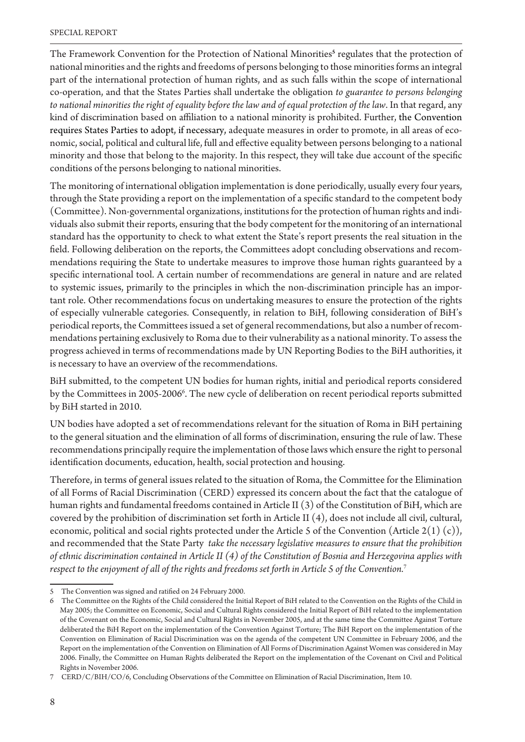The Framework Convention for the Protection of National Minorities[5] regulates that the protection of national minorities and the rights and freedoms of persons belonging to those minorities forms an integral part of the international protection of human rights, and as such falls within the scope of international co-operation, and that the States Parties shall undertake the obligation *to guarantee to persons belonging to national minorities the right of equality before the law and of equal protection of the law*. In that regard, any kind of discrimination based on affiliation to a national minority is prohibited. Further, the Convention requires States Parties to adopt, if necessary, adequate measures in order to promote, in all areas of economic, social, political and cultural life, full and effective equality between persons belonging to a national minority and those that belong to the majority. In this respect, they will take due account of the specific conditions of the persons belonging to national minorities.

The monitoring of international obligation implementation is done periodically, usually every four years, through the State providing a report on the implementation of a specific standard to the competent body (Committee). Non-governmental organizations, institutions for the protection of human rights and individuals also submit their reports, ensuring that the body competent for the monitoring of an international standard has the opportunity to check to what extent the State's report presents the real situation in the field. Following deliberation on the reports, the Committees adopt concluding observations and recommendations requiring the State to undertake measures to improve those human rights guaranteed by a specific international tool. A certain number of recommendations are general in nature and are related to systemic issues, primarily to the principles in which the non-discrimination principle has an important role. Other recommendations focus on undertaking measures to ensure the protection of the rights of especially vulnerable categories. Consequently, in relation to BiH, following consideration of BiH's periodical reports, the Committees issued a set of general recommendations, but also a number of recommendations pertaining exclusively to Roma due to their vulnerability as a national minority. To assess the progress achieved in terms of recommendations made by UN Reporting Bodies to the BiH authorities, it is necessary to have an overview of the recommendations.

BiH submitted, to the competent UN bodies for human rights, initial and periodical reports considered by the Committees in 2005-2006[6]. The new cycle of deliberation on recent periodical reports submitted by BiH started in 2010.

UN bodies have adopted a set of recommendations relevant for the situation of Roma in BiH pertaining to the general situation and the elimination of all forms of discrimination, ensuring the rule of law. These recommendations principally require the implementation of those laws which ensure the right to personal identification documents, education, health, social protection and housing.

Therefore, in terms of general issues related to the situation of Roma, the Committee for the Elimination of all Forms of Racial Discrimination (CERD) expressed its concern about the fact that the catalogue of human rights and fundamental freedoms contained in Article II (3) of the Constitution of BiH, which are covered by the prohibition of discrimination set forth in Article II (4), does not include all civil, cultural, economic, political and social rights protected under the Article 5 of the Convention (Article 2(1) (c)), and recommended that the State Party *take the necessary legislative measures to ensure that the prohibition of ethnic discrimination contained in Article II (4) of the Constitution of Bosnia and Herzegovina applies with respect to the enjoyment of all of the rights and freedoms set forth in Article 5 of the Convention.*[7]

---

5 The Convention was signed and ratified on 24 February 2000.

6 The Committee on the Rights of the Child considered the Initial Report of BiH related to the Convention on the Rights of the Child in May 2005; the Committee on Economic, Social and Cultural Rights considered the Initial Report of BiH related to the implementation of the Covenant on the Economic, Social and Cultural Rights in November 2005, and at the same time the Committee Against Torture deliberated the BiH Report on the implementation of the Convention Against Torture; The BiH Report on the implementation of the Convention on Elimination of Racial Discrimination was on the agenda of the competent UN Committee in February 2006, and the Report on the implementation of the Convention on Elimination of All Forms of Discrimination Against Women was considered in May 2006. Finally, the Committee on Human Rights deliberated the Report on the implementation of the Covenant on Civil and Political Rights in November 2006.

7 CERD/C/BIH/CO/6, Concluding Observations of the Committee on Elimination of Racial Discrimination, Item 10.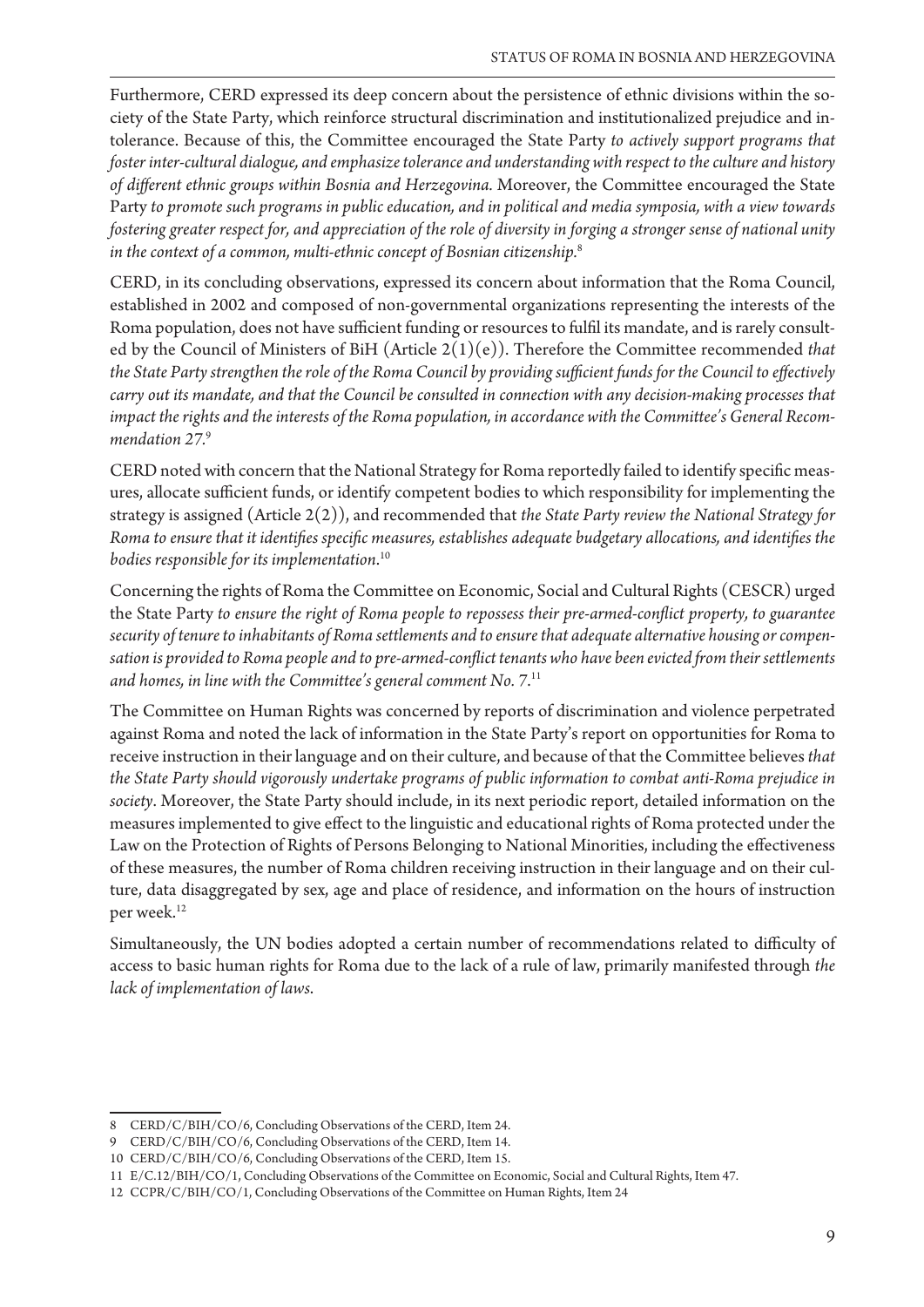Furthermore, CERD expressed its deep concern about the persistence of ethnic divisions within the society of the State Party, which reinforce structural discrimination and institutionalized prejudice and intolerance. Because of this, the Committee encouraged the State Party *to actively support programs that foster inter-cultural dialogue, and emphasize tolerance and understanding with respect to the culture and history of different ethnic groups within Bosnia and Herzegovina.* Moreover, the Committee encouraged the State Party *to promote such programs in public education, and in political and media symposia, with a view towards fostering greater respect for, and appreciation of the role of diversity in forging a stronger sense of national unity in the context of a common, multi-ethnic concept of Bosnian citizenship.*[8]

CERD, in its concluding observations, expressed its concern about information that the Roma Council, established in 2002 and composed of non-governmental organizations representing the interests of the Roma population, does not have sufficient funding or resources to fulfil its mandate, and is rarely consulted by the Council of Ministers of BiH (Article 2(1)(e)). Therefore the Committee recommended *that the State Party strengthen the role of the Roma Council by providing sufficient funds for the Council to effectively carry out its mandate, and that the Council be consulted in connection with any decision-making processes that impact the rights and the interests of the Roma population, in accordance with the Committee's General Recommendation 27.*[9]

CERD noted with concern that the National Strategy for Roma reportedly failed to identify specific measures, allocate sufficient funds, or identify competent bodies to which responsibility for implementing the strategy is assigned (Article 2(2)), and recommended that *the State Party review the National Strategy for Roma to ensure that it identifies specific measures, establishes adequate budgetary allocations, and identifies the bodies responsible for its implementation*.[10]

Concerning the rights of Roma the Committee on Economic, Social and Cultural Rights (CESCR) urged the State Party *to ensure the right of Roma people to repossess their pre-armed-conflict property, to guarantee security of tenure to inhabitants of Roma settlements and to ensure that adequate alternative housing or compensation is provided to Roma people and to pre-armed-conflict tenants who have been evicted from their settlements and homes, in line with the Committee's general comment No. 7.*[11]

The Committee on Human Rights was concerned by reports of discrimination and violence perpetrated against Roma and noted the lack of information in the State Party's report on opportunities for Roma to receive instruction in their language and on their culture, and because of that the Committee believes *that the State Party should vigorously undertake programs of public information to combat anti-Roma prejudice in society*. Moreover, the State Party should include, in its next periodic report, detailed information on the measures implemented to give effect to the linguistic and educational rights of Roma protected under the Law on the Protection of Rights of Persons Belonging to National Minorities, including the effectiveness of these measures, the number of Roma children receiving instruction in their language and on their culture, data disaggregated by sex, age and place of residence, and information on the hours of instruction per week.[12]

Simultaneously, the UN bodies adopted a certain number of recommendations related to difficulty of access to basic human rights for Roma due to the lack of a rule of law, primarily manifested through *the lack of implementation of laws*.

---

8 CERD/C/BIH/CO/6, Concluding Observations of the CERD, Item 24.

9 CERD/C/BIH/CO/6, Concluding Observations of the CERD, Item 14.

10 CERD/C/BIH/CO/6, Concluding Observations of the CERD, Item 15.

11 E/C.12/BIH/CO/1, Concluding Observations of the Committee on Economic, Social and Cultural Rights, Item 47.

12 CCPR/C/BIH/CO/1, Concluding Observations of the Committee on Human Rights, Item 24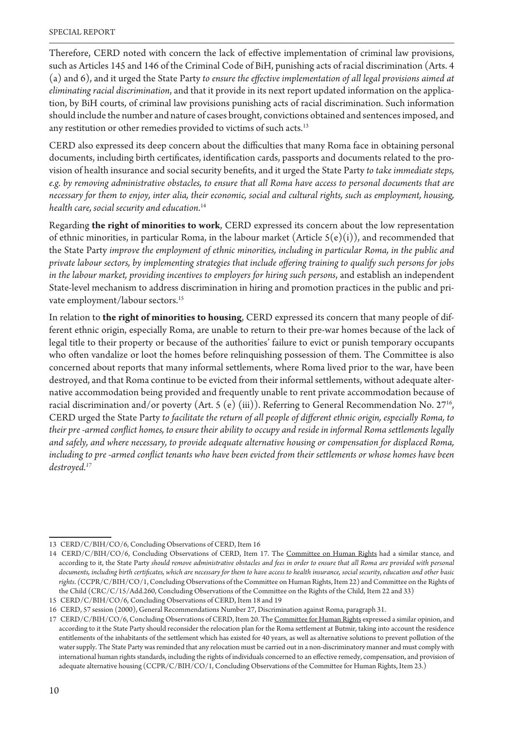Therefore, CERD noted with concern the lack of effective implementation of criminal law provisions, such as Articles 145 and 146 of the Criminal Code of BiH, punishing acts of racial discrimination (Arts. 4 (a) and 6), and it urged the State Party *to ensure the effective implementation of all legal provisions aimed at eliminating racial discrimination*, and that it provide in its next report updated information on the application, by BiH courts, of criminal law provisions punishing acts of racial discrimination. Such information should include the number and nature of cases brought, convictions obtained and sentences imposed, and any restitution or other remedies provided to victims of such acts.[13]

CERD also expressed its deep concern about the difficulties that many Roma face in obtaining personal documents, including birth certificates, identification cards, passports and documents related to the provision of health insurance and social security benefits, and it urged the State Party *to take immediate steps, e.g. by removing administrative obstacles, to ensure that all Roma have access to personal documents that are necessary for them to enjoy, inter alia, their economic, social and cultural rights, such as employment, housing, health care, social security and education*.[14]

Regarding **the right of minorities to work**, CERD expressed its concern about the low representation of ethnic minorities, in particular Roma, in the labour market (Article 5(e)(i)), and recommended that the State Party *improve the employment of ethnic minorities, including in particular Roma, in the public and private labour sectors, by implementing strategies that include offering training to qualify such persons for jobs in the labour market, providing incentives to employers for hiring such persons*, and establish an independent State-level mechanism to address discrimination in hiring and promotion practices in the public and private employment/labour sectors.[15]

In relation to **the right of minorities to housing**, CERD expressed its concern that many people of different ethnic origin, especially Roma, are unable to return to their pre-war homes because of the lack of legal title to their property or because of the authorities' failure to evict or punish temporary occupants who often vandalize or loot the homes before relinquishing possession of them. The Committee is also concerned about reports that many informal settlements, where Roma lived prior to the war, have been destroyed, and that Roma continue to be evicted from their informal settlements, without adequate alternative accommodation being provided and frequently unable to rent private accommodation because of racial discrimination and/or poverty (Art. 5 (e) (iii)). Referring to General Recommendation No. 27[16], CERD urged the State Party *to facilitate the return of all people of different ethnic origin, especially Roma, to their pre -armed conflict homes, to ensure their ability to occupy and reside in informal Roma settlements legally and safely, and where necessary, to provide adequate alternative housing or compensation for displaced Roma, including to pre -armed conflict tenants who have been evicted from their settlements or whose homes have been destroyed*.[17]

---

13 CERD/C/BIH/CO/6, Concluding Observations of CERD, Item 16

14 CERD/C/BIH/CO/6, Concluding Observations of CERD, Item 17. The Committee on Human Rights had a similar stance, and according to it, the State Party *should remove administrative obstacles and fees in order to ensure that all Roma are provided with personal documents, including birth certificates, which are necessary for them to have access to health insurance, social security, education and other basic rights*. (CCPR/C/BIH/CO/1, Concluding Observations of the Committee on Human Rights, Item 22) and Committee on the Rights of the Child (CRC/C/15/Add.260, Concluding Observations of the Committee on the Rights of the Child, Item 22 and 33)

15 CERD/C/BIH/CO/6, Concluding Observations of CERD, Item 18 and 19

16 CERD, 57 session (2000), General Recommendations Number 27, Discrimination against Roma, paragraph 31.

17 CERD/C/BIH/CO/6, Concluding Observations of CERD, Item 20. The Committee for Human Rights expressed a similar opinion, and according to it the State Party should reconsider the relocation plan for the Roma settlement at Butmir, taking into account the residence entitlements of the inhabitants of the settlement which has existed for 40 years, as well as alternative solutions to prevent pollution of the water supply. The State Party was reminded that any relocation must be carried out in a non-discriminatory manner and must comply with international human rights standards, including the rights of individuals concerned to an effective remedy, compensation, and provision of adequate alternative housing (CCPR/C/BIH/CO/1, Concluding Observations of the Committee for Human Rights, Item 23.)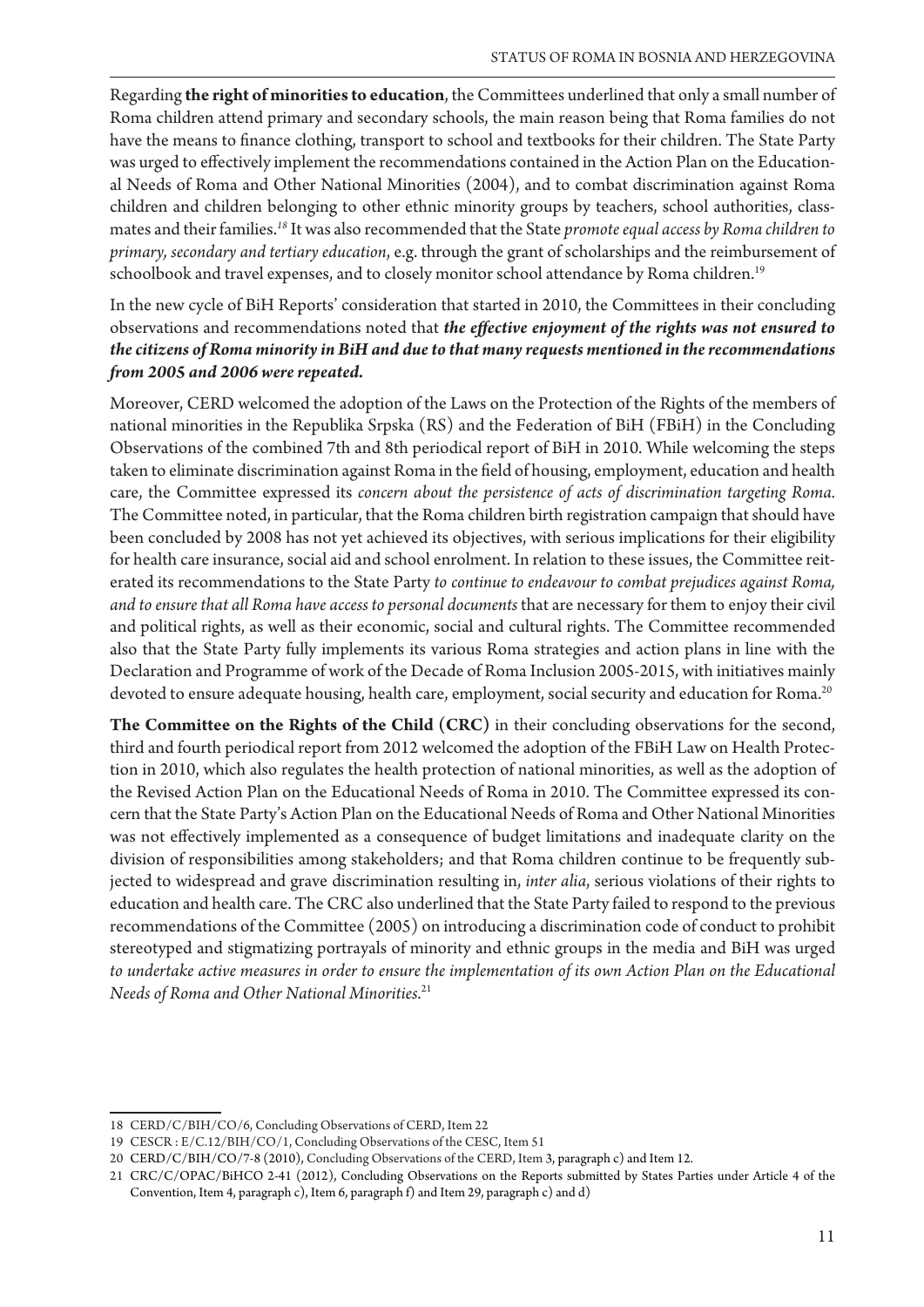Regarding **the right of minorities to education**, the Committees underlined that only a small number of Roma children attend primary and secondary schools, the main reason being that Roma families do not have the means to finance clothing, transport to school and textbooks for their children. The State Party was urged to effectively implement the recommendations contained in the Action Plan on the Educational Needs of Roma and Other National Minorities (2004), and to combat discrimination against Roma children and children belonging to other ethnic minority groups by teachers, school authorities, classmates and their families.[18] It was also recommended that the State *promote equal access by Roma children to primary, secondary and tertiary education*, e.g. through the grant of scholarships and the reimbursement of schoolbook and travel expenses, and to closely monitor school attendance by Roma children.[19]

In the new cycle of BiH Reports' consideration that started in 2010, the Committees in their concluding observations and recommendations noted that ***the effective enjoyment of the rights was not ensured to the citizens of Roma minority in BiH and due to that many requests mentioned in the recommendations from 2005 and 2006 were repeated.***

Moreover, CERD welcomed the adoption of the Laws on the Protection of the Rights of the members of national minorities in the Republika Srpska (RS) and the Federation of BiH (FBiH) in the Concluding Observations of the combined 7th and 8th periodical report of BiH in 2010. While welcoming the steps taken to eliminate discrimination against Roma in the field of housing, employment, education and health care, the Committee expressed its *concern about the persistence of acts of discrimination targeting Roma.* The Committee noted, in particular, that the Roma children birth registration campaign that should have been concluded by 2008 has not yet achieved its objectives, with serious implications for their eligibility for health care insurance, social aid and school enrolment. In relation to these issues, the Committee reiterated its recommendations to the State Party *to continue to endeavour to combat prejudices against Roma, and to ensure that all Roma have access to personal documents* that are necessary for them to enjoy their civil and political rights, as well as their economic, social and cultural rights. The Committee recommended also that the State Party fully implements its various Roma strategies and action plans in line with the Declaration and Programme of work of the Decade of Roma Inclusion 2005-2015, with initiatives mainly devoted to ensure adequate housing, health care, employment, social security and education for Roma.[20]

**The Committee on the Rights of the Child (CRC)** in their concluding observations for the second, third and fourth periodical report from 2012 welcomed the adoption of the FBiH Law on Health Protection in 2010, which also regulates the health protection of national minorities, as well as the adoption of the Revised Action Plan on the Educational Needs of Roma in 2010. The Committee expressed its concern that the State Party's Action Plan on the Educational Needs of Roma and Other National Minorities was not effectively implemented as a consequence of budget limitations and inadequate clarity on the division of responsibilities among stakeholders; and that Roma children continue to be frequently subjected to widespread and grave discrimination resulting in, *inter alia*, serious violations of their rights to education and health care. The CRC also underlined that the State Party failed to respond to the previous recommendations of the Committee (2005) on introducing a discrimination code of conduct to prohibit stereotyped and stigmatizing portrayals of minority and ethnic groups in the media and BiH was urged *to undertake active measures in order to ensure the implementation of its own Action Plan on the Educational Needs of Roma and Other National Minorities*.[21]

---

18 CERD/C/BIH/CO/6, Concluding Observations of CERD, Item 22

19 CESCR : E/C.12/BIH/CO/1, Concluding Observations of the CESC, Item 51

20 CERD/C/BIH/CO/7-8 (2010), Concluding Observations of the CERD, Item 3, paragraph c) and Item 12.

21 CRC/C/OPAC/BiHCO 2-41 (2012), Concluding Observations on the Reports submitted by States Parties under Article 4 of the Convention, Item 4, paragraph c), Item 6, paragraph f) and Item 29, paragraph c) and d)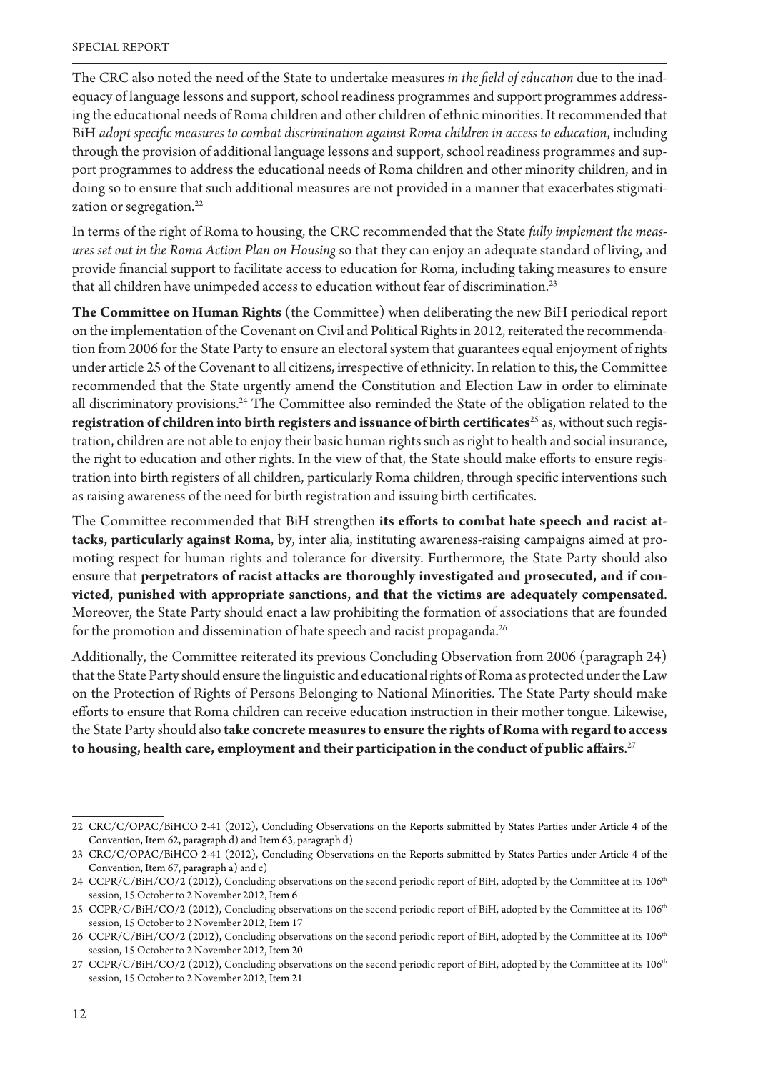The CRC also noted the need of the State to undertake measures *in the field of education* due to the inadequacy of language lessons and support, school readiness programmes and support programmes addressing the educational needs of Roma children and other children of ethnic minorities. It recommended that BiH *adopt specific measures to combat discrimination against Roma children in access to education*, including through the provision of additional language lessons and support, school readiness programmes and support programmes to address the educational needs of Roma children and other minority children, and in doing so to ensure that such additional measures are not provided in a manner that exacerbates stigmatization or segregation.[22]

In terms of the right of Roma to housing, the CRC recommended that the State *fully implement the measures set out in the Roma Action Plan on Housing* so that they can enjoy an adequate standard of living, and provide financial support to facilitate access to education for Roma, including taking measures to ensure that all children have unimpeded access to education without fear of discrimination.[23]

**The Committee on Human Rights** (the Committee) when deliberating the new BiH periodical report on the implementation of the Covenant on Civil and Political Rights in 2012, reiterated the recommendation from 2006 for the State Party to ensure an electoral system that guarantees equal enjoyment of rights under article 25 of the Covenant to all citizens, irrespective of ethnicity. In relation to this, the Committee recommended that the State urgently amend the Constitution and Election Law in order to eliminate all discriminatory provisions.[24] The Committee also reminded the State of the obligation related to the **registration of children into birth registers and issuance of birth certificates**[25] as, without such registration, children are not able to enjoy their basic human rights such as right to health and social insurance, the right to education and other rights. In the view of that, the State should make efforts to ensure registration into birth registers of all children, particularly Roma children, through specific interventions such as raising awareness of the need for birth registration and issuing birth certificates.

The Committee recommended that BiH strengthen **its efforts to combat hate speech and racist attacks, particularly against Roma**, by, inter alia, instituting awareness-raising campaigns aimed at promoting respect for human rights and tolerance for diversity. Furthermore, the State Party should also ensure that **perpetrators of racist attacks are thoroughly investigated and prosecuted, and if convicted, punished with appropriate sanctions, and that the victims are adequately compensated**. Moreover, the State Party should enact a law prohibiting the formation of associations that are founded for the promotion and dissemination of hate speech and racist propaganda.[26]

Additionally, the Committee reiterated its previous Concluding Observation from 2006 (paragraph 24) that the State Party should ensure the linguistic and educational rights of Roma as protected under the Law on the Protection of Rights of Persons Belonging to National Minorities. The State Party should make efforts to ensure that Roma children can receive education instruction in their mother tongue. Likewise, the State Party should also **take concrete measures to ensure the rights of Roma with regard to access to housing, health care, employment and their participation in the conduct of public affairs**.[27]

---

22 CRC/C/OPAC/BiHCO 2-41 (2012), Concluding Observations on the Reports submitted by States Parties under Article 4 of the Convention, Item 62, paragraph d) and Item 63, paragraph d)

23 CRC/C/OPAC/BiHCO 2-41 (2012), Concluding Observations on the Reports submitted by States Parties under Article 4 of the Convention, Item 67, paragraph a) and c)

24 CCPR/C/BiH/CO/2 (2012), Concluding observations on the second periodic report of BiH, adopted by the Committee at its 106th session, 15 October to 2 November 2012, Item 6

25 CCPR/C/BiH/CO/2 (2012), Concluding observations on the second periodic report of BiH, adopted by the Committee at its 106th session, 15 October to 2 November 2012, Item 17

26 CCPR/C/BiH/CO/2 (2012), Concluding observations on the second periodic report of BiH, adopted by the Committee at its 106th session, 15 October to 2 November 2012, Item 20

27 CCPR/C/BiH/CO/2 (2012), Concluding observations on the second periodic report of BiH, adopted by the Committee at its 106th session, 15 October to 2 November 2012, Item 21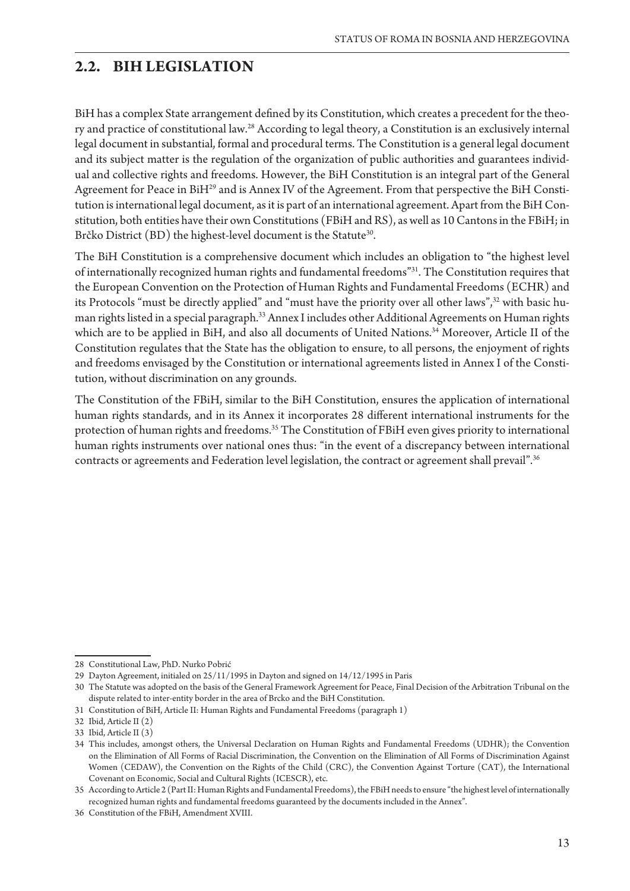## 2.2. BIH LEGISLATION

BiH has a complex State arrangement defined by its Constitution, which creates a precedent for the theory and practice of constitutional law.[28] According to legal theory, a Constitution is an exclusively internal legal document in substantial, formal and procedural terms. The Constitution is a general legal document and its subject matter is the regulation of the organization of public authorities and guarantees individual and collective rights and freedoms. However, the BiH Constitution is an integral part of the General Agreement for Peace in BiH[29] and is Annex IV of the Agreement. From that perspective the BiH Constitution is international legal document, as it is part of an international agreement. Apart from the BiH Constitution, both entities have their own Constitutions (FBiH and RS), as well as 10 Cantons in the FBiH; in Brčko District (BD) the highest-level document is the Statute[30].

The BiH Constitution is a comprehensive document which includes an obligation to "the highest level of internationally recognized human rights and fundamental freedoms"[31]. The Constitution requires that the European Convention on the Protection of Human Rights and Fundamental Freedoms (ECHR) and its Protocols "must be directly applied" and "must have the priority over all other laws",[32] with basic human rights listed in a special paragraph.[33] Annex I includes other Additional Agreements on Human rights which are to be applied in BiH, and also all documents of United Nations.[34] Moreover, Article II of the Constitution regulates that the State has the obligation to ensure, to all persons, the enjoyment of rights and freedoms envisaged by the Constitution or international agreements listed in Annex I of the Constitution, without discrimination on any grounds.

The Constitution of the FBiH, similar to the BiH Constitution, ensures the application of international human rights standards, and in its Annex it incorporates 28 different international instruments for the protection of human rights and freedoms.[35] The Constitution of FBiH even gives priority to international human rights instruments over national ones thus: "in the event of a discrepancy between international contracts or agreements and Federation level legislation, the contract or agreement shall prevail".[36]

---

28 Constitutional Law, PhD. Nurko Pobrić

29 Dayton Agreement, initialed on 25/11/1995 in Dayton and signed on 14/12/1995 in Paris

30 The Statute was adopted on the basis of the General Framework Agreement for Peace, Final Decision of the Arbitration Tribunal on the dispute related to inter-entity border in the area of Brcko and the BiH Constitution.

31 Constitution of BiH, Article II: Human Rights and Fundamental Freedoms (paragraph 1)

32 Ibid, Article II (2)

33 Ibid, Article II (3)

34 This includes, amongst others, the Universal Declaration on Human Rights and Fundamental Freedoms (UDHR); the Convention on the Elimination of All Forms of Racial Discrimination, the Convention on the Elimination of All Forms of Discrimination Against Women (CEDAW), the Convention on the Rights of the Child (CRC), the Convention Against Torture (CAT), the International Covenant on Economic, Social and Cultural Rights (ICESCR), etc.

35 According to Article 2 (Part II: Human Rights and Fundamental Freedoms), the FBiH needs to ensure "the highest level of internationally recognized human rights and fundamental freedoms guaranteed by the documents included in the Annex".

36 Constitution of the FBiH, Amendment XVIII.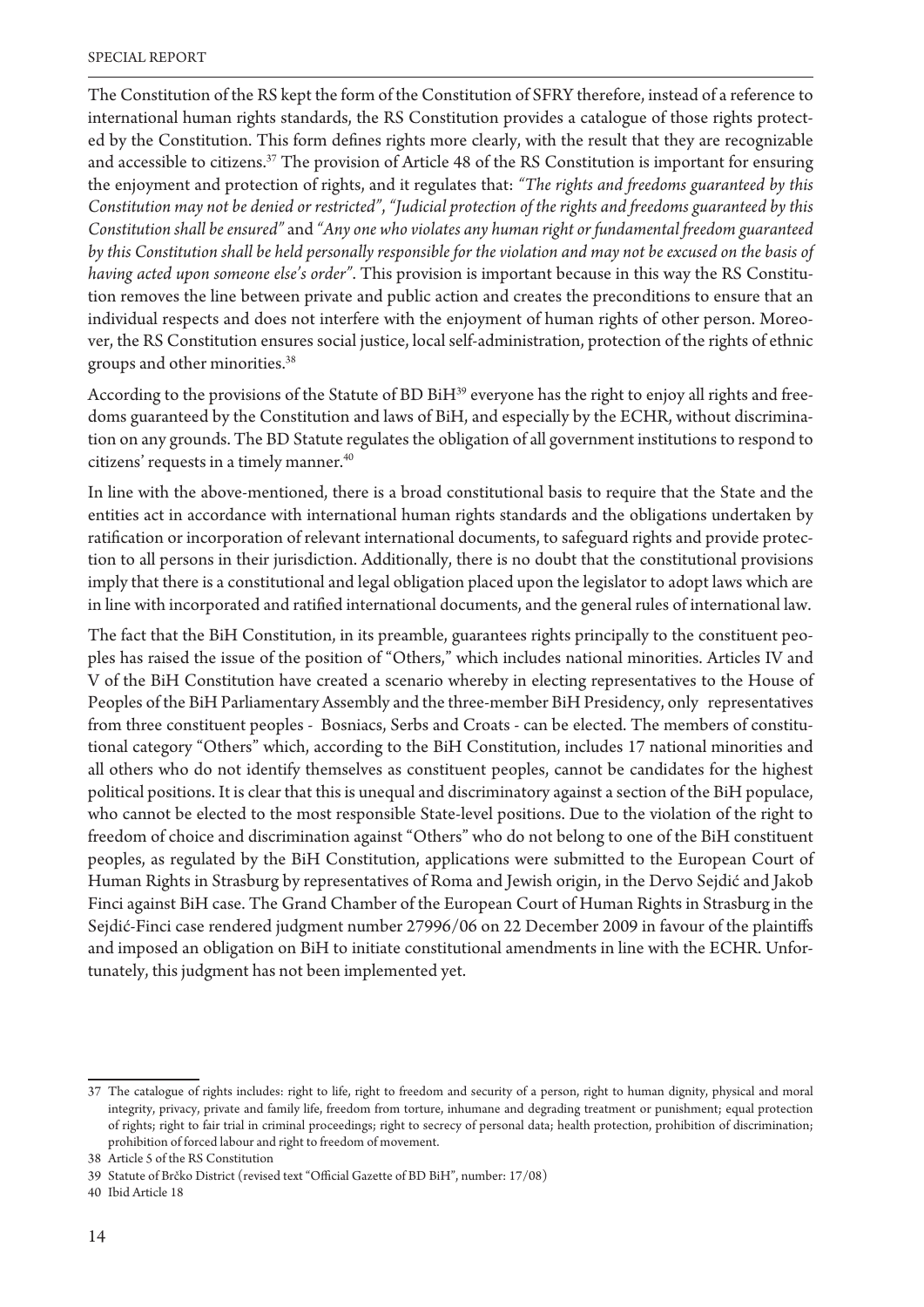The Constitution of the RS kept the form of the Constitution of SFRY therefore, instead of a reference to international human rights standards, the RS Constitution provides a catalogue of those rights protected by the Constitution. This form defines rights more clearly, with the result that they are recognizable and accessible to citizens.[37] The provision of Article 48 of the RS Constitution is important for ensuring the enjoyment and protection of rights, and it regulates that: *"The rights and freedoms guaranteed by this Constitution may not be denied or restricted"*, *"Judicial protection of the rights and freedoms guaranteed by this Constitution shall be ensured"* and *"Any one who violates any human right or fundamental freedom guaranteed by this Constitution shall be held personally responsible for the violation and may not be excused on the basis of having acted upon someone else's order"*. This provision is important because in this way the RS Constitution removes the line between private and public action and creates the preconditions to ensure that an individual respects and does not interfere with the enjoyment of human rights of other person. Moreover, the RS Constitution ensures social justice, local self-administration, protection of the rights of ethnic groups and other minorities.[38]

According to the provisions of the Statute of BD BiH[39] everyone has the right to enjoy all rights and freedoms guaranteed by the Constitution and laws of BiH, and especially by the ECHR, without discrimination on any grounds. The BD Statute regulates the obligation of all government institutions to respond to citizens' requests in a timely manner.[40]

In line with the above-mentioned, there is a broad constitutional basis to require that the State and the entities act in accordance with international human rights standards and the obligations undertaken by ratification or incorporation of relevant international documents, to safeguard rights and provide protection to all persons in their jurisdiction. Additionally, there is no doubt that the constitutional provisions imply that there is a constitutional and legal obligation placed upon the legislator to adopt laws which are in line with incorporated and ratified international documents, and the general rules of international law.

The fact that the BiH Constitution, in its preamble, guarantees rights principally to the constituent peoples has raised the issue of the position of "Others," which includes national minorities. Articles IV and V of the BiH Constitution have created a scenario whereby in electing representatives to the House of Peoples of the BiH Parliamentary Assembly and the three-member BiH Presidency, only representatives from three constituent peoples - Bosniacs, Serbs and Croats - can be elected. The members of constitutional category "Others" which, according to the BiH Constitution, includes 17 national minorities and all others who do not identify themselves as constituent peoples, cannot be candidates for the highest political positions. It is clear that this is unequal and discriminatory against a section of the BiH populace, who cannot be elected to the most responsible State-level positions. Due to the violation of the right to freedom of choice and discrimination against "Others" who do not belong to one of the BiH constituent peoples, as regulated by the BiH Constitution, applications were submitted to the European Court of Human Rights in Strasburg by representatives of Roma and Jewish origin, in the Dervo Sejdić and Jakob Finci against BiH case. The Grand Chamber of the European Court of Human Rights in Strasburg in the Sejdić-Finci case rendered judgment number 27996/06 on 22 December 2009 in favour of the plaintiffs and imposed an obligation on BiH to initiate constitutional amendments in line with the ECHR. Unfortunately, this judgment has not been implemented yet.

---

37 The catalogue of rights includes: right to life, right to freedom and security of a person, right to human dignity, physical and moral integrity, privacy, private and family life, freedom from torture, inhumane and degrading treatment or punishment; equal protection of rights; right to fair trial in criminal proceedings; right to secrecy of personal data; health protection, prohibition of discrimination; prohibition of forced labour and right to freedom of movement.

38 Article 5 of the RS Constitution

39 Statute of Brčko District (revised text "Official Gazette of BD BiH", number: 17/08)

40 Ibid Article 18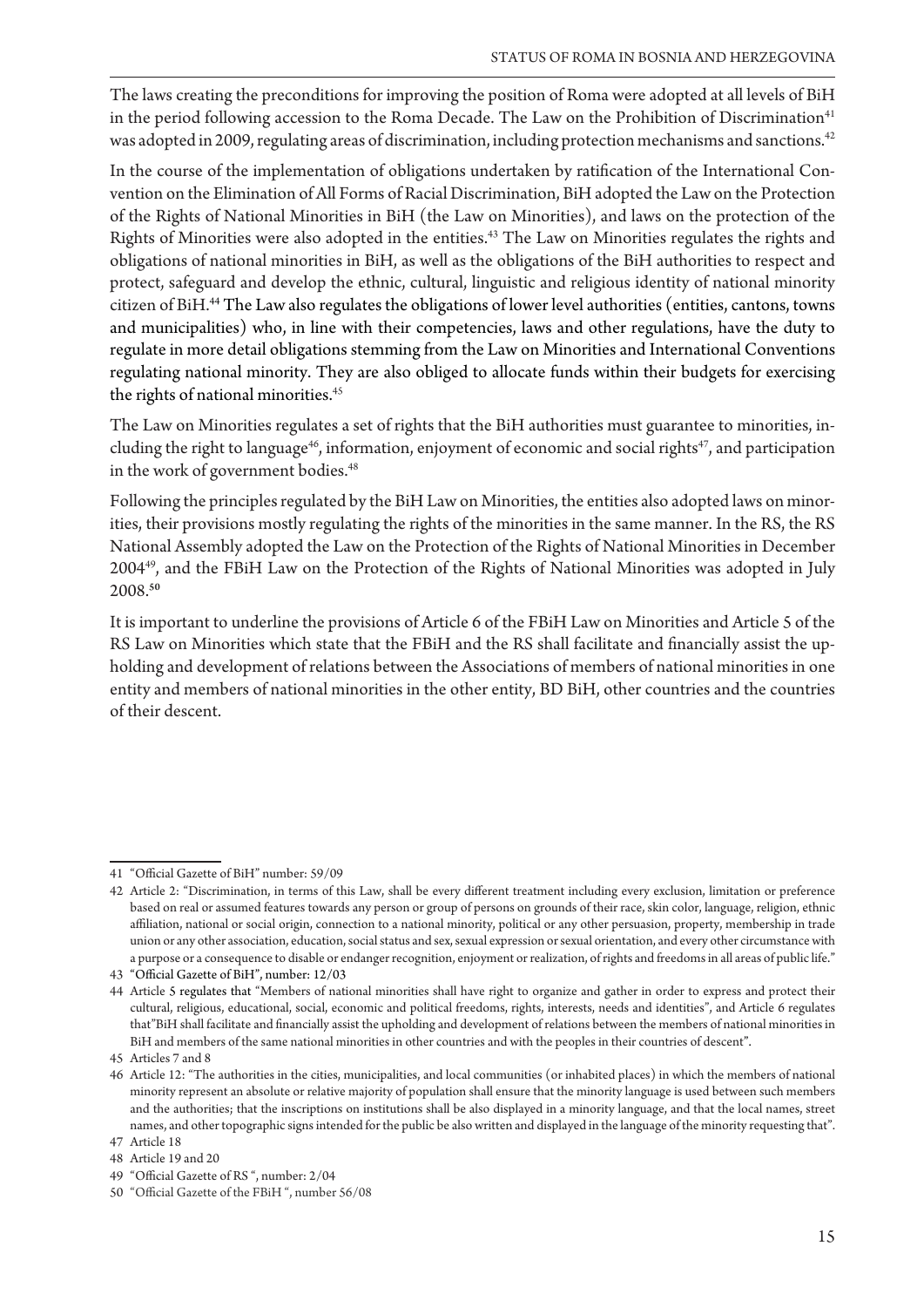The laws creating the preconditions for improving the position of Roma were adopted at all levels of BiH in the period following accession to the Roma Decade. The Law on the Prohibition of Discrimination[41] was adopted in 2009, regulating areas of discrimination, including protection mechanisms and sanctions.[42]

In the course of the implementation of obligations undertaken by ratification of the International Convention on the Elimination of All Forms of Racial Discrimination, BiH adopted the Law on the Protection of the Rights of National Minorities in BiH (the Law on Minorities), and laws on the protection of the Rights of Minorities were also adopted in the entities.[43] The Law on Minorities regulates the rights and obligations of national minorities in BiH, as well as the obligations of the BiH authorities to respect and protect, safeguard and develop the ethnic, cultural, linguistic and religious identity of national minority citizen of BiH.[44] The Law also regulates the obligations of lower level authorities (entities, cantons, towns and municipalities) who, in line with their competencies, laws and other regulations, have the duty to regulate in more detail obligations stemming from the Law on Minorities and International Conventions regulating national minority. They are also obliged to allocate funds within their budgets for exercising the rights of national minorities.[45]

The Law on Minorities regulates a set of rights that the BiH authorities must guarantee to minorities, including the right to language[46], information, enjoyment of economic and social rights[47], and participation in the work of government bodies.[48]

Following the principles regulated by the BiH Law on Minorities, the entities also adopted laws on minorities, their provisions mostly regulating the rights of the minorities in the same manner. In the RS, the RS National Assembly adopted the Law on the Protection of the Rights of National Minorities in December 2004[49], and the FBiH Law on the Protection of the Rights of National Minorities was adopted in July 2008.[50]

It is important to underline the provisions of Article 6 of the FBiH Law on Minorities and Article 5 of the RS Law on Minorities which state that the FBiH and the RS shall facilitate and financially assist the upholding and development of relations between the Associations of members of national minorities in one entity and members of national minorities in the other entity, BD BiH, other countries and the countries of their descent.

---

41 "Official Gazette of BiH" number: 59/09

42 Article 2: "Discrimination, in terms of this Law, shall be every different treatment including every exclusion, limitation or preference based on real or assumed features towards any person or group of persons on grounds of their race, skin color, language, religion, ethnic affiliation, national or social origin, connection to a national minority, political or any other persuasion, property, membership in trade union or any other association, education, social status and sex, sexual expression or sexual orientation, and every other circumstance with a purpose or a consequence to disable or endanger recognition, enjoyment or realization, of rights and freedoms in all areas of public life."

43 "Official Gazette of BiH", number: 12/03

44 Article 5 regulates that "Members of national minorities shall have right to organize and gather in order to express and protect their cultural, religious, educational, social, economic and political freedoms, rights, interests, needs and identities", and Article 6 regulates that"BiH shall facilitate and financially assist the upholding and development of relations between the members of national minorities in BiH and members of the same national minorities in other countries and with the peoples in their countries of descent".

45 Articles 7 and 8

46 Article 12: "The authorities in the cities, municipalities, and local communities (or inhabited places) in which the members of national minority represent an absolute or relative majority of population shall ensure that the minority language is used between such members and the authorities; that the inscriptions on institutions shall be also displayed in a minority language, and that the local names, street names, and other topographic signs intended for the public be also written and displayed in the language of the minority requesting that".

47 Article 18

48 Article 19 and 20

49 "Official Gazette of RS ", number: 2/04

50 "Official Gazette of the FBiH ", number 56/08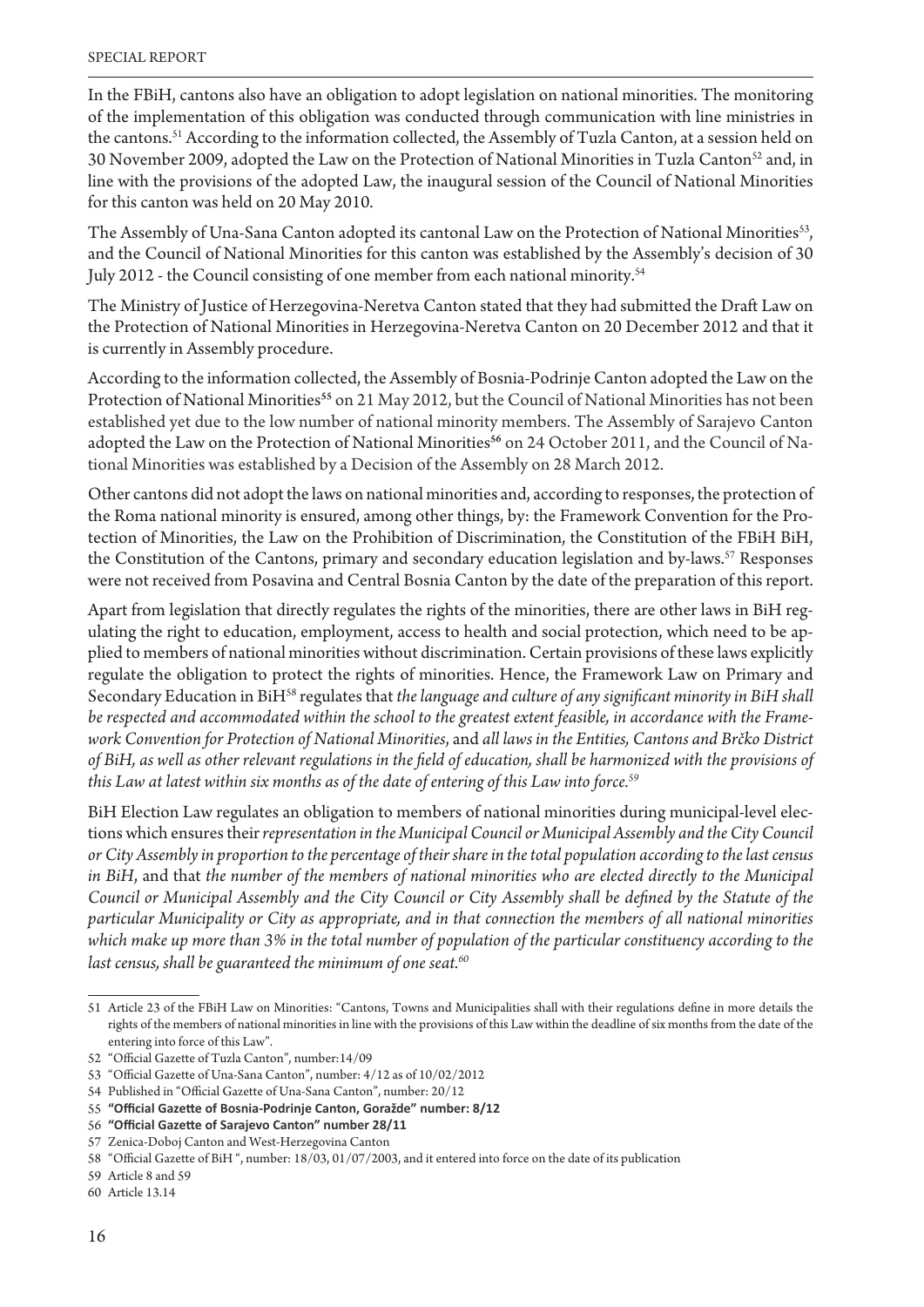In the FBiH, cantons also have an obligation to adopt legislation on national minorities. The monitoring of the implementation of this obligation was conducted through communication with line ministries in the cantons.[51] According to the information collected, the Assembly of Tuzla Canton, at a session held on 30 November 2009, adopted the Law on the Protection of National Minorities in Tuzla Canton[52] and, in line with the provisions of the adopted Law, the inaugural session of the Council of National Minorities for this canton was held on 20 May 2010.

The Assembly of Una-Sana Canton adopted its cantonal Law on the Protection of National Minorities[53], and the Council of National Minorities for this canton was established by the Assembly's decision of 30 July 2012 - the Council consisting of one member from each national minority.[54]

The Ministry of Justice of Herzegovina-Neretva Canton stated that they had submitted the Draft Law on the Protection of National Minorities in Herzegovina-Neretva Canton on 20 December 2012 and that it is currently in Assembly procedure.

According to the information collected, the Assembly of Bosnia-Podrinje Canton adopted the Law on the Protection of National Minorities[55] on 21 May 2012, but the Council of National Minorities has not been established yet due to the low number of national minority members. The Assembly of Sarajevo Canton adopted the Law on the Protection of National Minorities[56] on 24 October 2011, and the Council of National Minorities was established by a Decision of the Assembly on 28 March 2012.

Other cantons did not adopt the laws on national minorities and, according to responses, the protection of the Roma national minority is ensured, among other things, by: the Framework Convention for the Protection of Minorities, the Law on the Prohibition of Discrimination, the Constitution of the FBiH BiH, the Constitution of the Cantons, primary and secondary education legislation and by-laws.[57] Responses were not received from Posavina and Central Bosnia Canton by the date of the preparation of this report.

Apart from legislation that directly regulates the rights of the minorities, there are other laws in BiH regulating the right to education, employment, access to health and social protection, which need to be applied to members of national minorities without discrimination. Certain provisions of these laws explicitly regulate the obligation to protect the rights of minorities. Hence, the Framework Law on Primary and Secondary Education in BiH[58] regulates that *the language and culture of any significant minority in BiH shall be respected and accommodated within the school to the greatest extent feasible, in accordance with the Framework Convention for Protection of National Minorities*, and *all laws in the Entities, Cantons and Brčko District of BiH, as well as other relevant regulations in the field of education, shall be harmonized with the provisions of this Law at latest within six months as of the date of entering of this Law into force.*[59]

BiH Election Law regulates an obligation to members of national minorities during municipal-level elections which ensures their *representation in the Municipal Council or Municipal Assembly and the City Council or City Assembly in proportion to the percentage of their share in the total population according to the last census in BiH*, and that *the number of the members of national minorities who are elected directly to the Municipal Council or Municipal Assembly and the City Council or City Assembly shall be defined by the Statute of the particular Municipality or City as appropriate, and in that connection the members of all national minorities which make up more than 3% in the total number of population of the particular constituency according to the last census, shall be guaranteed the minimum of one seat.*[60]

---

51 Article 23 of the FBiH Law on Minorities: "Cantons, Towns and Municipalities shall with their regulations define in more details the rights of the members of national minorities in line with the provisions of this Law within the deadline of six months from the date of the entering into force of this Law".

52 "Official Gazette of Tuzla Canton", number:14/09

53 "Official Gazette of Una-Sana Canton", number: 4/12 as of 10/02/2012

54 Published in "Official Gazette of Una-Sana Canton", number: 20/12

55 **"Official Gazette of Bosnia-Podrinje Canton, Goražde" number: 8/12**

56 **"Official Gazette of Sarajevo Canton" number 28/11**

57 Zenica-Doboj Canton and West-Herzegovina Canton

58 "Official Gazette of BiH ", number: 18/03, 01/07/2003, and it entered into force on the date of its publication

59 Article 8 and 59

60 Article 13.14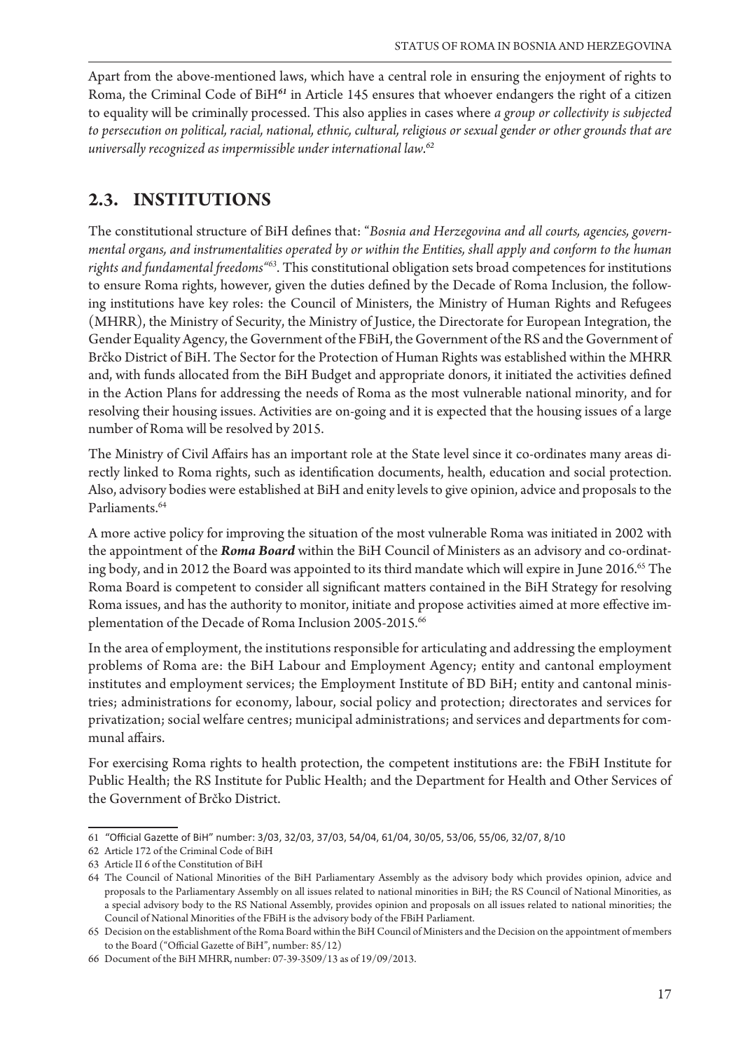Apart from the above-mentioned laws, which have a central role in ensuring the enjoyment of rights to Roma, the Criminal Code of BiH[61] in Article 145 ensures that whoever endangers the right of a citizen to equality will be criminally processed. This also applies in cases where *a group or collectivity is subjected to persecution on political, racial, national, ethnic, cultural, religious or sexual gender or other grounds that are universally recognized as impermissible under international law*.[62]

## 2.3. INSTITUTIONS

The constitutional structure of BiH defines that: "*Bosnia and Herzegovina and all courts, agencies, governmental organs, and instrumentalities operated by or within the Entities, shall apply and conform to the human rights and fundamental freedoms*"[63]. This constitutional obligation sets broad competences for institutions to ensure Roma rights, however, given the duties defined by the Decade of Roma Inclusion, the following institutions have key roles: the Council of Ministers, the Ministry of Human Rights and Refugees (MHRR), the Ministry of Security, the Ministry of Justice, the Directorate for European Integration, the Gender Equality Agency, the Government of the FBiH, the Government of the RS and the Government of Brčko District of BiH. The Sector for the Protection of Human Rights was established within the MHRR and, with funds allocated from the BiH Budget and appropriate donors, it initiated the activities defined in the Action Plans for addressing the needs of Roma as the most vulnerable national minority, and for resolving their housing issues. Activities are on-going and it is expected that the housing issues of a large number of Roma will be resolved by 2015.

The Ministry of Civil Affairs has an important role at the State level since it co-ordinates many areas directly linked to Roma rights, such as identification documents, health, education and social protection. Also, advisory bodies were established at BiH and enity levels to give opinion, advice and proposals to the Parliaments.[64]

A more active policy for improving the situation of the most vulnerable Roma was initiated in 2002 with the appointment of the ***Roma Board*** within the BiH Council of Ministers as an advisory and co-ordinating body, and in 2012 the Board was appointed to its third mandate which will expire in June 2016.[65] The Roma Board is competent to consider all significant matters contained in the BiH Strategy for resolving Roma issues, and has the authority to monitor, initiate and propose activities aimed at more effective implementation of the Decade of Roma Inclusion 2005-2015.[66]

In the area of employment, the institutions responsible for articulating and addressing the employment problems of Roma are: the BiH Labour and Employment Agency; entity and cantonal employment institutes and employment services; the Employment Institute of BD BiH; entity and cantonal ministries; administrations for economy, labour, social policy and protection; directorates and services for privatization; social welfare centres; municipal administrations; and services and departments for communal affairs.

For exercising Roma rights to health protection, the competent institutions are: the FBiH Institute for Public Health; the RS Institute for Public Health; and the Department for Health and Other Services of the Government of Brčko District.

---

61 "Official Gazette of BiH" number: 3/03, 32/03, 37/03, 54/04, 61/04, 30/05, 53/06, 55/06, 32/07, 8/10

62 Article 172 of the Criminal Code of BiH

63 Article II 6 of the Constitution of BiH

64 The Council of National Minorities of the BiH Parliamentary Assembly as the advisory body which provides opinion, advice and proposals to the Parliamentary Assembly on all issues related to national minorities in BiH; the RS Council of National Minorities, as a special advisory body to the RS National Assembly, provides opinion and proposals on all issues related to national minorities; the Council of National Minorities of the FBiH is the advisory body of the FBiH Parliament.

65 Decision on the establishment of the Roma Board within the BiH Council of Ministers and the Decision on the appointment of members to the Board ("Official Gazette of BiH", number: 85/12)

66 Document of the BiH MHRR, number: 07-39-3509/13 as of 19/09/2013.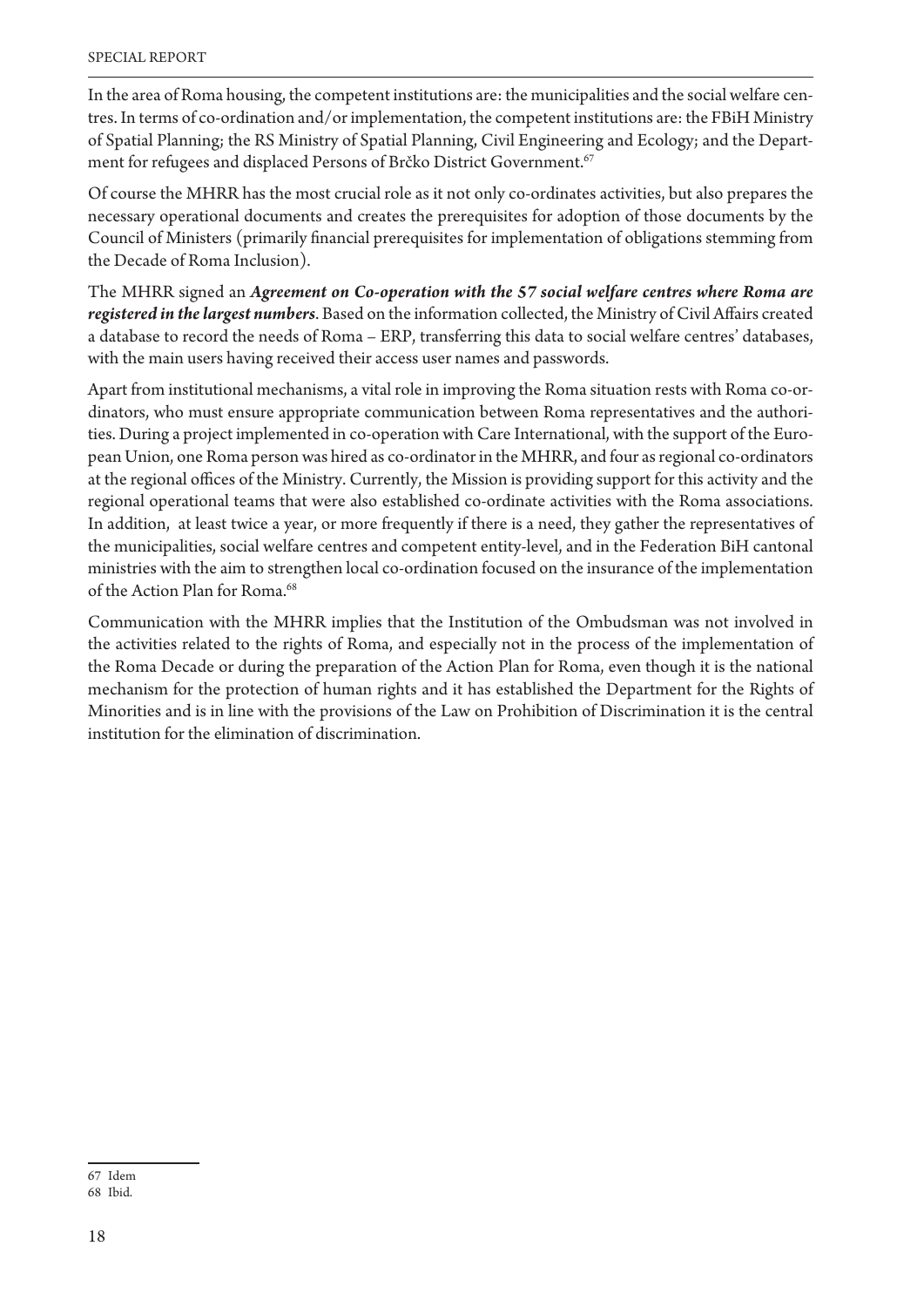In the area of Roma housing, the competent institutions are: the municipalities and the social welfare centres. In terms of co-ordination and/or implementation, the competent institutions are: the FBiH Ministry of Spatial Planning; the RS Ministry of Spatial Planning, Civil Engineering and Ecology; and the Department for refugees and displaced Persons of Brčko District Government.[67]

Of course the MHRR has the most crucial role as it not only co-ordinates activities, but also prepares the necessary operational documents and creates the prerequisites for adoption of those documents by the Council of Ministers (primarily financial prerequisites for implementation of obligations stemming from the Decade of Roma Inclusion).

The MHRR signed an ***Agreement on Co-operation with the 57 social welfare centres where Roma are registered in the largest numbers***. Based on the information collected, the Ministry of Civil Affairs created a database to record the needs of Roma – ERP, transferring this data to social welfare centres' databases, with the main users having received their access user names and passwords.

Apart from institutional mechanisms, a vital role in improving the Roma situation rests with Roma co-ordinators, who must ensure appropriate communication between Roma representatives and the authorities. During a project implemented in co-operation with Care International, with the support of the European Union, one Roma person was hired as co-ordinator in the MHRR, and four as regional co-ordinators at the regional offices of the Ministry. Currently, the Mission is providing support for this activity and the regional operational teams that were also established co-ordinate activities with the Roma associations. In addition, at least twice a year, or more frequently if there is a need, they gather the representatives of the municipalities, social welfare centres and competent entity-level, and in the Federation BiH cantonal ministries with the aim to strengthen local co-ordination focused on the insurance of the implementation of the Action Plan for Roma.[68]

Communication with the MHRR implies that the Institution of the Ombudsman was not involved in the activities related to the rights of Roma, and especially not in the process of the implementation of the Roma Decade or during the preparation of the Action Plan for Roma, even though it is the national mechanism for the protection of human rights and it has established the Department for the Rights of Minorities and is in line with the provisions of the Law on Prohibition of Discrimination it is the central institution for the elimination of discrimination.

---

67 Idem

68 Ibid.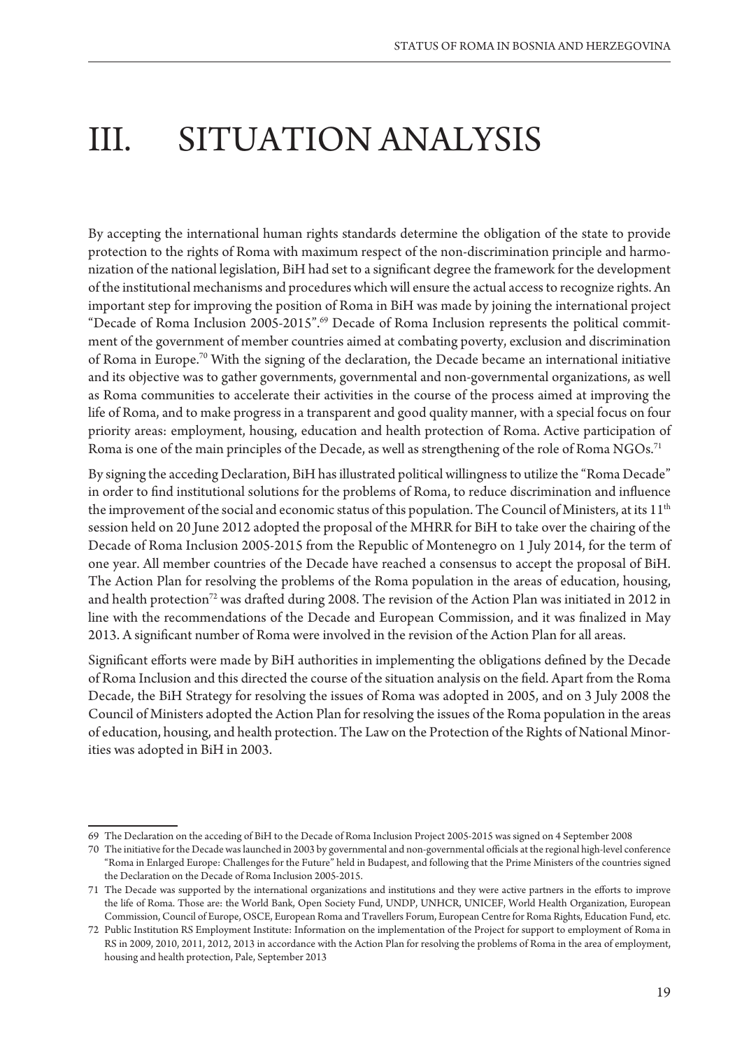# III. SITUATION ANALYSIS

By accepting the international human rights standards determine the obligation of the state to provide protection to the rights of Roma with maximum respect of the non-discrimination principle and harmonization of the national legislation, BiH had set to a significant degree the framework for the development of the institutional mechanisms and procedures which will ensure the actual access to recognize rights. An important step for improving the position of Roma in BiH was made by joining the international project "Decade of Roma Inclusion 2005-2015".[69] Decade of Roma Inclusion represents the political commitment of the government of member countries aimed at combating poverty, exclusion and discrimination of Roma in Europe.[70] With the signing of the declaration, the Decade became an international initiative and its objective was to gather governments, governmental and non-governmental organizations, as well as Roma communities to accelerate their activities in the course of the process aimed at improving the life of Roma, and to make progress in a transparent and good quality manner, with a special focus on four priority areas: employment, housing, education and health protection of Roma. Active participation of Roma is one of the main principles of the Decade, as well as strengthening of the role of Roma NGOs.[71]

By signing the acceding Declaration, BiH has illustrated political willingness to utilize the "Roma Decade" in order to find institutional solutions for the problems of Roma, to reduce discrimination and influence the improvement of the social and economic status of this population. The Council of Ministers, at its 11th session held on 20 June 2012 adopted the proposal of the MHRR for BiH to take over the chairing of the Decade of Roma Inclusion 2005-2015 from the Republic of Montenegro on 1 July 2014, for the term of one year. All member countries of the Decade have reached a consensus to accept the proposal of BiH. The Action Plan for resolving the problems of the Roma population in the areas of education, housing, and health protection[72] was drafted during 2008. The revision of the Action Plan was initiated in 2012 in line with the recommendations of the Decade and European Commission, and it was finalized in May 2013. A significant number of Roma were involved in the revision of the Action Plan for all areas.

Significant efforts were made by BiH authorities in implementing the obligations defined by the Decade of Roma Inclusion and this directed the course of the situation analysis on the field. Apart from the Roma Decade, the BiH Strategy for resolving the issues of Roma was adopted in 2005, and on 3 July 2008 the Council of Ministers adopted the Action Plan for resolving the issues of the Roma population in the areas of education, housing, and health protection. The Law on the Protection of the Rights of National Minorities was adopted in BiH in 2003.

---

69 The Declaration on the acceding of BiH to the Decade of Roma Inclusion Project 2005-2015 was signed on 4 September 2008

70 The initiative for the Decade was launched in 2003 by governmental and non-governmental officials at the regional high-level conference "Roma in Enlarged Europe: Challenges for the Future" held in Budapest, and following that the Prime Ministers of the countries signed the Declaration on the Decade of Roma Inclusion 2005-2015.

71 The Decade was supported by the international organizations and institutions and they were active partners in the efforts to improve the life of Roma. Those are: the World Bank, Open Society Fund, UNDP, UNHCR, UNICEF, World Health Organization, European Commission, Council of Europe, OSCE, European Roma and Travellers Forum, European Centre for Roma Rights, Education Fund, etc.

72 Public Institution RS Employment Institute: Information on the implementation of the Project for support to employment of Roma in RS in 2009, 2010, 2011, 2012, 2013 in accordance with the Action Plan for resolving the problems of Roma in the area of employment, housing and health protection, Pale, September 2013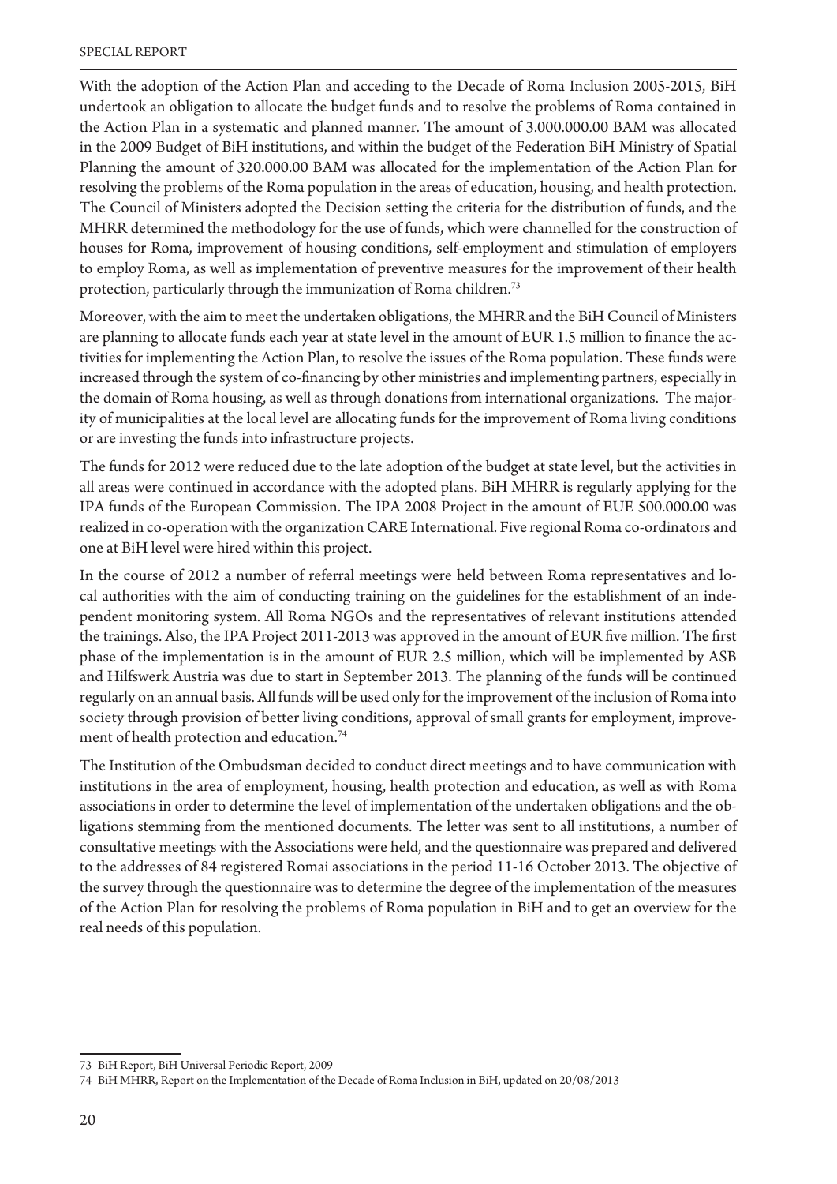With the adoption of the Action Plan and acceding to the Decade of Roma Inclusion 2005-2015, BiH undertook an obligation to allocate the budget funds and to resolve the problems of Roma contained in the Action Plan in a systematic and planned manner. The amount of 3.000.000.00 BAM was allocated in the 2009 Budget of BiH institutions, and within the budget of the Federation BiH Ministry of Spatial Planning the amount of 320.000.00 BAM was allocated for the implementation of the Action Plan for resolving the problems of the Roma population in the areas of education, housing, and health protection. The Council of Ministers adopted the Decision setting the criteria for the distribution of funds, and the MHRR determined the methodology for the use of funds, which were channelled for the construction of houses for Roma, improvement of housing conditions, self-employment and stimulation of employers to employ Roma, as well as implementation of preventive measures for the improvement of their health protection, particularly through the immunization of Roma children.[73]

Moreover, with the aim to meet the undertaken obligations, the MHRR and the BiH Council of Ministers are planning to allocate funds each year at state level in the amount of EUR 1.5 million to finance the activities for implementing the Action Plan, to resolve the issues of the Roma population. These funds were increased through the system of co-financing by other ministries and implementing partners, especially in the domain of Roma housing, as well as through donations from international organizations. The majority of municipalities at the local level are allocating funds for the improvement of Roma living conditions or are investing the funds into infrastructure projects.

The funds for 2012 were reduced due to the late adoption of the budget at state level, but the activities in all areas were continued in accordance with the adopted plans. BiH MHRR is regularly applying for the IPA funds of the European Commission. The IPA 2008 Project in the amount of EUE 500.000.00 was realized in co-operation with the organization CARE International. Five regional Roma co-ordinators and one at BiH level were hired within this project.

In the course of 2012 a number of referral meetings were held between Roma representatives and local authorities with the aim of conducting training on the guidelines for the establishment of an independent monitoring system. All Roma NGOs and the representatives of relevant institutions attended the trainings. Also, the IPA Project 2011-2013 was approved in the amount of EUR five million. The first phase of the implementation is in the amount of EUR 2.5 million, which will be implemented by ASB and Hilfswerk Austria was due to start in September 2013. The planning of the funds will be continued regularly on an annual basis. All funds will be used only for the improvement of the inclusion of Roma into society through provision of better living conditions, approval of small grants for employment, improvement of health protection and education.[74]

The Institution of the Ombudsman decided to conduct direct meetings and to have communication with institutions in the area of employment, housing, health protection and education, as well as with Roma associations in order to determine the level of implementation of the undertaken obligations and the obligations stemming from the mentioned documents. The letter was sent to all institutions, a number of consultative meetings with the Associations were held, and the questionnaire was prepared and delivered to the addresses of 84 registered Romai associations in the period 11-16 October 2013. The objective of the survey through the questionnaire was to determine the degree of the implementation of the measures of the Action Plan for resolving the problems of Roma population in BiH and to get an overview for the real needs of this population.

---

73 BiH Report, BiH Universal Periodic Report, 2009

74 BiH MHRR, Report on the Implementation of the Decade of Roma Inclusion in BiH, updated on 20/08/2013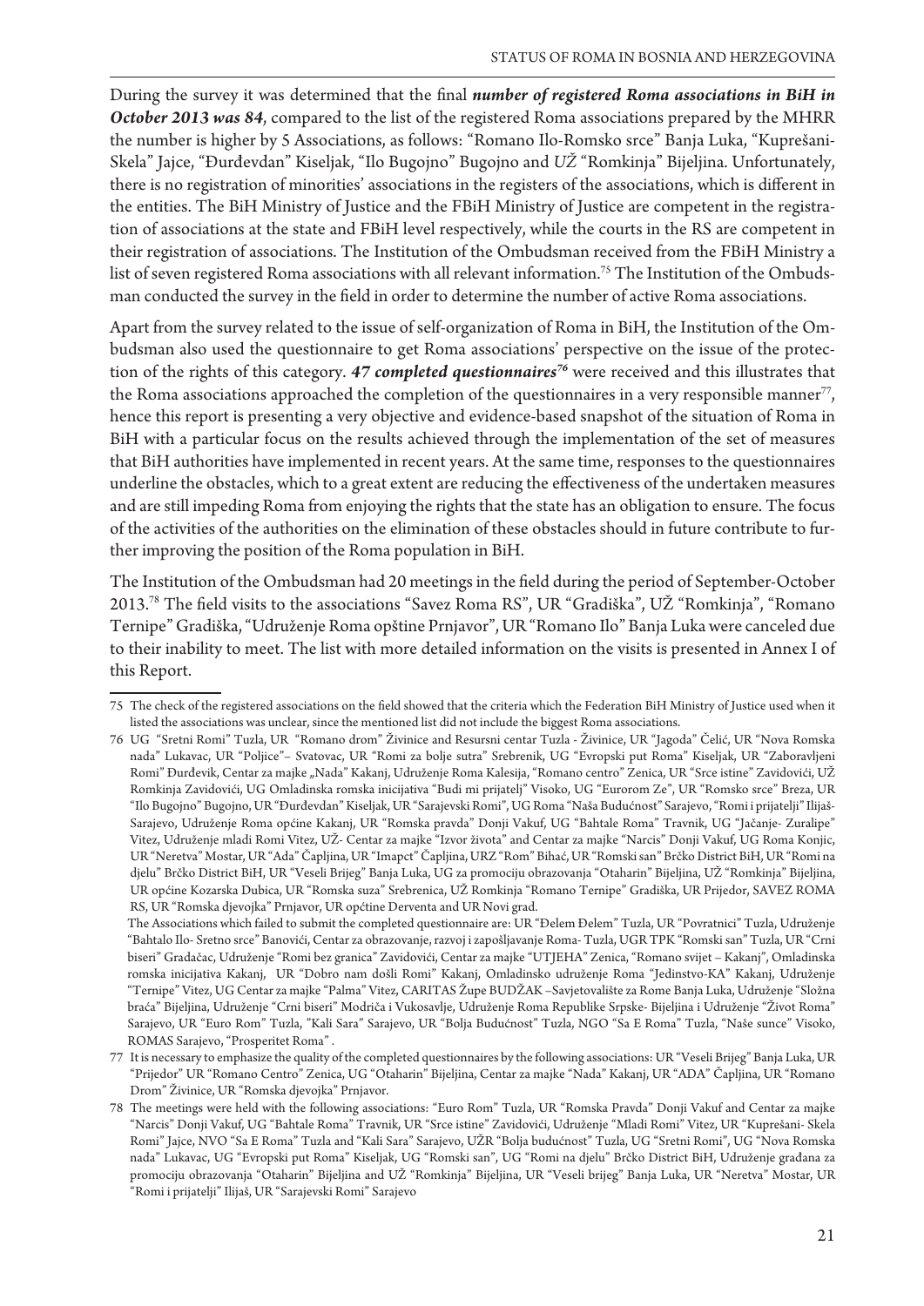During the survey it was determined that the final ***number of registered Roma associations in BiH in October 2013 was 84***, compared to the list of the registered Roma associations prepared by the MHRR the number is higher by 5 Associations, as follows: "Romano Ilo-Romsko srce" Banja Luka, "Kuprešani-Skela" Jajce, "Đurđevdan" Kiseljak, "Ilo Bugojno" Bugojno and *UŽ* "Romkinja" Bijeljina. Unfortunately, there is no registration of minorities' associations in the registers of the associations, which is different in the entities. The BiH Ministry of Justice and the FBiH Ministry of Justice are competent in the registration of associations at the state and FBiH level respectively, while the courts in the RS are competent in their registration of associations. The Institution of the Ombudsman received from the FBiH Ministry a list of seven registered Roma associations with all relevant information.[75] The Institution of the Ombudsman conducted the survey in the field in order to determine the number of active Roma associations.

Apart from the survey related to the issue of self-organization of Roma in BiH, the Institution of the Ombudsman also used the questionnaire to get Roma associations' perspective on the issue of the protection of the rights of this category. ***47 completed questionnaires***[76] were received and this illustrates that the Roma associations approached the completion of the questionnaires in a very responsible manner[77], hence this report is presenting a very objective and evidence-based snapshot of the situation of Roma in BiH with a particular focus on the results achieved through the implementation of the set of measures that BiH authorities have implemented in recent years. At the same time, responses to the questionnaires underline the obstacles, which to a great extent are reducing the effectiveness of the undertaken measures and are still impeding Roma from enjoying the rights that the state has an obligation to ensure. The focus of the activities of the authorities on the elimination of these obstacles should in future contribute to further improving the position of the Roma population in BiH.

The Institution of the Ombudsman had 20 meetings in the field during the period of September-October 2013.[78] The field visits to the associations "Savez Roma RS", UR "Gradiška", UŽ "Romkinja", "Romano Ternipe" Gradiška, "Udruženje Roma opštine Prnjavor", UR "Romano Ilo" Banja Luka were canceled due to their inability to meet. The list with more detailed information on the visits is presented in Annex I of this Report.

---

75 The check of the registered associations on the field showed that the criteria which the Federation BiH Ministry of Justice used when it listed the associations was unclear, since the mentioned list did not include the biggest Roma associations.

76 UG "Sretni Romi" Tuzla, UR "Romano drom" Živinice and Resursni centar Tuzla - Živinice, UR "Jagoda" Čelić, UR "Nova Romska nada" Lukavac, UR "Poljice"– Svatovac, UR "Romi za bolje sutra" Srebrenik, UG "Evropski put Roma" Kiseljak, UR "Zaboravljeni Romi" Đurđevik, Centar za majke „Nada" Kakanj, Udruženje Roma Kalesija, "Romano centro" Zenica, UR "Srce istine" Zavidovići, UŽ Romkinja Zavidovići, UG Omladinska romska inicijativa "Budi mi prijatelj" Visoko, UG "Eurorom Ze", UR "Romsko srce" Breza, UR "Ilo Bugojno" Bugojno, UR "Đurđevdan" Kiseljak, UR "Sarajevski Romi", UG Roma "Naša Budućnost" Sarajevo, "Romi i prijatelji" Ilijaš-Sarajevo, Udruženje Roma općine Kakanj, UR "Romska pravda" Donji Vakuf, UG "Bahtale Roma" Travnik, UG "Jačanje- Zuralipe" Vitez, Udruženje mladi Romi Vitez, UŽ- Centar za majke "Izvor života" and Centar za majke "Narcis" Donji Vakuf, UG Roma Konjic, UR "Neretva" Mostar, UR "Ada" Čapljina, UR "Imapct" Čapljina, URZ "Rom" Bihać, UR "Romski san" Brčko District BiH, UR "Romi na djelu" Brčko District BiH, UR "Veseli Brijeg" Banja Luka, UG za promociju obrazovanja "Otaharin" Bijeljina, UŽ "Romkinja" Bijeljina, UR općine Kozarska Dubica, UR "Romska suza" Srebrenica, UŽ Romkinja "Romano Ternipe" Gradiška, UR Prijedor, SAVEZ ROMA RS, UR "Romska djevojka" Prnjavor, UR općine Derventa and UR Novi grad.

The Associations which failed to submit the completed questionnaire are: UR "Đelem Đelem" Tuzla, UR "Povratnici" Tuzla, Udruženje "Bahtalo Ilo- Sretno srce" Banovići, Centar za obrazovanje, razvoj i zapošljavanje Roma- Tuzla, UGR TPK "Romski san" Tuzla, UR "Crni biseri" Gradačac, Udruženje "Romi bez granica" Zavidovići, Centar za majke "UTJEHA" Zenica, "Romano svijet – Kakanj", Omladinska romska inicijativa Kakanj, UR "Dobro nam došli Romi" Kakanj, Omladinsko udruženje Roma "Jedinstvo-KA" Kakanj, Udruženje "Ternipe" Vitez, UG Centar za majke "Palma" Vitez, CARITAS Župe BUDŽAK –Savjetovalište za Rome Banja Luka, Udruženje "Složna braća" Bijeljina, Udruženje "Crni biseri" Modriča i Vukosavlje, Udruženje Roma Republike Srpske- Bijeljina i Udruženje "Život Roma" Sarajevo, UR "Euro Rom" Tuzla, "Kali Sara" Sarajevo, UR "Bolja Budućnost" Tuzla, NGO "Sa E Roma" Tuzla, "Naše sunce" Visoko, ROMAS Sarajevo, "Prosperitet Roma" .

77 It is necessary to emphasize the quality of the completed questionnaires by the following associations: UR "Veseli Brijeg" Banja Luka, UR "Prijedor" UR "Romano Centro" Zenica, UG "Otaharin" Bijeljina, Centar za majke "Nada" Kakanj, UR "ADA" Čapljina, UR "Romano Drom" Živinice, UR "Romska djevojka" Prnjavor.

78 The meetings were held with the following associations: "Euro Rom" Tuzla, UR "Romska Pravda" Donji Vakuf and Centar za majke "Narcis" Donji Vakuf, UG "Bahtale Roma" Travnik, UR "Srce istine" Zavidovići, Udruženje "Mladi Romi" Vitez, UR "Kuprešani- Skela Romi" Jajce, NVO "Sa E Roma" Tuzla and "Kali Sara" Sarajevo, UŽR "Bolja budućnost" Tuzla, UG "Sretni Romi", UG "Nova Romska nada" Lukavac, UG "Evropski put Roma" Kiseljak, UG "Romski san", UG "Romi na djelu" Brčko District BiH, Udruženje građana za promociju obrazovanja "Otaharin" Bijeljina and UŽ "Romkinja" Bijeljina, UR "Veseli brijeg" Banja Luka, UR "Neretva" Mostar, UR "Romi i prijatelji" Ilijaš, UR "Sarajevski Romi" Sarajevo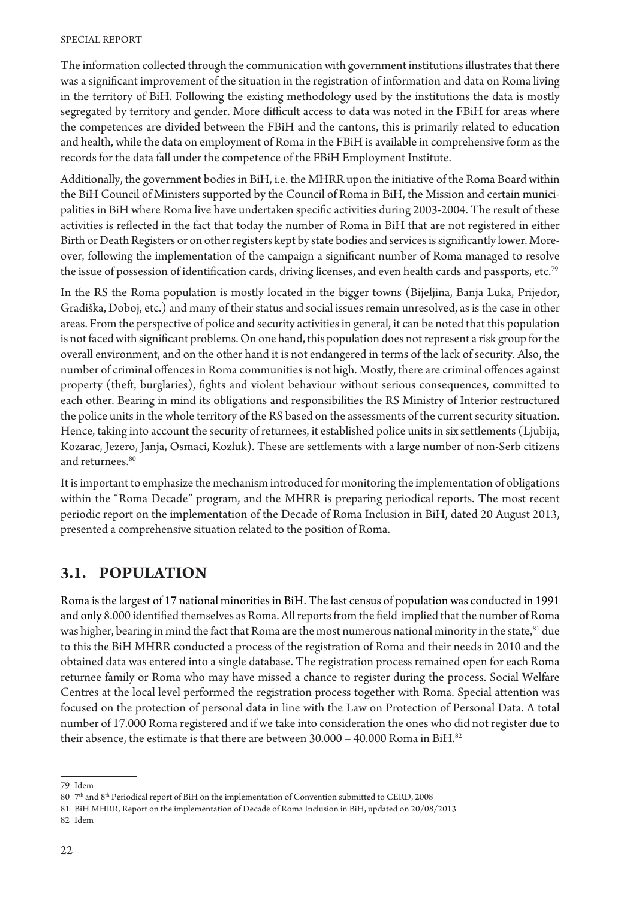The information collected through the communication with government institutions illustrates that there was a significant improvement of the situation in the registration of information and data on Roma living in the territory of BiH. Following the existing methodology used by the institutions the data is mostly segregated by territory and gender. More difficult access to data was noted in the FBiH for areas where the competences are divided between the FBiH and the cantons, this is primarily related to education and health, while the data on employment of Roma in the FBiH is available in comprehensive form as the records for the data fall under the competence of the FBiH Employment Institute.

Additionally, the government bodies in BiH, i.e. the MHRR upon the initiative of the Roma Board within the BiH Council of Ministers supported by the Council of Roma in BiH, the Mission and certain municipalities in BiH where Roma live have undertaken specific activities during 2003-2004. The result of these activities is reflected in the fact that today the number of Roma in BiH that are not registered in either Birth or Death Registers or on other registers kept by state bodies and services is significantly lower. Moreover, following the implementation of the campaign a significant number of Roma managed to resolve the issue of possession of identification cards, driving licenses, and even health cards and passports, etc.[79]

In the RS the Roma population is mostly located in the bigger towns (Bijeljina, Banja Luka, Prijedor, Gradiška, Doboj, etc.) and many of their status and social issues remain unresolved, as is the case in other areas. From the perspective of police and security activities in general, it can be noted that this population is not faced with significant problems. On one hand, this population does not represent a risk group for the overall environment, and on the other hand it is not endangered in terms of the lack of security. Also, the number of criminal offences in Roma communities is not high. Mostly, there are criminal offences against property (theft, burglaries), fights and violent behaviour without serious consequences, committed to each other. Bearing in mind its obligations and responsibilities the RS Ministry of Interior restructured the police units in the whole territory of the RS based on the assessments of the current security situation. Hence, taking into account the security of returnees, it established police units in six settlements (Ljubija, Kozarac, Jezero, Janja, Osmaci, Kozluk). These are settlements with a large number of non-Serb citizens and returnees.[80]

It is important to emphasize the mechanism introduced for monitoring the implementation of obligations within the "Roma Decade" program, and the MHRR is preparing periodical reports. The most recent periodic report on the implementation of the Decade of Roma Inclusion in BiH, dated 20 August 2013, presented a comprehensive situation related to the position of Roma.

## 3.1. POPULATION

Roma is the largest of 17 national minorities in BiH. The last census of population was conducted in 1991 and only 8.000 identified themselves as Roma. All reports from the field implied that the number of Roma was higher, bearing in mind the fact that Roma are the most numerous national minority in the state,[81] due to this the BiH MHRR conducted a process of the registration of Roma and their needs in 2010 and the obtained data was entered into a single database. The registration process remained open for each Roma returnee family or Roma who may have missed a chance to register during the process. Social Welfare Centres at the local level performed the registration process together with Roma. Special attention was focused on the protection of personal data in line with the Law on Protection of Personal Data. A total number of 17.000 Roma registered and if we take into consideration the ones who did not register due to their absence, the estimate is that there are between 30.000 – 40.000 Roma in BiH.[82]

---

79 Idem

80 7th and 8th Periodical report of BiH on the implementation of Convention submitted to CERD, 2008

81 BiH MHRR, Report on the implementation of Decade of Roma Inclusion in BiH, updated on 20/08/2013

82 Idem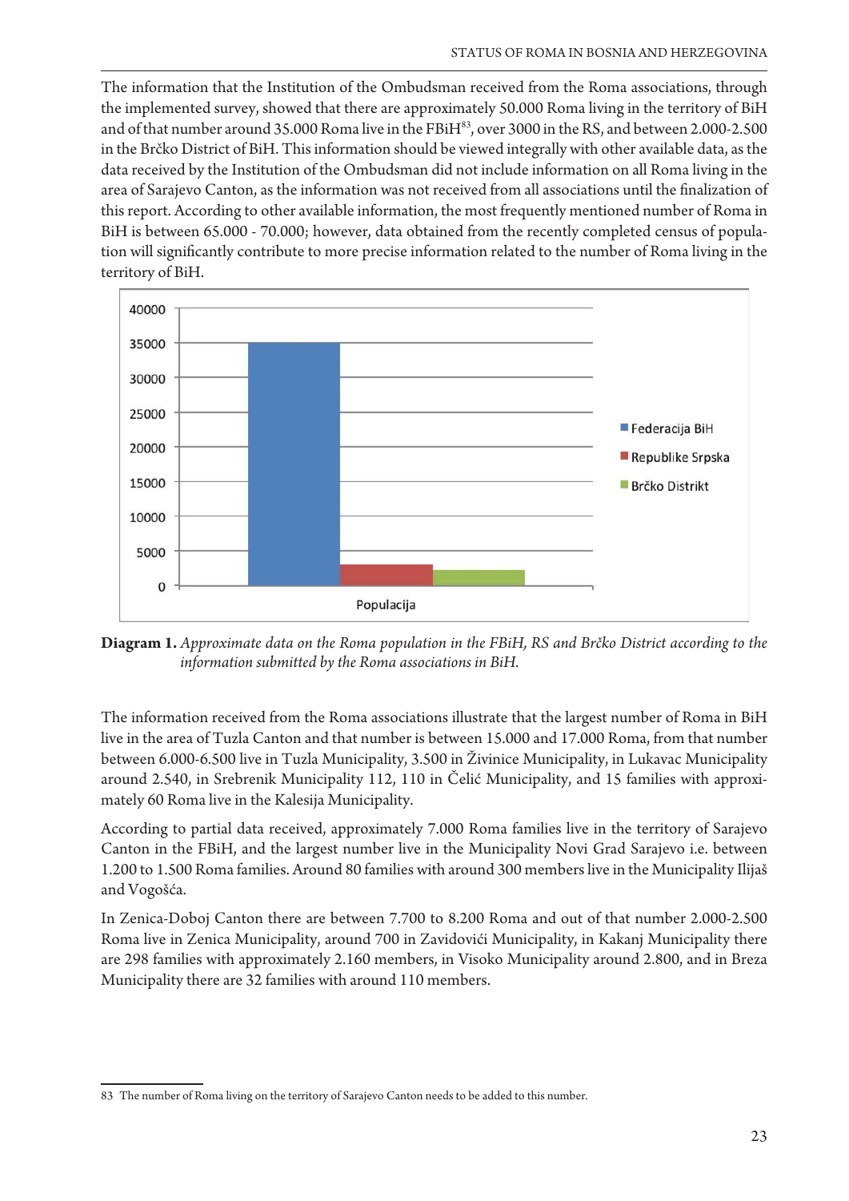The information that the Institution of the Ombudsman received from the Roma associations, through the implemented survey, showed that there are approximately 50.000 Roma living in the territory of BiH and of that number around 35.000 Roma live in the FBiH[83], over 3000 in the RS, and between 2.000-2.500 in the Brčko District of BiH. This information should be viewed integrally with other available data, as the data received by the Institution of the Ombudsman did not include information on all Roma living in the area of Sarajevo Canton, as the information was not received from all associations until the finalization of this report. According to other available information, the most frequently mentioned number of Roma in BiH is between 65.000 - 70.000; however, data obtained from the recently completed census of population will significantly contribute to more precise information related to the number of Roma living in the territory of BiH.

**Diagram 1.** *Approximate data on the Roma population in the FBiH, RS and Brčko District according to the information submitted by the Roma associations in BiH.*

The information received from the Roma associations illustrate that the largest number of Roma in BiH live in the area of Tuzla Canton and that number is between 15.000 and 17.000 Roma, from that number between 6.000-6.500 live in Tuzla Municipality, 3.500 in Živinice Municipality, in Lukavac Municipality around 2.540, in Srebrenik Municipality 112, 110 in Čelić Municipality, and 15 families with approximately 60 Roma live in the Kalesija Municipality.

According to partial data received, approximately 7.000 Roma families live in the territory of Sarajevo Canton in the FBiH, and the largest number live in the Municipality Novi Grad Sarajevo i.e. between 1.200 to 1.500 Roma families. Around 80 families with around 300 members live in the Municipality Ilijaš and Vogošća.

In Zenica-Doboj Canton there are between 7.700 to 8.200 Roma and out of that number 2.000-2.500 Roma live in Zenica Municipality, around 700 in Zavidovići Municipality, in Kakanj Municipality there are 298 families with approximately 2.160 members, in Visoko Municipality around 2.800, and in Breza Municipality there are 32 families with around 110 members.

---

83 The number of Roma living on the territory of Sarajevo Canton needs to be added to this number.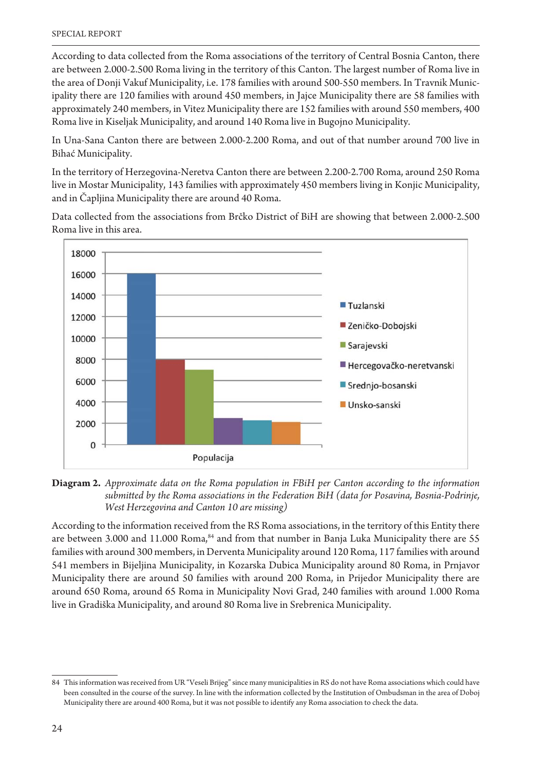According to data collected from the Roma associations of the territory of Central Bosnia Canton, there are between 2.000-2.500 Roma living in the territory of this Canton. The largest number of Roma live in the area of Donji Vakuf Municipality, i.e. 178 families with around 500-550 members. In Travnik Municipality there are 120 families with around 450 members, in Jajce Municipality there are 58 families with approximately 240 members, in Vitez Municipality there are 152 families with around 550 members, 400 Roma live in Kiseljak Municipality, and around 140 Roma live in Bugojno Municipality.

In Una-Sana Canton there are between 2.000-2.200 Roma, and out of that number around 700 live in Bihać Municipality.

In the territory of Herzegovina-Neretva Canton there are between 2.200-2.700 Roma, around 250 Roma live in Mostar Municipality, 143 families with approximately 450 members living in Konjic Municipality, and in Čapljina Municipality there are around 40 Roma.

Data collected from the associations from Brčko District of BiH are showing that between 2.000-2.500 Roma live in this area.

| Populacija | |
|---|---|
| Tuzlanski | 16000 |
| Zeničko-Dobojski | 8000 |
| Sarajevski | 7000 |
| Hercegovačko-neretvanski | 2500 |
| Srednjo-bosanski | 2250 |
| Unsko-sanski | 2100 |

**Diagram 2.** *Approximate data on the Roma population in FBiH per Canton according to the information submitted by the Roma associations in the Federation BiH (data for Posavina, Bosnia-Podrinje, West Herzegovina and Canton 10 are missing)*

According to the information received from the RS Roma associations, in the territory of this Entity there are between 3.000 and 11.000 Roma,[84] and from that number in Banja Luka Municipality there are 55 families with around 300 members, in Derventa Municipality around 120 Roma, 117 families with around 541 members in Bijeljina Municipality, in Kozarska Dubica Municipality around 80 Roma, in Prnjavor Municipality there are around 50 families with around 200 Roma, in Prijedor Municipality there are around 650 Roma, around 65 Roma in Municipality Novi Grad, 240 families with around 1.000 Roma live in Gradiška Municipality, and around 80 Roma live in Srebrenica Municipality.

---

84 This information was received from UR "Veseli Brijeg" since many municipalities in RS do not have Roma associations which could have been consulted in the course of the survey. In line with the information collected by the Institution of Ombudsman in the area of Doboj Municipality there are around 400 Roma, but it was not possible to identify any Roma association to check the data.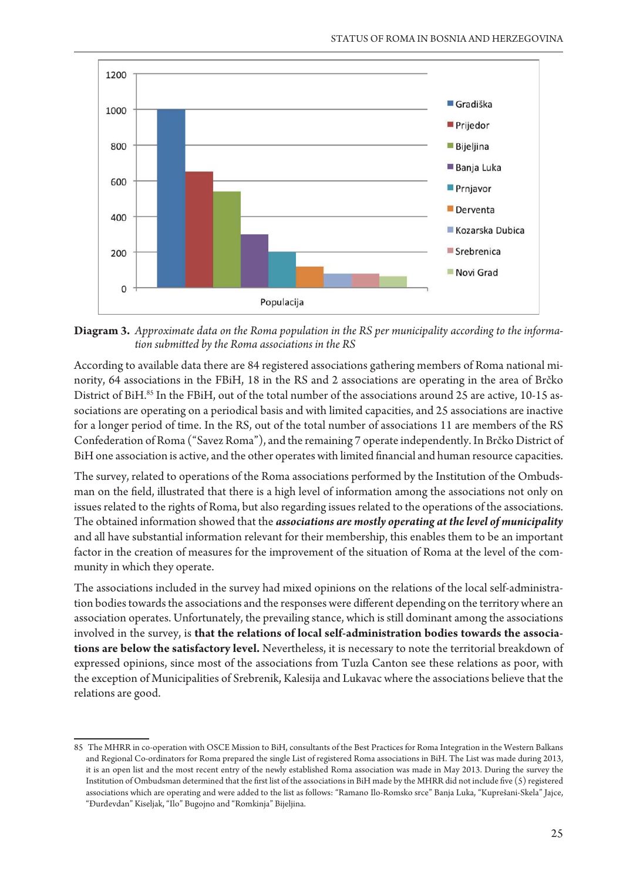**Diagram 3.** *Approximate data on the Roma population in the RS per municipality according to the information submitted by the Roma associations in the RS*

According to available data there are 84 registered associations gathering members of Roma national minority, 64 associations in the FBiH, 18 in the RS and 2 associations are operating in the area of Brčko District of BiH.[85] In the FBiH, out of the total number of the associations around 25 are active, 10-15 associations are operating on a periodical basis and with limited capacities, and 25 associations are inactive for a longer period of time. In the RS, out of the total number of associations 11 are members of the RS Confederation of Roma ("Savez Roma"), and the remaining 7 operate independently. In Brčko District of BiH one association is active, and the other operates with limited financial and human resource capacities.

The survey, related to operations of the Roma associations performed by the Institution of the Ombudsman on the field, illustrated that there is a high level of information among the associations not only on issues related to the rights of Roma, but also regarding issues related to the operations of the associations. The obtained information showed that the ***associations are mostly operating at the level of municipality*** and all have substantial information relevant for their membership, this enables them to be an important factor in the creation of measures for the improvement of the situation of Roma at the level of the community in which they operate.

The associations included in the survey had mixed opinions on the relations of the local self-administration bodies towards the associations and the responses were different depending on the territory where an association operates. Unfortunately, the prevailing stance, which is still dominant among the associations involved in the survey, is **that the relations of local self-administration bodies towards the associations are below the satisfactory level.** Nevertheless, it is necessary to note the territorial breakdown of expressed opinions, since most of the associations from Tuzla Canton see these relations as poor, with the exception of Municipalities of Srebrenik, Kalesija and Lukavac where the associations believe that the relations are good.

---

85 The MHRR in co-operation with OSCE Mission to BiH, consultants of the Best Practices for Roma Integration in the Western Balkans and Regional Co-ordinators for Roma prepared the single List of registered Roma associations in BiH. The List was made during 2013, it is an open list and the most recent entry of the newly established Roma association was made in May 2013. During the survey the Institution of Ombudsman determined that the first list of the associations in BiH made by the MHRR did not include five (5) registered associations which are operating and were added to the list as follows: "Ramano Ilo-Romsko srce" Banja Luka, "Kuprešani-Skela" Jajce, "Đurđevdan" Kiseljak, "Ilo" Bugojno and "Romkinja" Bijeljina.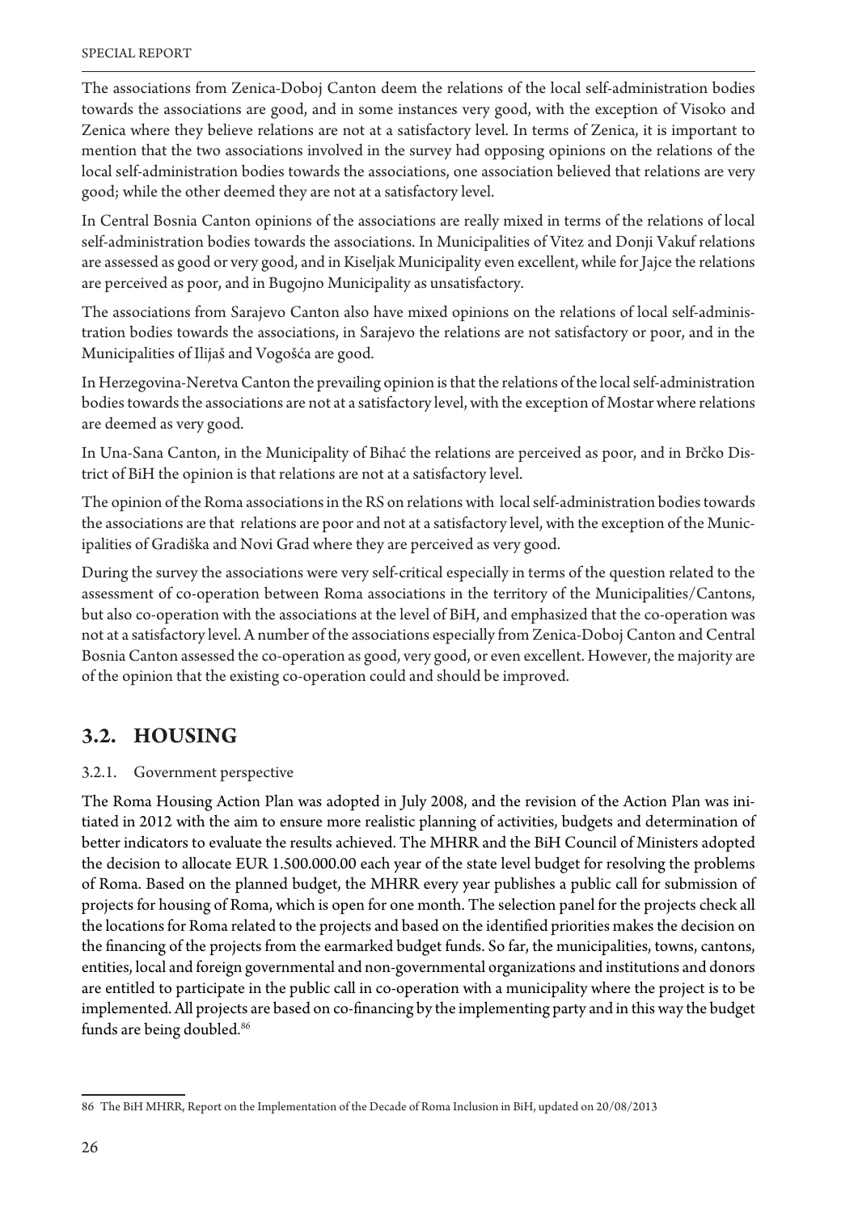The associations from Zenica-Doboj Canton deem the relations of the local self-administration bodies towards the associations are good, and in some instances very good, with the exception of Visoko and Zenica where they believe relations are not at a satisfactory level. In terms of Zenica, it is important to mention that the two associations involved in the survey had opposing opinions on the relations of the local self-administration bodies towards the associations, one association believed that relations are very good; while the other deemed they are not at a satisfactory level.

In Central Bosnia Canton opinions of the associations are really mixed in terms of the relations of local self-administration bodies towards the associations. In Municipalities of Vitez and Donji Vakuf relations are assessed as good or very good, and in Kiseljak Municipality even excellent, while for Jajce the relations are perceived as poor, and in Bugojno Municipality as unsatisfactory.

The associations from Sarajevo Canton also have mixed opinions on the relations of local self-administration bodies towards the associations, in Sarajevo the relations are not satisfactory or poor, and in the Municipalities of Ilijaš and Vogošća are good.

In Herzegovina-Neretva Canton the prevailing opinion is that the relations of the local self-administration bodies towards the associations are not at a satisfactory level, with the exception of Mostar where relations are deemed as very good.

In Una-Sana Canton, in the Municipality of Bihać the relations are perceived as poor, and in Brčko District of BiH the opinion is that relations are not at a satisfactory level.

The opinion of the Roma associations in the RS on relations with local self-administration bodies towards the associations are that relations are poor and not at a satisfactory level, with the exception of the Municipalities of Gradiška and Novi Grad where they are perceived as very good.

During the survey the associations were very self-critical especially in terms of the question related to the assessment of co-operation between Roma associations in the territory of the Municipalities/Cantons, but also co-operation with the associations at the level of BiH, and emphasized that the co-operation was not at a satisfactory level. A number of the associations especially from Zenica-Doboj Canton and Central Bosnia Canton assessed the co-operation as good, very good, or even excellent. However, the majority are of the opinion that the existing co-operation could and should be improved.

## 3.2. HOUSING

### 3.2.1. Government perspective

The Roma Housing Action Plan was adopted in July 2008, and the revision of the Action Plan was initiated in 2012 with the aim to ensure more realistic planning of activities, budgets and determination of better indicators to evaluate the results achieved. The MHRR and the BiH Council of Ministers adopted the decision to allocate EUR 1.500.000.00 each year of the state level budget for resolving the problems of Roma. Based on the planned budget, the MHRR every year publishes a public call for submission of projects for housing of Roma, which is open for one month. The selection panel for the projects check all the locations for Roma related to the projects and based on the identified priorities makes the decision on the financing of the projects from the earmarked budget funds. So far, the municipalities, towns, cantons, entities, local and foreign governmental and non-governmental organizations and institutions and donors are entitled to participate in the public call in co-operation with a municipality where the project is to be implemented. All projects are based on co-financing by the implementing party and in this way the budget funds are being doubled.[86]

---

86 The BiH MHRR, Report on the Implementation of the Decade of Roma Inclusion in BiH, updated on 20/08/2013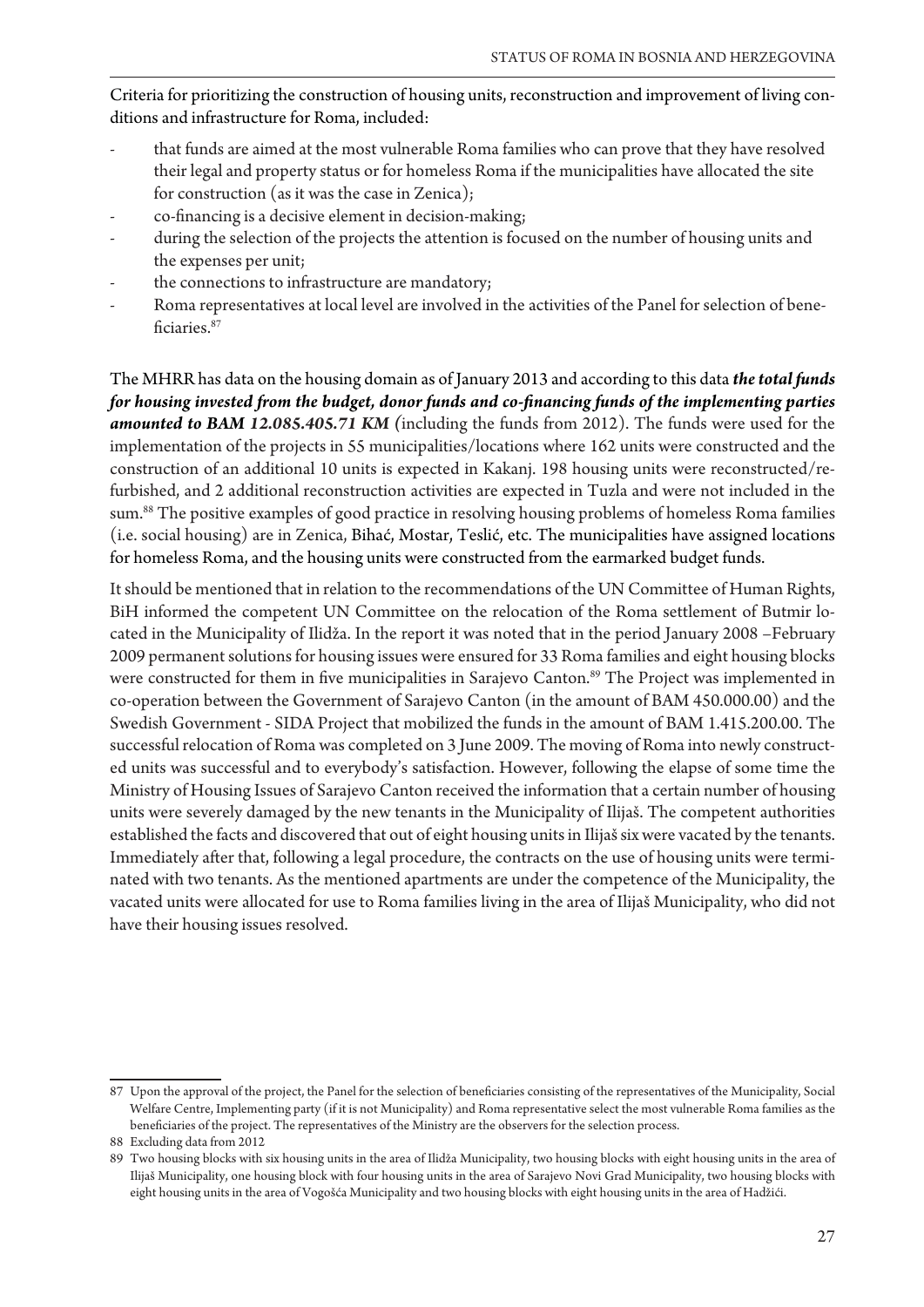Criteria for prioritizing the construction of housing units, reconstruction and improvement of living conditions and infrastructure for Roma, included:

- that funds are aimed at the most vulnerable Roma families who can prove that they have resolved their legal and property status or for homeless Roma if the municipalities have allocated the site for construction (as it was the case in Zenica);
- co-financing is a decisive element in decision-making;
- during the selection of the projects the attention is focused on the number of housing units and the expenses per unit;
- the connections to infrastructure are mandatory;
- Roma representatives at local level are involved in the activities of the Panel for selection of beneficiaries.[87]

The MHRR has data on the housing domain as of January 2013 and according to this data ***the total funds for housing invested from the budget, donor funds and co-financing funds of the implementing parties amounted to BAM 12.085.405.71 KM*** (including the funds from 2012). The funds were used for the implementation of the projects in 55 municipalities/locations where 162 units were constructed and the construction of an additional 10 units is expected in Kakanj. 198 housing units were reconstructed/refurbished, and 2 additional reconstruction activities are expected in Tuzla and were not included in the sum.[88] The positive examples of good practice in resolving housing problems of homeless Roma families (i.e. social housing) are in Zenica, Bihać, Mostar, Teslić, etc. The municipalities have assigned locations for homeless Roma, and the housing units were constructed from the earmarked budget funds.

It should be mentioned that in relation to the recommendations of the UN Committee of Human Rights, BiH informed the competent UN Committee on the relocation of the Roma settlement of Butmir located in the Municipality of Ilidža. In the report it was noted that in the period January 2008 –February 2009 permanent solutions for housing issues were ensured for 33 Roma families and eight housing blocks were constructed for them in five municipalities in Sarajevo Canton.[89] The Project was implemented in co-operation between the Government of Sarajevo Canton (in the amount of BAM 450.000.00) and the Swedish Government - SIDA Project that mobilized the funds in the amount of BAM 1.415.200.00. The successful relocation of Roma was completed on 3 June 2009. The moving of Roma into newly constructed units was successful and to everybody's satisfaction. However, following the elapse of some time the Ministry of Housing Issues of Sarajevo Canton received the information that a certain number of housing units were severely damaged by the new tenants in the Municipality of Ilijaš. The competent authorities established the facts and discovered that out of eight housing units in Ilijaš six were vacated by the tenants. Immediately after that, following a legal procedure, the contracts on the use of housing units were terminated with two tenants. As the mentioned apartments are under the competence of the Municipality, the vacated units were allocated for use to Roma families living in the area of Ilijaš Municipality, who did not have their housing issues resolved.

---

[87] Upon the approval of the project, the Panel for the selection of beneficiaries consisting of the representatives of the Municipality, Social Welfare Centre, Implementing party (if it is not Municipality) and Roma representative select the most vulnerable Roma families as the beneficiaries of the project. The representatives of the Ministry are the observers for the selection process.

[88] Excluding data from 2012

[89] Two housing blocks with six housing units in the area of Ilidža Municipality, two housing blocks with eight housing units in the area of Ilijaš Municipality, one housing block with four housing units in the area of Sarajevo Novi Grad Municipality, two housing blocks with eight housing units in the area of Vogošća Municipality and two housing blocks with eight housing units in the area of Hadžići.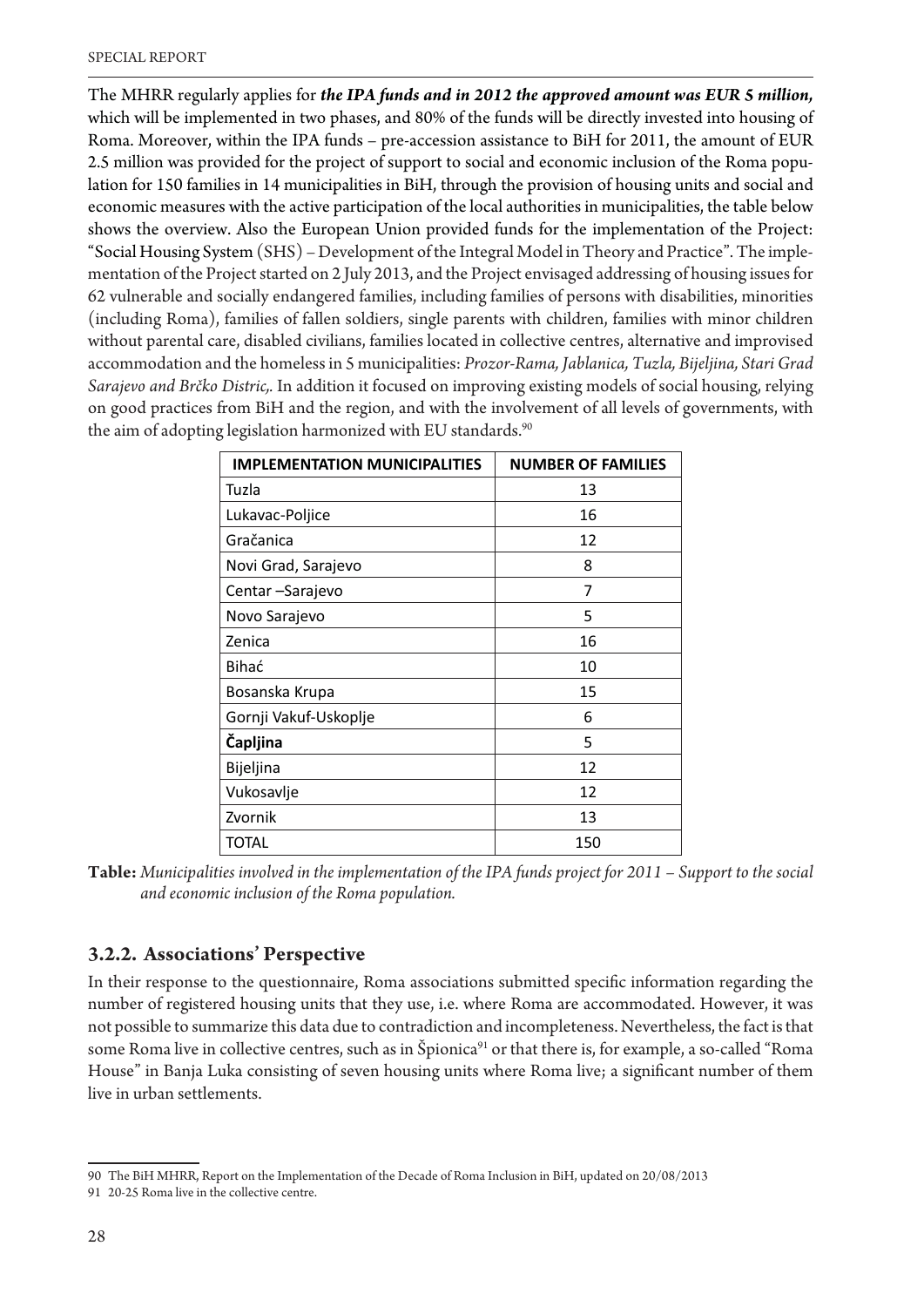The MHRR regularly applies for ***the IPA funds and in 2012 the approved amount was EUR 5 million,*** which will be implemented in two phases, and 80% of the funds will be directly invested into housing of Roma. Moreover, within the IPA funds – pre-accession assistance to BiH for 2011, the amount of EUR 2.5 million was provided for the project of support to social and economic inclusion of the Roma population for 150 families in 14 municipalities in BiH, through the provision of housing units and social and economic measures with the active participation of the local authorities in municipalities, the table below shows the overview. Also the European Union provided funds for the implementation of the Project: "Social Housing System (SHS) – Development of the Integral Model in Theory and Practice". The implementation of the Project started on 2 July 2013, and the Project envisaged addressing of housing issues for 62 vulnerable and socially endangered families, including families of persons with disabilities, minorities (including Roma), families of fallen soldiers, single parents with children, families with minor children without parental care, disabled civilians, families located in collective centres, alternative and improvised accommodation and the homeless in 5 municipalities: *Prozor-Rama, Jablanica, Tuzla, Bijeljina, Stari Grad Sarajevo and Brčko Distric,.* In addition it focused on improving existing models of social housing, relying on good practices from BiH and the region, and with the involvement of all levels of governments, with the aim of adopting legislation harmonized with EU standards.[90]

| IMPLEMENTATION MUNICIPALITIES | NUMBER OF FAMILIES |
|---|---|
| Tuzla | 13 |
| Lukavac-Poljice | 16 |
| Gračanica | 12 |
| Novi Grad, Sarajevo | 8 |
| Centar –Sarajevo | 7 |
| Novo Sarajevo | 5 |
| Zenica | 16 |
| Bihać | 10 |
| Bosanska Krupa | 15 |
| Gornji Vakuf-Uskoplje | 6 |
| **Čapljina** | 5 |
| Bijeljina | 12 |
| Vukosavlje | 12 |
| Zvornik | 13 |
| TOTAL | 150 |

**Table:** *Municipalities involved in the implementation of the IPA funds project for 2011 – Support to the social and economic inclusion of the Roma population.*

### 3.2.2. Associations' Perspective

In their response to the questionnaire, Roma associations submitted specific information regarding the number of registered housing units that they use, i.e. where Roma are accommodated. However, it was not possible to summarize this data due to contradiction and incompleteness. Nevertheless, the fact is that some Roma live in collective centres, such as in Špionica[91] or that there is, for example, a so-called "Roma House" in Banja Luka consisting of seven housing units where Roma live; a significant number of them live in urban settlements.

---

90 The BiH MHRR, Report on the Implementation of the Decade of Roma Inclusion in BiH, updated on 20/08/2013

91 20-25 Roma live in the collective centre.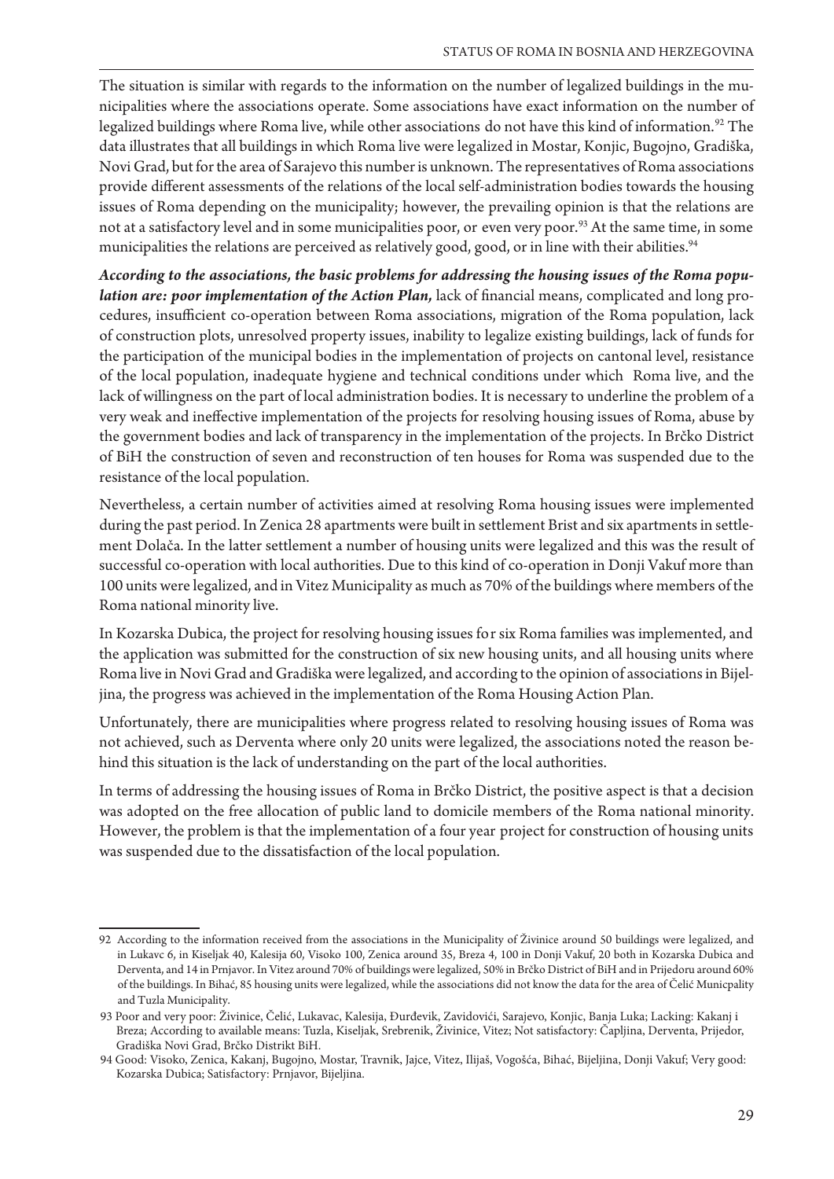The situation is similar with regards to the information on the number of legalized buildings in the municipalities where the associations operate. Some associations have exact information on the number of legalized buildings where Roma live, while other associations do not have this kind of information.[92] The data illustrates that all buildings in which Roma live were legalized in Mostar, Konjic, Bugojno, Gradiška, Novi Grad, but for the area of Sarajevo this number is unknown. The representatives of Roma associations provide different assessments of the relations of the local self-administration bodies towards the housing issues of Roma depending on the municipality; however, the prevailing opinion is that the relations are not at a satisfactory level and in some municipalities poor, or even very poor.[93] At the same time, in some municipalities the relations are perceived as relatively good, good, or in line with their abilities.[94]

***According to the associations, the basic problems for addressing the housing issues of the Roma population are: poor implementation of the Action Plan,*** lack of financial means, complicated and long procedures, insufficient co-operation between Roma associations, migration of the Roma population, lack of construction plots, unresolved property issues, inability to legalize existing buildings, lack of funds for the participation of the municipal bodies in the implementation of projects on cantonal level, resistance of the local population, inadequate hygiene and technical conditions under which Roma live, and the lack of willingness on the part of local administration bodies. It is necessary to underline the problem of a very weak and ineffective implementation of the projects for resolving housing issues of Roma, abuse by the government bodies and lack of transparency in the implementation of the projects. In Brčko District of BiH the construction of seven and reconstruction of ten houses for Roma was suspended due to the resistance of the local population.

Nevertheless, a certain number of activities aimed at resolving Roma housing issues were implemented during the past period. In Zenica 28 apartments were built in settlement Brist and six apartments in settlement Dolača. In the latter settlement a number of housing units were legalized and this was the result of successful co-operation with local authorities. Due to this kind of co-operation in Donji Vakuf more than 100 units were legalized, and in Vitez Municipality as much as 70% of the buildings where members of the Roma national minority live.

In Kozarska Dubica, the project for resolving housing issues for six Roma families was implemented, and the application was submitted for the construction of six new housing units, and all housing units where Roma live in Novi Grad and Gradiška were legalized, and according to the opinion of associations in Bijeljina, the progress was achieved in the implementation of the Roma Housing Action Plan.

Unfortunately, there are municipalities where progress related to resolving housing issues of Roma was not achieved, such as Derventa where only 20 units were legalized, the associations noted the reason behind this situation is the lack of understanding on the part of the local authorities.

In terms of addressing the housing issues of Roma in Brčko District, the positive aspect is that a decision was adopted on the free allocation of public land to domicile members of the Roma national minority. However, the problem is that the implementation of a four year project for construction of housing units was suspended due to the dissatisfaction of the local population.

---

92 According to the information received from the associations in the Municipality of Živinice around 50 buildings were legalized, and in Lukavc 6, in Kiseljak 40, Kalesija 60, Visoko 100, Zenica around 35, Breza 4, 100 in Donji Vakuf, 20 both in Kozarska Dubica and Derventa, and 14 in Prnjavor. In Vitez around 70% of buildings were legalized, 50% in Brčko District of BiH and in Prijedoru around 60% of the buildings. In Bihać, 85 housing units were legalized, while the associations did not know the data for the area of Čelić Municpality and Tuzla Municipality.

93 Poor and very poor: Živinice, Čelić, Lukavac, Kalesija, Đurđevik, Zavidovići, Sarajevo, Konjic, Banja Luka; Lacking: Kakanj i Breza; According to available means: Tuzla, Kiseljak, Srebrenik, Živinice, Vitez; Not satisfactory: Čapljina, Derventa, Prijedor, Gradiška Novi Grad, Brčko Distrikt BiH.

94 Good: Visoko, Zenica, Kakanj, Bugojno, Mostar, Travnik, Jajce, Vitez, Ilijaš, Vogošća, Bihać, Bijeljina, Donji Vakuf; Very good: Kozarska Dubica; Satisfactory: Prnjavor, Bijeljina.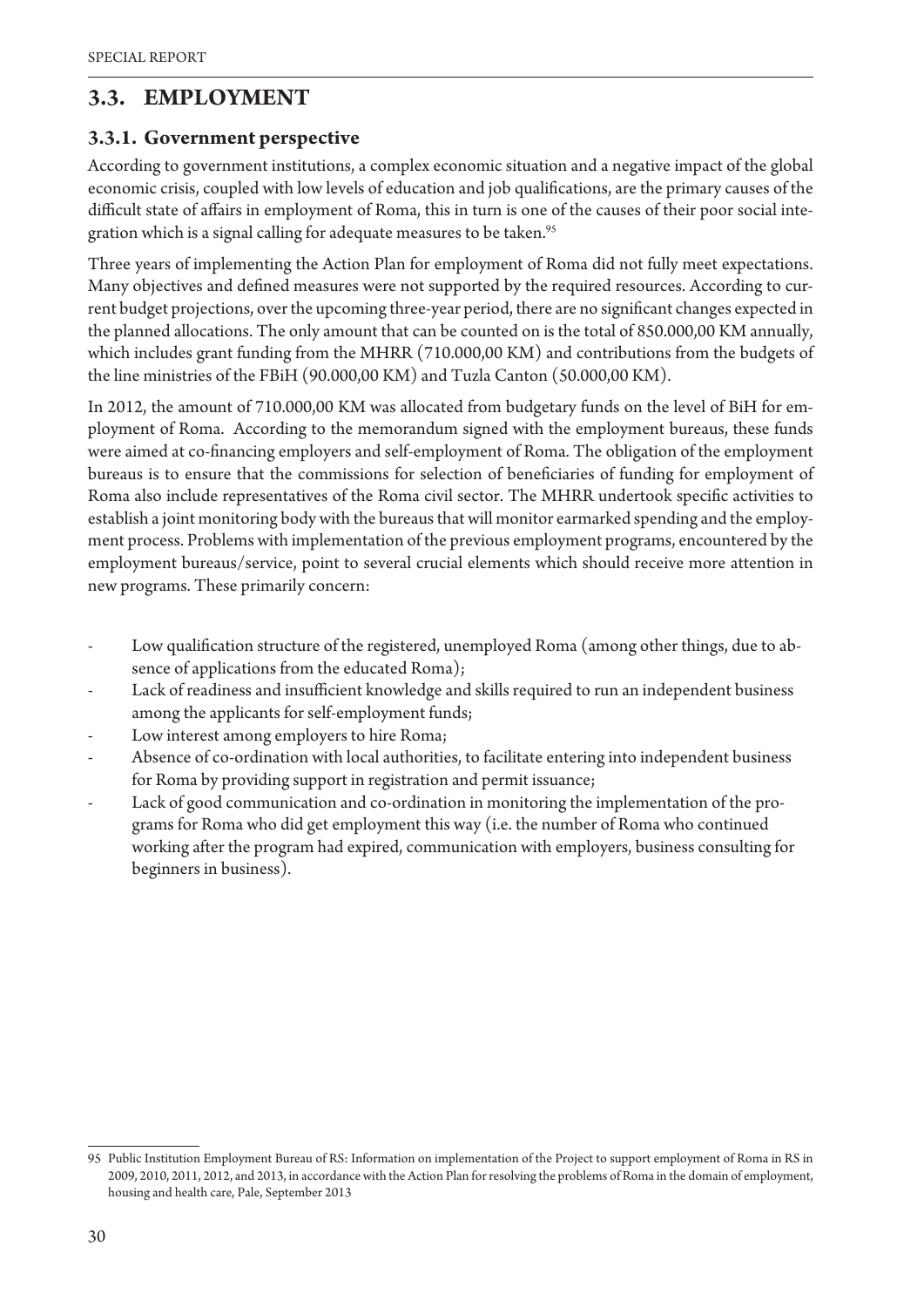## 3.3. EMPLOYMENT

### 3.3.1. Government perspective

According to government institutions, a complex economic situation and a negative impact of the global economic crisis, coupled with low levels of education and job qualifications, are the primary causes of the difficult state of affairs in employment of Roma, this in turn is one of the causes of their poor social integration which is a signal calling for adequate measures to be taken.[95]

Three years of implementing the Action Plan for employment of Roma did not fully meet expectations. Many objectives and defined measures were not supported by the required resources. According to current budget projections, over the upcoming three-year period, there are no significant changes expected in the planned allocations. The only amount that can be counted on is the total of 850.000,00 KM annually, which includes grant funding from the MHRR (710.000,00 KM) and contributions from the budgets of the line ministries of the FBiH (90.000,00 KM) and Tuzla Canton (50.000,00 KM).

In 2012, the amount of 710.000,00 KM was allocated from budgetary funds on the level of BiH for employment of Roma. According to the memorandum signed with the employment bureaus, these funds were aimed at co-financing employers and self-employment of Roma. The obligation of the employment bureaus is to ensure that the commissions for selection of beneficiaries of funding for employment of Roma also include representatives of the Roma civil sector. The MHRR undertook specific activities to establish a joint monitoring body with the bureaus that will monitor earmarked spending and the employment process. Problems with implementation of the previous employment programs, encountered by the employment bureaus/service, point to several crucial elements which should receive more attention in new programs. These primarily concern:

- Low qualification structure of the registered, unemployed Roma (among other things, due to absence of applications from the educated Roma);
- Lack of readiness and insufficient knowledge and skills required to run an independent business among the applicants for self-employment funds;
- Low interest among employers to hire Roma;
- Absence of co-ordination with local authorities, to facilitate entering into independent business for Roma by providing support in registration and permit issuance;
- Lack of good communication and co-ordination in monitoring the implementation of the programs for Roma who did get employment this way (i.e. the number of Roma who continued working after the program had expired, communication with employers, business consulting for beginners in business).

---

95 Public Institution Employment Bureau of RS: Information on implementation of the Project to support employment of Roma in RS in 2009, 2010, 2011, 2012, and 2013, in accordance with the Action Plan for resolving the problems of Roma in the domain of employment, housing and health care, Pale, September 2013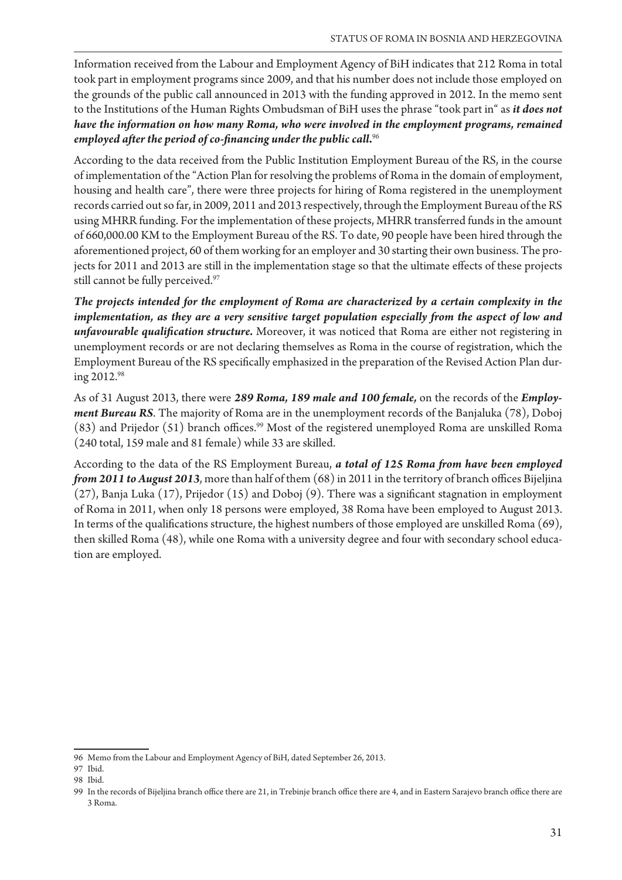Information received from the Labour and Employment Agency of BiH indicates that 212 Roma in total took part in employment programs since 2009, and that his number does not include those employed on the grounds of the public call announced in 2013 with the funding approved in 2012. In the memo sent to the Institutions of the Human Rights Ombudsman of BiH uses the phrase "took part in" as ***it does not have the information on how many Roma, who were involved in the employment programs, remained employed after the period of co-financing under the public call.***[96]

According to the data received from the Public Institution Employment Bureau of the RS, in the course of implementation of the "Action Plan for resolving the problems of Roma in the domain of employment, housing and health care", there were three projects for hiring of Roma registered in the unemployment records carried out so far, in 2009, 2011 and 2013 respectively, through the Employment Bureau of the RS using MHRR funding. For the implementation of these projects, MHRR transferred funds in the amount of 660,000.00 KM to the Employment Bureau of the RS. To date, 90 people have been hired through the aforementioned project, 60 of them working for an employer and 30 starting their own business. The projects for 2011 and 2013 are still in the implementation stage so that the ultimate effects of these projects still cannot be fully perceived.[97]

***The projects intended for the employment of Roma are characterized by a certain complexity in the implementation, as they are a very sensitive target population especially from the aspect of low and unfavourable qualification structure.*** Moreover, it was noticed that Roma are either not registering in unemployment records or are not declaring themselves as Roma in the course of registration, which the Employment Bureau of the RS specifically emphasized in the preparation of the Revised Action Plan during 2012.[98]

As of 31 August 2013, there were ***289 Roma, 189 male and 100 female,*** on the records of the ***Employment Bureau RS***. The majority of Roma are in the unemployment records of the Banjaluka (78), Doboj (83) and Prijedor (51) branch offices.[99] Most of the registered unemployed Roma are unskilled Roma (240 total, 159 male and 81 female) while 33 are skilled.

According to the data of the RS Employment Bureau, ***a total of 125 Roma from have been employed from 2011 to August 2013***, more than half of them (68) in 2011 in the territory of branch offices Bijeljina (27), Banja Luka (17), Prijedor (15) and Doboj (9). There was a significant stagnation in employment of Roma in 2011, when only 18 persons were employed, 38 Roma have been employed to August 2013. In terms of the qualifications structure, the highest numbers of those employed are unskilled Roma (69), then skilled Roma (48), while one Roma with a university degree and four with secondary school education are employed.

---

96 Memo from the Labour and Employment Agency of BiH, dated September 26, 2013.

97 Ibid.

98 Ibid.

99 In the records of Bijeljina branch office there are 21, in Trebinje branch office there are 4, and in Eastern Sarajevo branch office there are 3 Roma.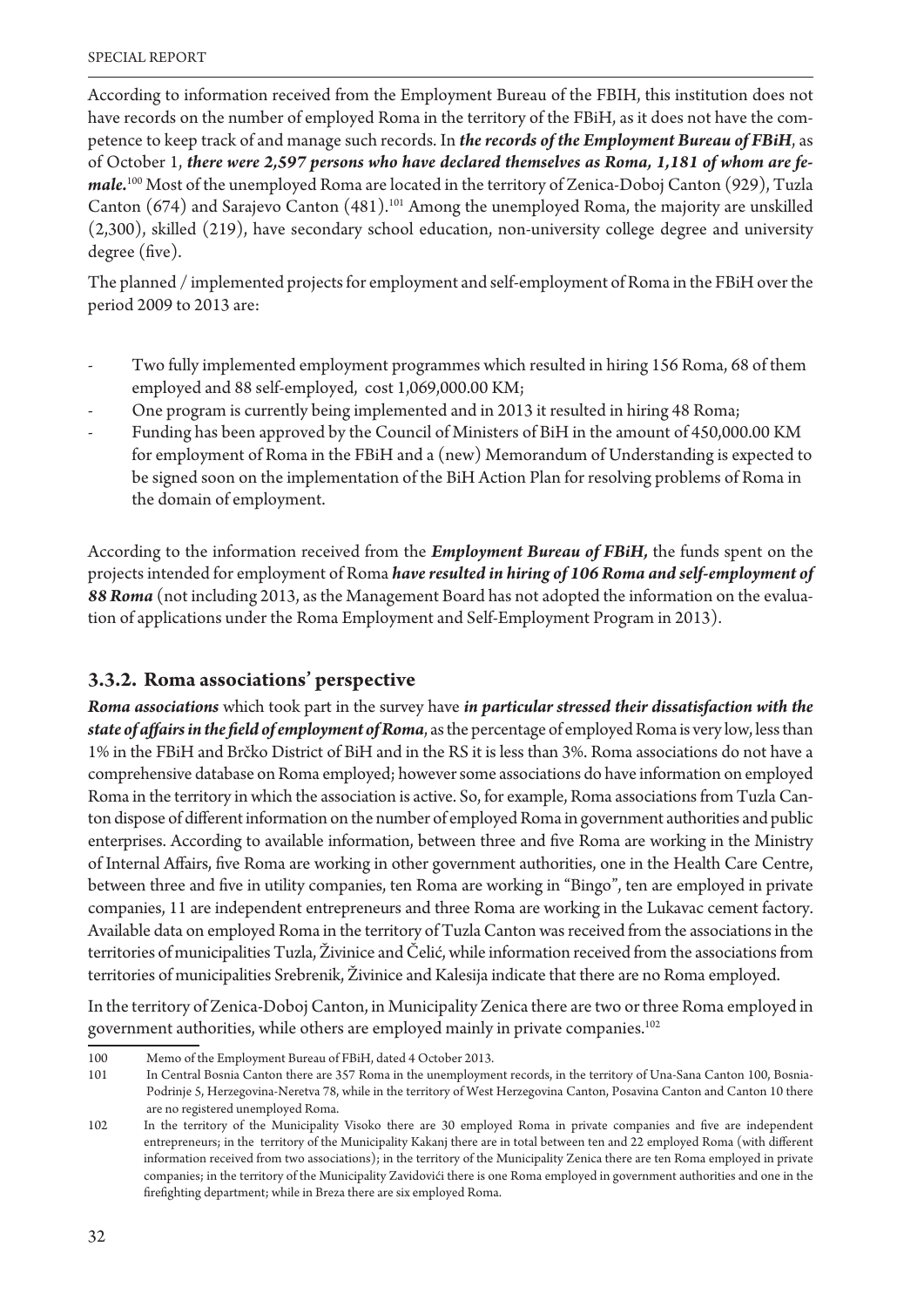According to information received from the Employment Bureau of the FBIH, this institution does not have records on the number of employed Roma in the territory of the FBiH, as it does not have the competence to keep track of and manage such records. In ***the records of the Employment Bureau of FBiH***, as of October 1, ***there were 2,597 persons who have declared themselves as Roma, 1,181 of whom are female.***[100] Most of the unemployed Roma are located in the territory of Zenica-Doboj Canton (929), Tuzla Canton (674) and Sarajevo Canton (481).[101] Among the unemployed Roma, the majority are unskilled (2,300), skilled (219), have secondary school education, non-university college degree and university degree (five).

The planned / implemented projects for employment and self-employment of Roma in the FBiH over the period 2009 to 2013 are:

- Two fully implemented employment programmes which resulted in hiring 156 Roma, 68 of them employed and 88 self-employed, cost 1,069,000.00 KM;
- One program is currently being implemented and in 2013 it resulted in hiring 48 Roma;
- Funding has been approved by the Council of Ministers of BiH in the amount of 450,000.00 KM for employment of Roma in the FBiH and a (new) Memorandum of Understanding is expected to be signed soon on the implementation of the BiH Action Plan for resolving problems of Roma in the domain of employment.

According to the information received from the ***Employment Bureau of FBiH,*** the funds spent on the projects intended for employment of Roma ***have resulted in hiring of 106 Roma and self-employment of 88 Roma*** (not including 2013, as the Management Board has not adopted the information on the evaluation of applications under the Roma Employment and Self-Employment Program in 2013).

### 3.3.2. Roma associations' perspective

***Roma associations*** which took part in the survey have ***in particular stressed their dissatisfaction with the state of affairs in the field of employment of Roma***, as the percentage of employed Roma is very low, less than 1% in the FBiH and Brčko District of BiH and in the RS it is less than 3%. Roma associations do not have a comprehensive database on Roma employed; however some associations do have information on employed Roma in the territory in which the association is active. So, for example, Roma associations from Tuzla Canton dispose of different information on the number of employed Roma in government authorities and public enterprises. According to available information, between three and five Roma are working in the Ministry of Internal Affairs, five Roma are working in other government authorities, one in the Health Care Centre, between three and five in utility companies, ten Roma are working in "Bingo", ten are employed in private companies, 11 are independent entrepreneurs and three Roma are working in the Lukavac cement factory. Available data on employed Roma in the territory of Tuzla Canton was received from the associations in the territories of municipalities Tuzla, Živinice and Čelić, while information received from the associations from territories of municipalities Srebrenik, Živinice and Kalesija indicate that there are no Roma employed.

In the territory of Zenica-Doboj Canton, in Municipality Zenica there are two or three Roma employed in government authorities, while others are employed mainly in private companies.[102]

---

[100] Memo of the Employment Bureau of FBiH, dated 4 October 2013.

[101] In Central Bosnia Canton there are 357 Roma in the unemployment records, in the territory of Una-Sana Canton 100, Bosnia-Podrinje 5, Herzegovina-Neretva 78, while in the territory of West Herzegovina Canton, Posavina Canton and Canton 10 there are no registered unemployed Roma.

[102] In the territory of the Municipality Visoko there are 30 employed Roma in private companies and five are independent entrepreneurs; in the territory of the Municipality Kakanj there are in total between ten and 22 employed Roma (with different information received from two associations); in the territory of the Municipality Zenica there are ten Roma employed in private companies; in the territory of the Municipality Zavidovići there is one Roma employed in government authorities and one in the firefighting department; while in Breza there are six employed Roma.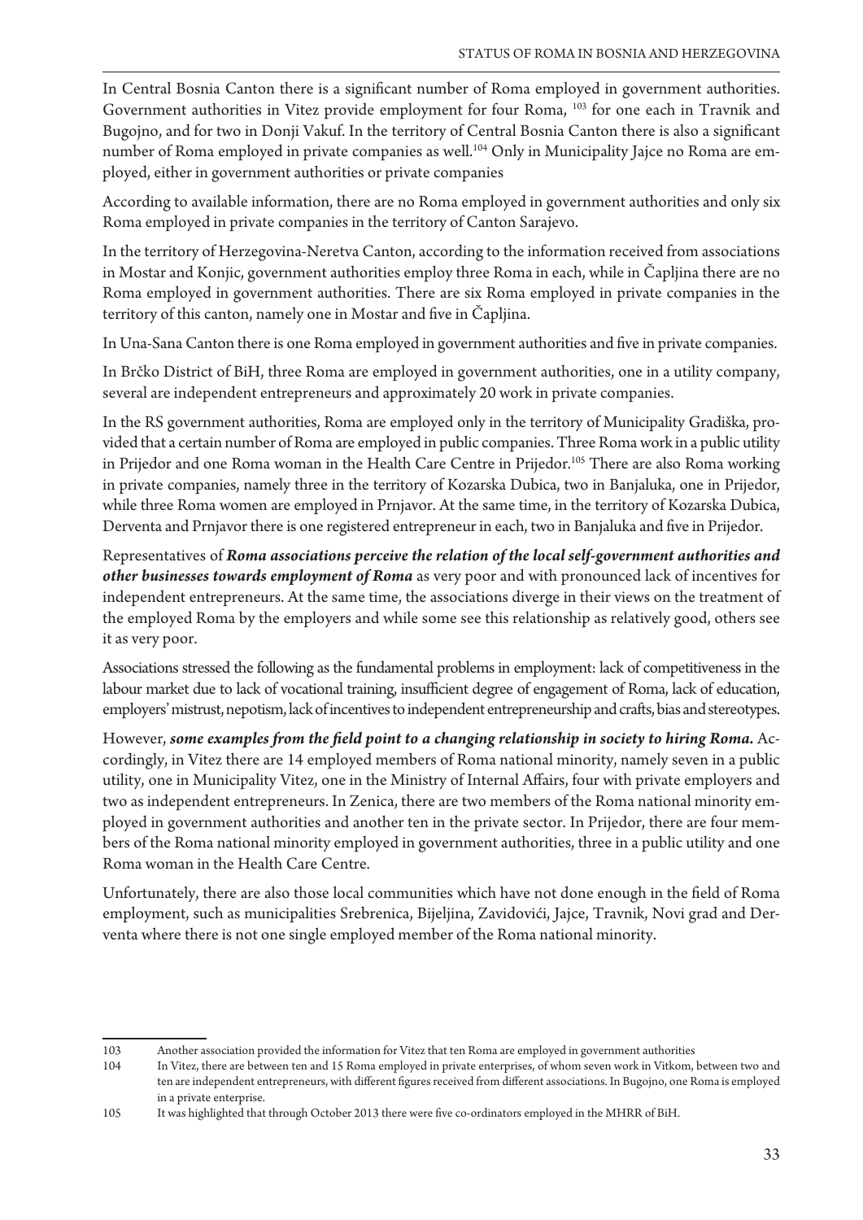In Central Bosnia Canton there is a significant number of Roma employed in government authorities. Government authorities in Vitez provide employment for four Roma, [103] for one each in Travnik and Bugojno, and for two in Donji Vakuf. In the territory of Central Bosnia Canton there is also a significant number of Roma employed in private companies as well.[104] Only in Municipality Jajce no Roma are employed, either in government authorities or private companies

According to available information, there are no Roma employed in government authorities and only six Roma employed in private companies in the territory of Canton Sarajevo.

In the territory of Herzegovina-Neretva Canton, according to the information received from associations in Mostar and Konjic, government authorities employ three Roma in each, while in Čapljina there are no Roma employed in government authorities. There are six Roma employed in private companies in the territory of this canton, namely one in Mostar and five in Čapljina.

In Una-Sana Canton there is one Roma employed in government authorities and five in private companies.

In Brčko District of BiH, three Roma are employed in government authorities, one in a utility company, several are independent entrepreneurs and approximately 20 work in private companies.

In the RS government authorities, Roma are employed only in the territory of Municipality Gradiška, provided that a certain number of Roma are employed in public companies. Three Roma work in a public utility in Prijedor and one Roma woman in the Health Care Centre in Prijedor.[105] There are also Roma working in private companies, namely three in the territory of Kozarska Dubica, two in Banjaluka, one in Prijedor, while three Roma women are employed in Prnjavor. At the same time, in the territory of Kozarska Dubica, Derventa and Prnjavor there is one registered entrepreneur in each, two in Banjaluka and five in Prijedor.

Representatives of ***Roma associations perceive the relation of the local self-government authorities and other businesses towards employment of Roma*** as very poor and with pronounced lack of incentives for independent entrepreneurs. At the same time, the associations diverge in their views on the treatment of the employed Roma by the employers and while some see this relationship as relatively good, others see it as very poor.

Associations stressed the following as the fundamental problems in employment: lack of competitiveness in the labour market due to lack of vocational training, insufficient degree of engagement of Roma, lack of education, employers' mistrust, nepotism, lack of incentives to independent entrepreneurship and crafts, bias and stereotypes.

However, ***some examples from the field point to a changing relationship in society to hiring Roma.*** Accordingly, in Vitez there are 14 employed members of Roma national minority, namely seven in a public utility, one in Municipality Vitez, one in the Ministry of Internal Affairs, four with private employers and two as independent entrepreneurs. In Zenica, there are two members of the Roma national minority employed in government authorities and another ten in the private sector. In Prijedor, there are four members of the Roma national minority employed in government authorities, three in a public utility and one Roma woman in the Health Care Centre.

Unfortunately, there are also those local communities which have not done enough in the field of Roma employment, such as municipalities Srebrenica, Bijeljina, Zavidovići, Jajce, Travnik, Novi grad and Derventa where there is not one single employed member of the Roma national minority.

---

103 Another association provided the information for Vitez that ten Roma are employed in government authorities

104 In Vitez, there are between ten and 15 Roma employed in private enterprises, of whom seven work in Vitkom, between two and ten are independent entrepreneurs, with different figures received from different associations. In Bugojno, one Roma is employed in a private enterprise.

105 It was highlighted that through October 2013 there were five co-ordinators employed in the MHRR of BiH.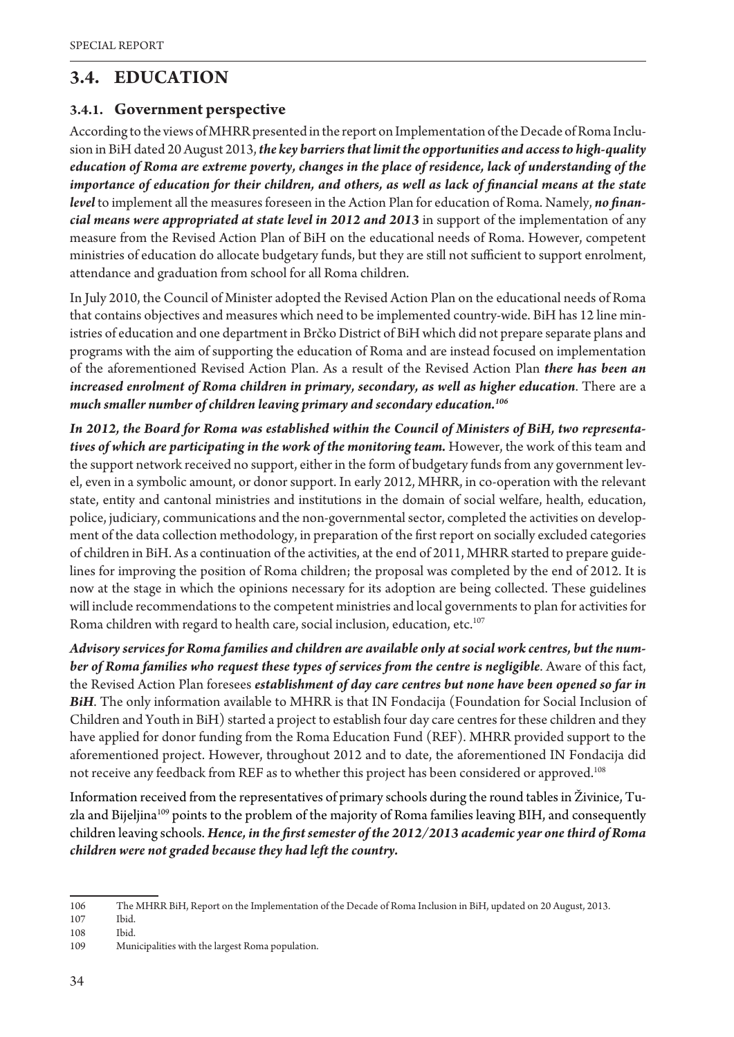## 3.4. EDUCATION

### 3.4.1. Government perspective

According to the views of MHRR presented in the report on Implementation of the Decade of Roma Inclusion in BiH dated 20 August 2013, ***the key barriers that limit the opportunities and access to high-quality education of Roma are extreme poverty, changes in the place of residence, lack of understanding of the importance of education for their children, and others, as well as lack of financial means at the state level*** to implement all the measures foreseen in the Action Plan for education of Roma. Namely, ***no financial means were appropriated at state level in 2012 and 2013*** in support of the implementation of any measure from the Revised Action Plan of BiH on the educational needs of Roma. However, competent ministries of education do allocate budgetary funds, but they are still not sufficient to support enrolment, attendance and graduation from school for all Roma children.

In July 2010, the Council of Minister adopted the Revised Action Plan on the educational needs of Roma that contains objectives and measures which need to be implemented country-wide. BiH has 12 line ministries of education and one department in Brčko District of BiH which did not prepare separate plans and programs with the aim of supporting the education of Roma and are instead focused on implementation of the aforementioned Revised Action Plan. As a result of the Revised Action Plan ***there has been an increased enrolment of Roma children in primary, secondary, as well as higher education***. There are a ***much smaller number of children leaving primary and secondary education.***[106]

***In 2012, the Board for Roma was established within the Council of Ministers of BiH, two representatives of which are participating in the work of the monitoring team.*** However, the work of this team and the support network received no support, either in the form of budgetary funds from any government level, even in a symbolic amount, or donor support. In early 2012, MHRR, in co-operation with the relevant state, entity and cantonal ministries and institutions in the domain of social welfare, health, education, police, judiciary, communications and the non-governmental sector, completed the activities on development of the data collection methodology, in preparation of the first report on socially excluded categories of children in BiH. As a continuation of the activities, at the end of 2011, MHRR started to prepare guidelines for improving the position of Roma children; the proposal was completed by the end of 2012. It is now at the stage in which the opinions necessary for its adoption are being collected. These guidelines will include recommendations to the competent ministries and local governments to plan for activities for Roma children with regard to health care, social inclusion, education, etc.[107]

***Advisory services for Roma families and children are available only at social work centres, but the number of Roma families who request these types of services from the centre is negligible***. Aware of this fact, the Revised Action Plan foresees ***establishment of day care centres but none have been opened so far in BiH***. The only information available to MHRR is that IN Fondacija (Foundation for Social Inclusion of Children and Youth in BiH) started a project to establish four day care centres for these children and they have applied for donor funding from the Roma Education Fund (REF). MHRR provided support to the aforementioned project. However, throughout 2012 and to date, the aforementioned IN Fondacija did not receive any feedback from REF as to whether this project has been considered or approved.[108]

Information received from the representatives of primary schools during the round tables in Živinice, Tuzla and Bijeljina[109] points to the problem of the majority of Roma families leaving BIH, and consequently children leaving schools. ***Hence, in the first semester of the 2012/2013 academic year one third of Roma children were not graded because they had left the country.***

---

106 The MHRR BiH, Report on the Implementation of the Decade of Roma Inclusion in BiH, updated on 20 August, 2013.

107 Ibid.

108 Ibid.

109 Municipalities with the largest Roma population.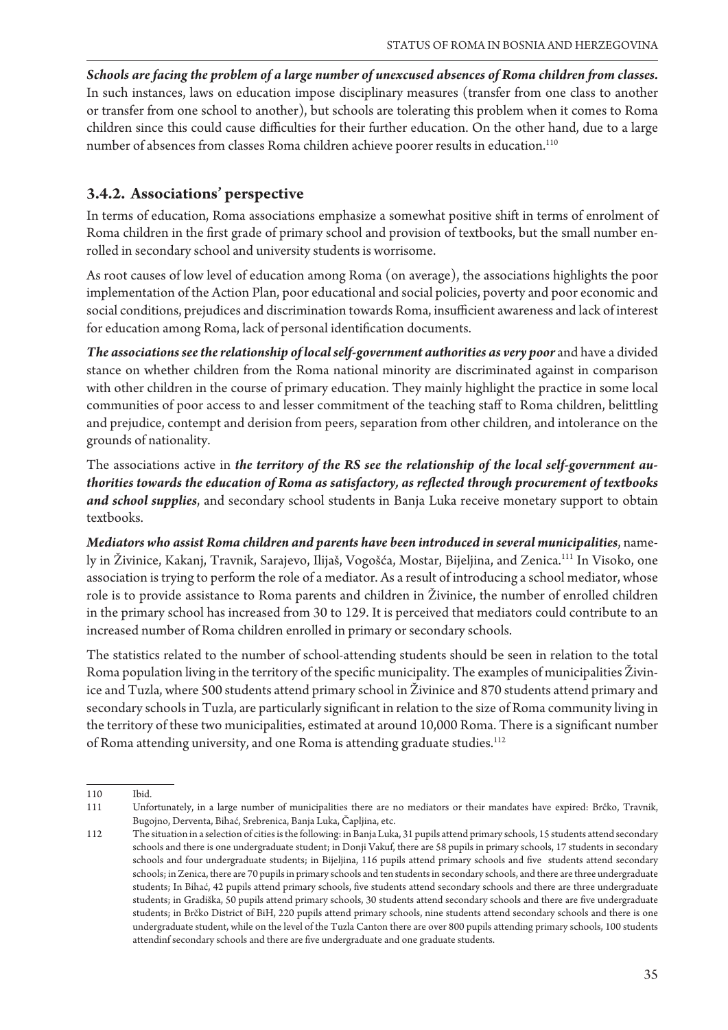***Schools are facing the problem of a large number of unexcused absences of Roma children from classes.*** In such instances, laws on education impose disciplinary measures (transfer from one class to another or transfer from one school to another), but schools are tolerating this problem when it comes to Roma children since this could cause difficulties for their further education. On the other hand, due to a large number of absences from classes Roma children achieve poorer results in education.[110]

### 3.4.2. Associations' perspective

In terms of education, Roma associations emphasize a somewhat positive shift in terms of enrolment of Roma children in the first grade of primary school and provision of textbooks, but the small number enrolled in secondary school and university students is worrisome.

As root causes of low level of education among Roma (on average), the associations highlights the poor implementation of the Action Plan, poor educational and social policies, poverty and poor economic and social conditions, prejudices and discrimination towards Roma, insufficient awareness and lack of interest for education among Roma, lack of personal identification documents.

***The associations see the relationship of local self-government authorities as very poor*** and have a divided stance on whether children from the Roma national minority are discriminated against in comparison with other children in the course of primary education. They mainly highlight the practice in some local communities of poor access to and lesser commitment of the teaching staff to Roma children, belittling and prejudice, contempt and derision from peers, separation from other children, and intolerance on the grounds of nationality.

The associations active in ***the territory of the RS see the relationship of the local self-government authorities towards the education of Roma as satisfactory, as reflected through procurement of textbooks and school supplies***, and secondary school students in Banja Luka receive monetary support to obtain textbooks.

***Mediators who assist Roma children and parents have been introduced in several municipalities***, namely in Živinice, Kakanj, Travnik, Sarajevo, Ilijaš, Vogošća, Mostar, Bijeljina, and Zenica.[111] In Visoko, one association is trying to perform the role of a mediator. As a result of introducing a school mediator, whose role is to provide assistance to Roma parents and children in Živinice, the number of enrolled children in the primary school has increased from 30 to 129. It is perceived that mediators could contribute to an increased number of Roma children enrolled in primary or secondary schools.

The statistics related to the number of school-attending students should be seen in relation to the total Roma population living in the territory of the specific municipality. The examples of municipalities Živinice and Tuzla, where 500 students attend primary school in Živinice and 870 students attend primary and secondary schools in Tuzla, are particularly significant in relation to the size of Roma community living in the territory of these two municipalities, estimated at around 10,000 Roma. There is a significant number of Roma attending university, and one Roma is attending graduate studies.[112]

---

110 Ibid.

111 Unfortunately, in a large number of municipalities there are no mediators or their mandates have expired: Brčko, Travnik, Bugojno, Derventa, Bihać, Srebrenica, Banja Luka, Čapljina, etc.

112 The situation in a selection of cities is the following: in Banja Luka, 31 pupils attend primary schools, 15 students attend secondary schools and there is one undergraduate student; in Donji Vakuf, there are 58 pupils in primary schools, 17 students in secondary schools and four undergraduate students; in Bijeljina, 116 pupils attend primary schools and five students attend secondary schools; in Zenica, there are 70 pupils in primary schools and ten students in secondary schools, and there are three undergraduate students; In Bihać, 42 pupils attend primary schools, five students attend secondary schools and there are three undergraduate students; in Gradiška, 50 pupils attend primary schools, 30 students attend secondary schools and there are five undergraduate students; in Brčko District of BiH, 220 pupils attend primary schools, nine students attend secondary schools and there is one undergraduate student, while on the level of the Tuzla Canton there are over 800 pupils attending primary schools, 100 students attendinf secondary schools and there are five undergraduate and one graduate students.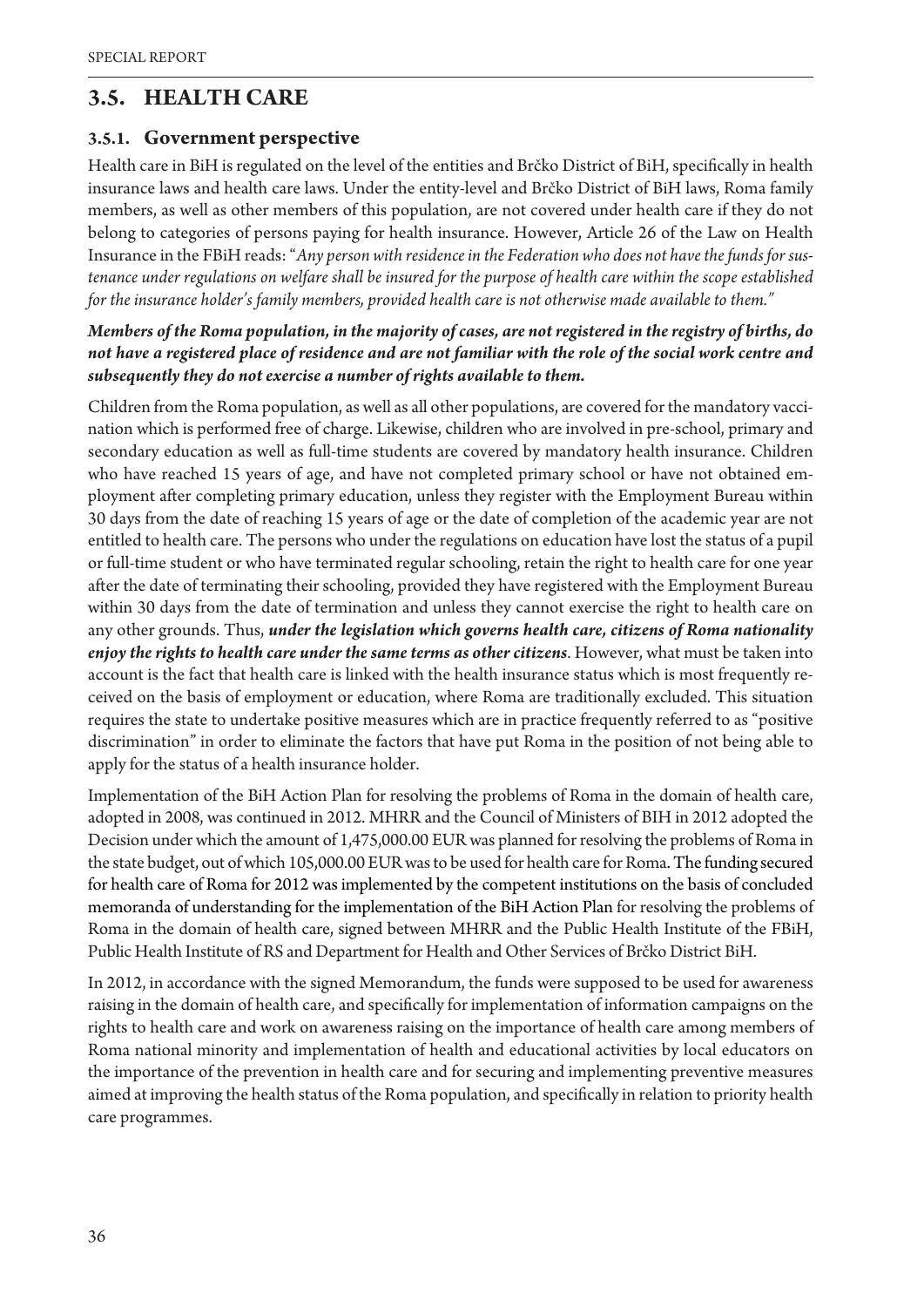## 3.5. HEALTH CARE

### 3.5.1. Government perspective

Health care in BiH is regulated on the level of the entities and Brčko District of BiH, specifically in health insurance laws and health care laws. Under the entity-level and Brčko District of BiH laws, Roma family members, as well as other members of this population, are not covered under health care if they do not belong to categories of persons paying for health insurance. However, Article 26 of the Law on Health Insurance in the FBiH reads: "*Any person with residence in the Federation who does not have the funds for sustenance under regulations on welfare shall be insured for the purpose of health care within the scope established for the insurance holder's family members, provided health care is not otherwise made available to them.*"

***Members of the Roma population, in the majority of cases, are not registered in the registry of births, do not have a registered place of residence and are not familiar with the role of the social work centre and subsequently they do not exercise a number of rights available to them.***

Children from the Roma population, as well as all other populations, are covered for the mandatory vaccination which is performed free of charge. Likewise, children who are involved in pre-school, primary and secondary education as well as full-time students are covered by mandatory health insurance. Children who have reached 15 years of age, and have not completed primary school or have not obtained employment after completing primary education, unless they register with the Employment Bureau within 30 days from the date of reaching 15 years of age or the date of completion of the academic year are not entitled to health care. The persons who under the regulations on education have lost the status of a pupil or full-time student or who have terminated regular schooling, retain the right to health care for one year after the date of terminating their schooling, provided they have registered with the Employment Bureau within 30 days from the date of termination and unless they cannot exercise the right to health care on any other grounds. Thus, ***under the legislation which governs health care, citizens of Roma nationality enjoy the rights to health care under the same terms as other citizens***. However, what must be taken into account is the fact that health care is linked with the health insurance status which is most frequently received on the basis of employment or education, where Roma are traditionally excluded. This situation requires the state to undertake positive measures which are in practice frequently referred to as "positive discrimination" in order to eliminate the factors that have put Roma in the position of not being able to apply for the status of a health insurance holder.

Implementation of the BiH Action Plan for resolving the problems of Roma in the domain of health care, adopted in 2008, was continued in 2012. MHRR and the Council of Ministers of BIH in 2012 adopted the Decision under which the amount of 1,475,000.00 EUR was planned for resolving the problems of Roma in the state budget, out of which 105,000.00 EUR was to be used for health care for Roma. The funding secured for health care of Roma for 2012 was implemented by the competent institutions on the basis of concluded memoranda of understanding for the implementation of the BiH Action Plan for resolving the problems of Roma in the domain of health care, signed between MHRR and the Public Health Institute of the FBiH, Public Health Institute of RS and Department for Health and Other Services of Brčko District BiH.

In 2012, in accordance with the signed Memorandum, the funds were supposed to be used for awareness raising in the domain of health care, and specifically for implementation of information campaigns on the rights to health care and work on awareness raising on the importance of health care among members of Roma national minority and implementation of health and educational activities by local educators on the importance of the prevention in health care and for securing and implementing preventive measures aimed at improving the health status of the Roma population, and specifically in relation to priority health care programmes.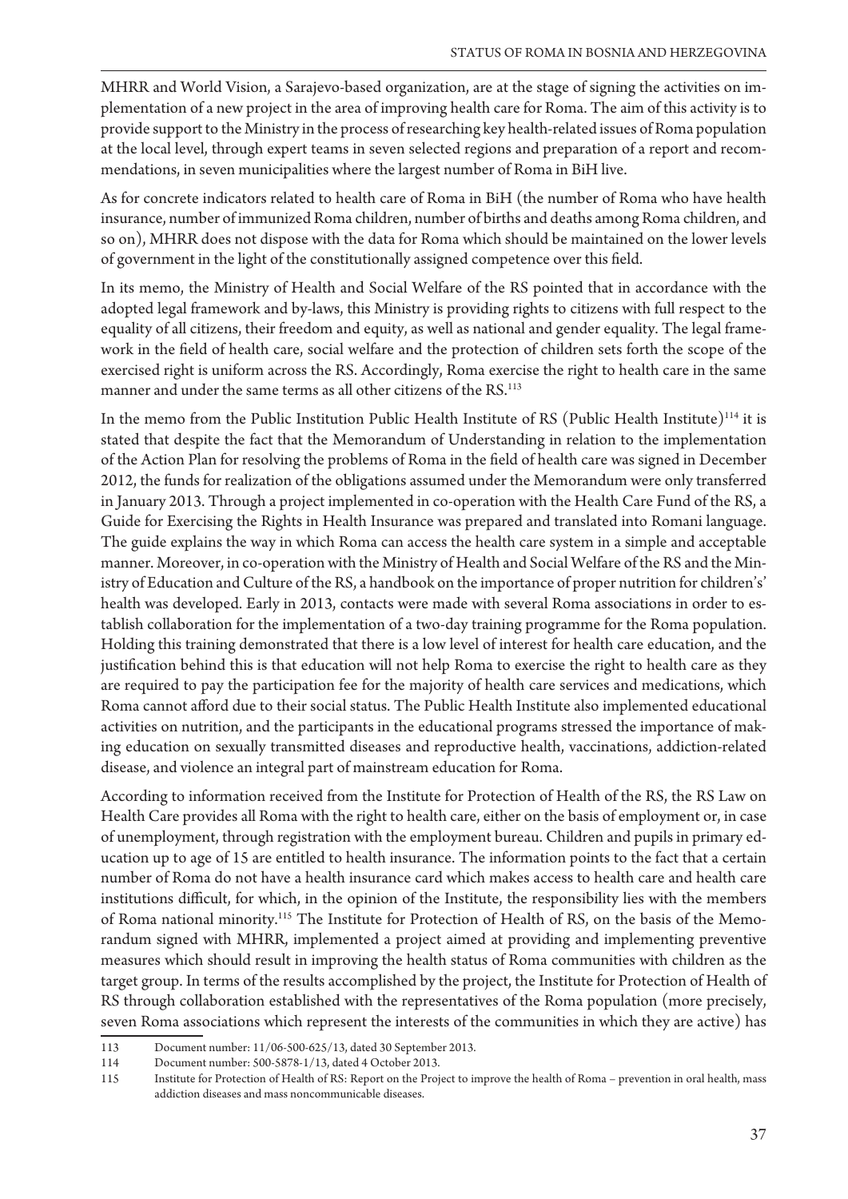MHRR and World Vision, a Sarajevo-based organization, are at the stage of signing the activities on implementation of a new project in the area of improving health care for Roma. The aim of this activity is to provide support to the Ministry in the process of researching key health-related issues of Roma population at the local level, through expert teams in seven selected regions and preparation of a report and recommendations, in seven municipalities where the largest number of Roma in BiH live.

As for concrete indicators related to health care of Roma in BiH (the number of Roma who have health insurance, number of immunized Roma children, number of births and deaths among Roma children, and so on), MHRR does not dispose with the data for Roma which should be maintained on the lower levels of government in the light of the constitutionally assigned competence over this field.

In its memo, the Ministry of Health and Social Welfare of the RS pointed that in accordance with the adopted legal framework and by-laws, this Ministry is providing rights to citizens with full respect to the equality of all citizens, their freedom and equity, as well as national and gender equality. The legal framework in the field of health care, social welfare and the protection of children sets forth the scope of the exercised right is uniform across the RS. Accordingly, Roma exercise the right to health care in the same manner and under the same terms as all other citizens of the RS.[113]

In the memo from the Public Institution Public Health Institute of RS (Public Health Institute)[114] it is stated that despite the fact that the Memorandum of Understanding in relation to the implementation of the Action Plan for resolving the problems of Roma in the field of health care was signed in December 2012, the funds for realization of the obligations assumed under the Memorandum were only transferred in January 2013. Through a project implemented in co-operation with the Health Care Fund of the RS, a Guide for Exercising the Rights in Health Insurance was prepared and translated into Romani language. The guide explains the way in which Roma can access the health care system in a simple and acceptable manner. Moreover, in co-operation with the Ministry of Health and Social Welfare of the RS and the Ministry of Education and Culture of the RS, a handbook on the importance of proper nutrition for children's' health was developed. Early in 2013, contacts were made with several Roma associations in order to establish collaboration for the implementation of a two-day training programme for the Roma population. Holding this training demonstrated that there is a low level of interest for health care education, and the justification behind this is that education will not help Roma to exercise the right to health care as they are required to pay the participation fee for the majority of health care services and medications, which Roma cannot afford due to their social status. The Public Health Institute also implemented educational activities on nutrition, and the participants in the educational programs stressed the importance of making education on sexually transmitted diseases and reproductive health, vaccinations, addiction-related disease, and violence an integral part of mainstream education for Roma.

According to information received from the Institute for Protection of Health of the RS, the RS Law on Health Care provides all Roma with the right to health care, either on the basis of employment or, in case of unemployment, through registration with the employment bureau. Children and pupils in primary education up to age of 15 are entitled to health insurance. The information points to the fact that a certain number of Roma do not have a health insurance card which makes access to health care and health care institutions difficult, for which, in the opinion of the Institute, the responsibility lies with the members of Roma national minority.[115] The Institute for Protection of Health of RS, on the basis of the Memorandum signed with MHRR, implemented a project aimed at providing and implementing preventive measures which should result in improving the health status of Roma communities with children as the target group. In terms of the results accomplished by the project, the Institute for Protection of Health of RS through collaboration established with the representatives of the Roma population (more precisely, seven Roma associations which represent the interests of the communities in which they are active) has

---

113 Document number: 11/06-500-625/13, dated 30 September 2013.

114 Document number: 500-5878-1/13, dated 4 October 2013.

115 Institute for Protection of Health of RS: Report on the Project to improve the health of Roma – prevention in oral health, mass addiction diseases and mass noncommunicable diseases.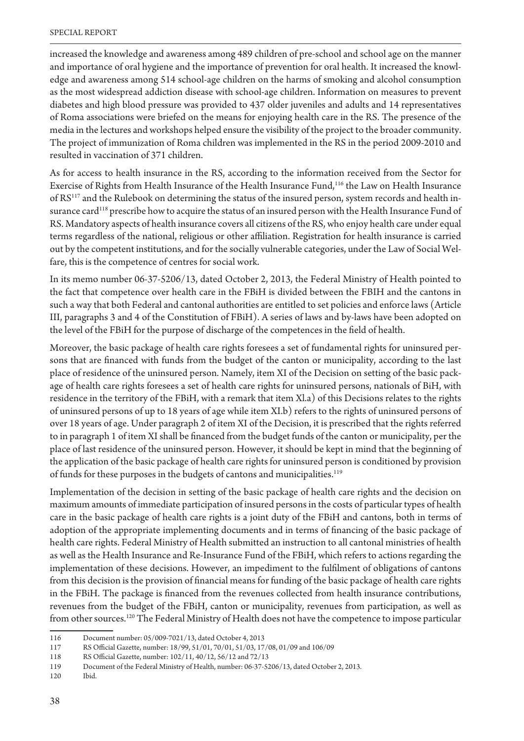increased the knowledge and awareness among 489 children of pre-school and school age on the manner and importance of oral hygiene and the importance of prevention for oral health. It increased the knowledge and awareness among 514 school-age children on the harms of smoking and alcohol consumption as the most widespread addiction disease with school-age children. Information on measures to prevent diabetes and high blood pressure was provided to 437 older juveniles and adults and 14 representatives of Roma associations were briefed on the means for enjoying health care in the RS. The presence of the media in the lectures and workshops helped ensure the visibility of the project to the broader community. The project of immunization of Roma children was implemented in the RS in the period 2009-2010 and resulted in vaccination of 371 children.

As for access to health insurance in the RS, according to the information received from the Sector for Exercise of Rights from Health Insurance of the Health Insurance Fund,[116] the Law on Health Insurance of RS[117] and the Rulebook on determining the status of the insured person, system records and health insurance card[118] prescribe how to acquire the status of an insured person with the Health Insurance Fund of RS. Mandatory aspects of health insurance covers all citizens of the RS, who enjoy health care under equal terms regardless of the national, religious or other affiliation. Registration for health insurance is carried out by the competent institutions, and for the socially vulnerable categories, under the Law of Social Welfare, this is the competence of centres for social work.

In its memo number 06-37-5206/13, dated October 2, 2013, the Federal Ministry of Health pointed to the fact that competence over health care in the FBiH is divided between the FBIH and the cantons in such a way that both Federal and cantonal authorities are entitled to set policies and enforce laws (Article III, paragraphs 3 and 4 of the Constitution of FBiH). A series of laws and by-laws have been adopted on the level of the FBiH for the purpose of discharge of the competences in the field of health.

Moreover, the basic package of health care rights foresees a set of fundamental rights for uninsured persons that are financed with funds from the budget of the canton or municipality, according to the last place of residence of the uninsured person. Namely, item XI of the Decision on setting of the basic package of health care rights foresees a set of health care rights for uninsured persons, nationals of BiH, with residence in the territory of the FBiH, with a remark that item XI.a) of this Decisions relates to the rights of uninsured persons of up to 18 years of age while item XI.b) refers to the rights of uninsured persons of over 18 years of age. Under paragraph 2 of item XI of the Decision, it is prescribed that the rights referred to in paragraph 1 of item XI shall be financed from the budget funds of the canton or municipality, per the place of last residence of the uninsured person. However, it should be kept in mind that the beginning of the application of the basic package of health care rights for uninsured person is conditioned by provision of funds for these purposes in the budgets of cantons and municipalities.[119]

Implementation of the decision in setting of the basic package of health care rights and the decision on maximum amounts of immediate participation of insured persons in the costs of particular types of health care in the basic package of health care rights is a joint duty of the FBiH and cantons, both in terms of adoption of the appropriate implementing documents and in terms of financing of the basic package of health care rights. Federal Ministry of Health submitted an instruction to all cantonal ministries of health as well as the Health Insurance and Re-Insurance Fund of the FBiH, which refers to actions regarding the implementation of these decisions. However, an impediment to the fulfilment of obligations of cantons from this decision is the provision of financial means for funding of the basic package of health care rights in the FBiH. The package is financed from the revenues collected from health insurance contributions, revenues from the budget of the FBiH, canton or municipality, revenues from participation, as well as from other sources.[120] The Federal Ministry of Health does not have the competence to impose particular

---

116 Document number: 05/009-7021/13, dated October 4, 2013

117 RS Official Gazette, number: 18/99, 51/01, 70/01, 51/03, 17/08, 01/09 and 106/09

118 RS Official Gazette, number: 102/11, 40/12, 56/12 and 72/13

119 Document of the Federal Ministry of Health, number: 06-37-5206/13, dated October 2, 2013.

120 Ibid.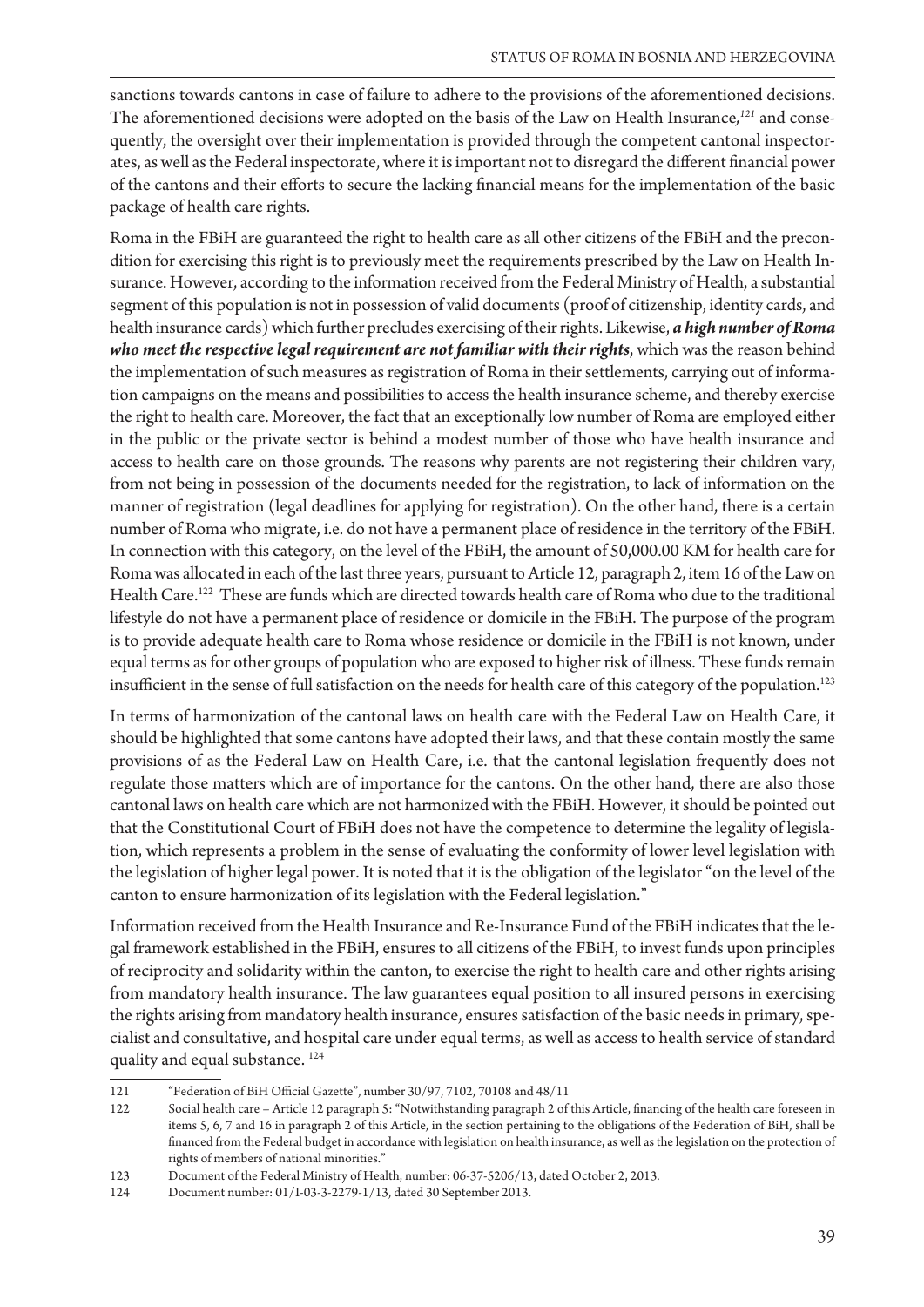sanctions towards cantons in case of failure to adhere to the provisions of the aforementioned decisions. The aforementioned decisions were adopted on the basis of the Law on Health Insurance,[121] and consequently, the oversight over their implementation is provided through the competent cantonal inspectorates, as well as the Federal inspectorate, where it is important not to disregard the different financial power of the cantons and their efforts to secure the lacking financial means for the implementation of the basic package of health care rights.

Roma in the FBiH are guaranteed the right to health care as all other citizens of the FBiH and the precondition for exercising this right is to previously meet the requirements prescribed by the Law on Health Insurance. However, according to the information received from the Federal Ministry of Health, a substantial segment of this population is not in possession of valid documents (proof of citizenship, identity cards, and health insurance cards) which further precludes exercising of their rights. Likewise, ***a high number of Roma who meet the respective legal requirement are not familiar with their rights***, which was the reason behind the implementation of such measures as registration of Roma in their settlements, carrying out of information campaigns on the means and possibilities to access the health insurance scheme, and thereby exercise the right to health care. Moreover, the fact that an exceptionally low number of Roma are employed either in the public or the private sector is behind a modest number of those who have health insurance and access to health care on those grounds. The reasons why parents are not registering their children vary, from not being in possession of the documents needed for the registration, to lack of information on the manner of registration (legal deadlines for applying for registration). On the other hand, there is a certain number of Roma who migrate, i.e. do not have a permanent place of residence in the territory of the FBiH. In connection with this category, on the level of the FBiH, the amount of 50,000.00 KM for health care for Roma was allocated in each of the last three years, pursuant to Article 12, paragraph 2, item 16 of the Law on Health Care.[122] These are funds which are directed towards health care of Roma who due to the traditional lifestyle do not have a permanent place of residence or domicile in the FBiH. The purpose of the program is to provide adequate health care to Roma whose residence or domicile in the FBiH is not known, under equal terms as for other groups of population who are exposed to higher risk of illness. These funds remain insufficient in the sense of full satisfaction on the needs for health care of this category of the population.[123]

In terms of harmonization of the cantonal laws on health care with the Federal Law on Health Care, it should be highlighted that some cantons have adopted their laws, and that these contain mostly the same provisions of as the Federal Law on Health Care, i.e. that the cantonal legislation frequently does not regulate those matters which are of importance for the cantons. On the other hand, there are also those cantonal laws on health care which are not harmonized with the FBiH. However, it should be pointed out that the Constitutional Court of FBiH does not have the competence to determine the legality of legislation, which represents a problem in the sense of evaluating the conformity of lower level legislation with the legislation of higher legal power. It is noted that it is the obligation of the legislator "on the level of the canton to ensure harmonization of its legislation with the Federal legislation."

Information received from the Health Insurance and Re-Insurance Fund of the FBiH indicates that the legal framework established in the FBiH, ensures to all citizens of the FBiH, to invest funds upon principles of reciprocity and solidarity within the canton, to exercise the right to health care and other rights arising from mandatory health insurance. The law guarantees equal position to all insured persons in exercising the rights arising from mandatory health insurance, ensures satisfaction of the basic needs in primary, specialist and consultative, and hospital care under equal terms, as well as access to health service of standard quality and equal substance. [124]

---

121 "Federation of BiH Official Gazette", number 30/97, 7102, 70108 and 48/11

122 Social health care – Article 12 paragraph 5: "Notwithstanding paragraph 2 of this Article, financing of the health care foreseen in items 5, 6, 7 and 16 in paragraph 2 of this Article, in the section pertaining to the obligations of the Federation of BiH, shall be financed from the Federal budget in accordance with legislation on health insurance, as well as the legislation on the protection of rights of members of national minorities."

123 Document of the Federal Ministry of Health, number: 06-37-5206/13, dated October 2, 2013.

124 Document number: 01/I-03-3-2279-1/13, dated 30 September 2013.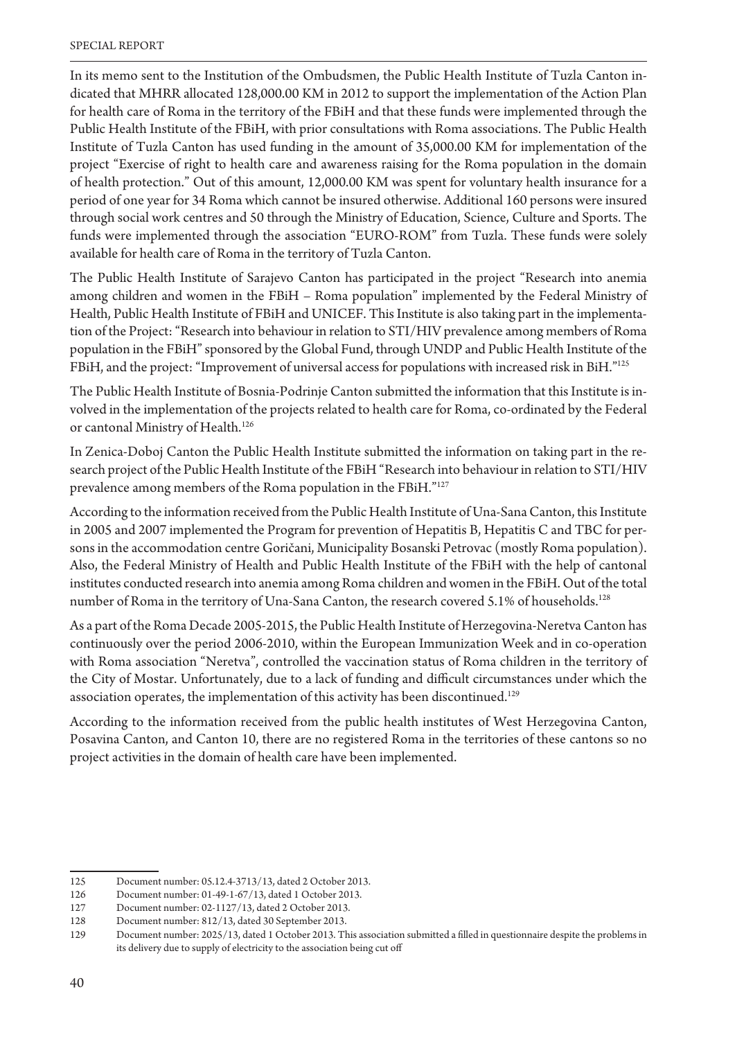In its memo sent to the Institution of the Ombudsmen, the Public Health Institute of Tuzla Canton indicated that MHRR allocated 128,000.00 KM in 2012 to support the implementation of the Action Plan for health care of Roma in the territory of the FBiH and that these funds were implemented through the Public Health Institute of the FBiH, with prior consultations with Roma associations. The Public Health Institute of Tuzla Canton has used funding in the amount of 35,000.00 KM for implementation of the project "Exercise of right to health care and awareness raising for the Roma population in the domain of health protection." Out of this amount, 12,000.00 KM was spent for voluntary health insurance for a period of one year for 34 Roma which cannot be insured otherwise. Additional 160 persons were insured through social work centres and 50 through the Ministry of Education, Science, Culture and Sports. The funds were implemented through the association "EURO-ROM" from Tuzla. These funds were solely available for health care of Roma in the territory of Tuzla Canton.

The Public Health Institute of Sarajevo Canton has participated in the project "Research into anemia among children and women in the FBiH – Roma population" implemented by the Federal Ministry of Health, Public Health Institute of FBiH and UNICEF. This Institute is also taking part in the implementation of the Project: "Research into behaviour in relation to STI/HIV prevalence among members of Roma population in the FBiH" sponsored by the Global Fund, through UNDP and Public Health Institute of the FBiH, and the project: "Improvement of universal access for populations with increased risk in BiH."[125]

The Public Health Institute of Bosnia-Podrinje Canton submitted the information that this Institute is involved in the implementation of the projects related to health care for Roma, co-ordinated by the Federal or cantonal Ministry of Health.[126]

In Zenica-Doboj Canton the Public Health Institute submitted the information on taking part in the research project of the Public Health Institute of the FBiH "Research into behaviour in relation to STI/HIV prevalence among members of the Roma population in the FBiH."[127]

According to the information received from the Public Health Institute of Una-Sana Canton, this Institute in 2005 and 2007 implemented the Program for prevention of Hepatitis B, Hepatitis C and TBC for persons in the accommodation centre Goričani, Municipality Bosanski Petrovac (mostly Roma population). Also, the Federal Ministry of Health and Public Health Institute of the FBiH with the help of cantonal institutes conducted research into anemia among Roma children and women in the FBiH. Out of the total number of Roma in the territory of Una-Sana Canton, the research covered 5.1% of households.[128]

As a part of the Roma Decade 2005-2015, the Public Health Institute of Herzegovina-Neretva Canton has continuously over the period 2006-2010, within the European Immunization Week and in co-operation with Roma association "Neretva", controlled the vaccination status of Roma children in the territory of the City of Mostar. Unfortunately, due to a lack of funding and difficult circumstances under which the association operates, the implementation of this activity has been discontinued.[129]

According to the information received from the public health institutes of West Herzegovina Canton, Posavina Canton, and Canton 10, there are no registered Roma in the territories of these cantons so no project activities in the domain of health care have been implemented.

---

125 Document number: 05.12.4-3713/13, dated 2 October 2013.

126 Document number: 01-49-1-67/13, dated 1 October 2013.

127 Document number: 02-1127/13, dated 2 October 2013.

128 Document number: 812/13, dated 30 September 2013.

129 Document number: 2025/13, dated 1 October 2013. This association submitted a filled in questionnaire despite the problems in its delivery due to supply of electricity to the association being cut off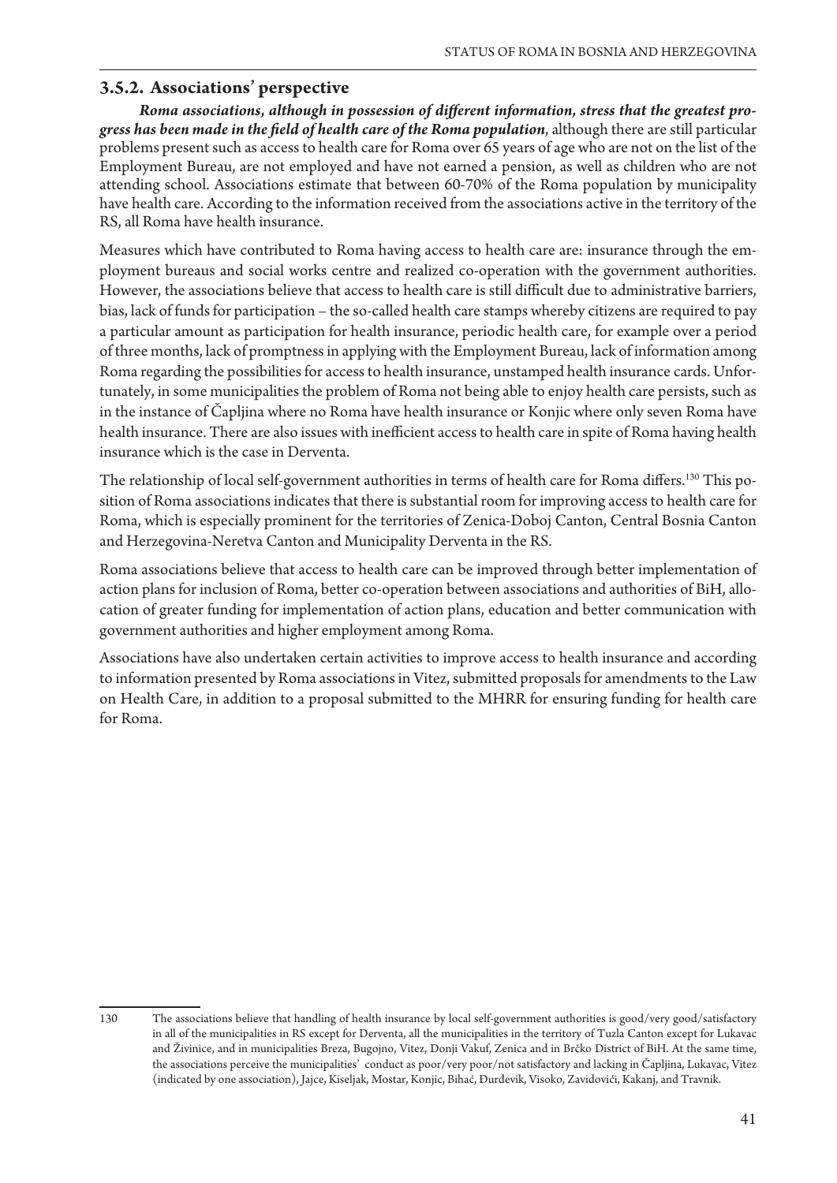### 3.5.2. Associations' perspective

***Roma associations, although in possession of different information, stress that the greatest progress has been made in the field of health care of the Roma population***, although there are still particular problems present such as access to health care for Roma over 65 years of age who are not on the list of the Employment Bureau, are not employed and have not earned a pension, as well as children who are not attending school. Associations estimate that between 60-70% of the Roma population by municipality have health care. According to the information received from the associations active in the territory of the RS, all Roma have health insurance.

Measures which have contributed to Roma having access to health care are: insurance through the employment bureaus and social works centre and realized co-operation with the government authorities. However, the associations believe that access to health care is still difficult due to administrative barriers, bias, lack of funds for participation – the so-called health care stamps whereby citizens are required to pay a particular amount as participation for health insurance, periodic health care, for example over a period of three months, lack of promptness in applying with the Employment Bureau, lack of information among Roma regarding the possibilities for access to health insurance, unstamped health insurance cards. Unfortunately, in some municipalities the problem of Roma not being able to enjoy health care persists, such as in the instance of Čapljina where no Roma have health insurance or Konjic where only seven Roma have health insurance. There are also issues with inefficient access to health care in spite of Roma having health insurance which is the case in Derventa.

The relationship of local self-government authorities in terms of health care for Roma differs.[130] This position of Roma associations indicates that there is substantial room for improving access to health care for Roma, which is especially prominent for the territories of Zenica-Doboj Canton, Central Bosnia Canton and Herzegovina-Neretva Canton and Municipality Derventa in the RS.

Roma associations believe that access to health care can be improved through better implementation of action plans for inclusion of Roma, better co-operation between associations and authorities of BiH, allocation of greater funding for implementation of action plans, education and better communication with government authorities and higher employment among Roma.

Associations have also undertaken certain activities to improve access to health insurance and according to information presented by Roma associations in Vitez, submitted proposals for amendments to the Law on Health Care, in addition to a proposal submitted to the MHRR for ensuring funding for health care for Roma.

---

130 The associations believe that handling of health insurance by local self-government authorities is good/very good/satisfactory in all of the municipalities in RS except for Derventa, all the municipalities in the territory of Tuzla Canton except for Lukavac and Živinice, and in municipalities Breza, Bugojno, Vitez, Donji Vakuf, Zenica and in Brčko District of BiH. At the same time, the associations perceive the municipalities' conduct as poor/very poor/not satisfactory and lacking in Čapljina, Lukavac, Vitez (indicated by one association), Jajce, Kiseljak, Mostar, Konjic, Bihać, Đurđevik, Visoko, Zavidovići, Kakanj, and Travnik.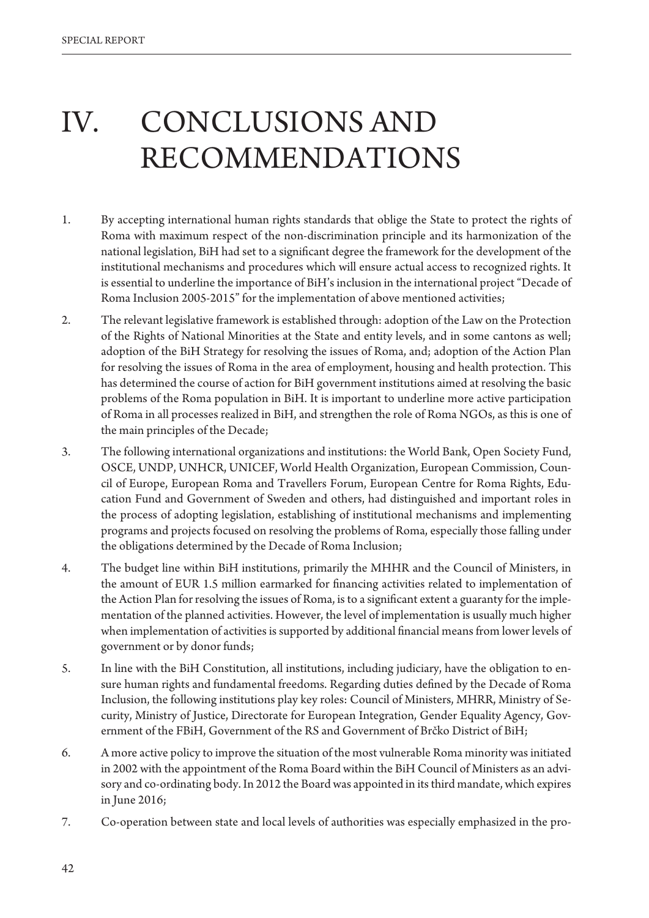# IV. CONCLUSIONS AND RECOMMENDATIONS

1. By accepting international human rights standards that oblige the State to protect the rights of Roma with maximum respect of the non-discrimination principle and its harmonization of the national legislation, BiH had set to a significant degree the framework for the development of the institutional mechanisms and procedures which will ensure actual access to recognized rights. It is essential to underline the importance of BiH's inclusion in the international project "Decade of Roma Inclusion 2005-2015" for the implementation of above mentioned activities;

2. The relevant legislative framework is established through: adoption of the Law on the Protection of the Rights of National Minorities at the State and entity levels, and in some cantons as well; adoption of the BiH Strategy for resolving the issues of Roma, and; adoption of the Action Plan for resolving the issues of Roma in the area of employment, housing and health protection. This has determined the course of action for BiH government institutions aimed at resolving the basic problems of the Roma population in BiH. It is important to underline more active participation of Roma in all processes realized in BiH, and strengthen the role of Roma NGOs, as this is one of the main principles of the Decade;

3. The following international organizations and institutions: the World Bank, Open Society Fund, OSCE, UNDP, UNHCR, UNICEF, World Health Organization, European Commission, Council of Europe, European Roma and Travellers Forum, European Centre for Roma Rights, Education Fund and Government of Sweden and others, had distinguished and important roles in the process of adopting legislation, establishing of institutional mechanisms and implementing programs and projects focused on resolving the problems of Roma, especially those falling under the obligations determined by the Decade of Roma Inclusion;

4. The budget line within BiH institutions, primarily the MHHR and the Council of Ministers, in the amount of EUR 1.5 million earmarked for financing activities related to implementation of the Action Plan for resolving the issues of Roma, is to a significant extent a guaranty for the implementation of the planned activities. However, the level of implementation is usually much higher when implementation of activities is supported by additional financial means from lower levels of government or by donor funds;

5. In line with the BiH Constitution, all institutions, including judiciary, have the obligation to ensure human rights and fundamental freedoms. Regarding duties defined by the Decade of Roma Inclusion, the following institutions play key roles: Council of Ministers, MHRR, Ministry of Security, Ministry of Justice, Directorate for European Integration, Gender Equality Agency, Government of the FBiH, Government of the RS and Government of Brčko District of BiH;

6. A more active policy to improve the situation of the most vulnerable Roma minority was initiated in 2002 with the appointment of the Roma Board within the BiH Council of Ministers as an advisory and co-ordinating body. In 2012 the Board was appointed in its third mandate, which expires in June 2016;

7. Co-operation between state and local levels of authorities was especially emphasized in the pro-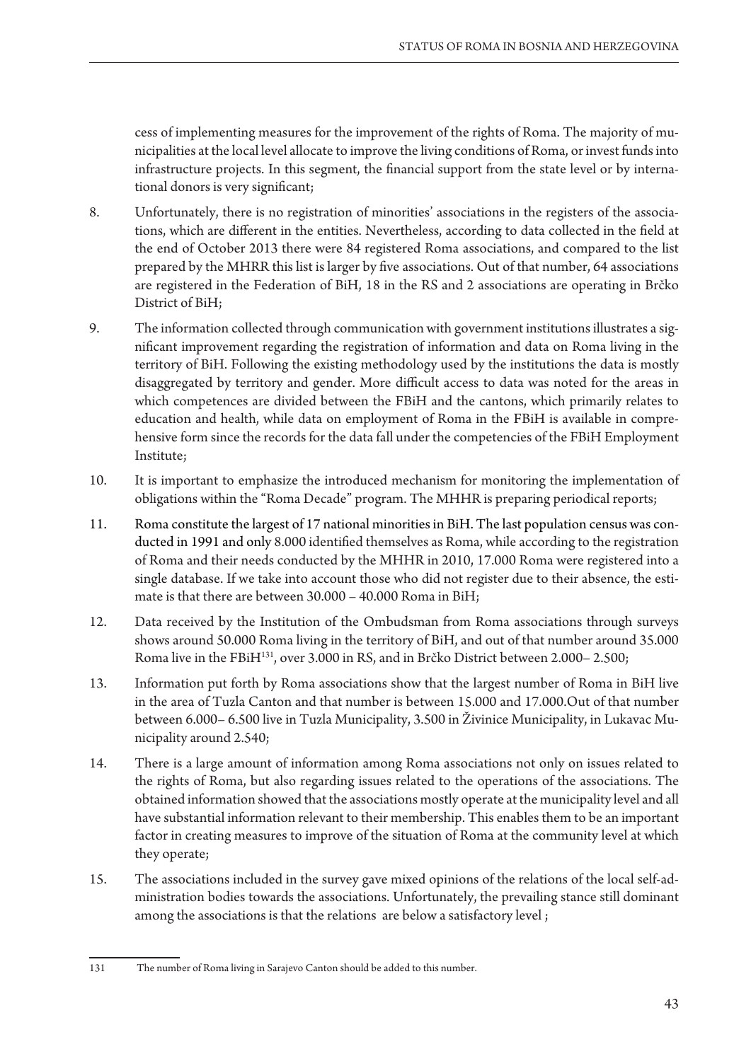cess of implementing measures for the improvement of the rights of Roma. The majority of municipalities at the local level allocate to improve the living conditions of Roma, or invest funds into infrastructure projects. In this segment, the financial support from the state level or by international donors is very significant;

8. Unfortunately, there is no registration of minorities' associations in the registers of the associations, which are different in the entities. Nevertheless, according to data collected in the field at the end of October 2013 there were 84 registered Roma associations, and compared to the list prepared by the MHRR this list is larger by five associations. Out of that number, 64 associations are registered in the Federation of BiH, 18 in the RS and 2 associations are operating in Brčko District of BiH;

9. The information collected through communication with government institutions illustrates a significant improvement regarding the registration of information and data on Roma living in the territory of BiH. Following the existing methodology used by the institutions the data is mostly disaggregated by territory and gender. More difficult access to data was noted for the areas in which competences are divided between the FBiH and the cantons, which primarily relates to education and health, while data on employment of Roma in the FBiH is available in comprehensive form since the records for the data fall under the competencies of the FBiH Employment Institute;

10. It is important to emphasize the introduced mechanism for monitoring the implementation of obligations within the "Roma Decade" program. The MHHR is preparing periodical reports;

11. Roma constitute the largest of 17 national minorities in BiH. The last population census was conducted in 1991 and only 8.000 identified themselves as Roma, while according to the registration of Roma and their needs conducted by the MHHR in 2010, 17.000 Roma were registered into a single database. If we take into account those who did not register due to their absence, the estimate is that there are between 30.000 – 40.000 Roma in BiH;

12. Data received by the Institution of the Ombudsman from Roma associations through surveys shows around 50.000 Roma living in the territory of BiH, and out of that number around 35.000 Roma live in the FBiH[131], over 3.000 in RS, and in Brčko District between 2.000– 2.500;

13. Information put forth by Roma associations show that the largest number of Roma in BiH live in the area of Tuzla Canton and that number is between 15.000 and 17.000.Out of that number between 6.000– 6.500 live in Tuzla Municipality, 3.500 in Živinice Municipality, in Lukavac Municipality around 2.540;

14. There is a large amount of information among Roma associations not only on issues related to the rights of Roma, but also regarding issues related to the operations of the associations. The obtained information showed that the associations mostly operate at the municipality level and all have substantial information relevant to their membership. This enables them to be an important factor in creating measures to improve of the situation of Roma at the community level at which they operate;

15. The associations included in the survey gave mixed opinions of the relations of the local self-administration bodies towards the associations. Unfortunately, the prevailing stance still dominant among the associations is that the relations are below a satisfactory level ;

---

131 The number of Roma living in Sarajevo Canton should be added to this number.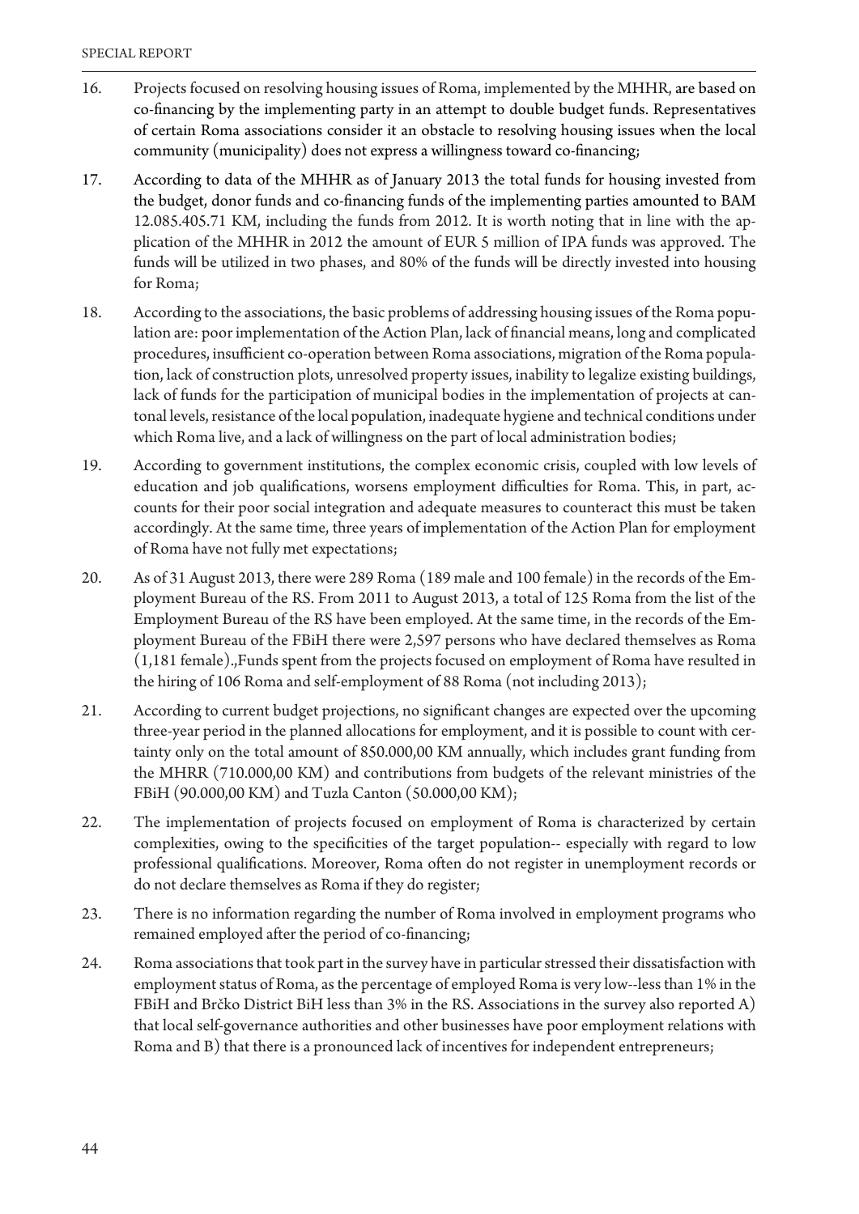16. Projects focused on resolving housing issues of Roma, implemented by the MHHR, are based on co-financing by the implementing party in an attempt to double budget funds. Representatives of certain Roma associations consider it an obstacle to resolving housing issues when the local community (municipality) does not express a willingness toward co-financing;

17. According to data of the MHHR as of January 2013 the total funds for housing invested from the budget, donor funds and co-financing funds of the implementing parties amounted to BAM 12.085.405.71 KM, including the funds from 2012. It is worth noting that in line with the application of the MHHR in 2012 the amount of EUR 5 million of IPA funds was approved. The funds will be utilized in two phases, and 80% of the funds will be directly invested into housing for Roma;

18. According to the associations, the basic problems of addressing housing issues of the Roma population are: poor implementation of the Action Plan, lack of financial means, long and complicated procedures, insufficient co-operation between Roma associations, migration of the Roma population, lack of construction plots, unresolved property issues, inability to legalize existing buildings, lack of funds for the participation of municipal bodies in the implementation of projects at cantonal levels, resistance of the local population, inadequate hygiene and technical conditions under which Roma live, and a lack of willingness on the part of local administration bodies;

19. According to government institutions, the complex economic crisis, coupled with low levels of education and job qualifications, worsens employment difficulties for Roma. This, in part, accounts for their poor social integration and adequate measures to counteract this must be taken accordingly. At the same time, three years of implementation of the Action Plan for employment of Roma have not fully met expectations;

20. As of 31 August 2013, there were 289 Roma (189 male and 100 female) in the records of the Employment Bureau of the RS. From 2011 to August 2013, a total of 125 Roma from the list of the Employment Bureau of the RS have been employed. At the same time, in the records of the Employment Bureau of the FBiH there were 2,597 persons who have declared themselves as Roma (1,181 female).,Funds spent from the projects focused on employment of Roma have resulted in the hiring of 106 Roma and self-employment of 88 Roma (not including 2013);

21. According to current budget projections, no significant changes are expected over the upcoming three-year period in the planned allocations for employment, and it is possible to count with certainty only on the total amount of 850.000,00 KM annually, which includes grant funding from the MHRR (710.000,00 KM) and contributions from budgets of the relevant ministries of the FBiH (90.000,00 KM) and Tuzla Canton (50.000,00 KM);

22. The implementation of projects focused on employment of Roma is characterized by certain complexities, owing to the specificities of the target population-- especially with regard to low professional qualifications. Moreover, Roma often do not register in unemployment records or do not declare themselves as Roma if they do register;

23. There is no information regarding the number of Roma involved in employment programs who remained employed after the period of co-financing;

24. Roma associations that took part in the survey have in particular stressed their dissatisfaction with employment status of Roma, as the percentage of employed Roma is very low--less than 1% in the FBiH and Brčko District BiH less than 3% in the RS. Associations in the survey also reported A) that local self-governance authorities and other businesses have poor employment relations with Roma and B) that there is a pronounced lack of incentives for independent entrepreneurs;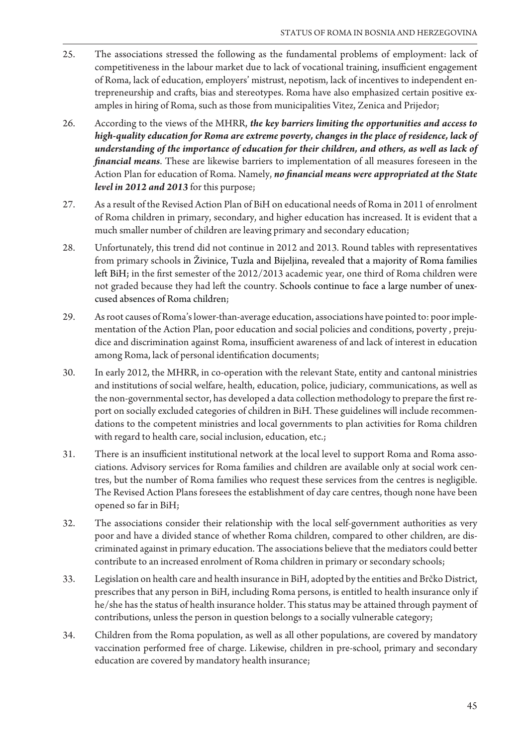25. The associations stressed the following as the fundamental problems of employment: lack of competitiveness in the labour market due to lack of vocational training, insufficient engagement of Roma, lack of education, employers' mistrust, nepotism, lack of incentives to independent entrepreneurship and crafts, bias and stereotypes. Roma have also emphasized certain positive examples in hiring of Roma, such as those from municipalities Vitez, Zenica and Prijedor;

26. According to the views of the MHRR, ***the key barriers limiting the opportunities and access to high-quality education for Roma are extreme poverty, changes in the place of residence, lack of understanding of the importance of education for their children, and others, as well as lack of financial means***. These are likewise barriers to implementation of all measures foreseen in the Action Plan for education of Roma. Namely, ***no financial means were appropriated at the State level in 2012 and 2013*** for this purpose;

27. As a result of the Revised Action Plan of BiH on educational needs of Roma in 2011 of enrolment of Roma children in primary, secondary, and higher education has increased. It is evident that a much smaller number of children are leaving primary and secondary education;

28. Unfortunately, this trend did not continue in 2012 and 2013. Round tables with representatives from primary schools in Živinice, Tuzla and Bijeljina, revealed that a majority of Roma families left BiH; in the first semester of the 2012/2013 academic year, one third of Roma children were not graded because they had left the country. Schools continue to face a large number of unexcused absences of Roma children;

29. As root causes of Roma's lower-than-average education, associations have pointed to: poor implementation of the Action Plan, poor education and social policies and conditions, poverty , prejudice and discrimination against Roma, insufficient awareness of and lack of interest in education among Roma, lack of personal identification documents;

30. In early 2012, the MHRR, in co-operation with the relevant State, entity and cantonal ministries and institutions of social welfare, health, education, police, judiciary, communications, as well as the non-governmental sector, has developed a data collection methodology to prepare the first report on socially excluded categories of children in BiH. These guidelines will include recommendations to the competent ministries and local governments to plan activities for Roma children with regard to health care, social inclusion, education, etc.;

31. There is an insufficient institutional network at the local level to support Roma and Roma associations. Advisory services for Roma families and children are available only at social work centres, but the number of Roma families who request these services from the centres is negligible. The Revised Action Plans foresees the establishment of day care centres, though none have been opened so far in BiH;

32. The associations consider their relationship with the local self-government authorities as very poor and have a divided stance of whether Roma children, compared to other children, are discriminated against in primary education. The associations believe that the mediators could better contribute to an increased enrolment of Roma children in primary or secondary schools;

33. Legislation on health care and health insurance in BiH, adopted by the entities and Brčko District, prescribes that any person in BiH, including Roma persons, is entitled to health insurance only if he/she has the status of health insurance holder. This status may be attained through payment of contributions, unless the person in question belongs to a socially vulnerable category;

34. Children from the Roma population, as well as all other populations, are covered by mandatory vaccination performed free of charge. Likewise, children in pre-school, primary and secondary education are covered by mandatory health insurance;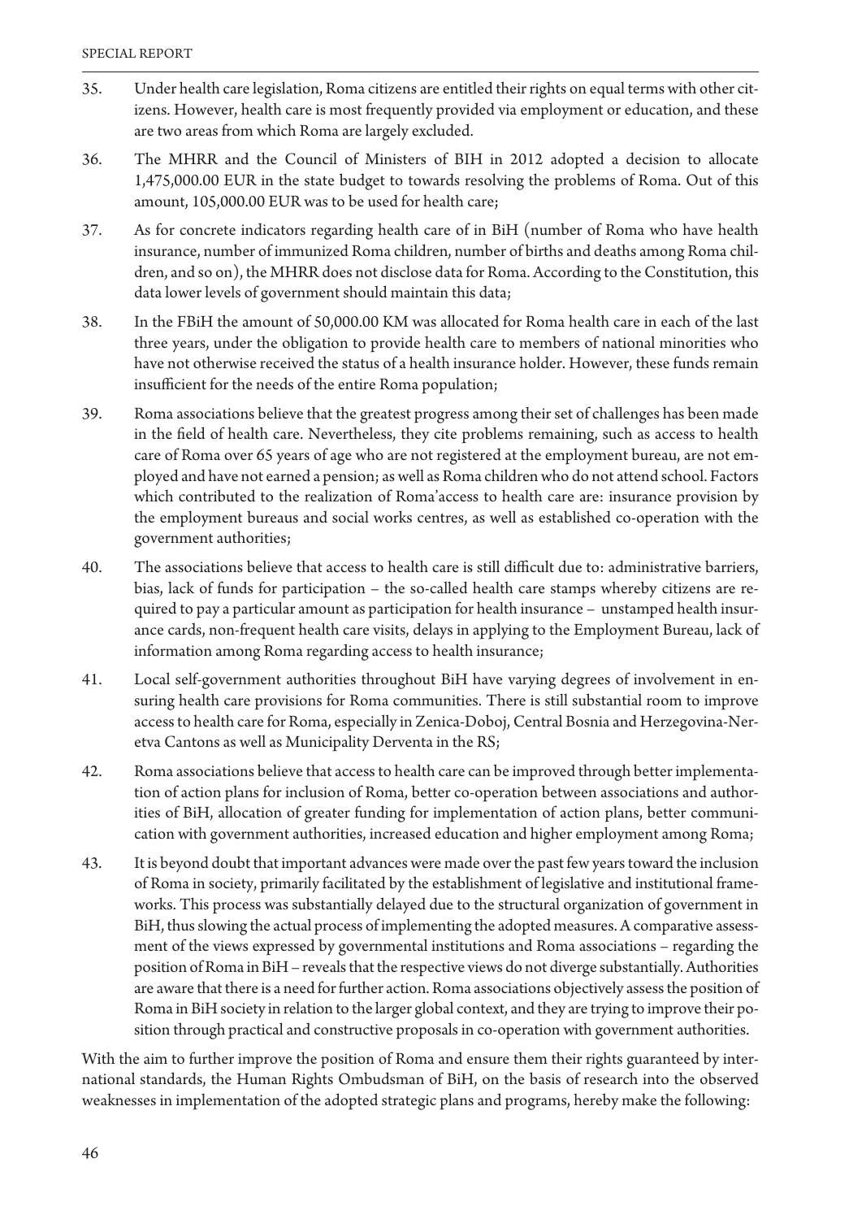35. Under health care legislation, Roma citizens are entitled their rights on equal terms with other citizens. However, health care is most frequently provided via employment or education, and these are two areas from which Roma are largely excluded.

36. The MHRR and the Council of Ministers of BIH in 2012 adopted a decision to allocate 1,475,000.00 EUR in the state budget to towards resolving the problems of Roma. Out of this amount, 105,000.00 EUR was to be used for health care;

37. As for concrete indicators regarding health care of in BiH (number of Roma who have health insurance, number of immunized Roma children, number of births and deaths among Roma children, and so on), the MHRR does not disclose data for Roma. According to the Constitution, this data lower levels of government should maintain this data;

38. In the FBiH the amount of 50,000.00 KM was allocated for Roma health care in each of the last three years, under the obligation to provide health care to members of national minorities who have not otherwise received the status of a health insurance holder. However, these funds remain insufficient for the needs of the entire Roma population;

39. Roma associations believe that the greatest progress among their set of challenges has been made in the field of health care. Nevertheless, they cite problems remaining, such as access to health care of Roma over 65 years of age who are not registered at the employment bureau, are not employed and have not earned a pension; as well as Roma children who do not attend school. Factors which contributed to the realization of Roma'access to health care are: insurance provision by the employment bureaus and social works centres, as well as established co-operation with the government authorities;

40. The associations believe that access to health care is still difficult due to: administrative barriers, bias, lack of funds for participation – the so-called health care stamps whereby citizens are required to pay a particular amount as participation for health insurance – unstamped health insurance cards, non-frequent health care visits, delays in applying to the Employment Bureau, lack of information among Roma regarding access to health insurance;

41. Local self-government authorities throughout BiH have varying degrees of involvement in ensuring health care provisions for Roma communities. There is still substantial room to improve access to health care for Roma, especially in Zenica-Doboj, Central Bosnia and Herzegovina-Neretva Cantons as well as Municipality Derventa in the RS;

42. Roma associations believe that access to health care can be improved through better implementation of action plans for inclusion of Roma, better co-operation between associations and authorities of BiH, allocation of greater funding for implementation of action plans, better communication with government authorities, increased education and higher employment among Roma;

43. It is beyond doubt that important advances were made over the past few years toward the inclusion of Roma in society, primarily facilitated by the establishment of legislative and institutional frameworks. This process was substantially delayed due to the structural organization of government in BiH, thus slowing the actual process of implementing the adopted measures. A comparative assessment of the views expressed by governmental institutions and Roma associations – regarding the position of Roma in BiH – reveals that the respective views do not diverge substantially. Authorities are aware that there is a need for further action. Roma associations objectively assess the position of Roma in BiH society in relation to the larger global context, and they are trying to improve their position through practical and constructive proposals in co-operation with government authorities.

With the aim to further improve the position of Roma and ensure them their rights guaranteed by international standards, the Human Rights Ombudsman of BiH, on the basis of research into the observed weaknesses in implementation of the adopted strategic plans and programs, hereby make the following: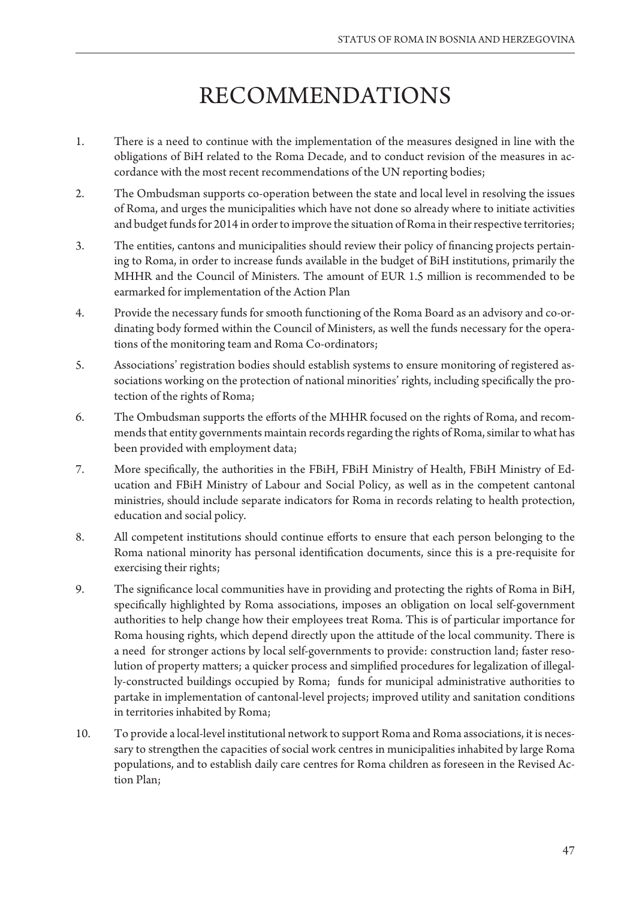# RECOMMENDATIONS

1. There is a need to continue with the implementation of the measures designed in line with the obligations of BiH related to the Roma Decade, and to conduct revision of the measures in accordance with the most recent recommendations of the UN reporting bodies;

2. The Ombudsman supports co-operation between the state and local level in resolving the issues of Roma, and urges the municipalities which have not done so already where to initiate activities and budget funds for 2014 in order to improve the situation of Roma in their respective territories;

3. The entities, cantons and municipalities should review their policy of financing projects pertaining to Roma, in order to increase funds available in the budget of BiH institutions, primarily the MHHR and the Council of Ministers. The amount of EUR 1.5 million is recommended to be earmarked for implementation of the Action Plan

4. Provide the necessary funds for smooth functioning of the Roma Board as an advisory and co-ordinating body formed within the Council of Ministers, as well the funds necessary for the operations of the monitoring team and Roma Co-ordinators;

5. Associations' registration bodies should establish systems to ensure monitoring of registered associations working on the protection of national minorities' rights, including specifically the protection of the rights of Roma;

6. The Ombudsman supports the efforts of the MHHR focused on the rights of Roma, and recommends that entity governments maintain records regarding the rights of Roma, similar to what has been provided with employment data;

7. More specifically, the authorities in the FBiH, FBiH Ministry of Health, FBiH Ministry of Education and FBiH Ministry of Labour and Social Policy, as well as in the competent cantonal ministries, should include separate indicators for Roma in records relating to health protection, education and social policy.

8. All competent institutions should continue efforts to ensure that each person belonging to the Roma national minority has personal identification documents, since this is a pre-requisite for exercising their rights;

9. The significance local communities have in providing and protecting the rights of Roma in BiH, specifically highlighted by Roma associations, imposes an obligation on local self-government authorities to help change how their employees treat Roma. This is of particular importance for Roma housing rights, which depend directly upon the attitude of the local community. There is a need for stronger actions by local self-governments to provide: construction land; faster resolution of property matters; a quicker process and simplified procedures for legalization of illegally-constructed buildings occupied by Roma; funds for municipal administrative authorities to partake in implementation of cantonal-level projects; improved utility and sanitation conditions in territories inhabited by Roma;

10. To provide a local-level institutional network to support Roma and Roma associations, it is necessary to strengthen the capacities of social work centres in municipalities inhabited by large Roma populations, and to establish daily care centres for Roma children as foreseen in the Revised Action Plan;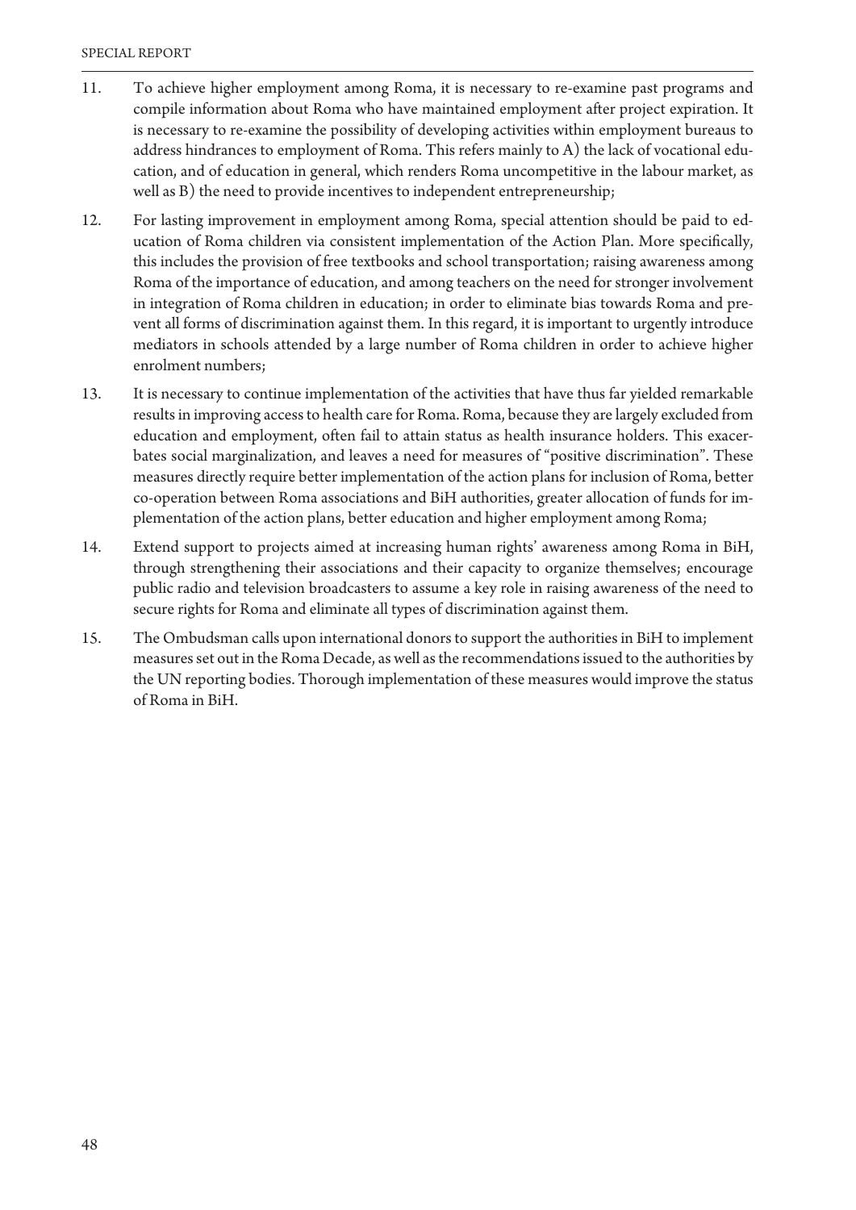11. To achieve higher employment among Roma, it is necessary to re-examine past programs and compile information about Roma who have maintained employment after project expiration. It is necessary to re-examine the possibility of developing activities within employment bureaus to address hindrances to employment of Roma. This refers mainly to A) the lack of vocational education, and of education in general, which renders Roma uncompetitive in the labour market, as well as B) the need to provide incentives to independent entrepreneurship;

12. For lasting improvement in employment among Roma, special attention should be paid to education of Roma children via consistent implementation of the Action Plan. More specifically, this includes the provision of free textbooks and school transportation; raising awareness among Roma of the importance of education, and among teachers on the need for stronger involvement in integration of Roma children in education; in order to eliminate bias towards Roma and prevent all forms of discrimination against them. In this regard, it is important to urgently introduce mediators in schools attended by a large number of Roma children in order to achieve higher enrolment numbers;

13. It is necessary to continue implementation of the activities that have thus far yielded remarkable results in improving access to health care for Roma. Roma, because they are largely excluded from education and employment, often fail to attain status as health insurance holders. This exacerbates social marginalization, and leaves a need for measures of "positive discrimination". These measures directly require better implementation of the action plans for inclusion of Roma, better co-operation between Roma associations and BiH authorities, greater allocation of funds for implementation of the action plans, better education and higher employment among Roma;

14. Extend support to projects aimed at increasing human rights' awareness among Roma in BiH, through strengthening their associations and their capacity to organize themselves; encourage public radio and television broadcasters to assume a key role in raising awareness of the need to secure rights for Roma and eliminate all types of discrimination against them.

15. The Ombudsman calls upon international donors to support the authorities in BiH to implement measures set out in the Roma Decade, as well as the recommendations issued to the authorities by the UN reporting bodies. Thorough implementation of these measures would improve the status of Roma in BiH.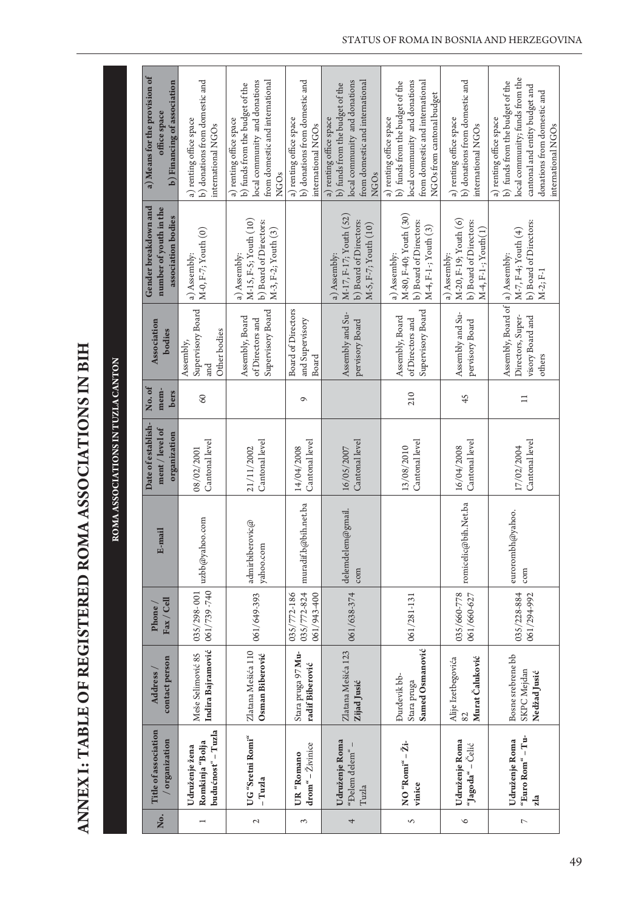# ANNEX I: TABLE OF REGISTERED ROMA ASSOCIATIONS IN BIH

## ROMA ASSOCIATIONS IN TUZLA CANTON

| No. | Title of association / organization | Address / contact person | Phone / Fax / Cell | E-mail | Date of establishment / level of organization | No. of members | Association bodies | Gender breakdown and number of youth in the association bodies | a) Means for the provision of office space b) Financing of association |
|---|---|---|---|---|---|---|---|---|---|
| 1 | **Udruženje žena Romkinja "Bolja budućnost" – Tuzla** | Meše Selimović 85 **Indira Bajramović** | 035/298-001 061/739-740 | uzbb@yahoo.com | 08/02/2001 Cantonal level | 60 | Assembly, Supervisory Board and Other bodies | a) Assembly: M-0, F-7; Youth (0) | a) renting office space b) donations from domestic and international NGOs |
| 2 | **UG "Sretni Romi" – Tuzla** | Zlatana Mešića 110 **Osman Biberović** | 061/649-393 | admirbiberovic@yahoo.com | 21/11/2002 Cantonal level | | Assembly, Board of Directors and Supervisory Board | a) Assembly: M-15, F-5; Youth (10) b) Board of Directors: M-3, F-2; Youth (3) | a) renting office space b) funds from the budget of the local community and donations from domestic and international NGOs |
| 3 | **UR "Romano drom" –** Živinice | Stara pruga 97 **Muradif Biberović** | 035/772-186 035/772-824 061/943-400 | muradif.b@bih.net.ba | 14/04/2008 Cantonal level | 9 | Board of Directors and Supervisory Board | | a) renting office space b) donations from domestic and international NGOs |
| 4 | **Udruženje Roma** "Đelem đelem" – Tuzla | Zlatana Mešića 123 **Zijad Jusić** | 061/638-374 | delemdelem@gmail.com | 16/05/2007 Cantonal level | | Assembly and Supervisory Board | a) Assembly: M-17, F-17; Youth (52) b) Board of Directors: M-5, F-7; Youth (10) | a) renting office space b) funds from the budget of the local community and donations from domestic and international NGOs |
| 5 | **NO "Romi" – Živinice** | Đurđevik bb-Stara pruga **Samed Osmanović** | 061/281-131 | | 13/08/2010 Cantonal level | 210 | Assembly, Board of Directors and Supervisory Board | a) Assembly: M-80, F-40; Youth (30) b) Board of Directors: M-4, F-1-; Youth (3) | a) renting office space b) funds from the budget of the local community and donations from domestic and international NGOs from cantonal budget |
| 6 | **Udruženje Roma "Jagoda" –** Čelić | Alije Izetbegovića 82 **Murat Čaluković** | 035/660-778 061/660-627 | romicelic@bih.Net.ba | 16/04/2008 Cantonal level | 45 | Assembly and Supervisory Board | a) Assembly: M-20, F-19; Youth (6) b) Board of Directors: M-4, F-1-; Youth(1) | a) renting office space b) donations from domestic and international NGOs |
| 7 | **Udruženje Roma "Euro Rom" – Tuzla** | Bosne srebrene bb SKPC Mejdan **Nedžad Jusić** | 035/228-884 061/294-992 | eurorombh@yahoo.com | 17/02/2004 Cantonal level | 11 | Assembly, Board of Directors, Supervisory Board and others | a) Assembly: M-7, F-4; Youth (4) b) Board of Directors: M-2; F-1 | a) renting office space b) funds from the budget of the local community; funds from the cantonal and entity budget and donations from domestic and international NGOs |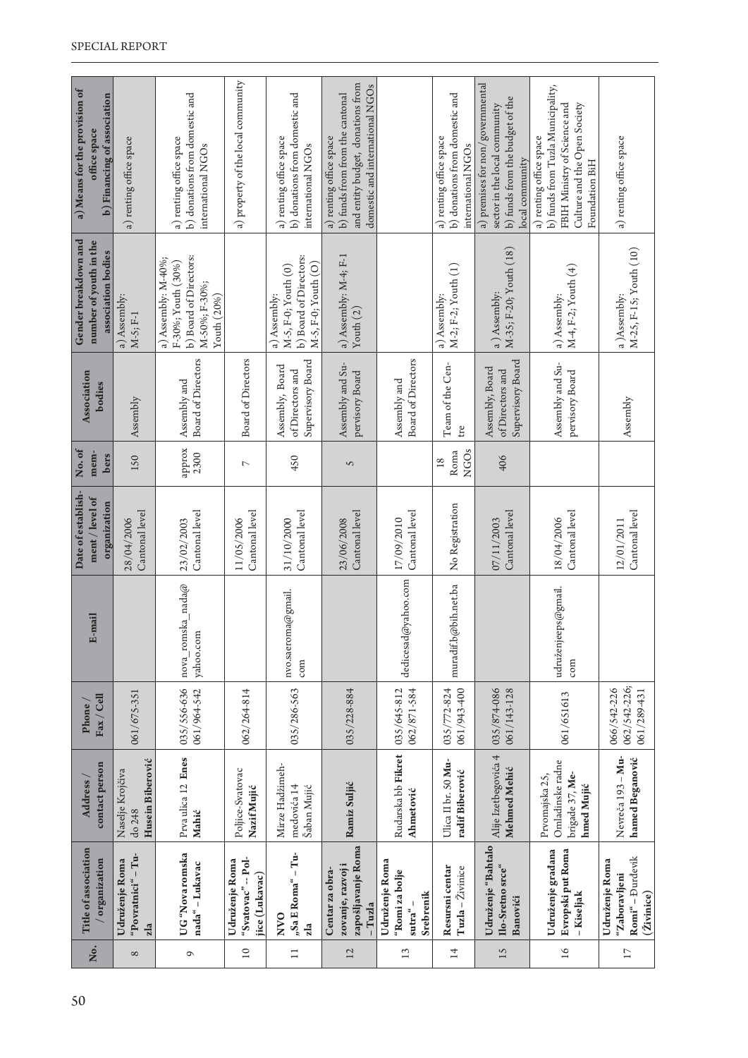| No. | Title of association / organization | Address / contact person | Phone / Fax / Cell | E-mail | Date of establishment / level of organization | No. of members | Association bodies | Gender breakdown and number of youth in the association bodies | a) Means for the provision of office space b) Financing of association |
|---|---|---|---|---|---|---|---|---|---|
| 8 | **Udruženje Roma "Povratnici" – Tuzla** | Naselje Krojčica do 248 **Husein Biberović** | 061/675-351 | | 28/04/2006 Cantonal level | 150 | Assembly | a) Assembly: M-5; F-1 | a) renting office space |
| 9 | **UG "Nova romska nada" – Lukavac** | Prva ulica 12 **Enes Mahić** | 035/556-636 061/964-542 | nova_romska_nada@yahoo.com | 23/02/2003 Cantonal level | approx 2300 | Assembly and Board of Directors | a) Assembly: M-40%; F-30%; Youth (30%) b) Board of Directors: M-50%; F-30%; Youth (20%) | a) renting office space b) donations from domestic and international NGOs |
| 10 | **Udruženje Roma "Svatovac" – Poljice (Lukavac)** | Poljice-Svatovac **Nazif Mujić** | 062/264-814 | | 11/05/2006 Cantonal level | 7 | Board of Directors | | a) property of the local community |
| 11 | **NVO „Sa E Roma" – Tuzla** | Mirze Hadžimehmedovića 14 Šaban Mujić | 035/286-563 | nvo.saeroma@gmail.com | 31/10/2000 Cantonal level | 450 | Assembly, Board of Directors and Supervisory Board | a) Assembly: M-5, F-0; Youth (0) b) Board of Directors: M-5, F-0; Youth (O) | a) renting office space b) donations from domestic and international NGOs |
| 12 | **Centar za obrazovanje, razvoj i zapošljavanje Roma – Tuzla** | **Ramiz Suljić** | 035/228-884 | | 23/06/2008 Cantonal level | 5 | Assembly and Supervisory Board | a) Assembly: M-4; F-1 Youth (2) | a) renting office space b) funds from from the cantonal and entity budget, donations from domestic and international NGOs |
| 13 | **Udruženje Roma "Romi za bolje sutra" – Srebrenik** | Rudarska bb **Fikret Ahmetović** | 035/645-812 062/871-584 | dedicesad@yahoo.com | 17/09/2010 Cantonal level | | Assembly and Board of Directors | | |
| 14 | **Resursni centar Tuzla – Živinice** | Ulica II br. 50 **Muradif Biberović** | 035/772-824 061/943-400 | muradif.b@bih.net.ba | No Registration | 18 Roma NGOs | Team of the Centre | a) Assembly: M-2; F-2; Youth (1) | a) renting office space b) donations from domestic and international NGOs |
| 15 | **Udruženje "Bahtalo Ilo-Sretno srce" Banovići** | Alije Izetbegovića 4 **Mehmed Mehić** | 035/874-086 061/143-128 | | 07/11/2003 Cantonal level | 406 | Assembly, Board of Directors and Supervisory Board | a ) Assembly: M-35; F-20; Youth (18) | a) premises for non/governmental sector in the local community b) funds from the budget of the local community |
| 16 | **Udruženje građana Evropski put Roma – Kiseljak** | Prvomajska 25, Omladinske radne brigade 37, **Mehmed Mujić** | 061/651613 | udruženjeeps@gmail.com | 18/04/2006 Cantonal level | | Assembly and Supervisory Board | a) Assembly: M-4, F-2; Youth (4) | a) renting office space b) funds from Tuzla Municipality, FBIH Ministry of Science and Culture and the Open Society Foundation BiH |
| 17 | **Udruženje Roma "Zaboravljeni Romi" – Đurđevik (Živinice)** | Nevreća 193 – **Muhamed Beganović** | 066/542-226 062/542-226; 061/289-431 | | 12/01/2011 Cantonal level | | Assembly | a )Assembly: M-25, F-15; Youth (10) | a) renting office space |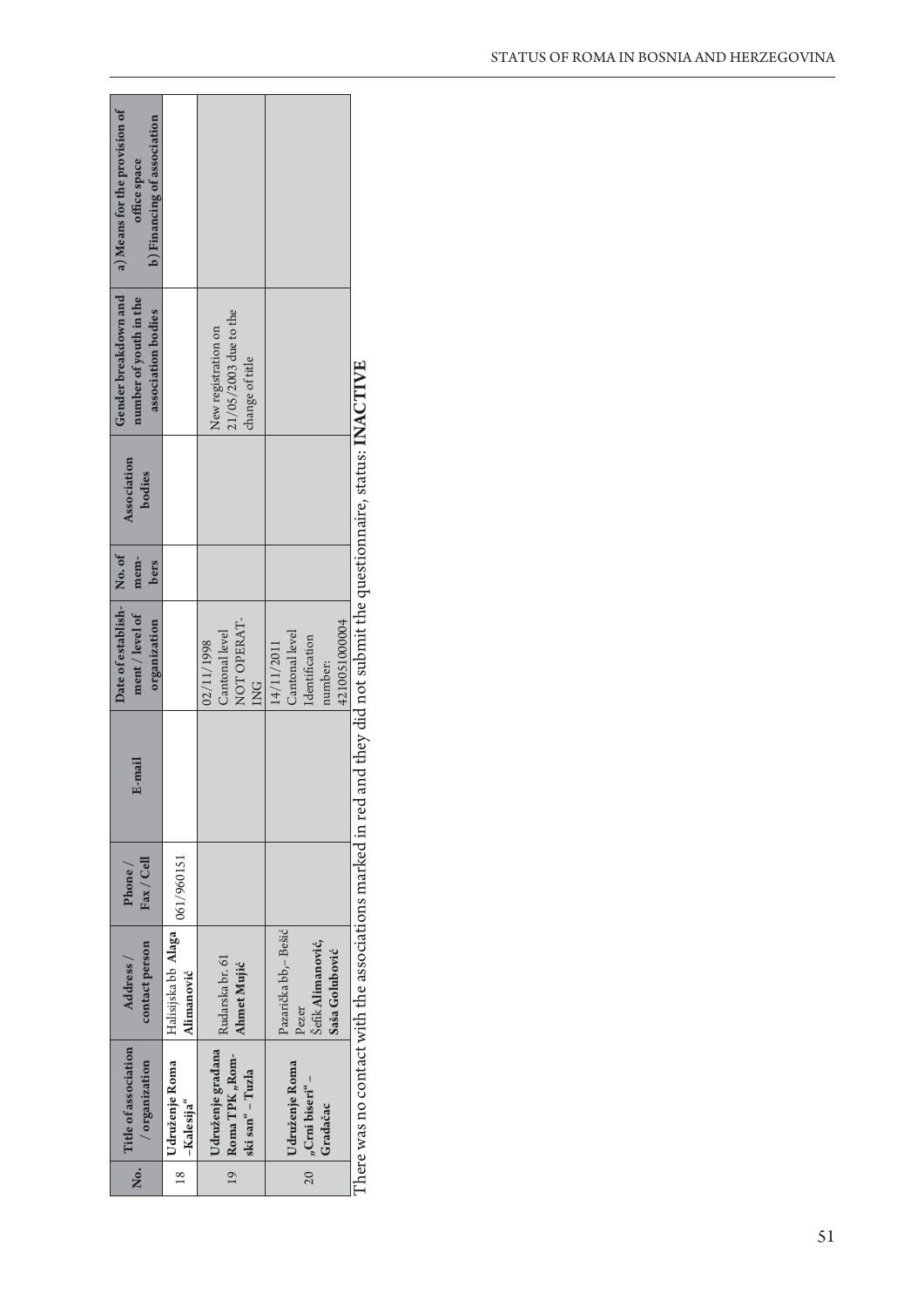| No. | Title of association / organization | Address / contact person | Phone / Fax / Cell | E-mail | Date of establishment / level of organization | No. of members | Association bodies | Gender breakdown and number of youth in the association bodies | a) Means for the provision of office space b) Financing of association |
|---|---|---|---|---|---|---|---|---|---|
| 18 | **Udruženje Roma „Kalesija“** | Halisijska bb **Alaga Alimanović** | 061/960151 | | | | | | |
| 19 | **Udruženje građana Roma TPK „Romski san“ – Tuzla** | Rudarska br. 61 **Ahmet Mujić** | | | 02/11/1998 Cantonal level NOT OPERATING | | | New registration on 21/05/2003 due to the change of title | |
| 20 | **Udruženje Roma „Crni biseri“ – Gradačac** | Pazarička bb,– Bešić Pezer Šefik **Alimanović, Saša Golubović** | | | 14/11/2011 Cantonal level Identification number: 4210051000004 | | | | |

There was no contact with the associations marked in red and they did not submit the questionnaire, status: **INACTIVE**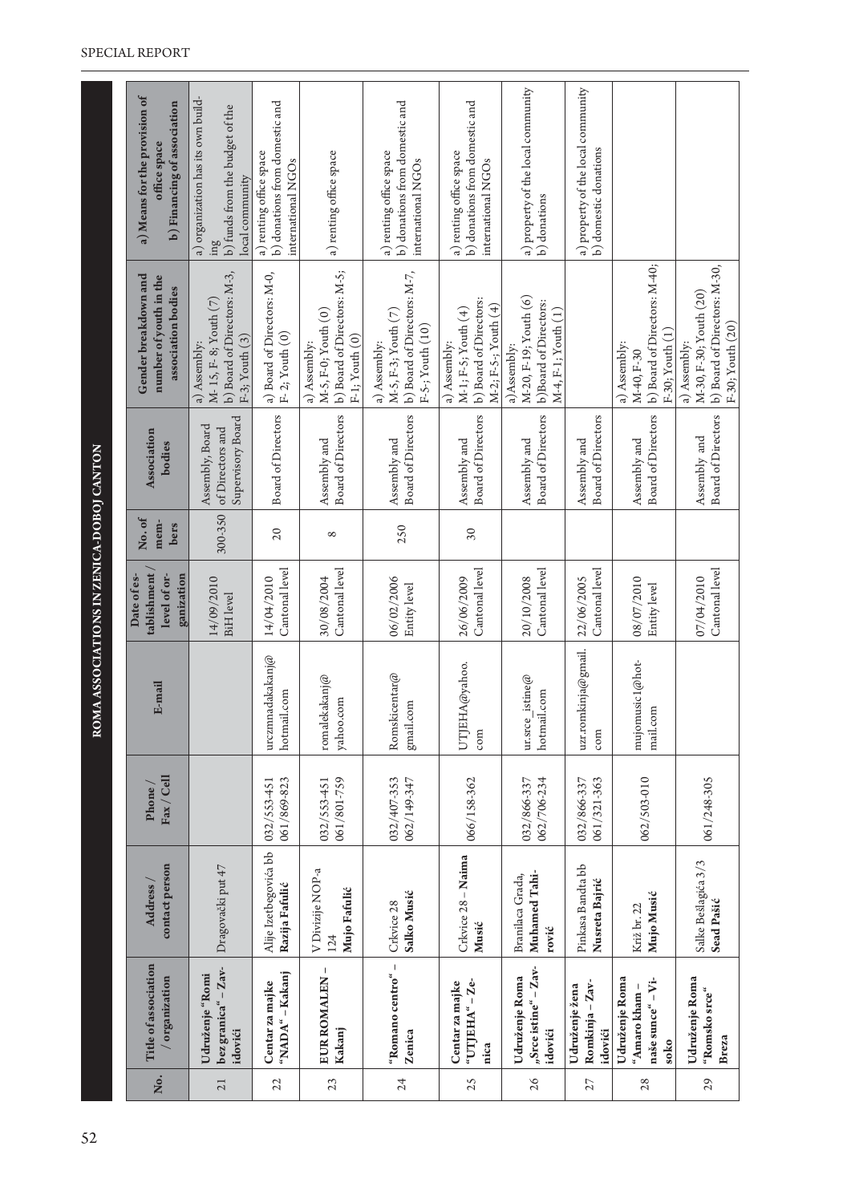## ROMA ASSOCIATIONS IN ZENICA-DOBOJ CANTON

| No. | Title of association / organization | Address / contact person | Phone / Fax / Cell | E-mail | Date of establishment / level of organization | No. of members | Association bodies | Gender breakdown and number of youth in the association bodies | a) Means for the provision of office space b) Financing of association |
|---|---|---|---|---|---|---|---|---|---|
| 21 | **Udruženje "Romi bez granica" – Zavidovići** | Dragovački put 47 | | | 14/09/2010 BiH level | 300-350 | Assembly, Board of Directors and Supervisory Board | a) Assembly: M- 15, F- 8; Youth (7) b) Board of Directors: M-3, F-3; Youth (3) | a) organization has its own building b) funds from the budget of the local community |
| 22 | **Centar za majke "NADA" – Kakanj** | Alije Izetbegovića bb **Razija Fafulić** | 032/553-451 061/869-823 | urczmnadakakanj@hotmail.com | 14/04/2010 Cantonal level | 20 | Board of Directors | a) Board of Directors: M-0, F- 2; Youth (0) | a) renting office space b) donations from domestic and international NGOs |
| 23 | **EUR ROMALEN – Kakanj** | V Divizije NOP-a 124 **Mujo Fafulić** | 032/553-451 061/801-759 | romalenkakanj@yahoo.com | 30/08/2004 Cantonal level | 8 | Assembly and Board of Directors | a) Assembly: M-5, F-0; Youth (0) b) Board of Directors: M-5; F-1; Youth (0) | a) renting office space |
| 24 | **"Romano centro" – Zenica** | Crkvice 28 **Salko Musić** | 032/407-353 062/149-347 | Romskicentar@gmail.com | 06/02/2006 Entity level | 250 | Assembly and Board of Directors | a) Assembly: M-5, F-3; Youth (7) b) Board of Directors: M-7, F-5-; Youth (10) | a) renting office space b) donations from domestic and international NGOs |
| 25 | **Centar za majke "UTJEHA" – Zenica** | Crkvice 28 – **Naima Musić** | 066/158-362 | UTJEHA@yahoo.com | 26/06/2009 Cantonal level | 30 | Assembly and Board of Directors | a) Assembly: M-1; F-5; Youth (4) b) Board of Directors: M-2; F-5-; Youth (4) | a) renting office space b) donations from domestic and international NGOs |
| 26 | **Udruženje Roma „Srce istine" – Zavidovići** | Branilaca Grada, **Muhamed Tahirović** | 032/866-337 062/706-234 | ur.srce_istine@hotmail.com | 20/10/2008 Cantonal level | | Assembly and Board of Directors | a) Assembly: M-20, F-19; Youth (6) b) Board of Directors: M-4, F-1; Youth (1) | a) property of the local community b) donations |
| 27 | **Udruženje žena Romkinja – Zavidovići** | Pinkasa Bandta bb **Nusreta Bajrić** | 032/866-337 061/321-363 | uzr.romkinja@gmail.com | 22/06/2005 Cantonal level | | Assembly and Board of Directors | | a) property of the local community b) domestic donations |
| 28 | **Udruženje Roma "Amaro kham – naše sunce" – Visoko** | Križ br. 22 **Mujo Musić** | 062/503-010 | mujomusic1@hotmail.com | 08/07/2010 Entity level | | Assembly and Board of Directors | a) Assembly: M-40, F-30 b) Board of Directors: M-40; F-30; Youth (1) | |
| 29 | **Udruženje Roma "Romsko srce" Breza** | Salke Bešlagića 3/3 **Sead Pašić** | 061/248-305 | | 07/04/2010 Cantonal level | | Assembly and Board of Directors | a) Assembly: M-30, F-30; Youth (20) b) Board of Directors: M-30, F-30; Youth (20) | |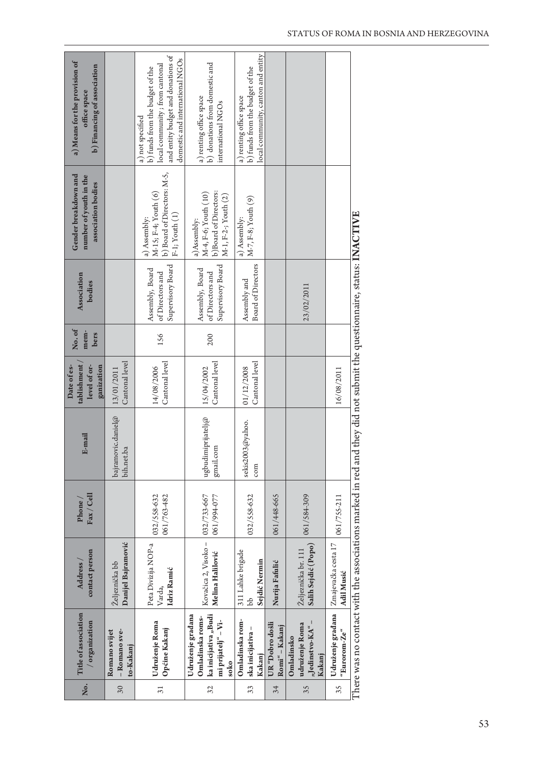| No. | Title of association / organization | Address / contact person | Phone / Fax / Cell | E-mail | Date of establishment / level of organization | No. of members | Association bodies | Gender breakdown and number of youth in the association bodies | a) Means for the provision of office space b) Financing of association |
|---|---|---|---|---|---|---|---|---|---|
| 30 | **Romano svijet – Romano sveto-Kakanj** | Željeznička bb **Danijel Bajramović** | | bajramovic.daniel@bih.net.ba | 13/01/2011 Cantonal level | | | | |
| 31 | **Udruženje Roma Općine Kakanj** | Peta Divizija NOP-a Varda, **Idriz Ramić** | 032/558-632 061/763-482 | | 14/08/2006 Cantonal level | 156 | Assembly, Board of Directors and Supervisory Board | a) Assembly: M-15; F-4; Youth (6) b) Board of Directors: M-5, F-1; Youth (1) | a) not specified b) funds from the budget of the local community ; from cantonal and entity budget and donations of domestic and international NGOs |
| 32 | **Udruženje građana Omladinska romska inicijativa „Budi mi prijatelj" – Visoko** | Kovačica 2, Visoko – **Melina Halilović** | 032/733-667 061/994-077 | ugbudimiprijatelj@gmail.com | 15/04/2002 Cantonal level | 200 | Assembly, Board of Directors and Supervisory Board | a)Assembly: M-4, F-6; Youth (10) b)Board of Directors: M-1, F-2.; Youth (2) | a) renting office space b) donations from domestic and international NGOs |
| 33 | **Omladinska romska inicijativa – Kakanj** | 311 Lahke brigade bb **Sejdić Nermin** | 032/558-632 | sekis2003@yahoo.com | 01/12/2008 Cantonal level | | Assembly and Board of Directors | a) Assembly: M-7, F-8; Youth (9) | a) renting office space b) funds from the budget of the local community, canton and entity |
| 34 | **UR "Dobro došli Romi" – Kakanj** | **Nurija Fafulić** | 061/448-665 | | | | | | |
| 35 | **Omladinsko udruženje Roma „Jedinstvo-KA" – Kakanj** | Željeznička br. 111 **Salih Sejdić (Popo)** | 061/584-309 | | | | 23/02/2011 | | |
| 35 | **Udruženje građana "Eurorom-Ze"** | Zmajevačka cesta 17 **Adil Musić** | 061/755-211 | | 16/08/2011 | | | | |

There was no contact with the associations marked in red and they did not submit the questionnaire, status: **INACTIVE**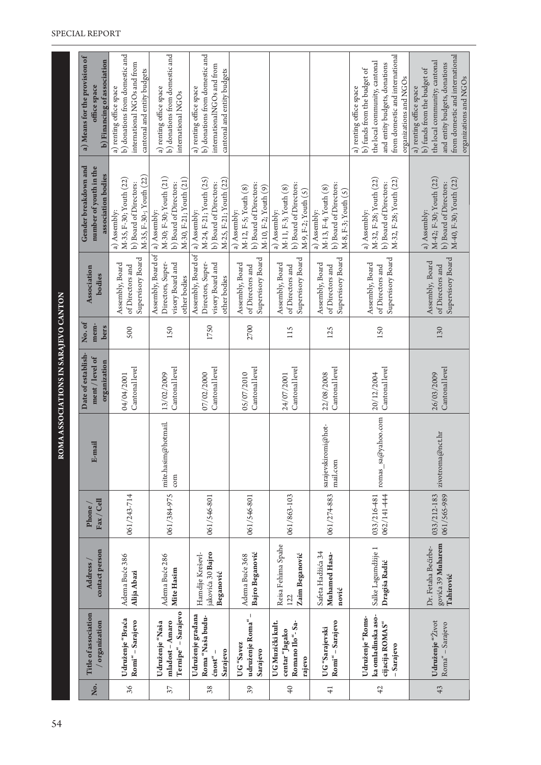## ROMA ASSOCIATIONS IN SARAJEVO CANTON

| No. | Title of association / organization | Address / contact person | Phone / Fax / Cell | E-mail | Date of establishment / level of organization | No. of members | Association bodies | Gender breakdown and number of youth in the association bodies | a) Means for the provision of office space b) Financing of association |
|---|---|---|---|---|---|---|---|---|---|
| 36 | **Udruženje "Braća Romi" – Sarajevo** | Adema Buće 386 **Alija Abazi** | 061/243-714 | | 04/04/2001 Cantonal level | 500 | Assembly, Board of Directors and Supervisory Board | a) Assembly: M-35, F-30; Youth (22) b) Board of Directors: M-35, F-30-; Youth (22) | a) renting office space b) donations from domestic and international NGOs and from cantonal and entity budgets |
| 37 | **Udruženje "Naša mladost – Amaro Ternipe" – Sarajevo** | Adema Buće 286 **Mite Hasim** | 061/384-975 | mite.hasim@hotmail.com | 13/02/2009 Cantonal level | 150 | Assembly, Board of Directors, Supervisory Board and other bodies | a) Assembly: M-30, F-30; Youth (21) b) Board of Directors: M-30, F-21; Youth (21) | a) renting office space b) donations from domestic and international NGOs |
| 38 | **Udruženje građana Roma "Naša budućnost" – Sarajevo** | Hamdije Kreševljakovića 30 **Bajro Beganović** | 061/546-801 | | 07/02/2000 Cantonal level | 1750 | Assembly, Board of Directors, Supervisory Board and other bodies | a) Assembly: M-24, F-21; Youth (25) b) Board of Directors: M-25, F-21; Youth (22) | a) renting office space b) donations from domestic and internationalNGOs and from cantonal and entity budgets |
| 39 | **UG "Savez udruženje Roma" – Sarajevo** | Adema Buće 368 **Bajro Beganović** | 061/546-801 | | 05/07/2010 Cantonal level | 2700 | Assembly, Board of Directors and Supervisory Board | a) Assembly: M-12, F-5; Youth (8) b) Board of Directors: M-10, F-2; Youth (9) | |
| 40 | **UG Muzički kult. centar "Jagako Romano Ilo"- Sarajevo** | Reisa Fehima Spahe 122 **Zaim Beganović** | 061/863-103 | | 24/07/2001 Cantonal level | 115 | Assembly, Board of Directors and Supervisory Board | a) Assembly: M-11, F-3; Youth (8) b) Board of Directors: M-9, F-2; Youth (5) | |
| 41 | **UG "Sarajevski Romi" – Sarajevo** | Safeta Hadžića 34 **Muhamed Hasanović** | 061/274-883 | sarajevskiromi@hotmail.com | 22/08/2008 Cantonal level | 125 | Assembly, Board of Directors and Supervisory Board | a) Assembly: M-13, F-4; Youth (8) b) Board of Directors: M-8, F-3; Youth (5) | |
| 42 | **Udruženje "Romska omladinska asocijacija ROMAS" – Sarajevo** | Salke Lagumdžije 1 **Dragiša Radić** | 033/216-481 062/141-444 | romas_sa@yahoo.com | 20/12/2004 Cantonal level | 150 | Assembly, Board of Directors and Supervisory Board | a) Assembly: M-32, F-28; Youth (22) b) Board of Directors: M-32, F-28; Youth (22) | a) renting office space b) funds from the budget of the local community, cantonal and entity budgets, donations from domestic and international organizations and NGOs |
| 43 | **Udruženje "Život Roma" – Sarajevo** | Dr. Fetaha Bećirbegovića 39 **Muharem Tahirović** | 033/212-183 061/565-989 | zivotroma@net.hr | 26/03/2009 Cantonal level | 130 | Assembly, Board of Directors and Supervisory Board | a) Assembly: M-42, F-30; Youth (22) b) Board of Directors: M-40, F-30; Youth (22) | a) renting office space b) funds from the budget of the local community, cantonal and entity budgets, donations from domestic and international organizations and NGOs |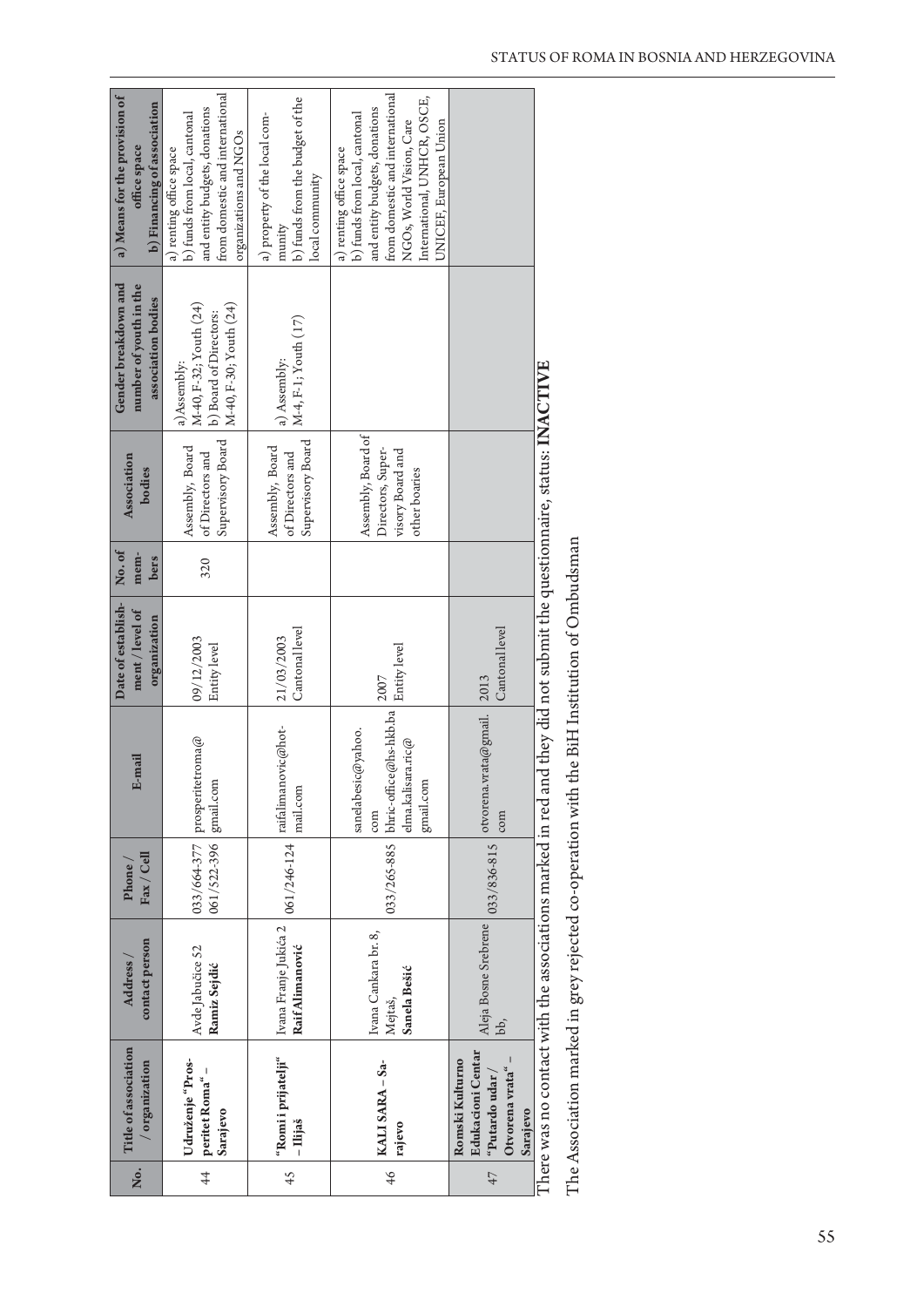| No. | Title of association / organization | Address / contact person | Phone / Fax / Cell | E-mail | Date of establishment / level of organization | No. of members | Association bodies | Gender breakdown and number of youth in the association bodies | a) Means for the provision of office space b) Financing of association |
|---|---|---|---|---|---|---|---|---|---|
| 44 | **Udruženje "Prosperitet Roma" – Sarajevo** | Avde Jabučice 52 **Ramiz Sejdić** | 033/664-377 061/522-396 | prosperitetroma@gmail.com | 09/12/2003 Entity level | 320 | Assembly, Board of Directors and Supervisory Board | a) Assembly: M-40, F-32; Youth (24) b) Board of Directors: M-40, F-30; Youth (24) | a) renting office space b) funds from local, cantonal and entity budgets, donations from domestic and international organizations and NGOs |
| 45 | **"Romi i prijatelji" – Ilijaš** | Ivana Franje Jukića 2 **Raif Alimanović** | 061/246-124 | raifalimanovic@hotmail.com | 21/03/2003 Cantonal level | | Assembly, Board of Directors and Supervisory Board | a) Assembly: M-4, F-1; Youth (17) | a) property of the local community b) funds from the budget of the local community |
| 46 | **KALI SARA – Sarajevo** | Ivana Cankara br. 8, Mejtaš, **Sanela Bešić** | 033/265-885 | sanelabesic@yahoo.com bhric-office@hs-hkb.ba elma.kalisara.ric@gmail.com | 2007 Entity level | | Assembly, Board of Directors, Supervisory Board and other boaries | | a) renting office space b) funds from local, cantonal and entity budgets, donations from domestic and international NGOs, World Vision, Care International, UNHCR, OSCE, UNICEF, European Union |
| 47 | **Romski Kulturno Edukacioni Centar "Putardo udar / Otvorena vrata" – Sarajevo** | Aleja Bosne Srebrene bb, | 033/836-815 | otvorena.vrata@gmail.com | 2013 Cantonal level | | | | |

There was no contact with the associations marked in red and they did not submit the questionnaire, status: **INACTIVE**

The Association marked in grey rejected co-operation with the BiH Institution of Ombudsman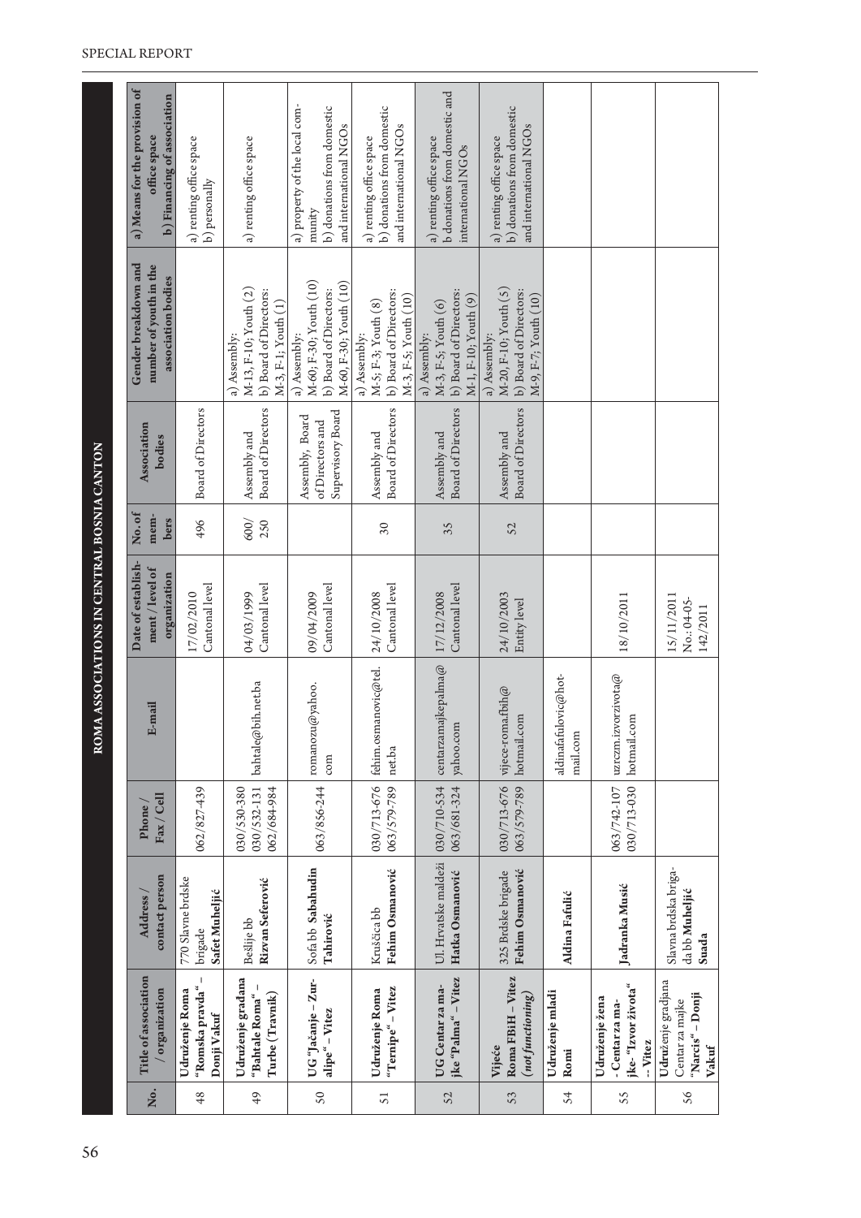## ROMA ASSOCIATIONS IN CENTRAL BOSNIA CANTON

| No. | Title of association / organization | Address / contact person | Phone / Fax / Cell | E-mail | Date of establishment / level of organization | No. of members | Association bodies | Gender breakdown and number of youth in the association bodies | a) Means for the provision of office space b) Financing of association |
|---|---|---|---|---|---|---|---|---|---|
| 48 | **Udruženje Roma "Romska pravda" – Donji Vakuf** | 770 Slavne brdske brigade **Safet Muheljić** | 062/827-439 | | 17/02/2010 Cantonal level | 496 | Board of Directors | | a) renting office space b) personally |
| 49 | **Udruženje građana "Bahtale Roma" – Turbe (Travnik)** | Bešlije bb **Rizvan Seferović** | 030/530-380 030/532-131 062/684-984 | bahtale@bih.net.ba | 04/03/1999 Cantonal level | 600/ 250 | Assembly and Board of Directors | a) Assembly: M-13, F-10; Youth (2) b) Board of Directors: M-3, F-1; Youth (1) | a) renting office space |
| 50 | **UG "Jačanje – Zuralipe" – Vitez** | Sofa bb **Sabahudin Tahirović** | 063/856-244 | romanozu@yahoo.com | 09/04/2009 Cantonal level | | Assembly, Board of Directors and Supervisory Board | a) Assembly: M-60; F-30; Youth (10) b) Board of Directors: M-60, F-30; Youth (10) | a) property of the local community b) donations from domestic and international NGOs |
| 51 | **Udruženje Roma "Ternipe" – Vitez** | Kruščica bb **Fehim Osmanović** | 030/713-676 063/579-789 | fehim.osmanovic@tel.net.ba | 24/10/2008 Cantonal level | 30 | Assembly and Board of Directors | a) Assembly: M-5; F-3; Youth (8) b) Board of Directors: M-3, F-5; Youth (10) | a) renting office space b) donations from domestic and international NGOs |
| 52 | **UG Centar za majke "Palma" – Vitez** | Ul. Hrvatske mladeži **Hatka Osmanović** | 030/710-534 063/681-324 | centarzamajkepalma@yahoo.com | 17/12/2008 Cantonal level | 35 | Assembly and Board of Directors | a) Assembly: M-3, F-5; Youth (6) b) Board of Directors: M-1, F-10; Youth (9) | a) renting office space b donations from domestic and international NGOs |
| 53 | **Vijeće Roma FBiH – Vitez *(not functioning)*** | 325 Brdske brigade **Fehim Osmanović** | 030/713-676 063/579-789 | vijece-roma.fbih@hotmail.com | 24/10/2003 Entity level | 52 | Assembly and Board of Directors | a) Assembly: M-20, F-10; Youth (5) b) Board of Directors: M-9, F-7; Youth (10) | a) renting office space b) donations from domestic and international NGOs |
| 54 | **Udruženje mladi Romi** | **Aldina Fafulić** | | aldinafafulovic@hotmail.com | | | | | |
| 55 | **Udruženje žena - Centar za majke-"Izvor života" - Vitez** | **Jadranka Musić** | 063/742-107 030/713-030 | uzrczm.izvorzivota@hotmail.com | 18/10/2011 | | | | |
| 56 | **Udruženje građana Centar za majke "Narcis" – Donji Vakuf** | Slavna brdska brigada bb **Muheljić Suada** | | | 15/11/2011 No.: 04-05-142/2011 | | | | |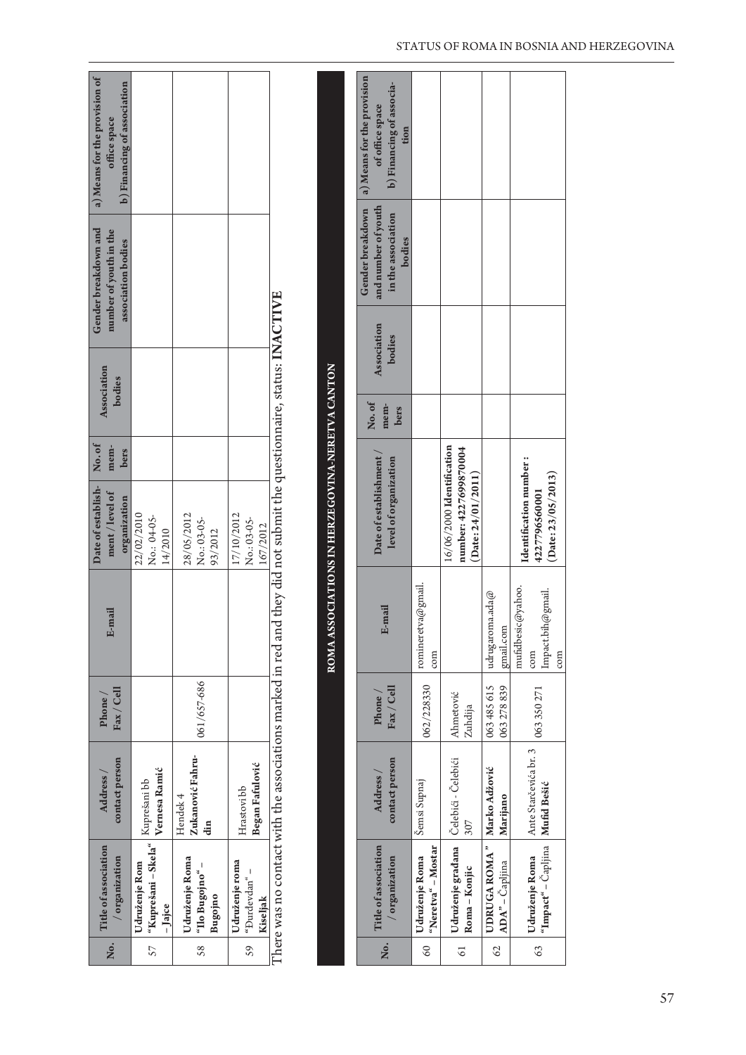| No. | Title of association / organization | Address / contact person | Phone / Fax / Cell | E-mail | Date of establishment / level of organization | No. of members | Association bodies | Gender breakdown and number of youth in the association bodies | a) Means for the provision of office space b) Financing of association |
|---|---|---|---|---|---|---|---|---|---|
| 57 | **Udruženje Rom "Kuprešani – Skela" – Jajce** | Kuprešani bb **Vernesa Ramić** | | | 22/02/2010 No.: 04-05-14/2010 | | | | |
| 58 | **Udruženje Roma "Ilo Bugojno" – Bugojno** | Hendek 4 **Zukanović Fahrudin** | 061/657-686 | | 28/05/2012 No.: 03-05-93/2012 | | | | |
| 59 | **Udruženje roma "Đurđevdan" – Kiseljak** | Hrastovi bb **Began Fafulović** | | | 17/10/2012 No.: 03-05-167/2012 | | | | |

There was no contact with the associations marked in red and they did not submit the questionnaire, status: **INACTIVE**

## ROMA ASSOCIATIONS IN HERZEGOVINA-NERETVA CANTON

| No. | Title of association / organization | Address / contact person | Phone / Fax / Cell | E-mail | Date of establishment / level of organization | No. of members | Association bodies | Gender breakdown and number of youth in the association bodies | a) Means for the provision of office space b) Financing of association |
|---|---|---|---|---|---|---|---|---|---|
| 60 | **Udruženje Roma "Neretva" – Mostar** | Šemsi Supnaj | 062/228330 | romineretva@gmail.com | | | | | |
| 61 | **Udruženje građana Roma – Konjic** | Čelebići - Čelebići 307 | Ahmetović Zuhdija | | 16/06/2000 **Identification number: 4227699870004 (Date: 24/01/2011)** | | | | |
| 62 | **UDRUGA ROMA " ADA" – Čapljina** | **Marko Adžović Marijano** | 063 485 615 063 278 839 | udrugaroma.ada@gmail.com | | | | | |
| 63 | **Udruženje Roma "Impact" – Čapljina** | Ante Starčevića br. 3 **Mufid Bešić** | 063 350 271 | mufidbesic@yahoo.com Impact.bih@gmail.com | **Identification number : 4227796560001 (Date: 23/05/2013)** | | | | |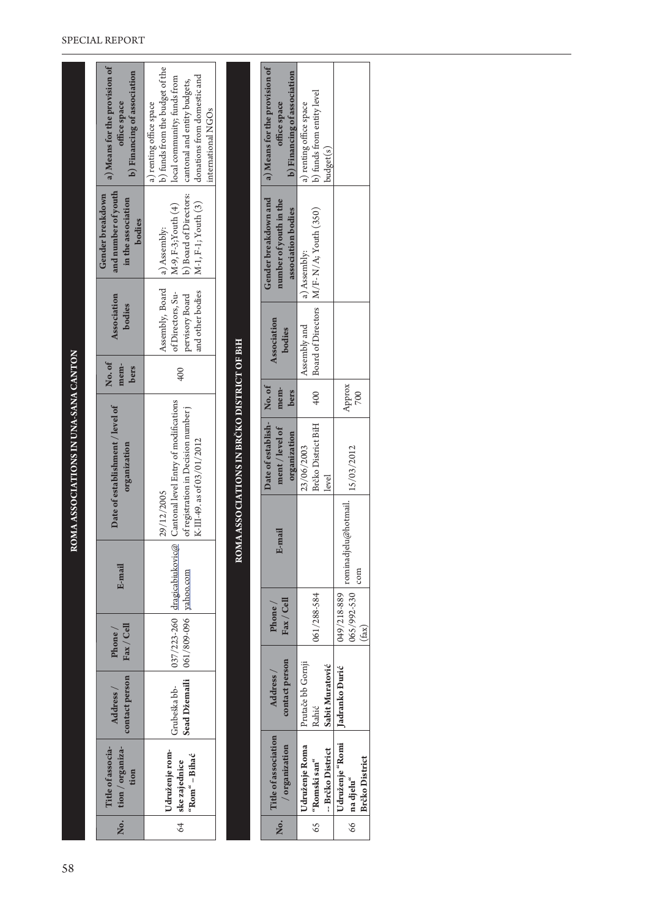## ROMA ASSOCIATIONS IN UNA-SANA CANTON

| No. | Title of association / organization | Address / contact person | Phone / Fax / Cell | E-mail | Date of establishment / level of organization | No. of members | Association bodies | Gender breakdown and number of youth in the association bodies | a) Means for the provision of office space b) Financing of association |
|---|---|---|---|---|---|---|---|---|---|
| 64 | **Udruženje romske zajednice "Rom" – Bihać** | Grubeška bb- **Sead Džemaili** | 037/223-260 061/809-096 | dragicabjukovic@yahoo.com | 29/12/2005 Cantonal level Entry of modifications of registration in Decision number j K-III-49, as of 03/01/2012 | 400 | Assembly, Board of Directors, Supervisory Board and other bodies | a) Assembly: M-9, F-3; Youth (4) b) Board of Directors: M-1, F-1; Youth (3) | a) renting office space b) funds from the budget of the local community; funds from cantonal and entity budgets, donations from domestic and international NGOs |

## ROMA ASSOCIATIONS IN BRČKO DISTRICT OF BiH

| No. | Title of association / organization | Address / contact person | Phone / Fax / Cell | E-mail | Date of establishment / level of organization | No. of members | Association bodies | Gender breakdown and number of youth in the association bodies | a) Means for the provision of office space b) Financing of association |
|---|---|---|---|---|---|---|---|---|---|
| 65 | **Udruženje Roma "Romski san" -- Brčko District** | Prutače bb Gornji Rahić **Sabit Muratović** | 061/288-584 | | 23/06/2003 Brčko District BiH level | 400 | Assembly and Board of Directors | a) Assembly: M/F-N/A; Youth (350) | a) renting office space b) funds from entity level budget(s) |
| 66 | **Udruženje "Romi na djelu" Brčko District** | **Jadranko Đurić** | 049/218-889 065/992-530 (fax) | rominadjelu@hotmail.com | 15/03/2012 | Approx 700 | | | |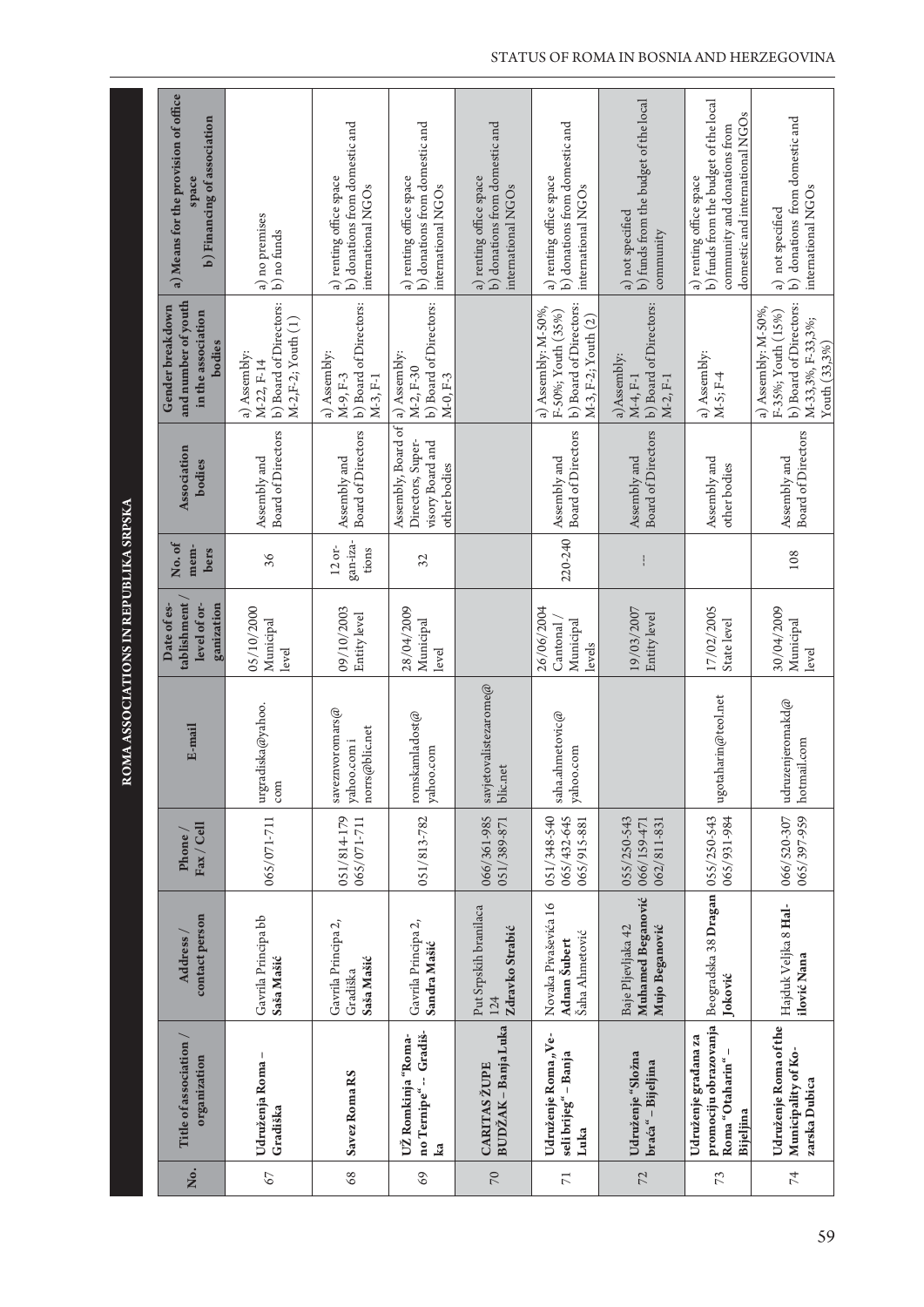## ROMA ASSOCIATIONS IN REPUBLIKA SRPSKA

| No. | Title of association / organization | Address / contact person | Phone / Fax / Cell | E-mail | Date of establishment / level of organization | No. of members | Association bodies | Gender breakdown and number of youth in the association bodies | a) Means for the provision of office space b) Financing of association |
|---|---|---|---|---|---|---|---|---|---|
| 67 | **Udruženja Roma – Gradiška** | Gavrila Principa bb **Saša Mašić** | 065/071-711 | urgradiska@yahoo.com | 05/10/2000 Municipal level | 36 | Assembly and Board of Directors | a) Assembly: M-22, F-14 b) Board of Directors: M-2,F-2; Youth (1) | a) no premises b) no funds |
| 68 | **Savez Roma RS** | Gavrila Principa 2, Gradiška **Saša Mašić** | 051/814-179 065/071-711 | saveznvoromars@yahoo.com i norrs@blic.net | 09/10/2003 Entity level | 12 organizations | Assembly and Board of Directors | a) Assembly: M-9, F-3 b) Board of Directors: M-3, F-1 | a) renting office space b) donations from domestic and international NGOs |
| 69 | **UŽ Romkinja "Romano Ternipe" -- Gradiška** | Gavrila Principa 2, **Sandra Mašić** | 051/813-782 | romskamladost@yahoo.com | 28/04/2009 Municipal level | 32 | Assembly, Board of Directors, Supervisory Board and other bodies | a) Assembly: M-2, F-30 b) Board of Directors: M-0, F-3 | a) renting office space b) donations from domestic and international NGOs |
| 70 | **CARITAS ŽUPE BUDŽAK – Banja Luka** | Put Srpskih branilaca 124 **Zdravko Strabić** | 066/361-985 051/389-871 | savjetovalistezarome@blic.net | | | | | a) renting office space b) donations from domestic and international NGOs |
| 71 | **Udruženje Roma „Veseli brijeg" – Banja Luka** | Novaka Pivaševića 16 **Adnan Šubert** Šaha Ahmetović | 051/348-540 065/432-645 065/915-881 | saha.ahmetovic@yahoo.com | 26/06/2004 Cantonal / Municipal levels | 220-240 | Assembly and Board of Directors | a) Assembly: M-50%, F-50%; Youth (35%) b) Board of Directors: M-3, F-2; Youth (2) | a) renting office space b) donations from domestic and international NGOs |
| 72 | **Udruženje "Složna braća" – Bijeljina** | Baje Pljevljaka 42 **Muhamed Beganović Mujo Beganović** | 055/250-543 066/159-471 062/811-831 | | 19/03/2007 Entity level | --- | Assembly and Board of Directors | a) Assembly: M-4, F-1 b) Board of Directors: M-2, F-1 | a) not specified b) funds from the budget of the local community |
| 73 | **Udruženje građana za promociju obrazovanja Roma "Otaharin" – Bijeljina** | Beogradska 38 **Dragan Joković** | 055/250-543 065/931-984 | ugotaharin@teol.net | 17/02/2005 State level | | Assembly and other bodies | a) Assembly: M-5; F-4 | a) renting office space b) funds from the budget of the local community and donations from domestic and international NGOs |
| 74 | **Udruženje Roma of the Municipality of Kozarska Dubica** | Hajduk Veljka 8 **Halilović Nana** | 066/520-307 065/397-959 | udruzenjeromakd@hotmail.com | 30/04/2009 Municipal level | 108 | Assembly and Board of Directors | a) Assembly: M-50%, F-35%; Youth (15%) b) Board of Directors: M-33,3%, F-33,3%; Youth (33,3%) | a) not specified b) donations from domestic and international NGOs |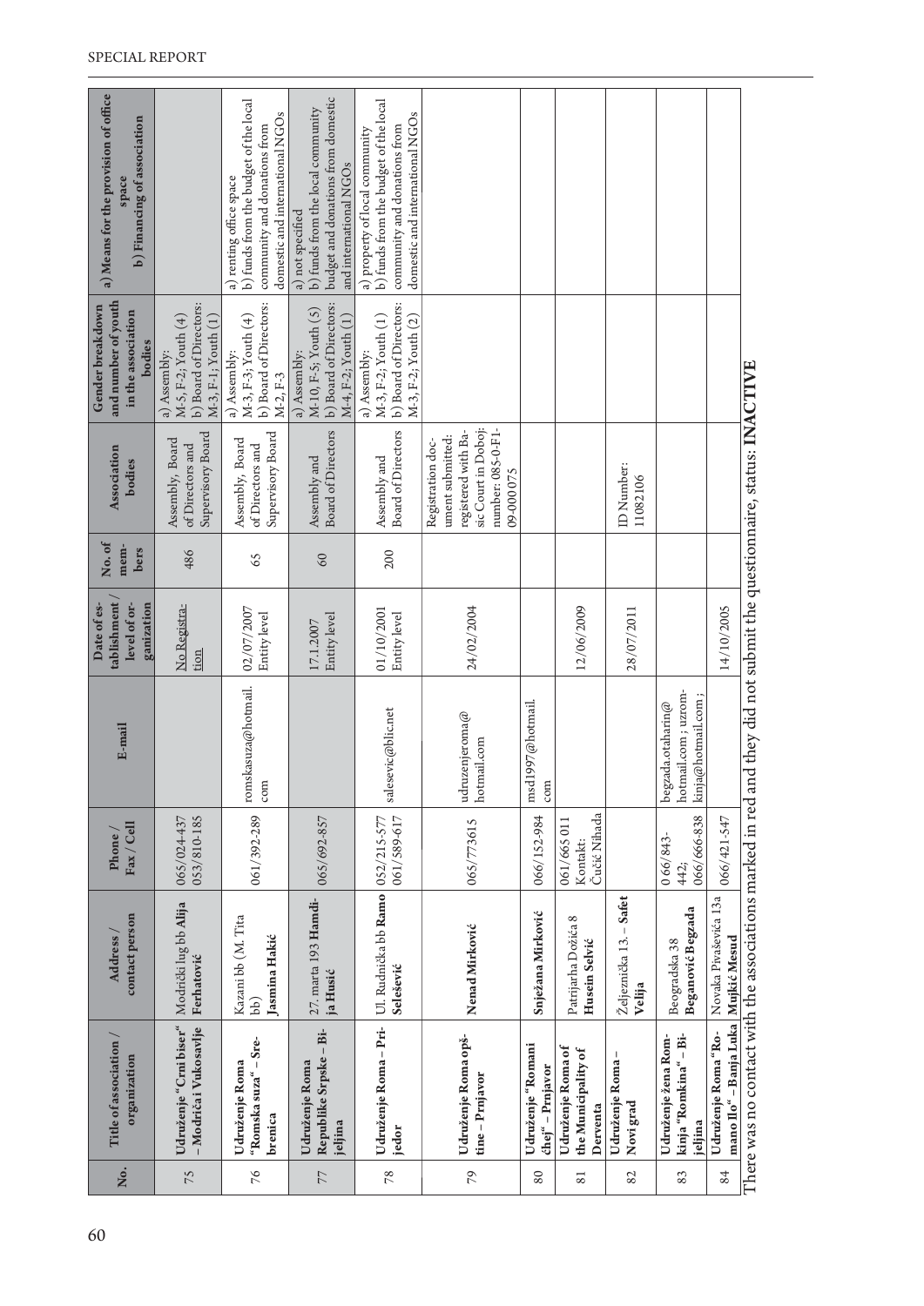| No. | Title of association / organization | Address / contact person | Phone / Fax / Cell | E-mail | Date of establishment / level of organization | No. of members | Association bodies | Gender breakdown and number of youth in the association bodies | a) Means for the provision of office space b) Financing of association |
|---|---|---|---|---|---|---|---|---|---|
| 75 | **Udruženje "Crni biser" – Modriča i Vukosavlje** | Modrički lug bb **Alija Ferhatović** | 065/024-437 053/810-185 | | No Registration | 486 | Assembly, Board of Directors and Supervisory Board | a) Assembly: M-5, F-2; Youth (4) b) Board of Directors: M-3, F-1; Youth (1) | |
| 76 | **Udruženje Roma "Romska suza" – Srebrenica** | Kazani bb (M. Tita bb) **Jasmina Hakić** | 061/392-289 | romskasuza@hotmail.com | 02/07/2007 Entity level | 65 | Assembly, Board of Directors and Supervisory Board | a) Assembly: M-3, F-3; Youth (4) b) Board of Directors: M-2, F-3 | a) renting office space b) funds from the budget of the local community and donations from domestic and international NGOs |
| 77 | **Udruženje Roma Republike Srpske – Bijeljina** | 27. marta 193 **Hamdija Husić** | 065/692-857 | | 17.1.2007 Entity level | 60 | Assembly and Board of Directors | a) Assembly: M-10, F-5; Youth (5) b) Board of Directors: M-4, F-2; Youth (1) | a) not specified b) funds from the local community budget and donations from domestic and international NGOs |
| 78 | **Udruženje Roma – Prijedor** | Ul. Rudnička bb **Ramo Selešević** | 052/215-577 061/589-617 | salesevic@blic.net | 01/10/2001 Entity level | 200 | Assembly and Board of Directors | a) Assembly: M-3, F-2; Youth (1) b) Board of Directors: M-3, F-2; Youth (2) | a) property of local community b) funds from the budget of the local community and donations from domestic and international NGOs |
| 79 | **Udruženje Roma opštine – Prnjavor** | **Nenad Mirković** | 065/773615 | udruzenjeroma@hotmail.com | 24/02/2004 | | Registration document submitted: registered with Basic Court in Doboj: number: 085-0-F1-09-000 075 | | |
| 80 | **Udruženje "Romani čhej" – Prnjavor** | **Snježana Mirković** | 066/152-984 | msd1997@hotmail.com | | | | | |
| 81 | **Udruženje Roma of the Municipality of Derventa** | Patrijarha Dožića 8 **Husein Selvić** | 061/665 011 Kontakt: Čučić Nihada | | 12/06/2009 | | | | |
| 82 | **Udruženje Roma – Novi grad** | Željeznička 13. – **Safet Velija** | | | 28/07/2011 | | ID Number: 11082106 | | |
| 83 | **Udruženje žena Romkinja "Romkina" – Bijeljina** | Beogradska 38 **Beganović Begzada** | 0 66/843-442; 066/666-838 | begzada.otaharin@hotmail.com ; uzromkinja@hotmail.com ; | | | | | |
| 84 | **Udruženje Roma "Romano Ilo" – Banja Luka** | Novaka Pivaševića 13a **Mujkić Mesud** | 066/421-547 | | 14/10/2005 | | | | |

There was no contact with the associations marked in red and they did not submit the questionnaire, status: **INACTIVE**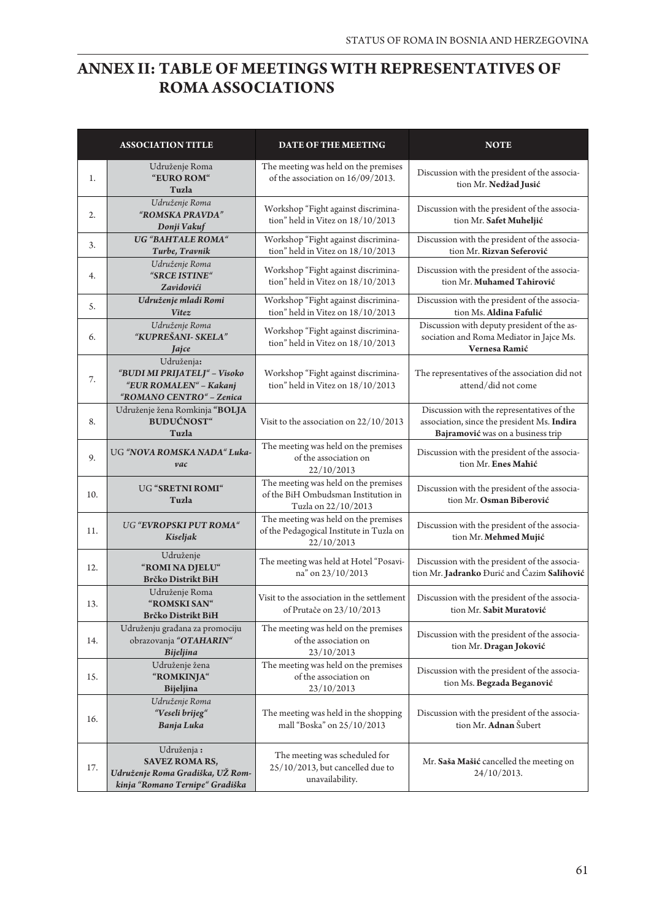# ANNEX II: TABLE OF MEETINGS WITH REPRESENTATIVES OF ROMA ASSOCIATIONS

| | ASSOCIATION TITLE | DATE OF THE MEETING | NOTE |
|---|---|---|---|
| 1. | Udruženje Roma **"EURO ROM"** **Tuzla** | The meeting was held on the premises of the association on 16/09/2013. | Discussion with the president of the association Mr. **Nedžad Jusić** |
| 2. | *Udruženje Roma* ***"ROMSKA PRAVDA"*** ***Donji Vakuf*** | Workshop "Fight against discrimination" held in Vitez on 18/10/2013 | Discussion with the president of the association Mr. **Safet Muheljić** |
| 3. | ***UG "BAHTALE ROMA"*** ***Turbe, Travnik*** | Workshop "Fight against discrimination" held in Vitez on 18/10/2013 | Discussion with the president of the association Mr. **Rizvan Seferović** |
| 4. | *Udruženje Roma* ***"SRCE ISTINE"*** ***Zavidovići*** | Workshop "Fight against discrimination" held in Vitez on 18/10/2013 | Discussion with the president of the association Mr. **Muhamed Tahirović** |
| 5. | ***Udruženje mladi Romi*** ***Vitez*** | Workshop "Fight against discrimination" held in Vitez on 18/10/2013 | Discussion with the president of the association Ms. **Aldina Fafulić** |
| 6. | *Udruženje Roma* ***"KUPREŠANI- SKELA"*** ***Jajce*** | Workshop "Fight against discrimination" held in Vitez on 18/10/2013 | Discussion with deputy president of the association and Roma Mediator in Jajce Ms. **Vernesa Ramić** |
| 7. | Udruženja**:** ***"BUDI MI PRIJATELJ" – Visoko*** ***"EUR ROMALEN" – Kakanj*** ***"ROMANO CENTRO" – Zenica*** | Workshop "Fight against discrimination" held in Vitez on 18/10/2013 | The representatives of the association did not attend/did not come |
| 8. | Udruženje žena Romkinja **"BOLJA BUDUĆNOST"** **Tuzla** | Visit to the association on 22/10/2013 | Discussion with the representatives of the association, since the president Ms. **Indira Bajramović** was on a business trip |
| 9. | UG ***"NOVA ROMSKA NADA" Lukavac*** | The meeting was held on the premises of the association on 22/10/2013 | Discussion with the president of the association Mr. **Enes Mahić** |
| 10. | UG **"SRETNI ROMI"** **Tuzla** | The meeting was held on the premises of the BiH Ombudsman Institution in Tuzla on 22/10/2013 | Discussion with the president of the association Mr. **Osman Biberović** |
| 11. | *UG* ***"EVROPSKI PUT ROMA"*** ***Kiseljak*** | The meeting was held on the premises of the Pedagogical Institute in Tuzla on 22/10/2013 | Discussion with the president of the association Mr. **Mehmed Mujić** |
| 12. | Udruženje **"ROMI NA DJELU"** **Brčko Distrikt BiH** | The meeting was held at Hotel "Posavina" on 23/10/2013 | Discussion with the president of the association Mr. **Jadranko** Đurić and Ćazim **Salihović** |
| 13. | Udruženje Roma **"ROMSKI SAN"** **Brčko Distrikt BiH** | Visit to the association in the settlement of Prutače on 23/10/2013 | Discussion with the president of the association Mr. **Sabit Muratović** |
| 14. | Udruženju građana za promociju obrazovanja ***"OTAHARIN"*** ***Bijeljina*** | The meeting was held on the premises of the association on 23/10/2013 | Discussion with the president of the association Mr. **Dragan Joković** |
| 15. | Udruženje žena **"ROMKINJA"** **Bijeljina** | The meeting was held on the premises of the association on 23/10/2013 | Discussion with the president of the association Ms. **Begzada Beganović** |
| 16. | *Udruženje Roma* ***"Veseli brijeg"*** ***Banja Luka*** | The meeting was held in the shopping mall "Boska" on 25/10/2013 | Discussion with the president of the association Mr. **Adnan** Šubert |
| 17. | Udruženja **:** **SAVEZ ROMA RS,** ***Udruženje Roma Gradiška, UŽ Romkinja "Romano Ternipe" Gradiška*** | The meeting was scheduled for 25/10/2013, but cancelled due to unavailability. | Mr. **Saša Mašić** cancelled the meeting on 24/10/2013. |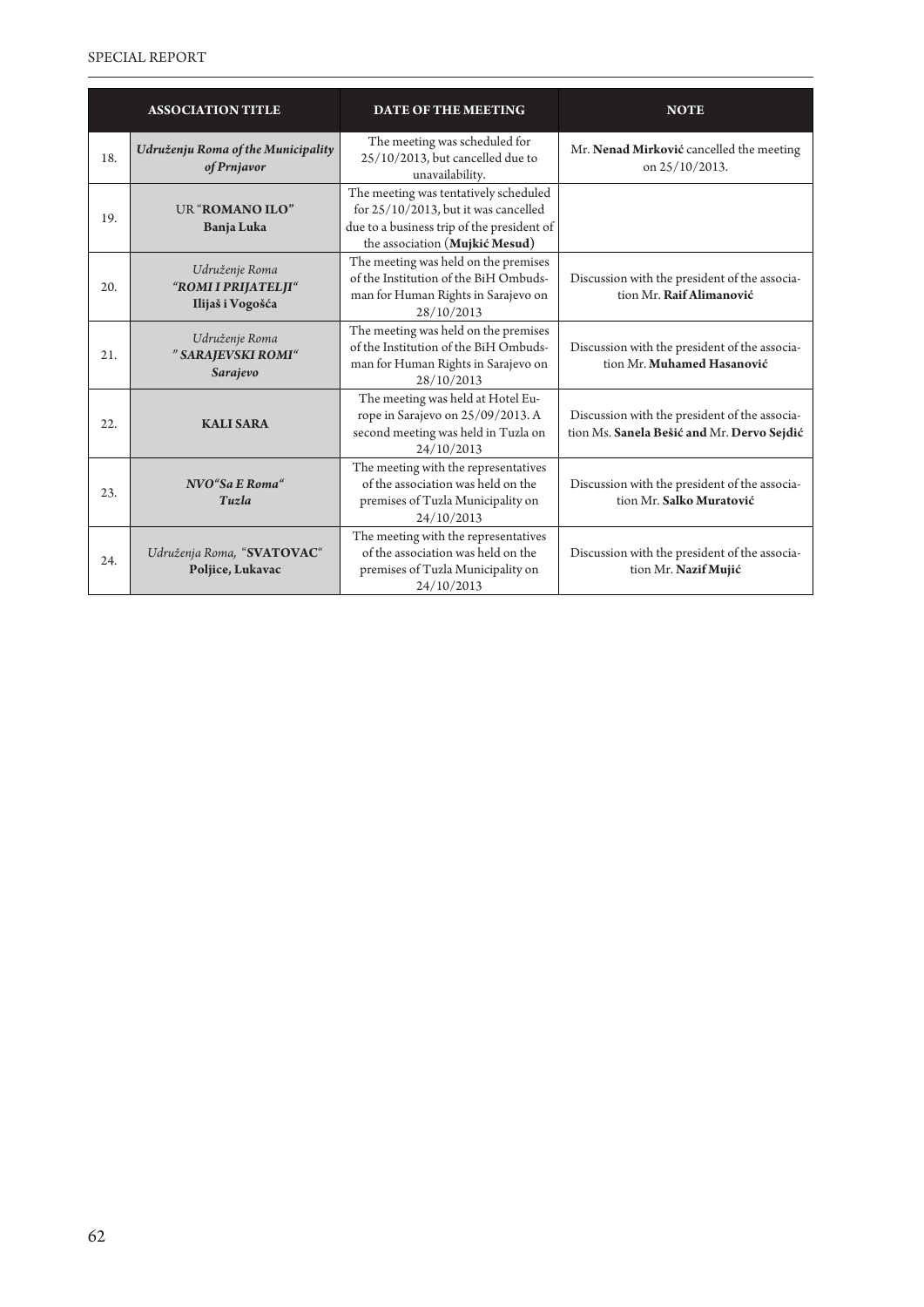| | ASSOCIATION TITLE | DATE OF THE MEETING | NOTE |
|---|---|---|---|
| 18. | ***Udruženju Roma of the Municipality of Prnjavor*** | The meeting was scheduled for 25/10/2013, but cancelled due to unavailability. | Mr. **Nenad Mirković** cancelled the meeting on 25/10/2013. |
| 19. | UR "**ROMANO ILO"** **Banja Luka** | The meeting was tentatively scheduled for 25/10/2013, but it was cancelled due to a business trip of the president of the association (**Mujkić Mesud**) | |
| 20. | *Udruženje Roma* ***"ROMI I PRIJATELJI"*** **Ilijaš i Vogošća** | The meeting was held on the premises of the Institution of the BiH Ombudsman for Human Rights in Sarajevo on 28/10/2013 | Discussion with the president of the association Mr. **Raif Alimanović** |
| 21. | *Udruženje Roma* ***" SARAJEVSKI ROMI"*** ***Sarajevo*** | The meeting was held on the premises of the Institution of the BiH Ombudsman for Human Rights in Sarajevo on 28/10/2013 | Discussion with the president of the association Mr. **Muhamed Hasanović** |
| 22. | **KALI SARA** | The meeting was held at Hotel Europe in Sarajevo on 25/09/2013. A second meeting was held in Tuzla on 24/10/2013 | Discussion with the president of the association Ms. **Sanela Bešić and** Mr. **Dervo Sejdić** |
| 23. | ***NVO"Sa E Roma"*** ***Tuzla*** | The meeting with the representatives of the association was held on the premises of Tuzla Municipality on 24/10/2013 | Discussion with the president of the association Mr. **Salko Muratović** |
| 24. | *Udruženja Roma,* "**SVATOVAC**" **Poljice, Lukavac** | The meeting with the representatives of the association was held on the premises of Tuzla Municipality on 24/10/2013 | Discussion with the president of the association Mr. **Nazif Mujić** |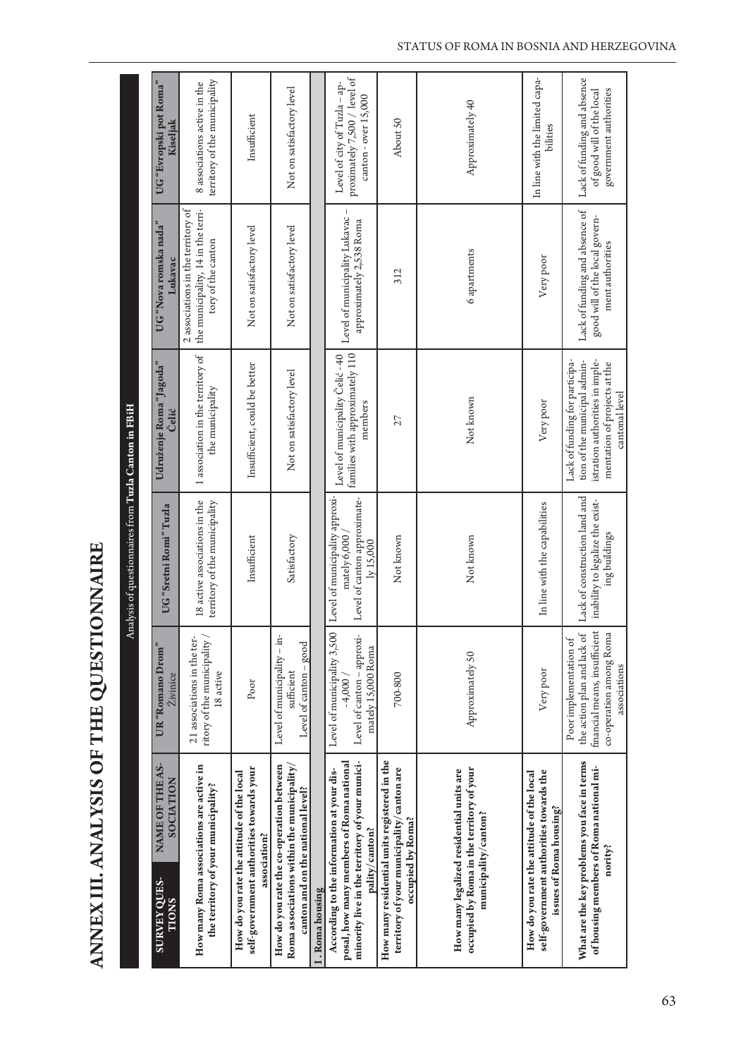# ANNEX III. ANALYSIS OF THE QUESTIONNAIRE

Analysis of questionnaires from **Tuzla Canton in FBiH**

| SURVEY QUESTIONS / NAME OF THE ASSOCIATION | UR "Romano Drom" Živinice | UG "Sretni Romi" Tuzla | Udruženje Roma "Jagoda" Čelić | UG "Nova romska nada" Lukavac | UG "Evropski put Roma" Kiseljak |
|---|---|---|---|---|---|
| **How many Roma associations are active in the territory of your municipality?** | 21 associations in the territory of the municipality / 18 active | 18 active associations in the territory of the municipality | 1 association in the territory of the municipality | 2 associations in the territory of the municipality, 14 in the territory of the canton | 8 associations active in the territory of the municipality |
| **How do you rate the attitude of the local self-government authorities towards your association?** | Poor | Insufficient | Insufficient, could be better | Not on satisfactory level | Insufficient |
| **How do you rate the co-operation between Roma associations within the municipality/canton and on the national level?** | Level of municipality – insufficient Level of canton – good | Satisfactory | Not on satisfactory level | Not on satisfactory level | Not on satisfactory level |
| **I. Roma housing** | | | | | |
| **According to the information at your disposal, how many members of Roma national minority live in the territory of your municipality/canton?** | Level of municipality 3,500 - 4,000 / Level of canton – approximately 15,000 Roma | Level of municipality approximately 6,000 / Level of canton approximately 15,000 | Level of municipality Čelić - 40 families with approximately 110 members | Level of municipality Lukavac – approximately 2,538 Roma | Level of city of Tuzla – approximately 7,500 / level of canton - over 15,000 |
| **How many residential units registered in the territory of your municipality/canton are occupied by Roma?** | 700-800 | Not known | 27 | 312 | About 50 |
| **How many legalized residential units are occupied by Roma in the territory of your municipality/canton?** | Approximately 50 | Not known | Not known | 6 apartments | Approximately 40 |
| **How do you rate the attitude of the local self-government authorities towards the issues of Roma housing?** | Very poor | In line with the capabilities | Very poor | Very poor | In line with the limited capabilities |
| **What are the key problems you face in terms of housing members of Roma national minority?** | Poor implementation of the action plan and lack of financial means, insufficient co-operation among Roma associations | Lack of construction land and inability to legalize the existing buildings | Lack of funding for participation of the municipal administration authorities in implementation of projects at the cantonal level | Lack of funding and absence of good will of the local government authorities | Lack of funding and absence of good will of the local government authorities |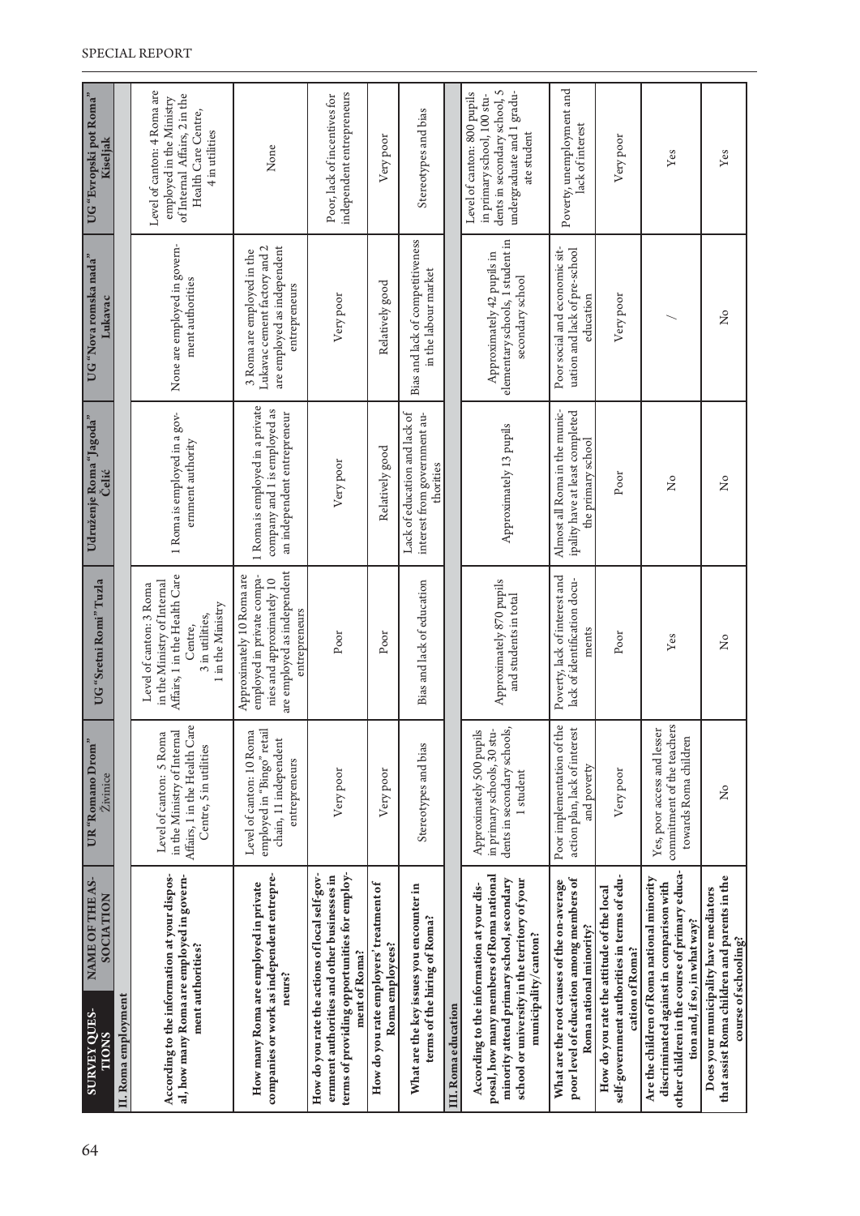| SURVEY QUESTIONS / NAME OF THE ASSOCIATION | UR "Romano Drom" Živinice | UG "Sretni Romi" Tuzla | Udruženje Roma "Jagoda" Čelić | UG "Nova romska nada" Lukavac | UG "Evropski put Roma" Kiseljak |
|---|---|---|---|---|---|
| **II. Roma employment** | | | | | |
| **According to the information at your disposal, how many Roma are employed in government authorities?** | Level of canton: 5 Roma in the Ministry of Internal Affairs, 1 in the Health Care Centre, 5 in utilities | Level of canton: 3 Roma in the Ministry of Internal Affairs, 1 in the Health Care Centre, 3 in utilities, 1 in the Ministry | 1 Roma is employed in a government authority | None are employed in government authorities | Level of canton: 4 Roma are employed in the Ministry of Internal Affairs, 2 in the Health Care Centre, 4 in utilities |
| **How many Roma are employed in private companies or work as independent entrepreneurs?** | Level of canton: 10 Roma employed in "Bingo" retail chain, 11 independent entrepreneurs | Approximately 10 Roma are employed in private companies and approximately 10 are employed as independent entrepreneurs | 1 Roma is employed in a private company and 1 is employed as an independent entrepreneur | 3 Roma are employed in the Lukavac cement factory and 2 are employed as independent entrepreneurs | None |
| **How do you rate the actions of local self-government authorities and other businesses in terms of providing opportunities for employment of Roma?** | Very poor | Poor | Very poor | Very poor | Poor, lack of incentives for independent entrepreneurs |
| **How do you rate employers' treatment of Roma employees?** | Very poor | Poor | Relatively good | Relatively good | Very poor |
| **What are the key issues you encounter in terms of the hiring of Roma?** | Stereotypes and bias | Bias and lack of education | Lack of education and lack of interest from government authorities | Bias and lack of competitiveness in the labour market | Stereotypes and bias |
| **III. Roma education** | | | | | |
| **According to the information at your disposal, how many members of Roma national minority attend primary school, secondary school or university in the territory of your municipality/canton?** | Approximately 500 pupils in primary schools, 30 students in secondary schools, 1 student | Approximately 870 pupils and students in total | Approximately 13 pupils | Approximately 42 pupils in elementary schools, 1 student in secondary school | Level of canton: 800 pupils in primary school, 100 students in secondary school, 5 undergraduate and 1 graduate student |
| **What are the root causes of the on-average poor level of education among members of Roma national minority?** | Poor implementation of the action plan, lack of interest and poverty | Poverty, lack of interest and lack of identification documents | Almost all Roma in the municipality have at least completed the primary school | Poor social and economic situation and lack of pre-school education | Poverty, unemployment and lack of interest |
| **How do you rate the attitude of the local self-government authorities in terms of education of Roma?** | Very poor | Poor | Poor | Very poor | Very poor |
| **Are the children of Roma national minority discriminated against in comparison with other children in the course of primary education and, if so, in what way?** | Yes, poor access and lesser commitment of the teachers towards Roma children | Yes | No | / | Yes |
| **Does your municipality have mediators that assist Roma children and parents in the course of schooling?** | No | No | No | No | Yes |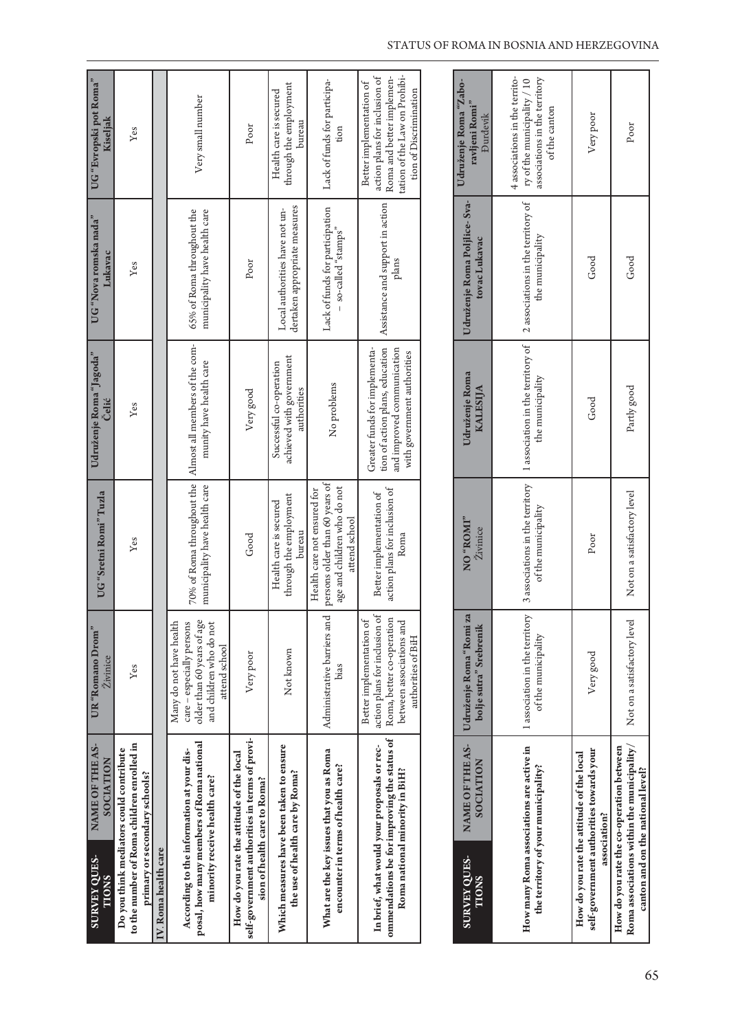| SURVEY QUESTIONS / NAME OF THE ASSOCIATION | UR "Romano Drom" Živinice | UG "Sretni Romi" Tuzla | Udruženje Roma "Jagoda" Čelić | UG "Nova romska nada" Lukavac | UG "Evropski put Roma" Kiseljak |
|---|---|---|---|---|---|
| Do you think mediators could contribute to the number of Roma children enrolled in primary or secondary schools? | Yes | Yes | Yes | Yes | Yes |
| IV. Roma health care | | | | | |
| According to the information at your disposal, how many members of Roma national minority receive health care? | Many do not have health care – especially persons older than 60 years of age and children who do not attend school | 70% of Roma throughout the municipality have health care | Almost all members of the community have health care | 65% of Roma throughout the municipality have health care | Very small number |
| How do you rate the attitude of the local self-government authorities in terms of provision of health care to Roma? | Very poor | Good | Very good | Poor | Poor |
| Which measures have been taken to ensure the use of health care by Roma? | Not known | Health care is secured through the employment bureau | Successful co-operation achieved with government authorities | Local authorities have not undertaken appropriate measures | Health care is secured through the employment bureau |
| What are the key issues that you as Roma encounter in terms of health care? | Administrative barriers and bias | Health care not ensured for persons older than 60 years of age and children who do not attend school | No problems | Lack of funds for participation – so-called "stamps" | Lack of funds for participation |
| In brief, what would your proposals or recommendations be for improving the status of Roma national minority in BiH? | Better implementation of action plans for inclusion of Roma, better co-operation between associations and authorities of BiH | Better implementation of action plans for inclusion of Roma | Greater funds for implementation of action plans, education and improved communication with government authorities | Assistance and support in action plans | Better implementation of action plans for inclusion of Roma and better implementation of the Law on Prohibition of Discrimination |

| SURVEY QUESTIONS / NAME OF THE ASSOCIATION | Udruženje Roma "Romi za bolje sutra" Srebrenik | NO "ROMI" Živinice | Udruženje Roma KALESIJA | Udruženje Roma Poljlice-Svatovac Lukavac | Udruženje Roma "Zaboravljeni Romi" Đurđevik |
|---|---|---|---|---|---|
| How many Roma associations are active in the territory of your municipality? | 1 association in the territory of the municipality | 3 associations in the territory of the municipality | 1 association in the territory of the municipality | 2 associations in the territory of the municipality | 4 associations in the territory of the municipality / 10 associations in the territory of the canton |
| How do you rate the attitude of the local self-government authorities towards your association? | Very good | Poor | Good | Good | Very poor |
| How do you rate the co-operation between Roma associations within the municipality/canton and on the national level? | Not on a satisfactory level | Not on a satisfactory level | Partly good | Good | Poor |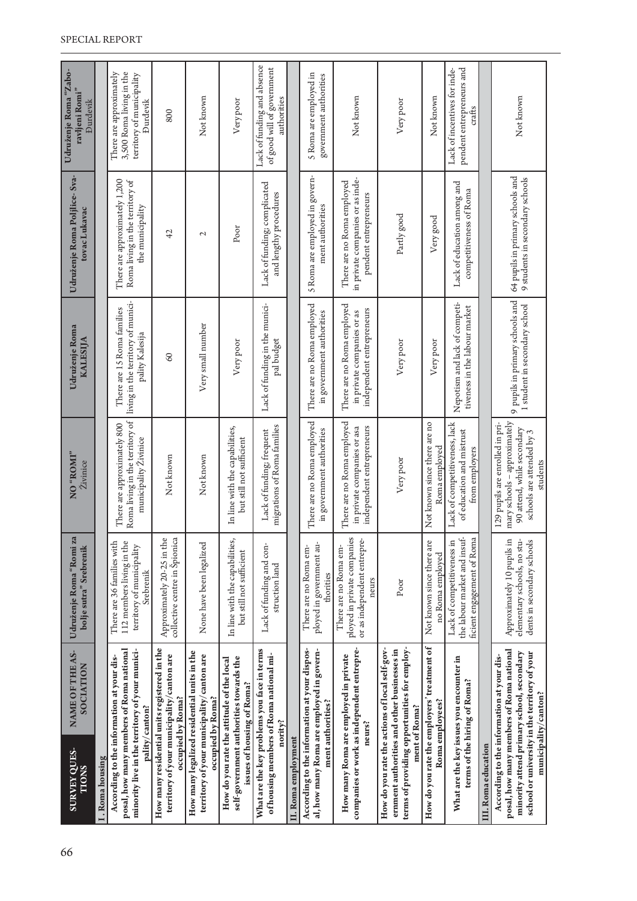| SURVEY QUESTIONS | NAME OF THE ASSOCIATION | Udruženje Roma "Romi za bolje sutra" Srebrenik | NO "ROMI" Živinice | Udruženje Roma KALESIJA | Udruženje Roma Poljlice-Svatovac Lukavac | Udruženje Roma "Zaboravljeni Romi" Đurđevik |
|---|---|---|---|---|---|---|
| **I. Roma housing** | | | | | | |
| **According to the information at your disposal, how many members of Roma national minority live in the territory of your municipality/canton?** | | There are 36 families with 112 members living in the territory of municipality Srebrenik | There are approximately 800 Roma living in the territory of municipality Živinice | There are 15 Roma families living in the territory of municipality Kalesija | There are approximately 1,200 Roma living in the territory of the municipality | There are approximately 3,500 Roma living in the territory of municipality Đurđevik |
| **How many residential units registered in the territory of your municipality/canton are occupied by Roma?** | | Approximately 20-25 in the collective centre in Špionica | Not known | 60 | 42 | 800 |
| **How many legalized residential units in the territory of your municipality/canton are occupied by Roma?** | | None have been legalized | Not known | Very small number | 2 | Not known |
| **How do you rate the attitude of the local self-government authorities towards the issues of housing of Roma?** | | In line with the capabilities, but still not sufficient | In line with the capabilities, but still not sufficient | Very poor | Poor | Very poor |
| **What are the key problems you face in terms of housing members of Roma national minority?** | | Lack of funding and construction land | Lack of funding; frequent migrations of Roma families | Lack of funding in the municipal budget | Lack of funding; complicated and lengthy procedures | Lack of funding and absence of good will of government authorities |
| **II. Roma employment** | | | | | | |
| **According to the information at your disposal, how many Roma are employed in government authorities?** | | There are no Roma employed in government authorities | There are no Roma employed in government authorities | There are no Roma employed in government authorities | 5 Roma are employed in government authorities | 5 Roma are employed in government authorities |
| **How many Roma are employed in private companies or work as independent entrepreneurs?** | | There are no Roma employed in private companies or as independent entrepreneurs | There are no Roma employed in private companies or as a independent entrepreneurs | There are no Roma employed in private companies or as independent entrepreneurs | There are no Roma employed in private companies or as independent entrepreneurs | Not known |
| **How do you rate the actions of local self-government authorities and other businesses in terms of providing opportunities for employment of Roma?** | | Poor | Very poor | Very poor | Partly good | Very poor |
| **How do you rate the employers' treatment of Roma employees?** | | Not known since there are no Roma employed | Not known since there are no Roma employed | Very poor | Very good | Not known |
| **What are the key issues you encounter in terms of the hiring of Roma?** | | Lack of competitiveness in the labour market and insufficient engagement of Roma | Lack of competitiveness, lack of education and mistrust from employers | Nepotism and lack of competitiveness in the labour market | Lack of education among and competitiveness of Roma | Lack of incentives for independent entrepreneurs and crafts |
| **III. Roma education** | | | | | | |
| **According to the information at your disposal, how many members of Roma national minority attend primary school, secondary school or university in the territory of your municipality/canton?** | | Approximately 10 pupils in elementary schools, no students in secondary schools | 129 pupils are enrolled in primary schools – approximately 90 attend, while secondary schools are attended by 3 students | 9 pupils in primary schools and 1 student in secondary school | 64 pupils in primary schools and 9 students in secondary schools | Not known |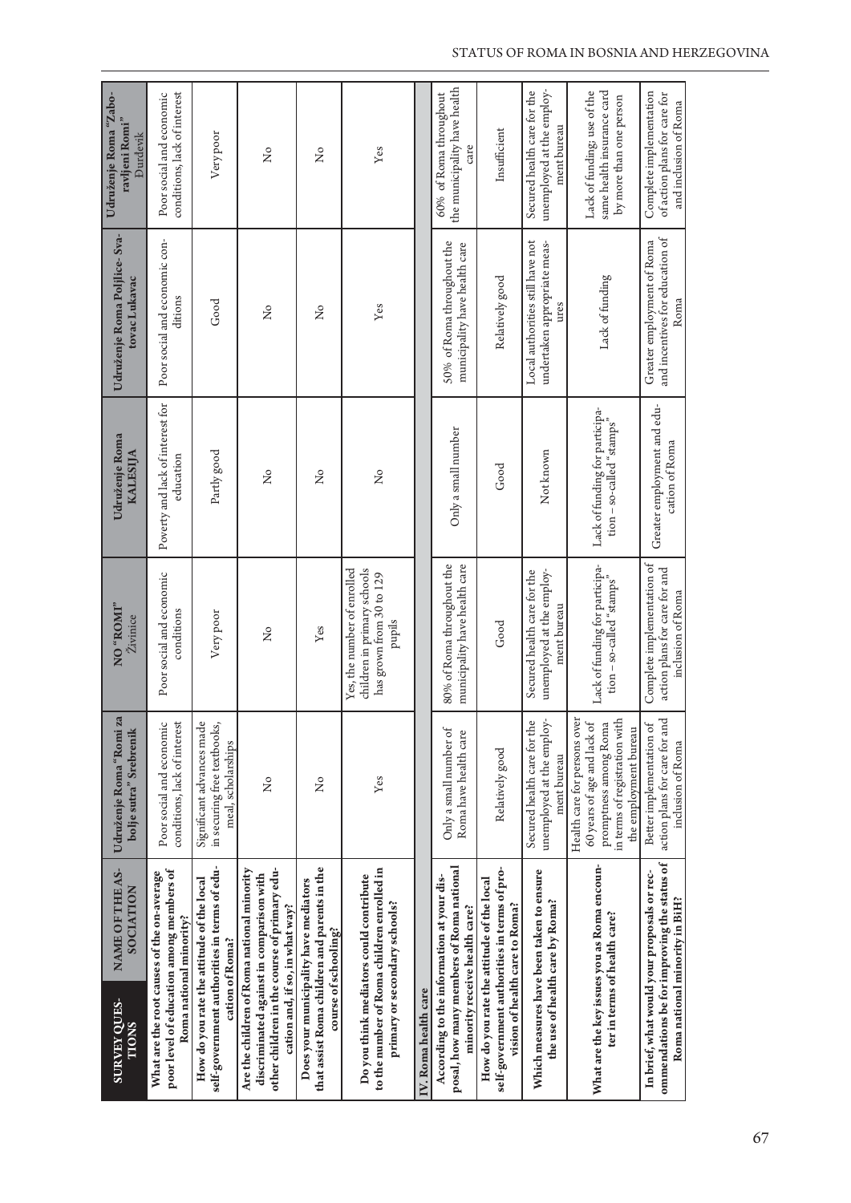| SURVEY QUESTIONS / NAME OF THE ASSOCIATION | Udruženje Roma "Romi za bolje sutra" Srebrenik | NO "ROMI" Živinice | Udruženje Roma KALESIJA | Udruženje Roma Poljlice-Svatovac Lukavac | Udruženje Roma "Zaboravljeni Romi" Đurđevik |
|---|---|---|---|---|---|
| What are the root causes of the on-average poor level of education among members of Roma national minority? | Poor social and economic conditions, lack of interest | Poor social and economic conditions | Poverty and lack of interest for education | Poor social and economic conditions | Poor social and economic conditions, lack of interest |
| How do you rate the attitude of the local self-government authorities in terms of education of Roma? | Significant advances made in securing free textbooks, meal, scholarships | Very poor | Partly good | Good | Very poor |
| Are the children of Roma national minority discriminated against in comparison with other children in the course of primary education and, if so, in what way? | No | No | No | No | No |
| Does your municipality have mediators that assist Roma children and parents in the course of schooling? | No | Yes | No | No | No |
| Do you think mediators could contribute to the number of Roma children enrolled in primary or secondary schools? | Yes | Yes, the number of enrolled children in primary schools has grown from 30 to 129 pupils | No | Yes | Yes |
| **IV. Roma health care** | | | | | |
| According to the information at your disposal, how many members of Roma national minority receive health care? | Only a small number of Roma have health care | 80% of Roma throughout the municipality have health care | Only a small number | 50% of Roma throughout the municipality have health care | 60% of Roma throughout the municipality have health care |
| How do you rate the attitude of the local self-government authorities in terms of provision of health care to Roma? | Relatively good | Good | Good | Relatively good | Insufficient |
| Which measures have been taken to ensure the use of health care by Roma? | Secured health care for the unemployed at the employment bureau | Secured health care for the unemployed at the employment bureau | Not known | Local authorities still have not undertaken appropriate measures | Secured health care for the unemployed at the employment bureau |
| What are the key issues you as Roma encounter in terms of health care? | Health care for persons over 60 years of age and lack of promptness among Roma in terms of registration with the employment bureau | Lack of funding for participation – so-called "stamps" | Lack of funding for participation – so-called "stamps" | Lack of funding | Lack of funding; use of the same health insurance card by more than one person |
| In brief, what would your proposals or recommendations be for improving the status of Roma national minority in BiH? | Better implementation of action plans for care for and inclusion of Roma | Complete implementation of action plans for care for and inclusion of Roma | Greater employment and education of Roma | Greater employment of Roma and incentives for education of Roma | Complete implementation of action plans for care for and inclusion of Roma |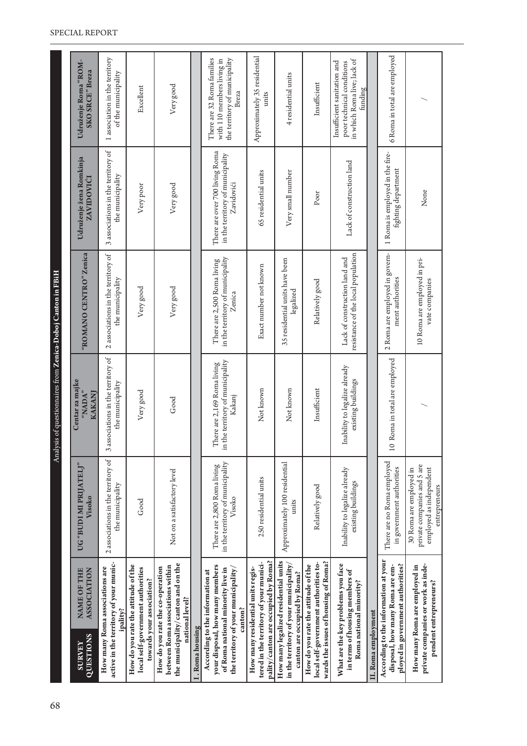Analysis of questionnaires from **Zenica-Doboj Canton in FBiH**

| SURVEY QUESTIONS / NAME OF THE ASSOCIATION | UG "BUDI MI PRIJATELJ" Visoko | Centar za majke "NADA" KAKANJ | "ROMANO CENTRO" Zenica | Udruženje žena Romkinja ZAVIDOVIĆI | Udruženje Roma "ROM-SKO SRCE" Breza |
|---|---|---|---|---|---|
| **How many Roma associations are active in the territory of your municipality?** | 2 associations in the territory of the municipality | 3 associations in the territory of the municipality | 2 associations in the territory of the municipality | 3 associations in the territory of the municipality | 1 association in the territory of the municipality |
| **How do you rate the attitude of the local self-government authorities towards your association?** | Good | Very good | Very good | Very poor | Excellent |
| **How do you rate the co-operation between Roma associations within the municipality/canton and on the national level?** | Not on a satisfactory level | Good | Very good | Very good | Very good |
| **I. Roma housing** | | | | | |
| **According to the information at your disposal, how many members of Roma national minority live in the territory of your municipality/canton?** | There are 2,800 Roma living in the territory of municipality Visoko | There are 2,169 Roma living in the territory of municipality Kakanj | There are 2,500 Roma living in the territory of municipality Zenica | There are over 700 living Roma in the territory of municipality Zavidovići | There are 32 Roma families with 110 members living in the territory of municipality Breza |
| **How many residential units registered in the territory of your municipality/canton are occupied by Roma?** | 250 residential units | Not known | Exact number not known | 65 residential units | Approximately 35 residential units |
| **How many legalized residential units in the territory of your municipality/canton are occupied by Roma?** | Approximately 100 residential units | Not known | 35 residential units have been legalized | Very small number | 4 residential units |
| **How do you rate the attitude of the local self-government authorities towards the issues of housing of Roma?** | Relatively good | Insufficient | Relatively good | Poor | Insufficient |
| **What are the key problems you face in terms of housing members of Roma national minority?** | Inability to legalize already existing buildings | Inability to legalize already existing buildings | Lack of construction land and resistance of the local population | Lack of construction land | Insufficient sanitation and poor technical conditions in which Roma live; lack of funding |
| **II. Roma employment** | | | | | |
| **According to the information at your disposal, how many Roma are employed in government authorities?** | There are no Roma employed in government authorities | 10 Roma in total are employed | 2 Roma are employed in government authorities | 1 Roma is employed in the fire-fighting department | 6 Roma in total are employed |
| **How many Roma are employed in private companies or work as independent entrepreneurs?** | 30 Roma are employed in private companies and 5 are employed as independent entrepreneurs | / | 10 Roma are employed in private companies | None | / |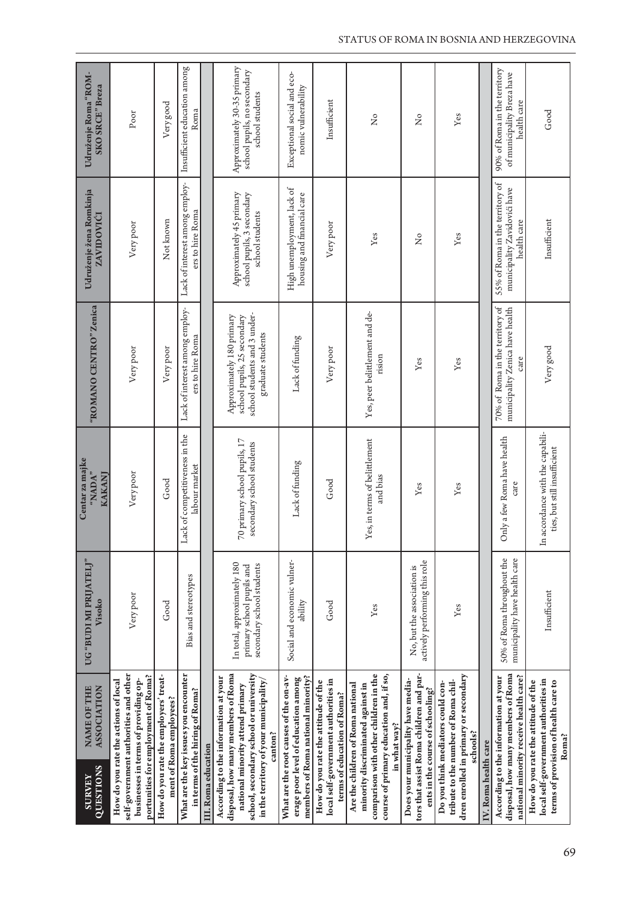| SURVEY QUESTIONS / NAME OF THE ASSOCIATION | UG "BUDI MI PRIJATELJ" Visoko | Centar za majke "NADA" KAKANJ | "ROMANO CENTRO" Zenica | Udruženje žena Romkinja ZAVIDOVIĆI | Udruženje Roma "ROM-SKO SRCE" Breza |
|---|---|---|---|---|---|
| How do you rate the actions of local self-government authorities and other businesses in terms of providing opportunities for employment of Roma? | Very poor | Very poor | Very poor | Very poor | Poor |
| How do you rate the employers' treatment of Roma employees? | Good | Good | Very poor | Not known | Very good |
| What are the key issues you encounter in terms of the hiring of Roma? | Bias and stereotypes | Lack of competitiveness in the labour market | Lack of interest among employers to hire Roma | Lack of interest among employers to hire Roma | Insufficient education among Roma |
| **III. Roma education** | | | | | |
| According to the information at your disposal, how many members of Roma national minority attend primary school, secondary school or university in the territory of your municipality/canton? | In total, approximately 180 primary school pupils and secondary school students | 70 primary school pupils, 17 secondary school students | Approximately 180 primary school pupils, 25 secondary school students and 3 undergraduate students | Approximately 45 primary school pupils, 3 secondary school students | Approximately 30-35 primary school pupils, no secondary school students |
| What are the root causes of the on-average poor level of education among members of Roma national minority? | Social and economic vulnerability | Lack of funding | Lack of funding | High unemployment, lack of housing and financial care | Exceptional social and economic vulnerability |
| How do you rate the attitude of the local self-government authorities in terms of education of Roma? | Good | Good | Very poor | Very poor | Insufficient |
| Are the children of Roma national minority discriminated against in comparison with other children in the course of primary education and, if so, in what way? | Yes | Yes, in terms of belittlement and bias | Yes, peer belittlement and derision | Yes | No |
| Does your municipality have mediators that assist Roma children and parents in the course of schooling? | No, but the association is actively performing this role | Yes | Yes | No | No |
| Do you think mediators could contribute to the number of Roma children enrolled in primary or secondary schools? | Yes | Yes | Yes | Yes | Yes |
| **IV. Roma health care** | | | | | |
| According to the information at your disposal, how many members of Roma national minority receive health care? | 50% of Roma throughout the municipality have health care | Only a few Roma have health care | 70% of Roma in the territory of municipality Zenica have health care | 55% of Roma in the territory of municipality Zavidovići have health care | 90% of Roma in the territory of municipality Breza have health care |
| How do you rate the attitude of the local self-government authorities in terms of provision of health care to Roma? | Insufficient | In accordance with the capabilities, but still insufficient | Very good | Insufficient | Good |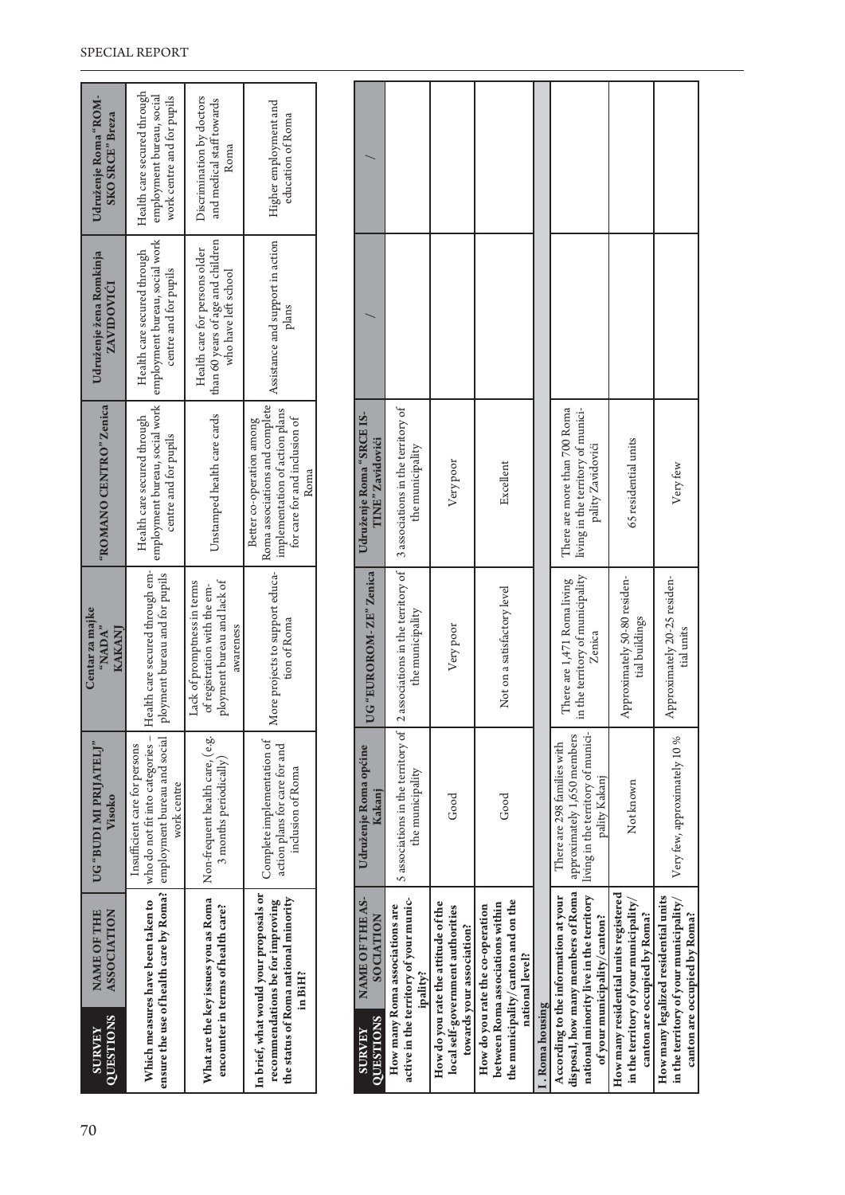| SURVEY QUESTIONS | NAME OF THE ASSOCIATION | UG "BUDI MI PRIJATELJ" Visoko | Centar za majke "NADA" KAKANJ | "ROMANO CENTRO" Zenica | Udruženje žena Romkinja ZAVIDOVIĆI | Udruženje Roma "ROMSKO SRCE" Breza |
|---|---|---|---|---|---|---|
| Which measures have been taken to ensure the use of health care by Roma? | | Insufficient care for persons who do not fit into categories – employment bureau and social work centre | Health care secured through employment bureau and for pupils | Health care secured through employment bureau, social work centre and for pupils | Health care secured through employment bureau, social work centre and for pupils | Health care secured through employment bureau, social work centre and for pupils |
| What are the key issues you as Roma encounter in terms of health care? | | Non-frequent health care, (e.g. 3 months periodically) | Lack of promptness in terms of registration with the employment bureau and lack of awareness | Unstamped health care cards | Health care for persons older than 60 years of age and children who have left school | Discrimination by doctors and medical staff towards Roma |
| In brief, what would your proposals or recommendations be for improving the status of Roma national minority in BiH? | | Complete implementation of action plans for care for and inclusion of Roma | More projects to support education of Roma | Better co-operation among Roma associations and complete implementation of action plans for care for and inclusion of Roma | Assistance and support in action plans | Higher employment and education of Roma |

| SURVEY QUESTIONS | NAME OF THE ASSOCIATION | Udruženje Roma općine Kakanj | UG "EUROROM-ZE" Zenica | Udruženje Roma "SRCE ISTINE" Zavidovići | / | / |
|---|---|---|---|---|---|---|
| How many Roma associations are active in the territory of your municipality? | | 5 associations in the territory of the municipality | 2 associations in the territory of the municipality | 3 associations in the territory of the municipality | | |
| How do you rate the attitude of the local self-government authorities towards your association? | | Good | Very poor | Very poor | | |
| How do you rate the co-operation between Roma associations within the municipality/canton and on the national level? | | Good | Not on a satisfactory level | Excellent | | |
| **1. Roma housing** | | | | | | |
| According to the information at your disposal, how many members of Roma national minority live in the territory of your municipality/canton? | | There are 298 families with approximately 1,650 members living in the territory of municipality Kakanj | There are 1,471 Roma living in the territory of municipality Zenica | There are more than 700 Roma living in the territory of municipality Zavidovići | | |
| How many residential units registered in the territory of your municipality/canton are occupied by Roma? | | Not known | Approximately 50-80 residential buildings | 65 residential units | | |
| How many legalized residential units in the territory of your municipality/canton are occupied by Roma? | | Very few, approximately 10 % | Approximately 20-25 residential units | Very few | | |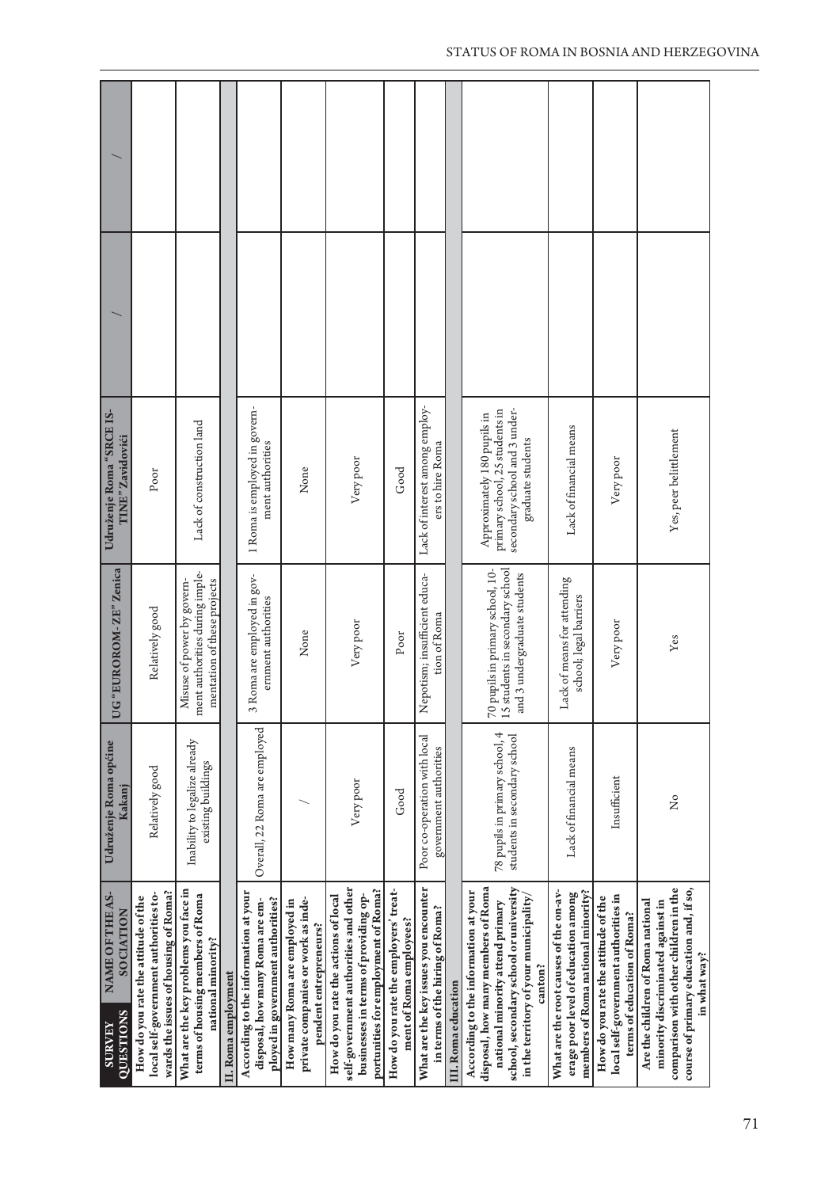| SURVEY QUESTIONS / NAME OF THE ASSOCIATION | Udruženje Roma općine Kakanj | UG "EUROROM- ZE" Zenica | Udruženje Roma "SRCE ISTINE" Zavidovići | / | / |
|---|---|---|---|---|---|
| How do you rate the attitude of the local self-government authorities towards the issues of housing of Roma? | Relatively good | Relatively good | Poor | | |
| What are the key problems you face in terms of housing members of Roma national minority? | Inability to legalize already existing buildings | Misuse of power by government authorities during implementation of these projects | Lack of construction land | | |
| **II. Roma employment** | | | | | |
| According to the information at your disposal, how many Roma are employed in government authorities? | Overall, 22 Roma are employed | 3 Roma are employed in government authorities | 1 Roma is employed in government authorities | | |
| How many Roma are employed in private companies or work as independent entrepreneurs? | / | None | None | | |
| How do you rate the actions of local self-government authorities and other businesses in terms of providing opportunities for employment of Roma? | Very poor | Very poor | Very poor | | |
| How do you rate the employers' treatment of Roma employees? | Good | Poor | Good | | |
| What are the key issues you encounter in terms of the hiring of Roma? | Poor co-operation with local government authorities | Nepotism; insufficient education of Roma | Lack of interest among employers to hire Roma | | |
| **III. Roma education** | | | | | |
| According to the information at your disposal, how many members of Roma national minority attend primary school, secondary school or university in the territory of your municipality/canton? | 78 pupils in primary school, 4 students in secondary school | 70 pupils in primary school, 10-15 students in secondary school and 3 undergraduate students | Approximately 180 pupils in primary school, 25 students in secondary school and 3 undergraduate students | | |
| What are the root causes of the on-average poor level of education among members of Roma national minority? | Lack of financial means | Lack of means for attending school; legal barriers | Lack of financial means | | |
| How do you rate the attitude of the local self-government authorities in terms of education of Roma? | Insufficient | Very poor | Very poor | | |
| Are the children of Roma national minority discriminated against in comparison with other children in the course of primary education and, if so, in what way? | No | Yes | Yes, peer belittlement | | |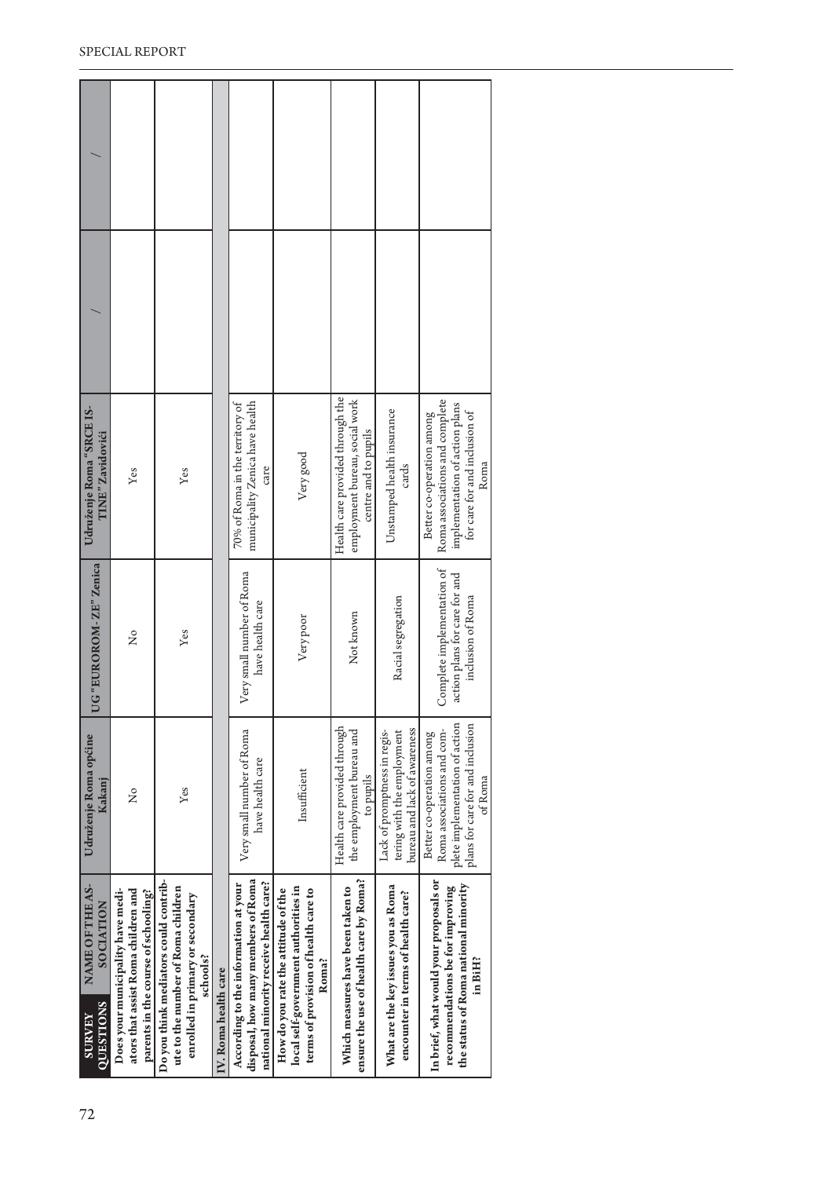| SURVEY QUESTIONS / NAME OF THE ASSOCIATION | Udruženje Roma općine Kakanj | UG "EUROROM- ZE" Zenica | Udruženje Roma "SRCE ISTINE" Zavidovići | / | / |
|---|---|---|---|---|---|
| Does your municipality have mediators that assist Roma children and parents in the course of schooling? | No | No | Yes | | |
| Do you think mediators could contribute to the number of Roma children enrolled in primary or secondary schools? | Yes | Yes | Yes | | |
| IV. Roma health care | | | | | |
| According to the information at your disposal, how many members of Roma national minority receive health care? | Very small number of Roma have health care | Very small number of Roma have health care | 70% of Roma in the territory of municipality Zenica have health care | | |
| How do you rate the attitude of the local self-government authorities in terms of provision of health care to Roma? | Insufficient | Very poor | Very good | | |
| Which measures have been taken to ensure the use of health care by Roma? | Health care provided through the employment bureau and to pupils | Not known | Health care provided through the employment bureau, social work centre and to pupils | | |
| What are the key issues you as Roma encounter in terms of health care? | Lack of promptness in registering with the employment bureau and lack of awareness | Racial segregation | Unstamped health insurance cards | | |
| In brief, what would your proposals or recommendations be for improving the status of Roma national minority in BiH? | Better co-operation among Roma associations and complete implementation of action plans for care for and inclusion of Roma | Complete implementation of action plans for care for and inclusion of Roma | Better co-operation among Roma associations and complete implementation of action plans for care for and inclusion of Roma | | |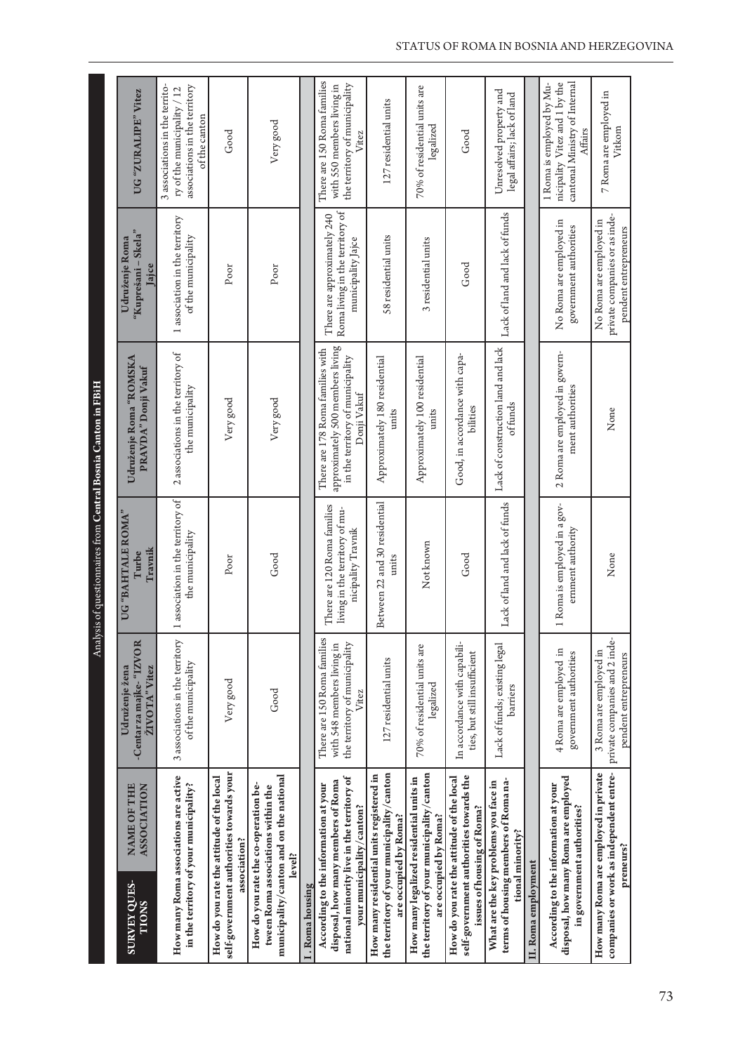Analysis of questionnaires from **Central Bosnia Canton in FBiH**

| SURVEY QUESTIONS | NAME OF THE ASSOCIATION | Udruženje žena -Centarza majke- "IZVOR ŽIVOTA" Vitez | UG "BAHTALE ROMA" Turbe Travnik | Udruženje Roma "ROMSKA PRAVDA" Donji Vakuf | Udruženje Roma "Kuprešani – Skela" Jajce | UG "ZURALIPE" Vitez |
|---|---|---|---|---|---|---|
| **How many Roma associations are active in the territory of your municipality?** | | 3 associations in the territory of the municipality | 1 association in the territory of the municipality | 2 associations in the territory of the municipality | 1 association in the territory of the municipality | 3 associations in the territory of the municipality / 12 associations in the territory of the canton |
| **How do you rate the attitude of the local self-government authorities towards your association?** | | Very good | Poor | Very good | Poor | Good |
| **How do you rate the co-operation between Roma associations within the municipality/canton and on the national level?** | | Good | Good | Very good | Poor | Very good |
| **I. Roma housing** | | | | | | |
| **According to the information at your disposal, how many members of Roma national minority live in the territory of your municipality/canton?** | | There are 150 Roma families with 548 members living in the territory of municipality Vitez | There are 120 Roma families living in the territory of municipality Travnik | There are 178 Roma families with approximately 500 members living in the territory of municipality Donji Vakuf | There are approximately 240 Roma living in the territory of municipality Jajce | There are 150 Roma families with 550 members living in the territory of municipality Vitez |
| **How many residential units registered in the territory of your municipality/canton are occupied by Roma?** | | 127 residential units | Between 22 and 30 residential units | Approximately 180 residential units | 58 residential units | 127 residential units |
| **How many legalized residential units in the territory of your municipality/canton are occupied by Roma?** | | 70% of residential units are legalized | Not known | Approximately 100 residential units | 3 residential units | 70% of residential units are legalized |
| **How do you rate the attitude of the local self-government authorities towards the issues of housing of Roma?** | | In accordance with capabilities, but still insufficient | Good | Good, in accordance with capabilities | Good | Good |
| **What are the key problems you face in terms of housing members of Roma national minority?** | | Lack of funds; existing legal barriers | Lack of land and lack of funds | Lack of construction land and lack of funds | Lack of land and lack of funds | Unresolved property and legal affairs; lack of land |
| **II. Roma employment** | | | | | | |
| **According to the information at your disposal, how many Roma are employed in government authorities?** | | 4 Roma are employed in government authorities | 1 Roma is employed in a government authority | 2 Roma are employed in government authorities | No Roma are employed in government authorities | 1 Roma is employed by Municipality Vitez and 1 by the cantonal Ministry of Internal Affairs |
| **How many Roma are employed in private companies or work as independent entrepreneurs?** | | 3 Roma are employed in private companies and 2 independent entrepreneurs | None | None | No Roma are employed in private companies or as independent entrepreneurs | 7 Roma are employed in Vitkom |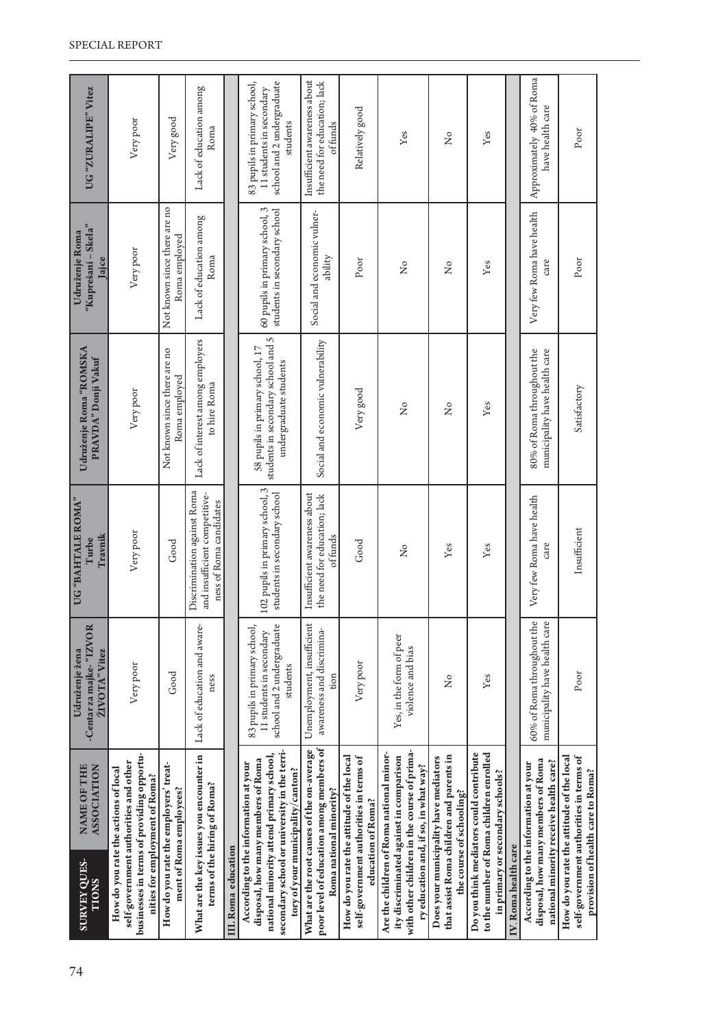| SURVEY QUESTIONS / NAME OF THE ASSOCIATION | Udruženje žena -Centar za majke- "IZVOR ŽIVOTA" Vitez | UG "BAHTALE ROMA" Turbe Travnik | Udruženje Roma "ROMSKA PRAVDA" Donji Vakuf | Udruženje Roma "Kuprešani – Skela" Jajce | UG "ZURALIPE" Vitez |
|---|---|---|---|---|---|
| How do you rate the actions of local self-government authorities and other businesses in terms of providing opportunities for employment of Roma? | Very poor | Very poor | Very poor | Very poor | Very poor |
| How do you rate the employers' treatment of Roma employees? | Good | Good | Not known since there are no Roma employed | Not known since there are no Roma employed | Very good |
| What are the key issues you encounter in terms of the hiring of Roma? | Lack of education and awareness | Discrimination against Roma and insufficient competitiveness of Roma candidates | Lack of interest among employers to hire Roma | Lack of education among Roma | Lack of education among Roma |
| **III. Roma education** | | | | | |
| According to the information at your disposal, how many members of Roma national minority attend primary school, secondary school or university in the territory of your municipality/canton? | 83 pupils in primary school, 11 students in secondary school and 2 undergraduate students | 102 pupils in primary school, 3 students in secondary school | 58 pupils in primary school, 17 students in secondary school and 5 undergraduate students | 60 pupils in primary school, 3 students in secondary school | 83 pupils in primary school, 11 students in secondary school and 2 undergraduate students |
| What are the root causes of the on-average poor level of education among members of Roma national minority? | Unemployment, insufficient awareness and discrimination | Insufficient awareness about the need for education; lack of funds | Social and economic vulnerability | Social and economic vulnerability | Insufficient awareness about the need for education; lack of funds |
| How do you rate the attitude of the local self-government authorities in terms of education of Roma? | Very poor | Good | Very good | Poor | Relatively good |
| Are the children of Roma national minority discriminated against in comparison with other children in the course of primary education and, if so, in what way? | Yes, in the form of peer violence and bias | No | No | No | Yes |
| Does your municipality have mediators that assist Roma children and parents in the course of schooling? | No | Yes | No | No | No |
| Do you think mediators could contribute to the number of Roma children enrolled in primary or secondary schools? | Yes | Yes | Yes | Yes | Yes |
| **IV. Roma health care** | | | | | |
| According to the information at your disposal, how many members of Roma national minority receive health care? | 60% of Roma throughout the municipality have health care | Very few Roma have health care | 80% of Roma throughout the municipality have health care | Very few Roma have health care | Approximately 40% of Roma have health care |
| How do you rate the attitude of the local self-government authorities in terms of provision of health care to Roma? | Poor | Insufficient | Satisfactory | Poor | Poor |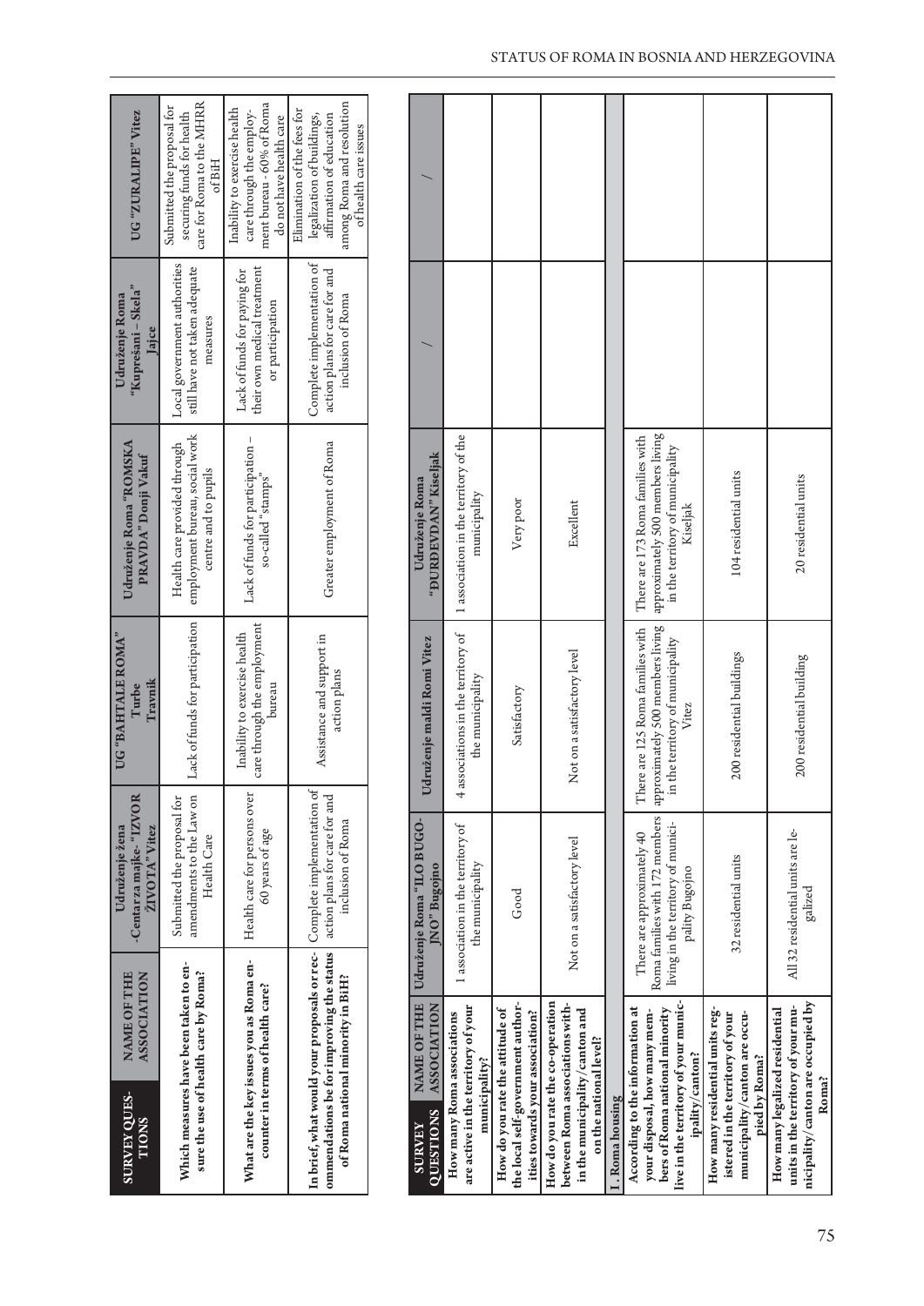| SURVEY QUESTIONS / NAME OF THE ASSOCIATION | Udruženje žena -Centar za majke- "IZVOR ŽIVOTA" Vitez | UG "BAHTALE ROMA" Turbe Travnik | Udruženje Roma "ROMSKA PRAVDA" Donji Vakuf | Udruženje Roma "Kuprešani – Skela" Jajce | UG "ZURALIPE" Vitez |
|---|---|---|---|---|---|
| **Which measures have been taken to ensure the use of health care by Roma?** | Submitted the proposal for amendments to the Law on Health Care | Lack of funds for participation | Health care provided through employment bureau, social work centre and to pupils | Local government authorities still have not taken adequate measures | Submitted the proposal for securing funds for health care for Roma to the MHRR of BiH |
| **What are the key issues you as Roma encounter in terms of health care?** | Health care for persons over 60 years of age | Inability to exercise health care through the employment bureau | Lack of funds for participation – so-called "stamps" | Lack of funds for paying for their own medical treatment or participation | Inability to exercise health care through the employment bureau - 60% of Roma do not have health care |
| **In brief, what would your proposals or recommendations be for improving the status of Roma national minority in BiH?** | Complete implementation of action plans for care for and inclusion of Roma | Assistance and support in action plans | Greater employment of Roma | Complete implementation of action plans for care for and inclusion of Roma | Elimination of the fees for legalization of buildings, affirmation of education among Roma and resolution of health care issues |

| SURVEY QUESTIONS / NAME OF THE ASSOCIATION | Udruženje Roma "ILO BUGOJNO" Bugojno | Udruženje maldi Romi Vitez | Udruženje Roma "ĐURĐEVDAN" Kiseljak | / | / |
|---|---|---|---|---|---|
| **How many Roma associations are active in the territory of your municipality?** | 1 association in the territory of the municipality | 4 associations in the territory of the municipality | 1 association in the territory of the municipality | | |
| **How do you rate the attitude of the local self-government authorities towards your association?** | Good | Satisfactory | Very poor | | |
| **How do you rate the co-operation between Roma associations within the municipality/canton and on the national level?** | Not on a satisfactory level | Not on a satisfactory level | Excellent | | |
| **I. Roma housing** | | | | | |
| **According to the information at your disposal, how many members of Roma national minority live in the territory of your municipality/canton?** | There are approximately 40 Roma families with 172 members living in the territory of municipality Bugojno | There are 125 Roma families with approximately 500 members living in the territory of municipality Vitez | There are 173 Roma families with approximately 500 members living in the territory of municipality Kiseljak | | |
| **How many residential units registered in the territory of your municipality/canton are occupied by Roma?** | 32 residential units | 200 residential buildings | 104 residential units | | |
| **How many legalized residential units in the territory of your municipality/canton are occupied by Roma?** | All 32 residential units are legalized | 200 residential building | 20 residential units | | |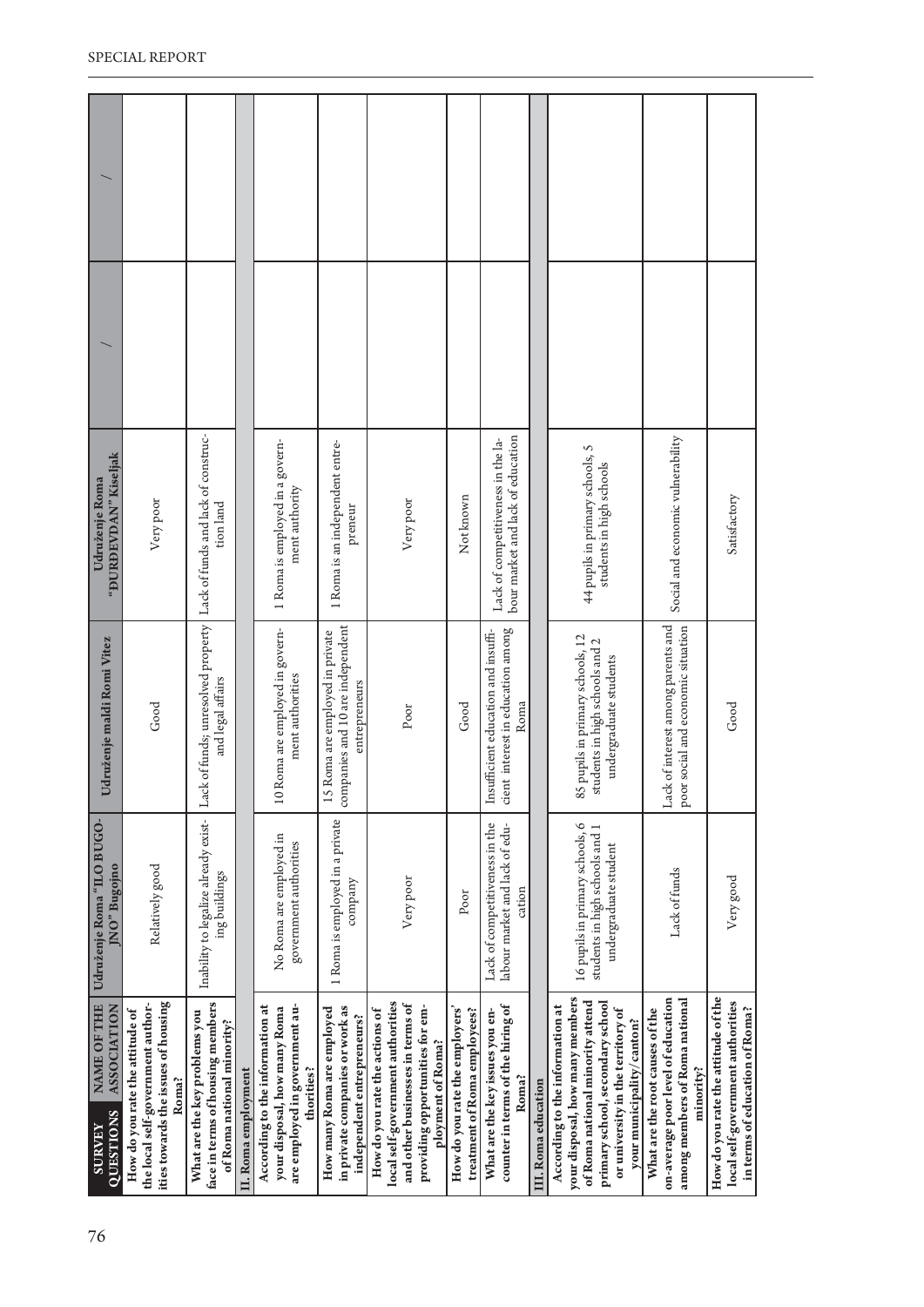| SURVEY QUESTIONS / NAME OF THE ASSOCIATION | Udruženje Roma "ILO BUGOJNO" Bugojno | Udruženje maldi Romi Vitez | Udruženje Roma "ĐURĐEVDAN" Kiseljak | / | / |
|---|---|---|---|---|---|
| How do you rate the attitude of the local self-government authorities towards the issues of housing Roma? | Relatively good | Good | Very poor | | |
| What are the key problems you face in terms of housing members of Roma national minority? | Inability to legalize already existing buildings | Lack of funds; unresolved property and legal affairs | Lack of funds and lack of construction land | | |
| **II. Roma employment** | | | | | |
| According to the information at your disposal, how many Roma are employed in government authorities? | No Roma are employed in government authorities | 10 Roma are employed in government authorities | 1 Roma is employed in a government authority | | |
| How many Roma are employed in private companies or work as independent entrepreneurs? | 1 Roma is employed in a private company | 15 Roma are employed in private companies and 10 are independent entrepreneurs | 1 Roma is an independent entrepreneur | | |
| How do you rate the actions of local self-government authorities and other businesses in terms of providing opportunities for employment of Roma? | Very poor | Poor | Very poor | | |
| How do you rate the employers' treatment of Roma employees? | Poor | Good | Not known | | |
| What are the key issues you encounter in terms of the hiring of Roma? | Lack of competitiveness in the labour market and lack of education | Insufficient education and insufficient interest in education among Roma | Lack of competitiveness in the labour market and lack of education | | |
| **III. Roma education** | | | | | |
| According to the information at your disposal, how many members of Roma national minority attend primary school, secondary school or university in the territory of your municipality/canton? | 16 pupils in primary schools, 6 students in high schools and 1 undergraduate student | 85 pupils in primary schools, 12 students in high schools and 2 undergraduate students | 44 pupils in primary schools, 5 students in high schools | | |
| What are the root causes of the on-average poor level of education among members of Roma national minority? | Lack of funds | Lack of interest among parents and poor social and economic situation | Social and economic vulnerability | | |
| How do you rate the attitude of the local self-government authorities in terms of education of Roma? | Very good | Good | Satisfactory | | |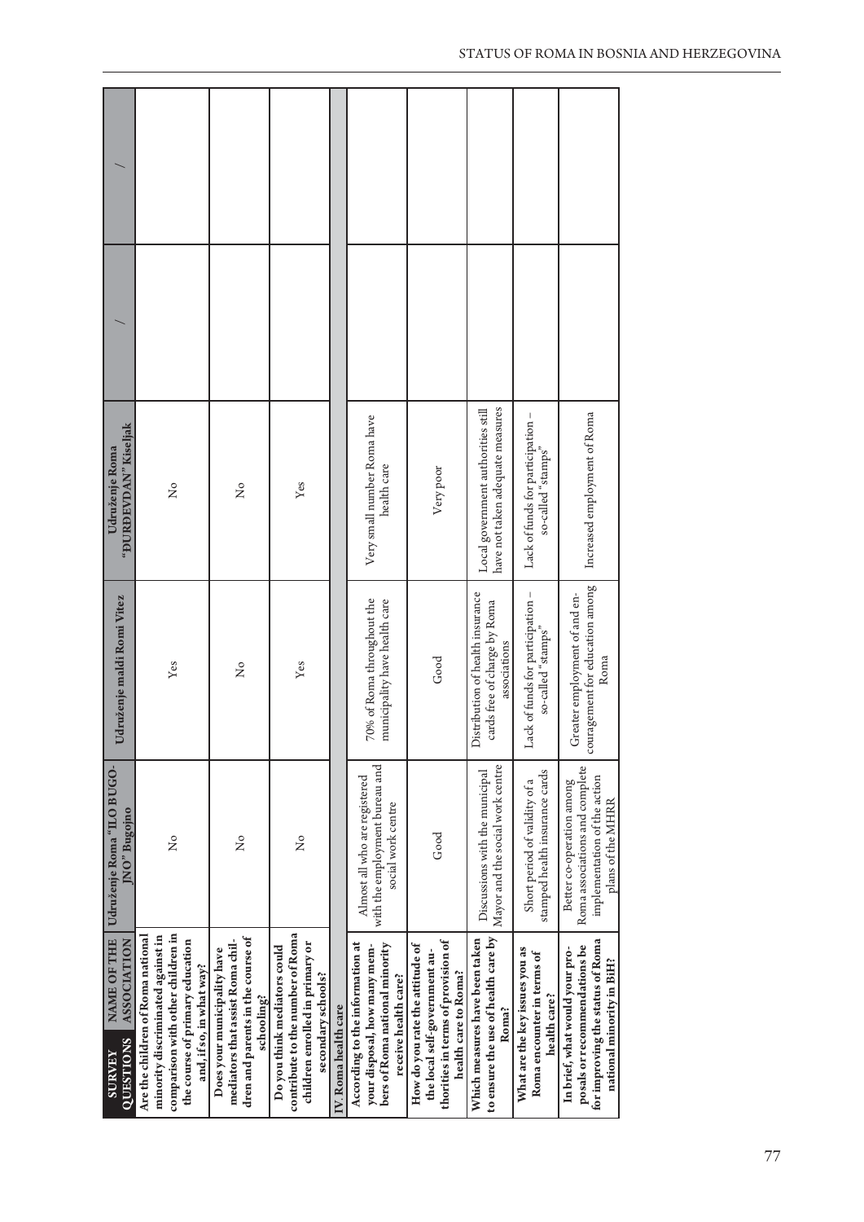| SURVEY QUESTIONS / NAME OF THE ASSOCIATION | Udruženje Roma "ILO BUGO-JNO" Bugojno | Udruženje maldi Romi Vitez | Udruženje Roma "ĐURĐEVDAN" Kiseljak | / | / |
|---|---|---|---|---|---|
| **Are the children of Roma national minority discriminated against in comparison with other children in the course of primary education and, if so, in what way?** | No | Yes | No | | |
| **Does your municipality have mediators that assist Roma children and parents in the course of schooling?** | No | No | No | | |
| **Do you think mediators could contribute to the number of Roma children enrolled in primary or secondary schools?** | No | Yes | Yes | | |
| **IV. Roma health care** | | | | | |
| **According to the information at your disposal, how many members of Roma national minority receive health care?** | Almost all who are registered with the employment bureau and social work centre | 70% of Roma throughout the municipality have health care | Very small number Roma have health care | | |
| **How do you rate the attitude of the local self-government authorities in terms of provision of health care to Roma?** | Good | Good | Very poor | | |
| **Which measures have been taken to ensure the use of health care by Roma?** | Discussions with the municipal Mayor and the social work centre | Distribution of health insurance cards free of charge by Roma associations | Local government authorities still have not taken adequate measures | | |
| **What are the key issues you as Roma encounter in terms of health care?** | Short period of validity of a stamped health insurance cards | Lack of funds for participation – so-called "stamps" | Lack of funds for participation – so-called "stamps" | | |
| **In brief, what would your proposals or recommendations be for improving the status of Roma national minority in BiH?** | Better co-operation among Roma associations and complete implementation of the action plans of the MHRR | Greater employment of and encouragement for education among Roma | Increased employment of Roma | | |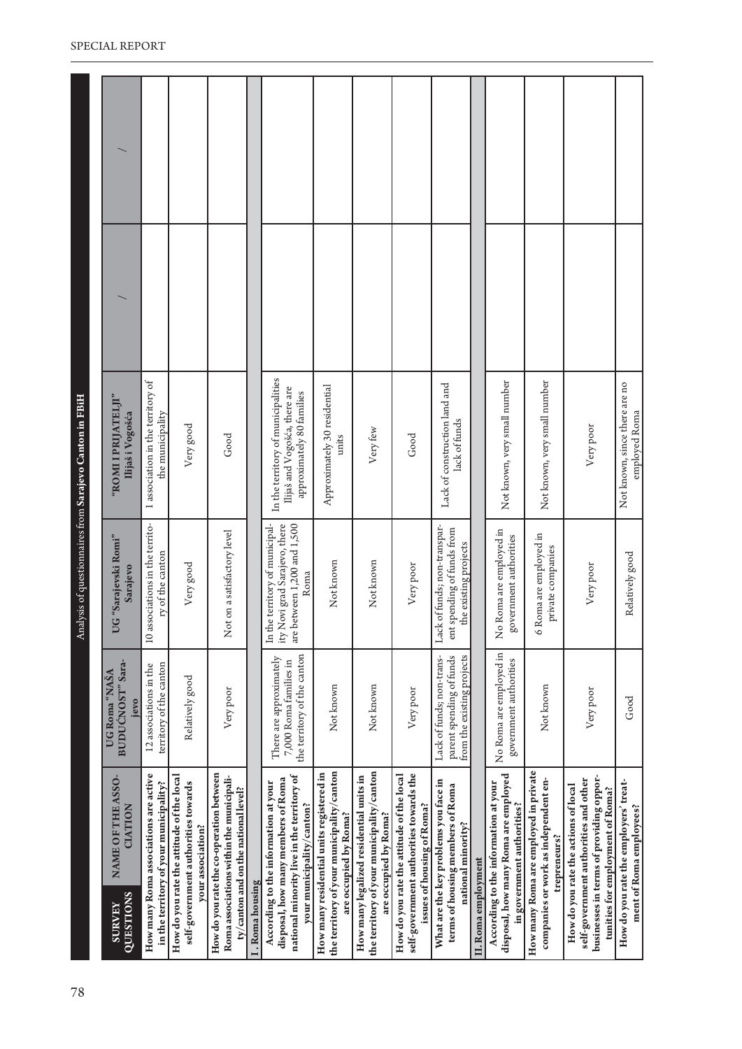Analysis of questionnaires from **Sarajevo Canton in FBiH**

| SURVEY QUESTIONS / NAME OF THE ASSOCIATION | UG Roma "NAŠA BUDUĆNOST" Sarajevo | UG "Sarajevski Romi" Sarajevo | "ROMI I PRIJATELJI" Ilijaš i Vogošća | / | / |
|---|---|---|---|---|---|
| **How many Roma associations are active in the territory of your municipality?** | 12 associations in the territory of the canton | 10 associations in the territory of the canton | 1 association in the territory of the municipality | | |
| **How do you rate the attitude of the local self-government authorities towards your association?** | Relatively good | Very good | Very good | | |
| **How do you rate the co-operation between Roma associations within the municipality/canton and on the national level?** | Very poor | Not on a satisfactory level | Good | | |
| **I . Roma housing** | | | | | |
| **According to the information at your disposal, how many members of Roma national minority live in the territory of your municipality/canton?** | There are approximately 7,000 Roma families in the territory of the canton | In the territory of municipality Novi grad Sarajevo, there are between 1,200 and 1,500 Roma | In the territory of municipalities Ilijaš and Vogošća, there are approximately 80 families | | |
| **How many residential units registered in the territory of your municipality/canton are occupied by Roma?** | Not known | Not known | Approximately 30 residential units | | |
| **How many legalized residential units in the territory of your municipality/canton are occupied by Roma?** | Not known | Not known | Very few | | |
| **How do you rate the attitude of the local self-government authorities towards the issues of housing of Roma?** | Very poor | Very poor | Good | | |
| **What are the key problems you face in terms of housing members of Roma national minority?** | Lack of funds; non-transparent spending of funds from the existing projects | Lack of funds; non-transparent spending of funds from the existing projects | Lack of construction land and lack of funds | | |
| **II. Roma employment** | | | | | |
| **According to the information at your disposal, how many Roma are employed in government authorities?** | No Roma are employed in government authorities | No Roma are employed in government authorities | Not known, very small number | | |
| **How many Roma are employed in private companies or work as independent entrepreneurs?** | Not known | 6 Roma are employed in private companies | Not known, very small number | | |
| **How do you rate the actions of local self-government authorities and other businesses in terms of providing opportunities for employment of Roma?** | Very poor | Very poor | Very poor | | |
| **How do you rate the employers' treatment of Roma employees?** | Good | Relatively good | Not known, since there are no employed Roma | | |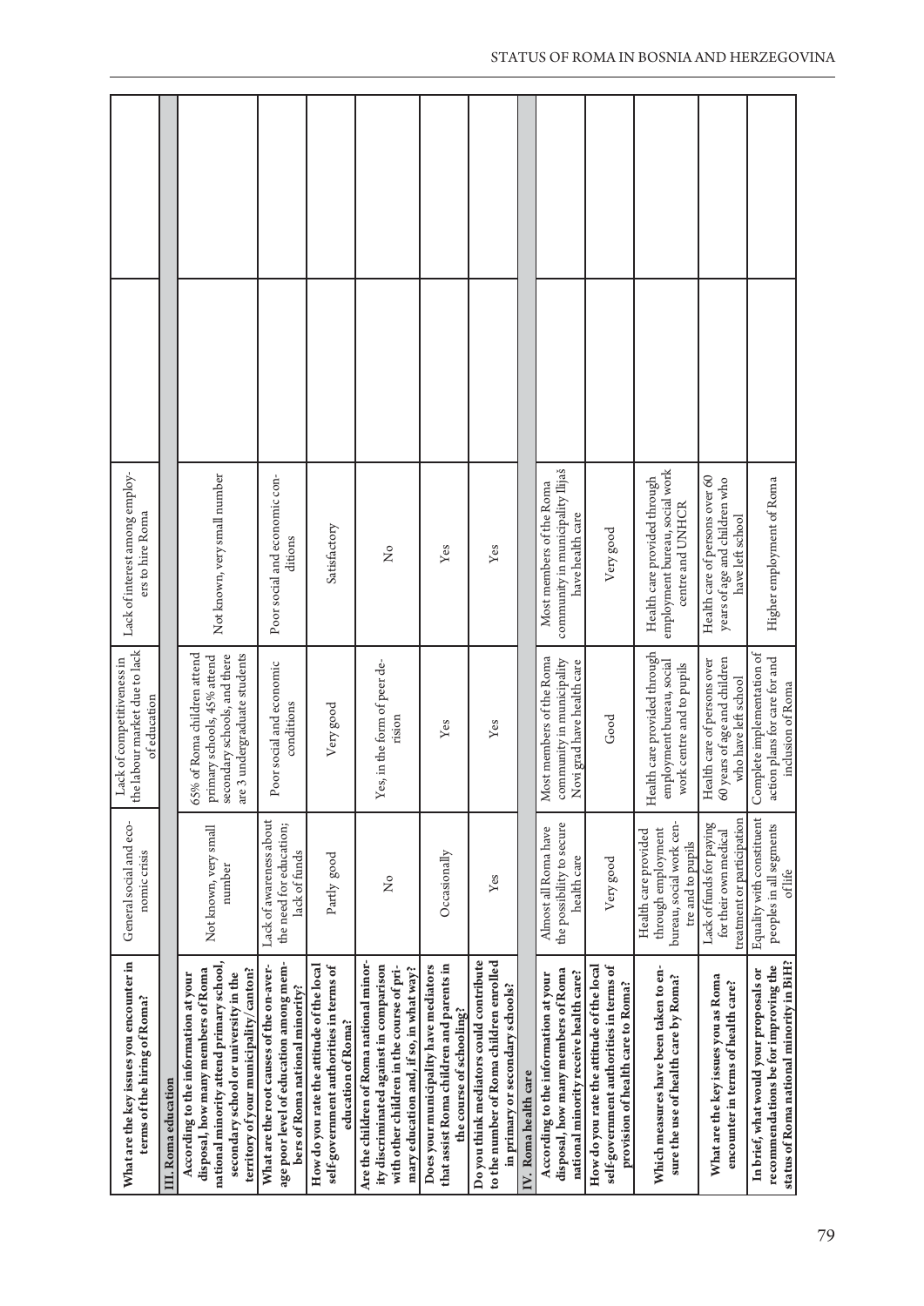| What are the key issues you encounter in terms of the hiring of Roma? | General social and economic crisis | Lack of competitiveness in the labour market due to lack of education | Lack of interest among employers to hire Roma | | |
|---|---|---|---|---|---|
| **III. Roma education** | | | | | |
| **According to the information at your disposal, how many members of Roma national minority attend primary school, secondary school or university in the territory of your municipality/canton?** | Not known, very small number | 65% of Roma children attend primary schools, 45% attend secondary schools, and there are 3 undergraduate students | Not known, very small number | | |
| **What are the root causes of the on-average poor level of education among members of Roma national minority?** | Lack of awareness about the need for education; lack of funds | Poor social and economic conditions | Poor social and economic conditions | | |
| **How do you rate the attitude of the local self-government authorities in terms of education of Roma?** | Partly good | Very good | Satisfactory | | |
| **Are the children of Roma national minority discriminated against in comparison with other children in the course of primary education and, if so, in what way?** | No | Yes, in the form of peer derision | No | | |
| **Does your municipality have mediators that assist Roma children and parents in the course of schooling?** | Occasionally | Yes | Yes | | |
| **Do you think mediators could contribute to the number of Roma children enrolled in primary or secondary schools?** | Yes | Yes | Yes | | |
| **IV. Roma health care** | | | | | |
| **According to the information at your disposal, how many members of Roma national minority receive health care?** | Almost all Roma have the possibility to secure health care | Most members of the Roma community in municipality Novi grad have health care | Most members of the Roma community in municipality Ilijaš have health care | | |
| **How do you rate the attitude of the local self-government authorities in terms of provision of health care to Roma?** | Very good | Good | Very good | | |
| **Which measures have been taken to ensure the use of health care by Roma?** | Health care provided through employment bureau, social work centre and to pupils | Health care provided through employment bureau, social work centre and to pupils | Health care provided through employment bureau, social work centre and UNHCR | | |
| **What are the key issues you as Roma encounter in terms of health care?** | Lack of funds for paying for their own medical treatment or participation | Health care of persons over 60 years of age and children who have left school | Health care of persons over 60 years of age and children who have left school | | |
| **In brief, what would your proposals or recommendations be for improving the status of Roma national minority in BiH?** | Equality with constituent peoples in all segments of life | Complete implementation of action plans for care for and inclusion of Roma | Higher employment of Roma | | |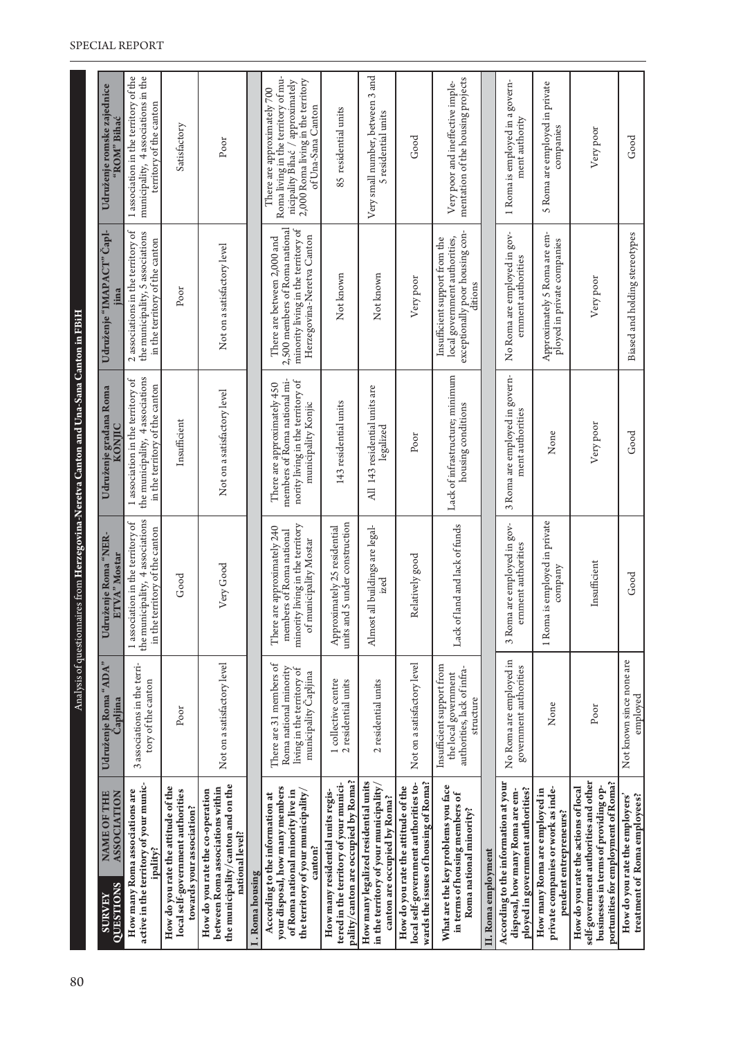Analysis of questionnaires from **Herzegovina-Neretva Canton and Una-Sana Canton in FBiH**

| SURVEY QUESTIONS / NAME OF THE ASSOCIATION | Udruženje Roma "ADA" Čapljina | Udruženje Roma "NERETVA" Mostar | Udruženje građana Roma KONJIC | Udruženje "IMAPACT" Čapljina | Udruženje romske zajednice "ROM" Bihać |
|---|---|---|---|---|---|
| **How many Roma associations are active in the territory of your municipality?** | 3 associations in the territory of the canton | 1 association in the territory of the municipality, 4 associations in the territory of the canton | 1 association in the territory of the municipality, 4 associations in the territory of the canton | 2 associations in the territory of the municipality, 5 associations in the territory of the canton | 1 association in the territory of the municipality, 4 associations in the territory of the canton |
| **How do you rate the attitude of the local self-government authorities towards your association?** | Poor | Good | Insufficient | Poor | Satisfactory |
| **How do you rate the co-operation between Roma associations within the municipality/canton and on the national level?** | Not on a satisfactory level | Very Good | Not on a satisfactory level | Not on a satisfactory level | Poor |
| **I. Roma housing** | | | | | |
| **According to the information at your disposal, how many members of Roma national minority live in the territory of your municipality/canton?** | There are 31 members of Roma national minority living in the territory of municipality Čapljina | There are approximately 240 members of Roma national minority living in the territory of municipality Mostar | There are approximately 450 members of Roma national minority living in the territory of municipality Konjic | There are between 2,000 and 2,500 members of Roma national minority living in the territory of Herzegovina-Neretva Canton | There are approximately 700 Roma living in the territory of municipality Bihać / approximately 2,000 Roma living in the territory of Una-Sana Canton |
| **How many residential units registered in the territory of your municipality/canton are occupied by Roma?** | 1 collective centre 2 residential units | Approximately 25 residential units and 5 under construction | 143 residential units | Not known | 85 residential units |
| **How many legalized residential units in the territory of your municipality/canton are occupied by Roma?** | 2 residential units | Almost all buildings are legalized | All 143 residential units are legalized | Not known | Very small number, between 3 and 5 residential units |
| **How do you rate the attitude of the local self-government authorities towards the issues of housing of Roma?** | Not on a satisfactory level | Relatively good | Poor | Very poor | Good |
| **What are the key problems you face in terms of housing members of Roma national minority?** | Insufficient support from the local government authorities, lack of infrastructure | Lack of land and lack of funds | Lack of infrastructure; minimum housing conditions | Insufficient support from the local government authorities, exceptionally poor housing conditions | Very poor and ineffective implementation of the housing projects |
| **II. Roma employment** | | | | | |
| **According to the information at your disposal, how many Roma are employed in government authorities?** | No Roma are employed in government authorities | 3 Roma are employed in government authorities | 3 Roma are employed in government authorities | No Roma are employed in government authorities | 1 Roma is employed in a government authority |
| **How many Roma are employed in private companies or work as independent entrepreneurs?** | None | 1 Roma is employed in private company | None | Approximately 5 Roma are employed in private companies | 5 Roma are employed in private companies |
| **How do you rate the actions of local self-government authorities and other businesses in terms of providing opportunities for employment of Roma?** | Poor | Insufficient | Very poor | Very poor | Very poor |
| **How do you rate the employers' treatment of Roma employees?** | Not known since none are employed | Good | Good | Biased and holding stereotypes | Good |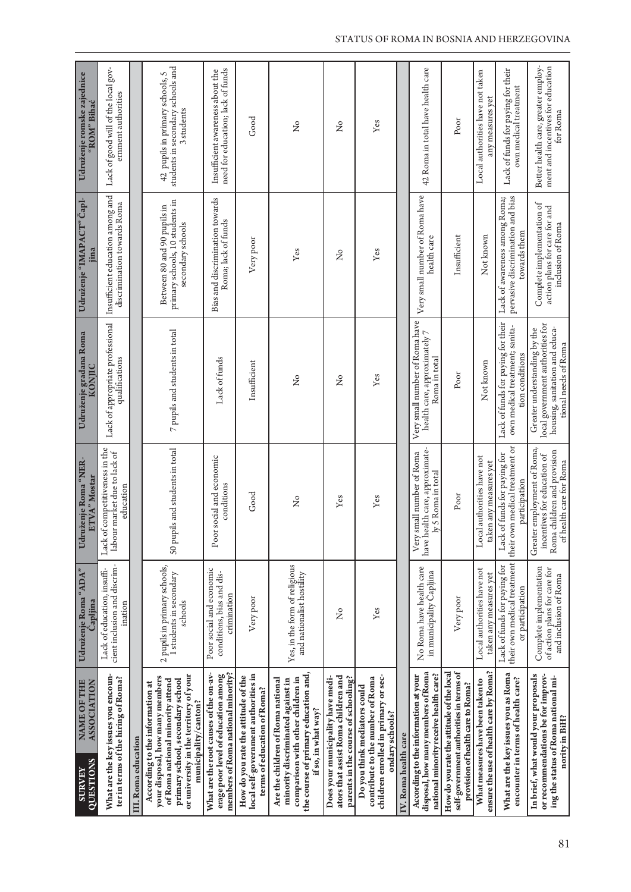| SURVEY QUESTIONS / NAME OF THE ASSOCIATION | Udruženje Roma "ADA" Čapljina | Udruženje Roma "NERETVA" Mostar | Udruženje gradana Roma KONJIC | Udruženje "IMAPACT" Čapljina | Udruženje romske zajednice "ROM" Bihać |
|---|---|---|---|---|---|
| **What are the key issues you encounter in terms of the hiring of Roma?** | Lack of education, insufficient inclusion and discrimination | Lack of competitiveness in the labour market due to lack of education | Lack of appropriate professional qualifications | Insufficient education among and discrimination towards Roma | Lack of good will of the local government authorities |
| **III. Roma education** | | | | | |
| **According to the information at your disposal, how many members of Roma national minority attend primary school, secondary school or university in the territory of your municipality/canton?** | 2 pupils in primary schools, 1 students in secondary schools | 50 pupils and students in total | 7 pupils and students in total | Between 80 and 90 pupils in primary schools, 10 students in secondary schools | 42 pupils in primary schools, 5 students in secondary schools and 3 students |
| **What are the root causes of the on-average poor level of education among members of Roma national minority?** | Poor social and economic conditions, bias and discrimination | Poor social and economic conditions | Lack of funds | Bias and discrimination towards Roma; lack of funds | Insufficient awareness about the need for education; lack of funds |
| **How do you rate the attitude of the local self-government authorities in terms of education of Roma?** | Very poor | Good | Insufficient | Very poor | Good |
| **Are the children of Roma national minority discriminated against in comparison with other children in the course of primary education and, if so, in what way?** | Yes, in the form of religious and nationalist hostility | No | No | Yes | No |
| **Does your municipality have mediators that assist Roma children and parents in the course of schooling?** | No | Yes | No | No | No |
| **Do you think mediators could contribute to the number of Roma children enrolled in primary or secondary schools?** | Yes | Yes | Yes | Yes | Yes |
| **IV. Roma health care** | | | | | |
| **According to the information at your disposal, how many members of Roma national minority receive health care?** | No Roma have health care in municipality Čapljina | Very small number of Roma have health care, approximately 5 Roma in total | Very small number of Roma have health care, approximately 7 Roma in total | Very small number of Roma have health care | 42 Roma in total have health care |
| **How do you rate the attitude of the local self-government authorities in terms of provision of health care to Roma?** | Very poor | Poor | Poor | Insufficient | Poor |
| **What measures have been taken to ensure the use of health care by Roma?** | Local authorities have not taken any measures yet | Local authorities have not taken any measures yet | Not known | Not known | Local authorities have not taken any measures yet |
| **What are the key issues you as Roma encounter in terms of health care?** | Lack of funds for paying for their own medical treatment or participation | Lack of funds for paying for their own medical treatment or participation | Lack of funds for paying for their own medical treatment; sanitation conditions | Lack of awareness among Roma; pervasive discrimination and bias towards them | Lack of funds for paying for their own medical treatment |
| **In brief, what would your proposals or recommendations be for improving the status of Roma national minority in BiH?** | Complete implementation of action plans for care for and inclusion of Roma | Greater employment of Roma, incentives for education of Roma children and provision of health care for Roma | Greater understanding by the local government authorities for housing, sanitation and educational needs of Roma | Complete implementation of action plans for care for and inclusion of Roma | Better health care, greater employment and incentives for education for Roma |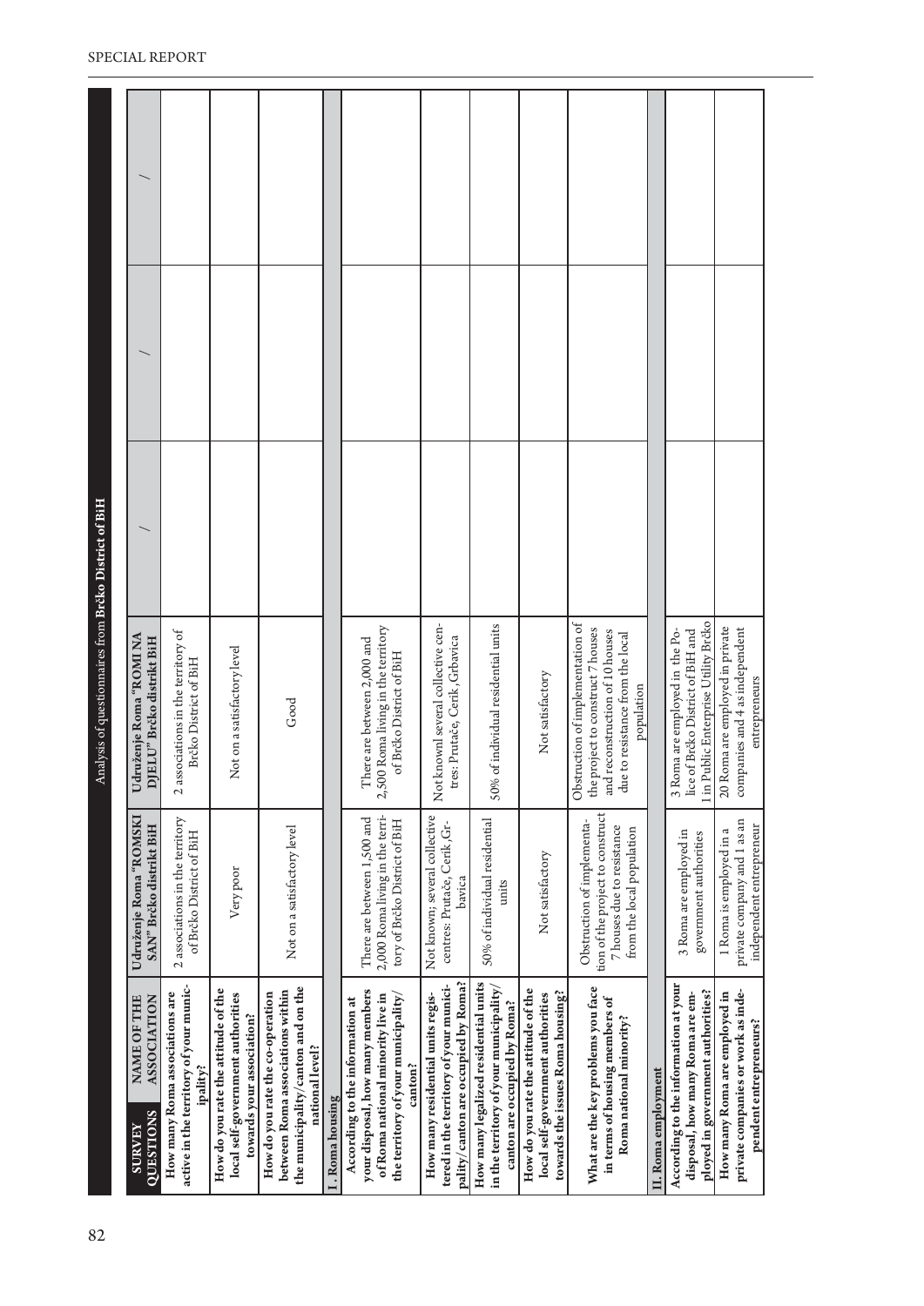Analysis of questionnaires from **Brčko District of BiH**

| SURVEY QUESTIONS / NAME OF THE ASSOCIATION | Udruženje Roma "ROMSKI SAN" Brčko distrikt BiH | Udruženje Roma "ROMI NA DJELU" Brčko distrikt BiH | / | / | / |
|---|---|---|---|---|---|
| How many Roma associations are active in the territory of your municipality? | 2 associations in the territory of Brčko District of BiH | 2 associations in the territory of Brčko District of BiH | | | |
| How do you rate the attitude of the local self-government authorities towards your association? | Very poor | Not on a satisfactory level | | | |
| How do you rate the co-operation between Roma associations within the municipality/canton and on the national level? | Not on a satisfactory level | Good | | | |
| **I. Roma housing** | | | | | |
| According to the information at your disposal, how many members of Roma national minority live in the territory of your municipality/canton? | There are between 1,500 and 2,000 Roma living in the territory of Brčko District of BiH | There are between 2,000 and 2,500 Roma living in the territory of Brčko District of BiH | | | |
| How many residential units registered in the territory of your municipality/canton are occupied by Roma? | Not known; several collective centres: Prutače, Cerik, Grbavica | Not known| several collective centres: Prutače, Cerik, Grbavica | | | |
| How many legalized residential units in the territory of your municipality/canton are occupied by Roma? | 50% of individual residential units | 50% of individual residential units | | | |
| How do you rate the attitude of the local self-government authorities towards the issues Roma housing? | Not satisfactory | Not satisfactory | | | |
| What are the key problems you face in terms of housing members of Roma national minority? | Obstruction of implementation of the project to construct 7 houses due to resistance from the local population | Obstruction of implementation of the project to construct 7 houses and reconstruction of 10 houses due to resistance from the local population | | | |
| **II. Roma employment** | | | | | |
| According to the information at your disposal, how many Roma are employed in government authorities? | 3 Roma are employed in government authorities | 3 Roma are employed in the Police of Brčko District of BiH and 1 in Public Enterprise Utility Brčko | | | |
| How many Roma are employed in private companies or work as independent entrepreneurs? | 1 Roma is employed in a private company and 1 as an independent entrepreneur | 20 Roma are employed in private companies and 4 as independent entrepreneurs | | | |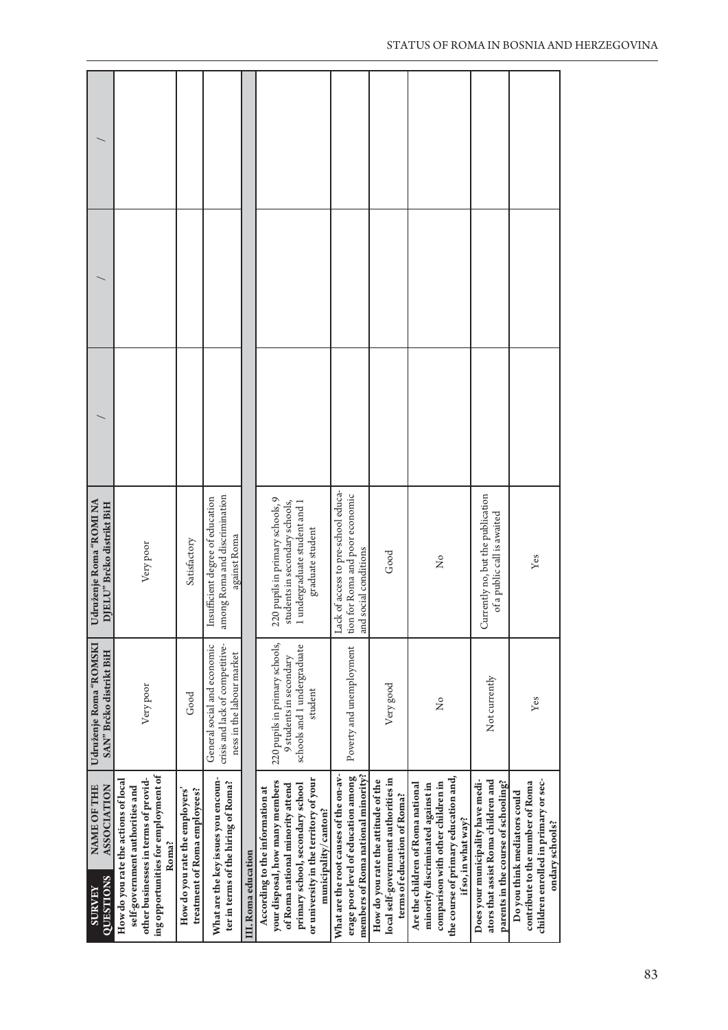| SURVEY QUESTIONS / NAME OF THE ASSOCIATION | Udruženje Roma "ROMSKI SAN" Brčko distrikt BiH | Udruženje Roma "ROMI NA DJELU" Brčko distrikt BiH | / | / | / |
|---|---|---|---|---|---|
| **How do you rate the actions of local self-government authorities and other businesses in terms of providing opportunities for employment of Roma?** | Very poor | Very poor | | | |
| **How do you rate the employers' treatment of Roma employees?** | Good | Satisfactory | | | |
| **What are the key issues you encounter in terms of the hiring of Roma?** | General social and economic crisis and lack of competitiveness in the labour market | Insufficient degree of education among Roma and discrimination against Roma | | | |
| **III. Roma education** | | | | | |
| **According to the information at your disposal, how many members of Roma national minority attend primary school, secondary school or university in the territory of your municipality/canton?** | 220 pupils in primary schools, 9 students in secondary schools and 1 undergraduate student | 220 pupils in primary schools, 9 students in secondary schools, 1 undergraduate student and 1 graduate student | | | |
| **What are the root causes of the average poor level of education among members of Roma national minority?** | Poverty and unemployment | Lack of access to pre-school education for Roma and poor economic and social conditions | | | |
| **How do you rate the attitude of the local self-government authorities in terms of education of Roma?** | Very good | Good | | | |
| **Are the children of Roma national minority discriminated against in comparison with other children in the course of primary education and, if so, in what way?** | No | No | | | |
| **Does your municipality have mediators that assist Roma children and parents in the course of schooling?** | Not currently | Currently no, but the publication of a public call is awaited | | | |
| **Do you think mediators could contribute to the number of Roma children enrolled in primary or secondary schools?** | Yes | Yes | | | |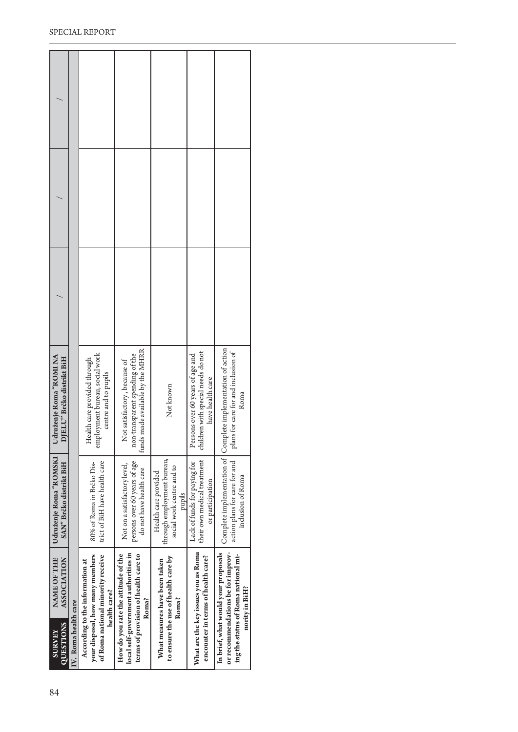| SURVEY QUESTIONS / NAME OF THE ASSOCIATION | Udruženje Roma "ROMSKI SAN" Brčko distrikt BiH | Udruženje Roma "ROMI NA DJELU" Brčko distrikt BiH | / | / | / |
|---|---|---|---|---|---|
| **IV. Roma health care** | | | | | |
| **According to the information at your disposal, how many members of Roma national minority receive health care?** | 80% of Roma in Brčko District of BiH have health care | Health care provided through employment bureau, social work centre and to pupils | | | |
| **How do you rate the attitude of the local self-government authorities in terms of provision of health care to Roma?** | Not on a satisfactory level, persons over 60 years of age do not have health care | Not satisfactory, because of non-transparent spending of the funds made available by the MHRR | | | |
| **What measures have been taken to ensure the use of health care by Roma?** | Health care provided through employment bureau, social work centre and to pupils | Not known | | | |
| **What are the key issues you as Roma encounter in terms of health care?** | Lack of funds for paying for their own medical treatment or participation | Persons over 60 years of age and children with special needs do not have health care | | | |
| **In brief, what would your proposals or recommendations be for improving the status of Roma national minority in BiH?** | Complete implementation of action plans for care for and inclusion of Roma | Complete implementation of action plans for care for and inclusion of Roma | | | |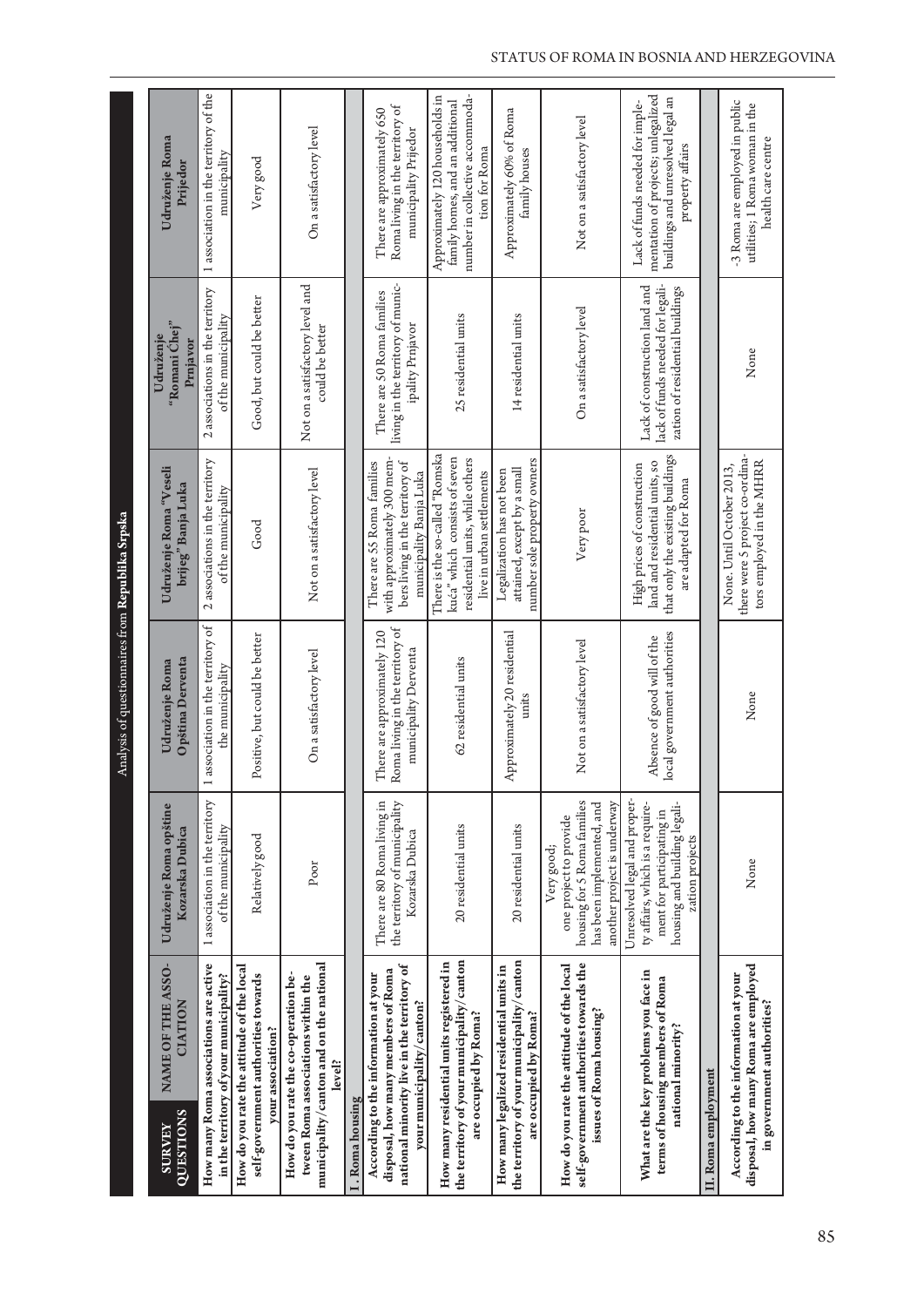Analysis of questionnaires from **Republika Srpska**

| SURVEY QUESTIONS / NAME OF THE ASSOCIATION | Udruženje Roma opštine Kozarska Dubica | Udruženje Roma Opština Derventa | Udruženje Roma "Veseli brijeg" Banja Luka | Udruženje "Romani Čhej" Prnjavor | Udruženje Roma Prijedor |
|---|---|---|---|---|---|
| **How many Roma associations are active in the territory of your municipality?** | 1 association in the territory of the municipality | 1 association in the territory of the municipality | 2 associations in the territory of the municipality | 2 associations in the territory of the municipality | 1 association in the territory of the municipality |
| **How do you rate the attitude of the local self-government authorities towards your association?** | Relatively good | Positive, but could be better | Good | Good, but could be better | Very good |
| **How do you rate the co-operation between Roma associations within the municipality/canton and on the national level?** | Poor | On a satisfactory level | Not on a satisfactory level | Not on a satisfactory level and could be better | On a satisfactory level |
| **I. Roma housing** | | | | | |
| **According to the information at your disposal, how many members of Roma national minority live in the territory of your municipality/canton?** | There are 80 Roma living in the territory of municipality Kozarska Dubica | There are approximately 120 Roma living in the territory of municipality Derventa | There are 55 Roma families with approximately 300 members living in the territory of municipality Banja Luka | There are 50 Roma families living in the territory of municipality Prnjavor | There are approximately 650 Roma living in the territory of municipality Prijedor |
| **How many residential units registered in the territory of your municipality/canton are occupied by Roma?** | 20 residential units | 62 residential units | There is the so-called "Romska kuća" which consists of seven residential units, while others live in urban settlements | 25 residential units | Approximately 120 households in family homes, and an additional number in collective accommodation for Roma |
| **How many legalized residential units in the territory of your municipality/canton are occupied by Roma?** | 20 residential units | Approximately 20 residential units | Legalization has not been attained, except by a small number sole property owners | 14 residential units | Approximately 60% of Roma family houses |
| **How do you rate the attitude of the local self-government authorities towards the issues of Roma housing?** | Very good; one project to provide housing for 5 Roma families has been implemented, and another project is underway | Not on a satisfactory level | Very poor | On a satisfactory level | Not on a satisfactory level |
| **What are the key problems you face in terms of housing members of Roma national minority?** | Unresolved legal and property affairs, which is a requirement for participating in housing and building legalization projects | Absence of good will of the local government authorities | High prices of construction land and residential units, so that only the existing buildings are adapted for Roma | Lack of construction land and lack of funds needed for legalization of residential buildings | Lack of funds needed for implementation of projects; unlegalized buildings and unresolved legal an property affairs |
| **II. Roma employment** | | | | | |
| **According to the information at your disposal, how many Roma are employed in government authorities?** | None | None | None. Until October 2013, there were 5 project co-ordinators employed in the MHRR | None | -3 Roma are employed in public utilities; 1 Roma woman in the health care centre |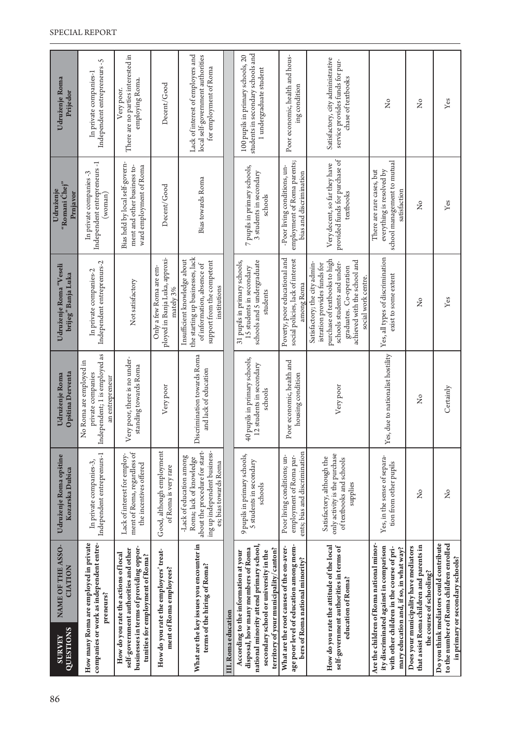| SURVEY QUESTIONS / NAME OF THE ASSOCIATION | Udruženje Roma opštine Kozarska Dubica | Udruženje Roma Opština Derventa | Udruženje Roma "Veseli brijeg" Banja Luka | Udruženje "Romani Čhej" Prnjavor | Udruženje Roma Prijedor |
|---|---|---|---|---|---|
| **How many Roma are employed in private companies or work as independent entrepreneurs?** | In private companies-3, Independent entreprenurs-1 | No Roma are employed in private companies Independent; 1 is employed as an entrepreneur | In private companies-2 Independent entreprenurs-2 | In private companies -3 Independent entrepreneurs -1 (woman) | In private companies-1 Independent entrepreneurs -5 |
| **How do you rate the actions of local self-government authorities and other businesses in terms of providing opportunities for employment of Roma?** | Lack of interest for employment of Roma, regardless of the incentives offered | Very poor, there is no understanding towards Roma | Not satisfactory | Bias held by local self-government and other business toward employment of Roma | Very poor. There are no parties interested in employing Roma. |
| **How do you rate the employers' treatment of Roma employees?** | Good, although employment of Roma is very rare | Very poor | Only a few Roma are employed in Banja Luka, approximately 3% | Decent/Good | Decent/Good |
| **What are the key issues you encounter in terms of the hiring of Roma?** | -Lack of education among Roma; lack of knowledge about the procedure for starting up independent businesses; bias towards Roma | Discrimination towards Roma and lack of education | Insufficient knowledge about the starting up businesses, lack of information, absence of support from the competent institutions | Bias towards Roma | Lack of interest of employers and local self-government authorities for employment of Roma |
| **III. Roma education** | | | | | |
| **According to the information at your disposal, how many members of Roma national minority attend primary school, secondary school or university in the territory of your municipality/canton?** | 9 pupils in primary schools, 5 students in secondary schools | 40 pupils in primary schools, 12 students in secondary schools | 31 pupils in primary schools, 15 students in secondary schools and 5 undergraduate students | 7 pupils in primary schools, 3 students in secondary schools | 100 pupils in primary schools, 20 students in secondary schools and 1 undergraduate student |
| **What are the root causes of the on-average poor level of education among members of Roma national minority?** | Poor living conditions; unemployment of Roma parents; bias and discrimination | Poor economic, health and housing condition | Poverty, poor educational and social policies, lack of interest among Roma | -Poor living conditions, unemployment of Roma parents; bias and discrimination | Poor economic, health and housing condition |
| **How do you rate the attitude of the local self-government authorities in terms of education of Roma?** | Satisfactory, although the only activity is the purchase of textbooks and schools supplies | Very poor | Satisfactory; the city administration provides funds for purchase of textbooks to high schools students and undergraduates. Co-operation achieved with the school and social work centre. | Very decent, so far they have provided funds for purchase of textbooks | Satisfactory, city administrative service provides funds for purchase of textbooks |
| **Are the children of Roma national minority discriminated against in comparison with other children in the course of primary education and, if so, in what way?** | Yes, in the sense of separation from other pupils | Yes, due to nationalist hostility | Yes, all types of discrimination exist to some extent | There are rare cases, but everything is resolved by school management to mutual satisfaction | No |
| **Does your municipality have mediators that assist Roma children and parents in the course of schooling?** | No | No | No | No | No |
| **Do you think mediators could contribute to the number of Roma children enrolled in primary or secondary schools?** | No | Certainly | Yes | Yes | Yes |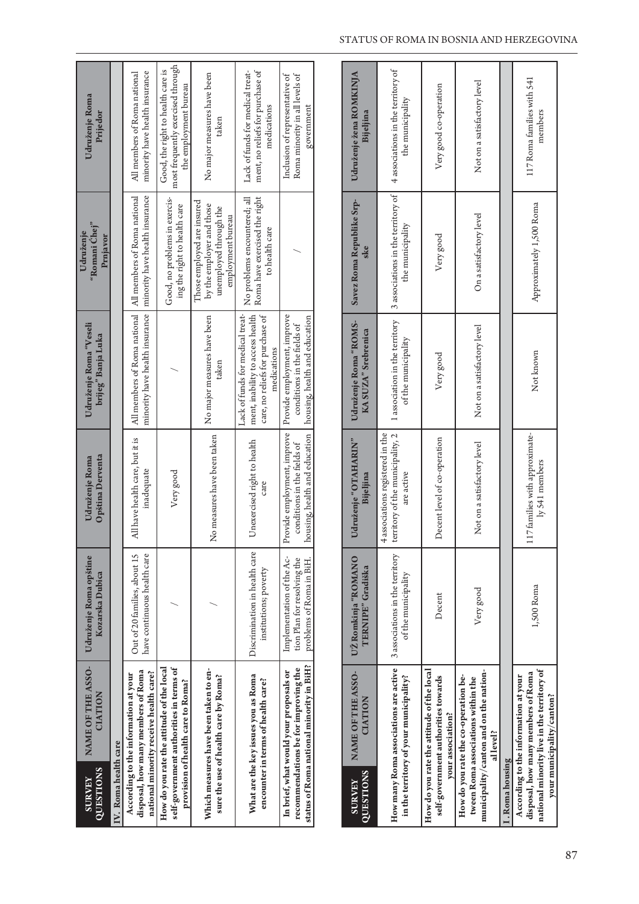| SURVEY QUESTIONS | NAME OF THE ASSOCIATION | Udruženje Roma opštine Kozarska Dubica | Udruženje Roma Opština Derventa | Udruženje Roma "Veseli brijeg" Banja Luka | Udruženje "Romani Ćhej" Prnjavor | Udruženje Roma Prijedor |
|---|---|---|---|---|---|---|
| **IV. Roma health care** | | | | | | |
| **According to the information at your disposal, how many members of Roma national minority receive health care?** | | Out of 20 families, about 15 have continuous health care | All have health care, but it is inadequate | All members of Roma national minority have health insurance | All members of Roma national minority have health insurance | All members of Roma national minority have health insurance |
| **How do you rate the attitude of the local self-government authorities in terms of provision of health care to Roma?** | | / | Very good | / | Good, no problems in exercising the right to health care | Good, the right to health care is most frequently exercised through the employment bureau |
| **Which measures have been taken to ensure the use of health care by Roma?** | | / | No measures have been taken | No major measures have been taken | Those employed are insured by the employer and those unemployed through the employment bureau | No major measures have been taken |
| **What are the key issues you as Roma encounter in terms of health care?** | | Discrimination in health care institutions; poverty | Unexercised right to health care | Lack of funds for medical treatment, inability to access health care, no reliefs for purchase of medications | No problems encountered; all Roma have exercised the right to health care | Lack of funds for medical treatment, no reliefs for purchase of medications |
| **In brief, what would your proposals or recommendations be for improving the status of Roma national minority in BiH?** | | Implementation of the Action Plan for resolving the problems of Roma in BiH. | Provide employment, improve conditions in the fields of housing, health and education | Provide employment, improve conditions in the fields of housing, health and education | / | Inclusion of representative of Roma minority in all levels of government |

| SURVEY QUESTIONS | NAME OF THE ASSOCIATION | UŽ Romkinja "ROMANO TERNIPE" Gradiška | Udruženje "OTAHARIN" Bijeljina | Udruženje Roma "ROMSKA SUZA" Srebrenica | Savez Roma Republike Srpske | Udruženje žena ROMKINJA Bijeljina |
|---|---|---|---|---|---|---|
| **How many Roma associations are active in the territory of your municipality?** | | 3 associations in the territory of the municipality | 4 associations registered in the territory of the municipality, 2 are active | 1 association in the territory of the municipality | 3 associations in the territory of the municipality | 4 associations in the territory of the municipality |
| **How do you rate the attitude of the local self-government authorities towards your association?** | | Decent | Decent level of co-operation | Very good | Very good | Very good co-operation |
| **How do you rate the co-operation between Roma associations within the municipality/canton and on the national level?** | | Very good | Not on a satisfactory level | Not on a satisfactory level | On a satisfactory level | Not on a satisfactory level |
| **I. Roma housing** | | | | | | |
| **According to the information at your disposal, how many members of Roma national minority live in the territory of your municipality/canton?** | | 1,500 Roma | 117 families with approximately 541 members | Not known | Approximately 1,500 Roma | 117 Roma families with 541 members |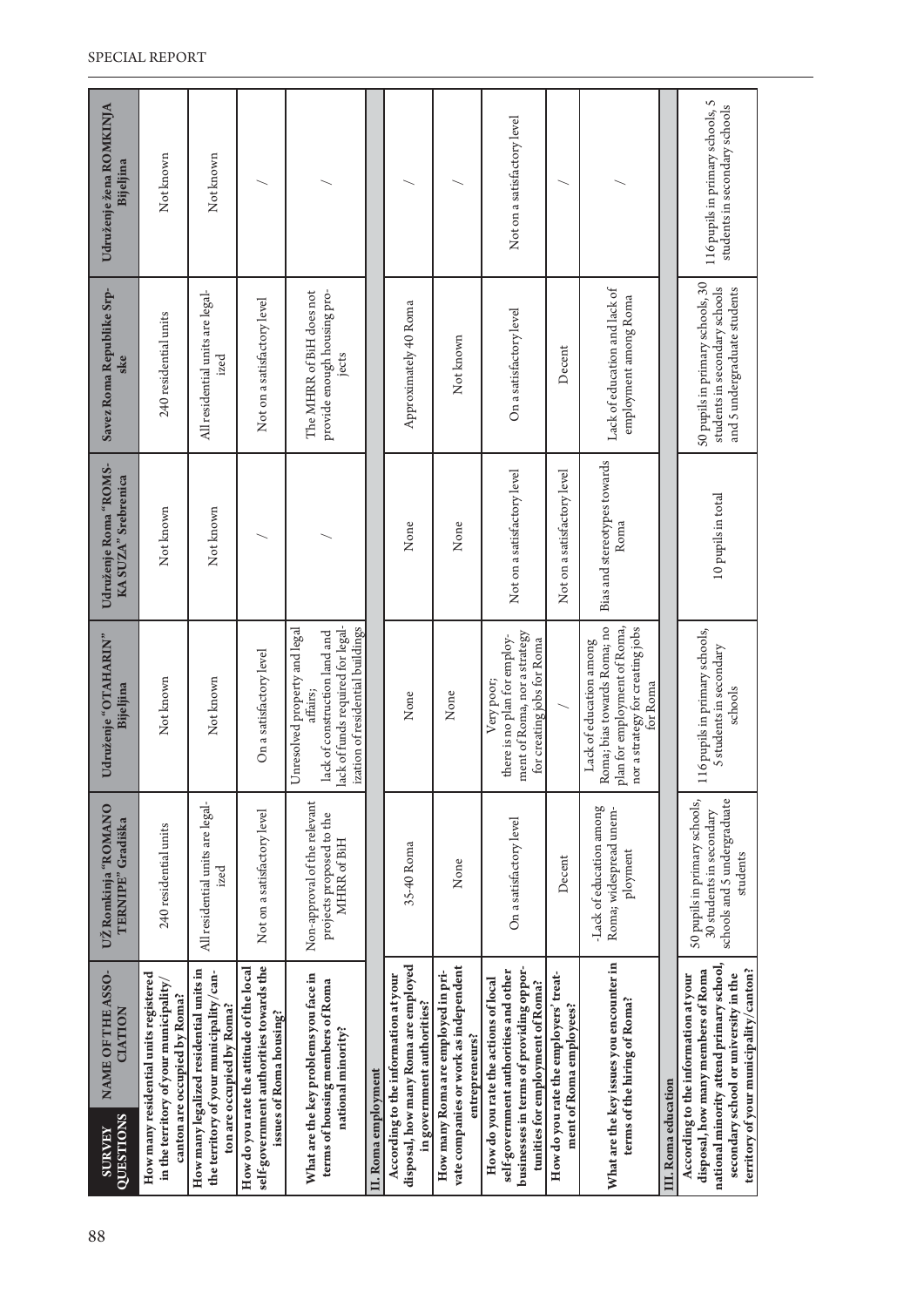| SURVEY QUESTIONS / NAME OF THE ASSOCIATION | UŽ Romkinja "ROMANO TERNIPE" Gradiška | Udruženje "OTAHARIN" Bijeljina | Udruženje Roma "ROMSKA SUZA" Srebrenica | Savez Roma Republike Srpske | Udruženje žena ROMKINJA Bijeljina |
|---|---|---|---|---|---|
| How many residential units registered in the territory of your municipality/canton are occupied by Roma? | 240 residential units | Not known | Not known | 240 residential units | Not known |
| How many legalized residential units in the territory of your municipality/canton are occupied by Roma? | All residential units are legalized | Not known | Not known | All residential units are legalized | Not known |
| How do you rate the attitude of the local self-government authorities towards the issues of Roma housing? | Not on a satisfactory level | On a satisfactory level | / | Not on a satisfactory level | / |
| What are the key problems you face in terms of housing members of Roma national minority? | Non-approval of the relevant projects proposed to the MHRR of BiH | Unresolved property and legal affairs; lack of construction land and lack of funds required for legalization of residential buildings | / | The MHRR of BiH does not provide enough housing projects | / |
| **II. Roma employment** | | | | | |
| According to the information at your disposal, how many Roma are employed in government authorities? | 35-40 Roma | None | None | Approximately 40 Roma | / |
| How many Roma are employed in private companies or work as independent entrepreneurs? | None | None | None | Not known | / |
| How do you rate the actions of local self-government authorities and other businesses in terms of providing opportunities for employment of Roma? | On a satisfactory level | Very poor; there is no plan for employment of Roma, nor a strategy for creating jobs for Roma | Not on a satisfactory level | On a satisfactory level | Not on a satisfactory level |
| How do you rate the employers' treatment of Roma employees? | Decent | / | Not on a satisfactory level | Decent | / |
| What are the key issues you encounter in terms of the hiring of Roma? | -Lack of education among Roma; widespread unemployment | Lack of education among Roma; bias towards Roma; no plan for employment of Roma, nor a strategy for creating jobs for Roma | Bias and stereotypes towards Roma | Lack of education and lack of employment among Roma | / |
| **III. Roma education** | | | | | |
| According to the information at your disposal, how many members of Roma national minority attend primary school, secondary school or university in the territory of your municipality/canton? | 50 pupils in primary schools, 30 students in secondary schools and 5 undergraduate students | 116 pupils in primary schools, 5 students in secondary schools | 10 pupils in total | 50 pupils in primary schools, 30 students in secondary schools and 5 undergraduate students | 116 pupils in primary schools, 5 students in secondary schools |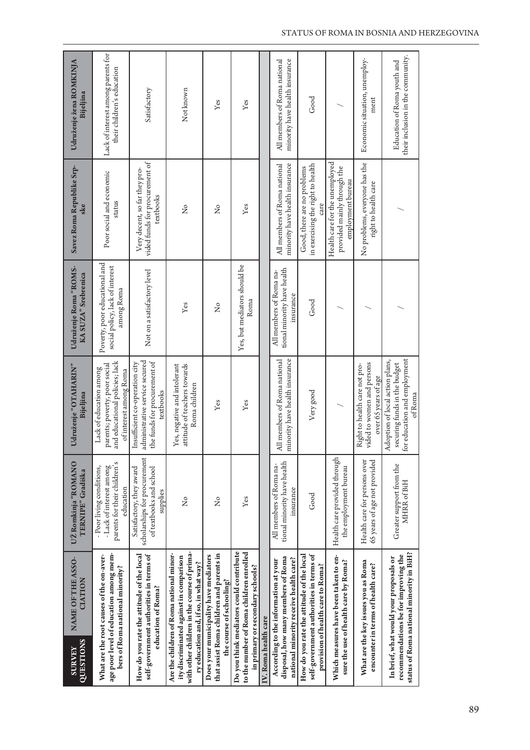| SURVEY QUESTIONS | NAME OF THE ASSOCIATION | UŽ Romkinja "ROMANO TERNIPE" Gradiška | Udruženje "OTAHARIN" Bijeljina | Udruženje Roma "ROMSKA SUZA" Srebrenica | Savez Roma Republike Srpske | Udruženje žena ROMKINJA Bijeljina |
|---|---|---|---|---|---|---|
| What are the root causes of the on-average poor level of education among members of Roma national minority? | | - Poor living conditions, - Lack of interest among parents for their children's education | Lack of education among parents; poverty, poor social and educational policies; lack of interest among Roma | Poverty, poor educational and social policy, lack of interest among Roma | Poor social and economic status | Lack of interest among parents for their children's education |
| How do you rate the attitude of the local self-government authorities in terms of education of Roma? | | Satisfactory, they award scholarships for procurement of textbooks and school supplies | Insufficient co-operation city administrative service secured the funds for procurement of textbooks | Not on a satisfactory level | Very decent, so far they provided funds for procurement of textbooks | Satisfactory |
| Are the children of Roma national minority discriminated against in comparison with other children in the course of primary education and, if so, in what way? | | No | Yes, negative and intolerant attitude of teachers towards Roma children | Yes | No | Not known |
| Does your municipality have mediators that assist Roma children and parents in the course of schooling? | | No | Yes | No | No | Yes |
| Do you think mediators could contribute to the number of Roma children enrolled in primary or secondary schools? | | Yes | Yes | Yes, but mediators should be Roma | Yes | Yes |
| **IV. Roma health care** | | | | | | |
| According to the information at your disposal, how many members of Roma national minority receive health care? | | All members of Roma national minority have health insurance | All members of Roma national minority have health insurance | All members of Roma national minority have health insurance | All members of Roma national minority have health insurance | All members of Roma national minority have health insurance |
| How do you rate the attitude of the local self-government authorities in terms of provision of health care to Roma? | | Good | Very good | Good | Good, there are no problems in exercising the right to health care | Good |
| Which measures have been taken to ensure the use of health care by Roma? | | Health care provided through the employment bureau | / | / | Health care for the unemployed provided mainly through the employment bureau | / |
| What are the key issues you as Roma encounter in terms of health care? | | Health care for persons over 65 years of age not provided | Right to health care not provided to women and persons over 65 years of age | / | No problems, everyone has the right to health care | Economic situation, unemployment |
| In brief, what would your proposals or recommendations be for improving the status of Roma national minority in BiH? | | Greater support from the MHRR of BiH | Adoption of local action plans, securing funds in the budget for education and employment of Roma | / | / | Education of Roma youth and their inclusion in the community. |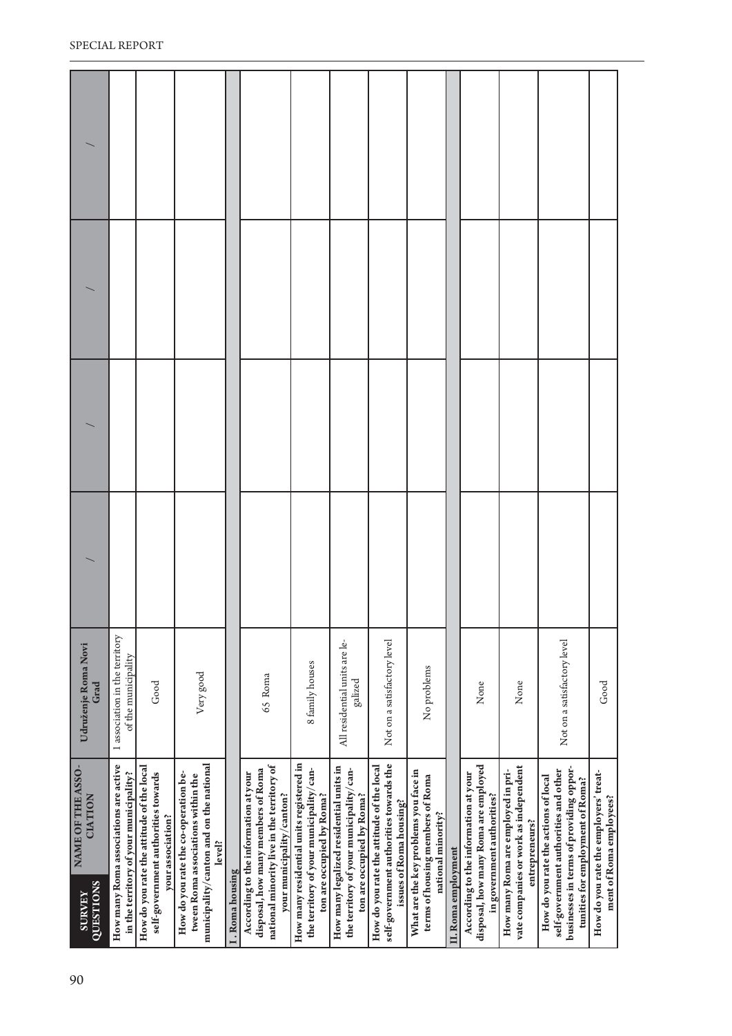| SURVEY QUESTIONS / NAME OF THE ASSOCIATION | Udruženje Roma Novi Grad | / | / | / | / |
|---|---|---|---|---|---|
| How many Roma associations are active in the territory of your municipality? | 1 association in the territory of the municipality | | | | |
| How do you rate the attitude of the local self-government authorities towards your association? | Good | | | | |
| How do you rate the co-operation between Roma associations within the municipality/canton and on the national level? | Very good | | | | |
| I. Roma housing | | | | | |
| According to the information at your disposal, how many members of Roma national minority live in the territory of your municipality/canton? | 65 Roma | | | | |
| How many residential units registered in the territory of your municipality/canton are occupied by Roma? | 8 family houses | | | | |
| How many legalized residential units in the territory of your municipality/canton are occupied by Roma? | All residential units are legalized | | | | |
| How do you rate the attitude of the local self-government authorities towards the issues of Roma housing? | Not on a satisfactory level | | | | |
| What are the key problems you face in terms of housing members of Roma national minority? | No problems | | | | |
| II. Roma employment | | | | | |
| According to the information at your disposal, how many Roma are employed in government authorities? | None | | | | |
| How many Roma are employed in private companies or work as independent entrepreneurs? | None | | | | |
| How do you rate the actions of local self-government authorities and other businesses in terms of providing opportunities for employment of Roma? | Not on a satisfactory level | | | | |
| How do you rate the employers' treatment of Roma employees? | Good | | | | |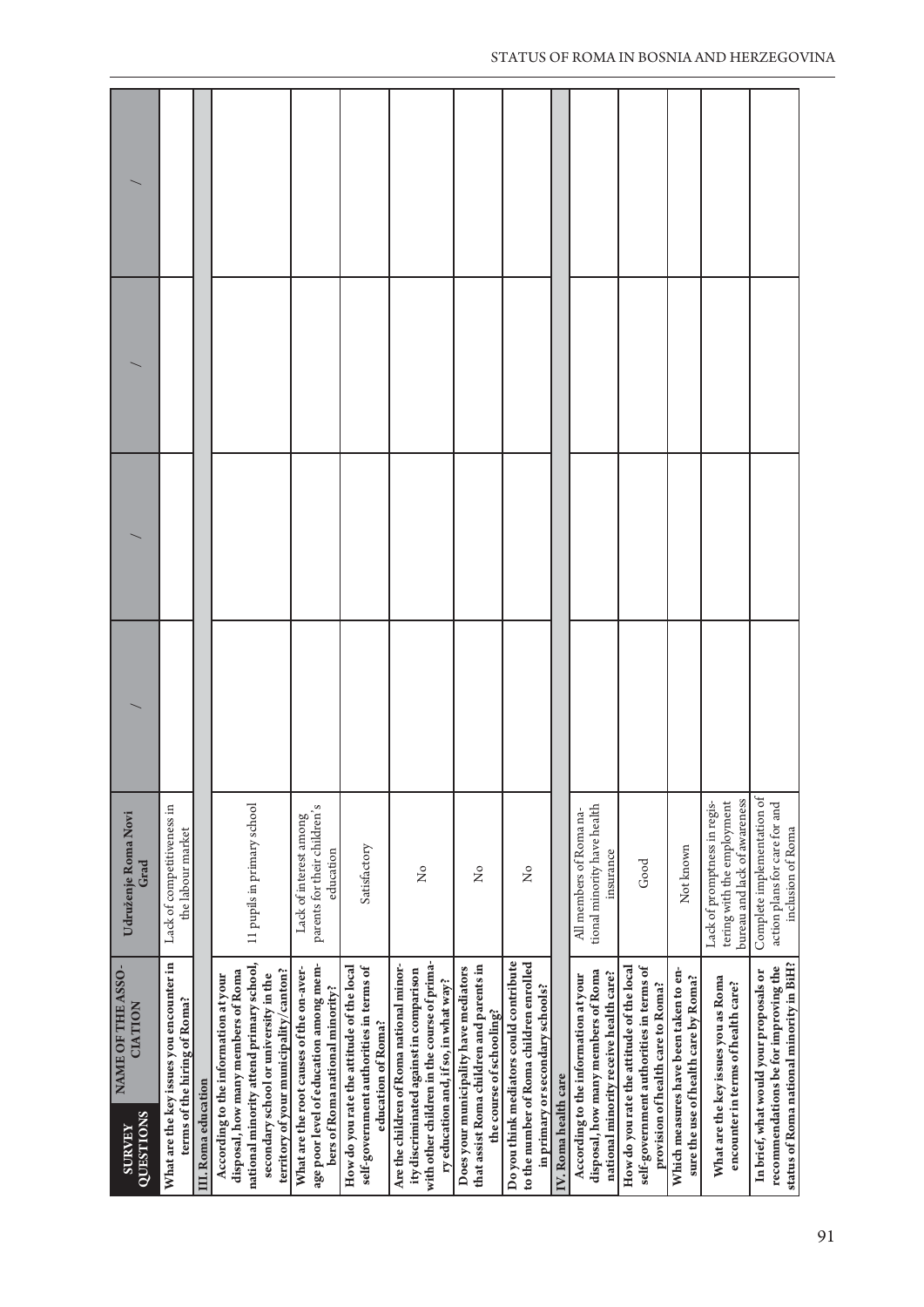| SURVEY QUESTIONS / NAME OF THE ASSOCIATION | Udruženje Roma Novi Grad | / | / | / | / |
|---|---|---|---|---|---|
| What are the key issues you encounter in terms of the hiring of Roma? | Lack of competitiveness in the labour market | | | | |
| **III. Roma education** | | | | | |
| According to the information at your disposal, how many members of Roma national minority attend primary school, secondary school or university in the territory of your municipality/canton? | 11 pupils in primary school | | | | |
| What are the root causes of the on-average poor level of education among members of Roma national minority? | Lack of interest among parents for their children's education | | | | |
| How do you rate the attitude of the local self-government authorities in terms of education of Roma? | Satisfactory | | | | |
| Are the children of Roma national minority discriminated against in comparison with other children in the course of primary education and, if so, in what way? | No | | | | |
| Does your municipality have mediators that assist Roma children and parents in the course of schooling? | No | | | | |
| Do you think mediators could contribute to the number of Roma children enrolled in primary or secondary schools? | No | | | | |
| **IV. Roma health care** | | | | | |
| According to the information at your disposal, how many members of Roma national minority receive health care? | All members of Roma national minority have health insurance | | | | |
| How do you rate the attitude of the local self-government authorities in terms of provision of health care to Roma? | Good | | | | |
| Which measures have been taken to ensure the use of health care by Roma? | Not known | | | | |
| What are the key issues you as Roma encounter in terms of health care? | Lack of promptness in registering with the employment bureau and lack of awareness | | | | |
| In brief, what would your proposals or recommendations be for improving the status of Roma national minority in BiH? | Complete implementation of action plans for care for and inclusion of Roma | | | | |